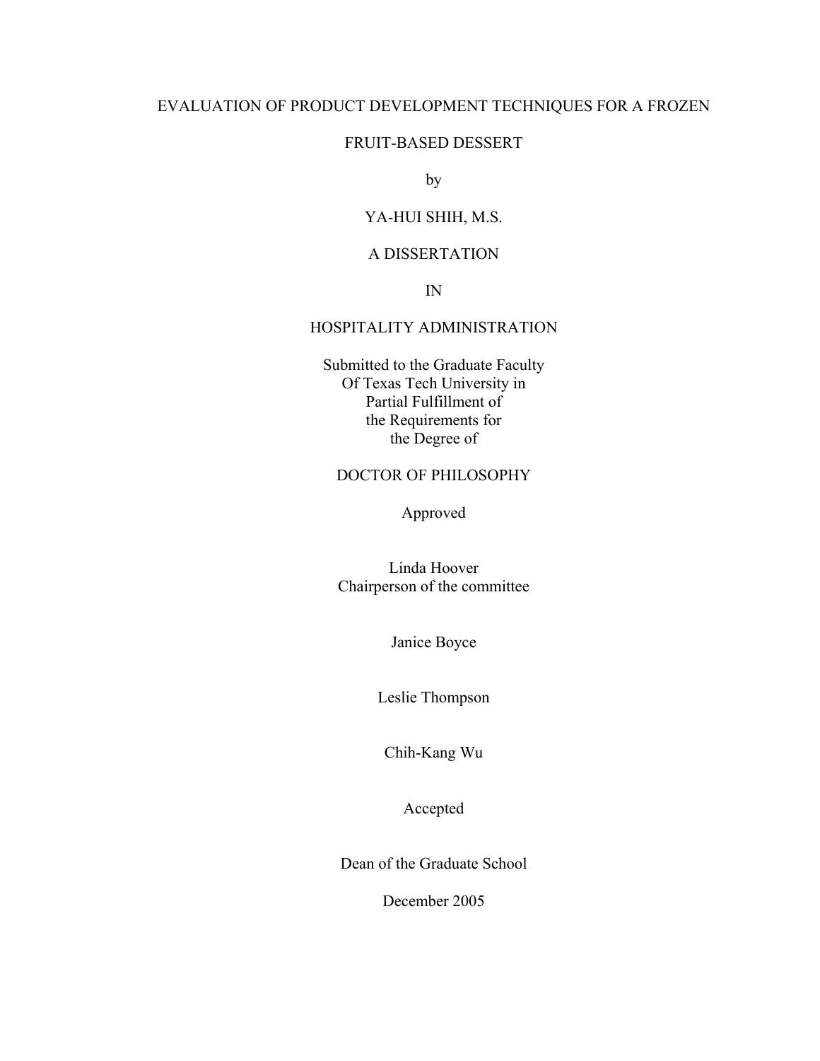# EVALUATION OF PRODUCT DEVELOPMENT TECHNIQUES FOR A FROZEN FRUIT-BASED DESSERT

by

YA-HUI SHIH, M.S.

A DISSERTATION

IN

HOSPITALITY ADMINISTRATION

Submitted to the Graduate Faculty
Of Texas Tech University in
Partial Fulfillment of
the Requirements for
the Degree of

DOCTOR OF PHILOSOPHY

Approved

Linda Hoover
Chairperson of the committee

Janice Boyce

Leslie Thompson

Chih-Kang Wu

Accepted

Dean of the Graduate School

December 2005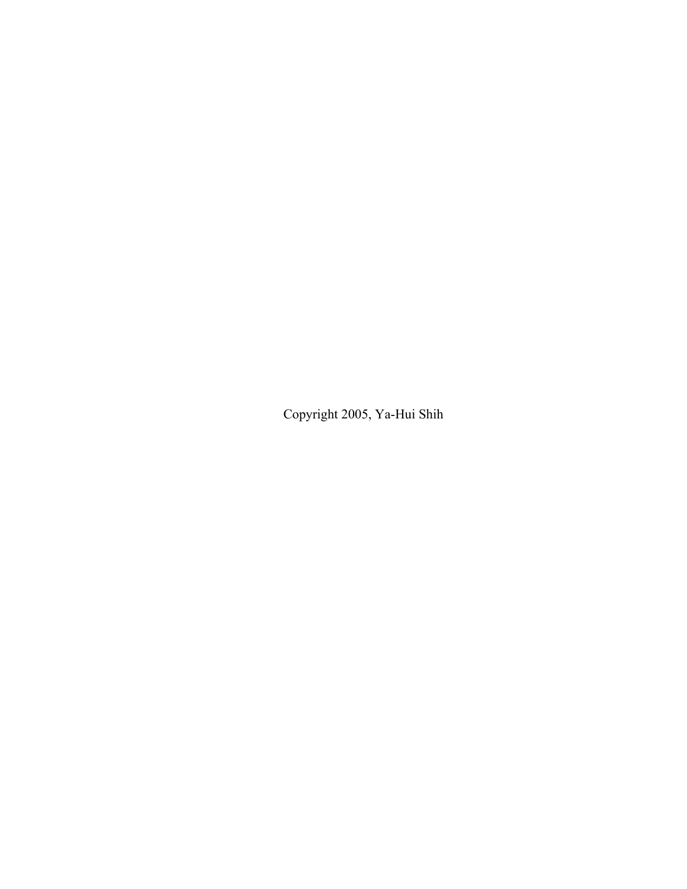Copyright 2005, Ya-Hui Shih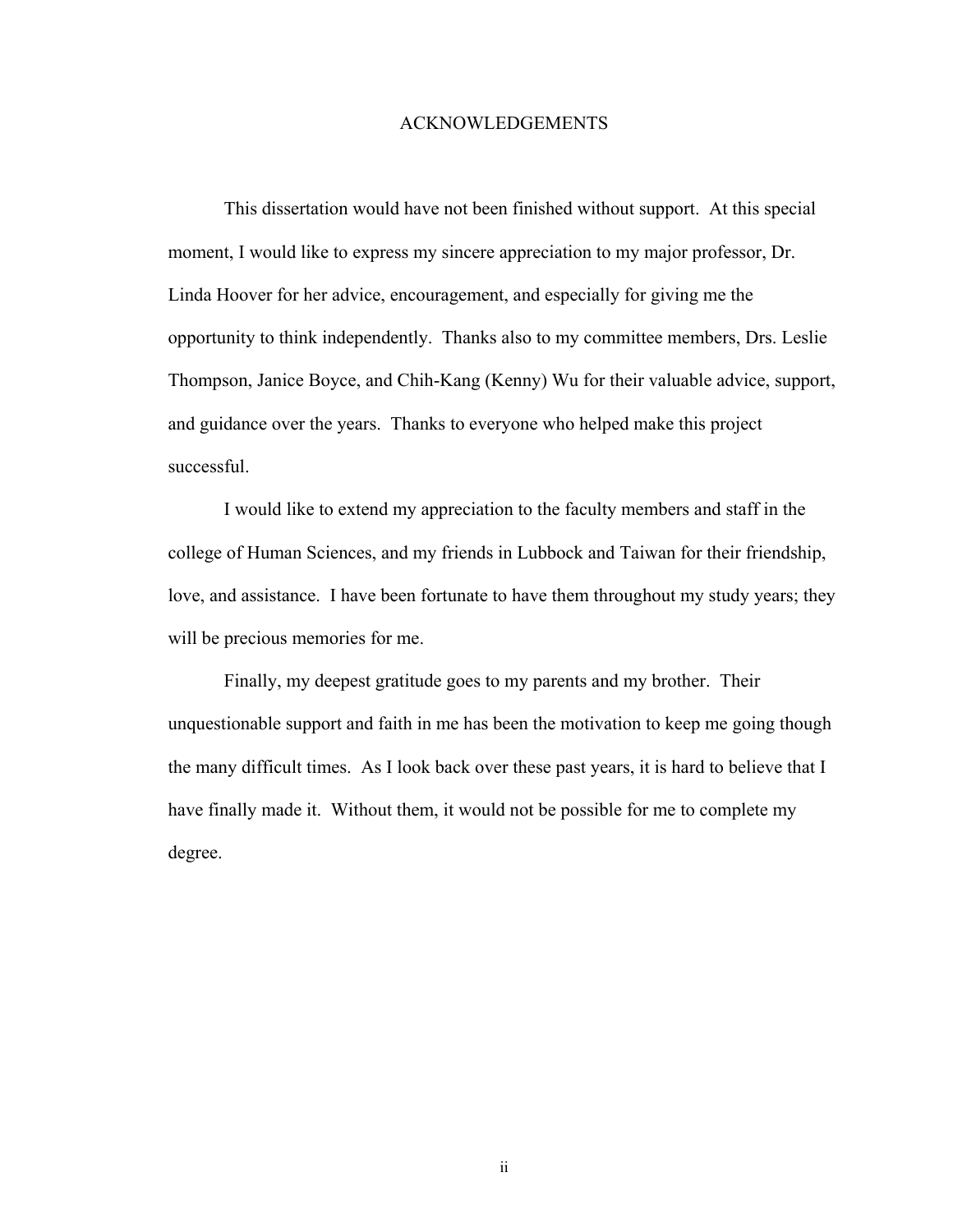# ACKNOWLEDGEMENTS

This dissertation would have not been finished without support. At this special moment, I would like to express my sincere appreciation to my major professor, Dr. Linda Hoover for her advice, encouragement, and especially for giving me the opportunity to think independently. Thanks also to my committee members, Drs. Leslie Thompson, Janice Boyce, and Chih-Kang (Kenny) Wu for their valuable advice, support, and guidance over the years. Thanks to everyone who helped make this project successful.

I would like to extend my appreciation to the faculty members and staff in the college of Human Sciences, and my friends in Lubbock and Taiwan for their friendship, love, and assistance. I have been fortunate to have them throughout my study years; they will be precious memories for me.

Finally, my deepest gratitude goes to my parents and my brother. Their unquestionable support and faith in me has been the motivation to keep me going though the many difficult times. As I look back over these past years, it is hard to believe that I have finally made it. Without them, it would not be possible for me to complete my degree.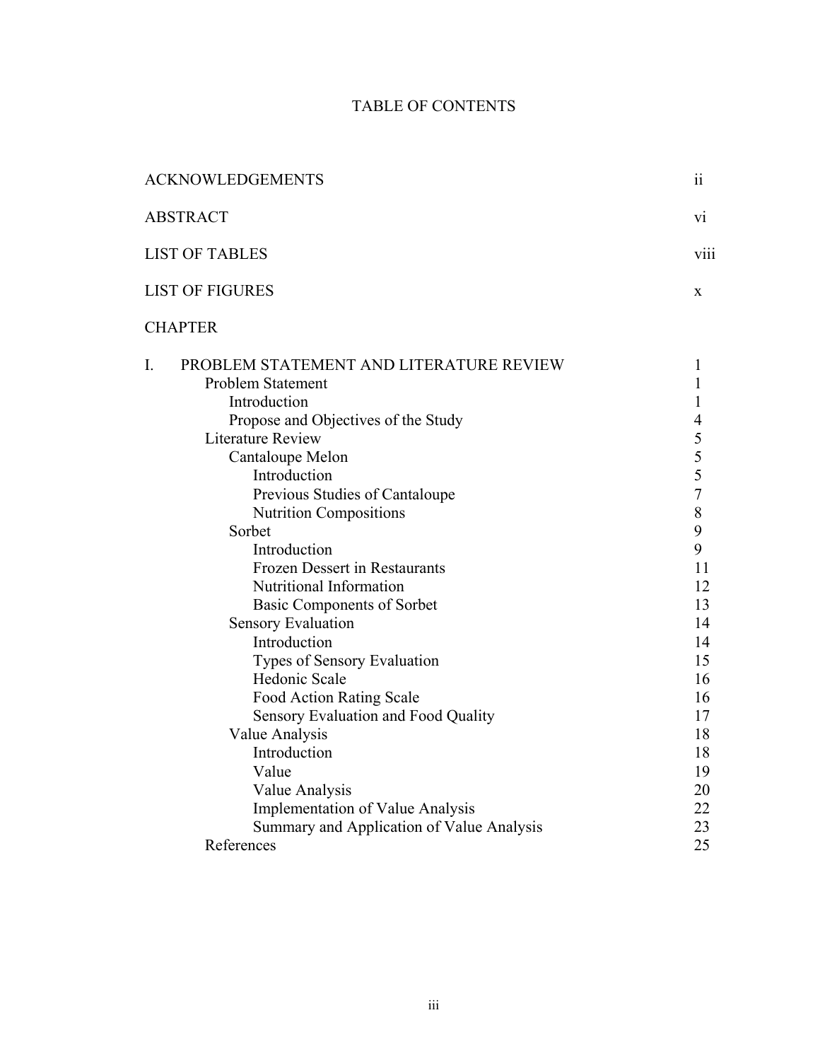# TABLE OF CONTENTS

| | |
|---|---|
| ACKNOWLEDGEMENTS | ii |
| ABSTRACT | vi |
| LIST OF TABLES | viii |
| LIST OF FIGURES | x |
| CHAPTER | |
| I. PROBLEM STATEMENT AND LITERATURE REVIEW | 1 |
| Problem Statement | 1 |
| Introduction | 1 |
| Propose and Objectives of the Study | 4 |
| Literature Review | 5 |
| Cantaloupe Melon | 5 |
| Introduction | 5 |
| Previous Studies of Cantaloupe | 7 |
| Nutrition Compositions | 8 |
| Sorbet | 9 |
| Introduction | 9 |
| Frozen Dessert in Restaurants | 11 |
| Nutritional Information | 12 |
| Basic Components of Sorbet | 13 |
| Sensory Evaluation | 14 |
| Introduction | 14 |
| Types of Sensory Evaluation | 15 |
| Hedonic Scale | 16 |
| Food Action Rating Scale | 16 |
| Sensory Evaluation and Food Quality | 17 |
| Value Analysis | 18 |
| Introduction | 18 |
| Value | 19 |
| Value Analysis | 20 |
| Implementation of Value Analysis | 22 |
| Summary and Application of Value Analysis | 23 |
| References | 25 |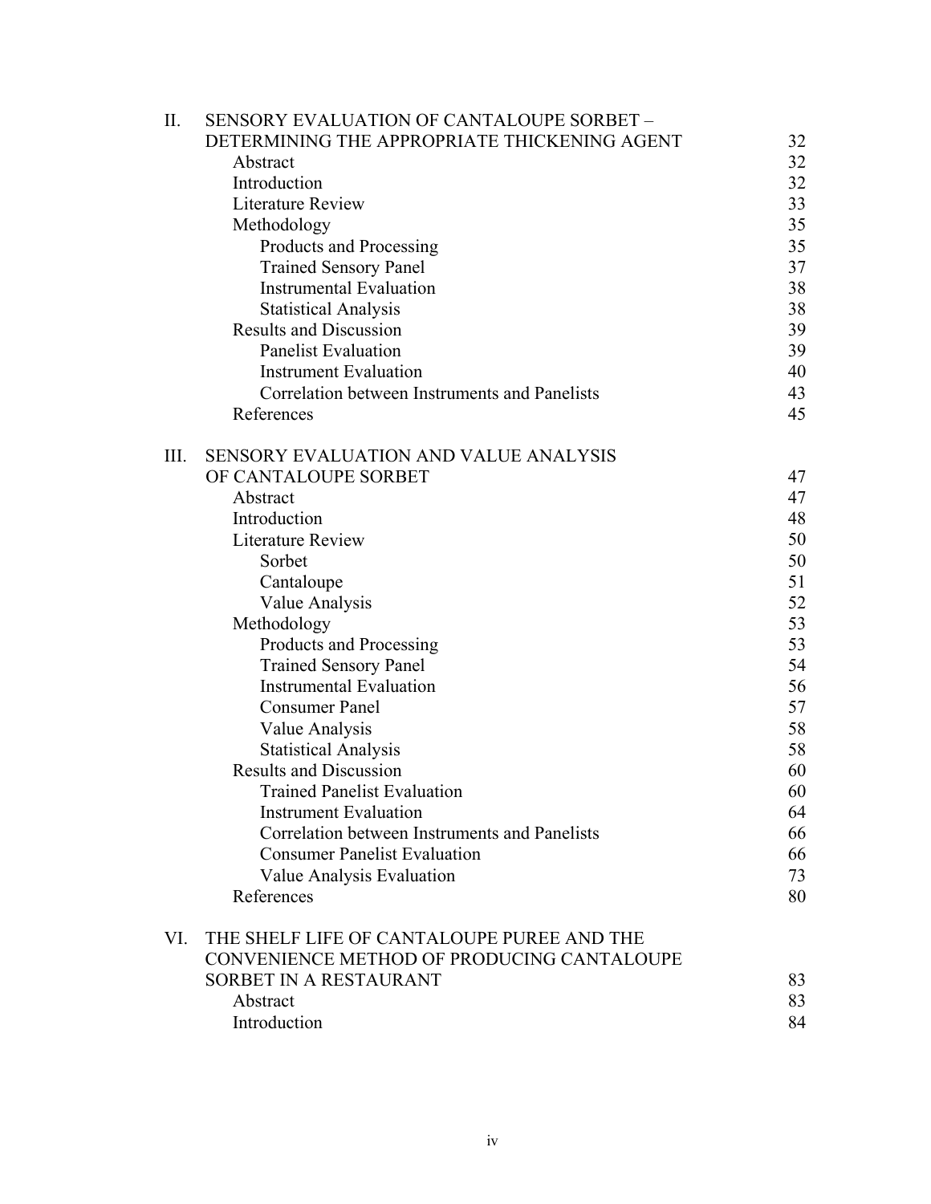| | | |
|---|---|---|
| II. | SENSORY EVALUATION OF CANTALOUPE SORBET – DETERMINING THE APPROPRIATE THICKENING AGENT | 32 |
| | Abstract | 32 |
| | Introduction | 32 |
| | Literature Review | 33 |
| | Methodology | 35 |
| | Products and Processing | 35 |
| | Trained Sensory Panel | 37 |
| | Instrumental Evaluation | 38 |
| | Statistical Analysis | 38 |
| | Results and Discussion | 39 |
| | Panelist Evaluation | 39 |
| | Instrument Evaluation | 40 |
| | Correlation between Instruments and Panelists | 43 |
| | References | 45 |
| III. | SENSORY EVALUATION AND VALUE ANALYSIS OF CANTALOUPE SORBET | 47 |
| | Abstract | 47 |
| | Introduction | 48 |
| | Literature Review | 50 |
| | Sorbet | 50 |
| | Cantaloupe | 51 |
| | Value Analysis | 52 |
| | Methodology | 53 |
| | Products and Processing | 53 |
| | Trained Sensory Panel | 54 |
| | Instrumental Evaluation | 56 |
| | Consumer Panel | 57 |
| | Value Analysis | 58 |
| | Statistical Analysis | 58 |
| | Results and Discussion | 60 |
| | Trained Panelist Evaluation | 60 |
| | Instrument Evaluation | 64 |
| | Correlation between Instruments and Panelists | 66 |
| | Consumer Panelist Evaluation | 66 |
| | Value Analysis Evaluation | 73 |
| | References | 80 |
| VI. | THE SHELF LIFE OF CANTALOUPE PUREE AND THE CONVENIENCE METHOD OF PRODUCING CANTALOUPE SORBET IN A RESTAURANT | 83 |
| | Abstract | 83 |
| | Introduction | 84 |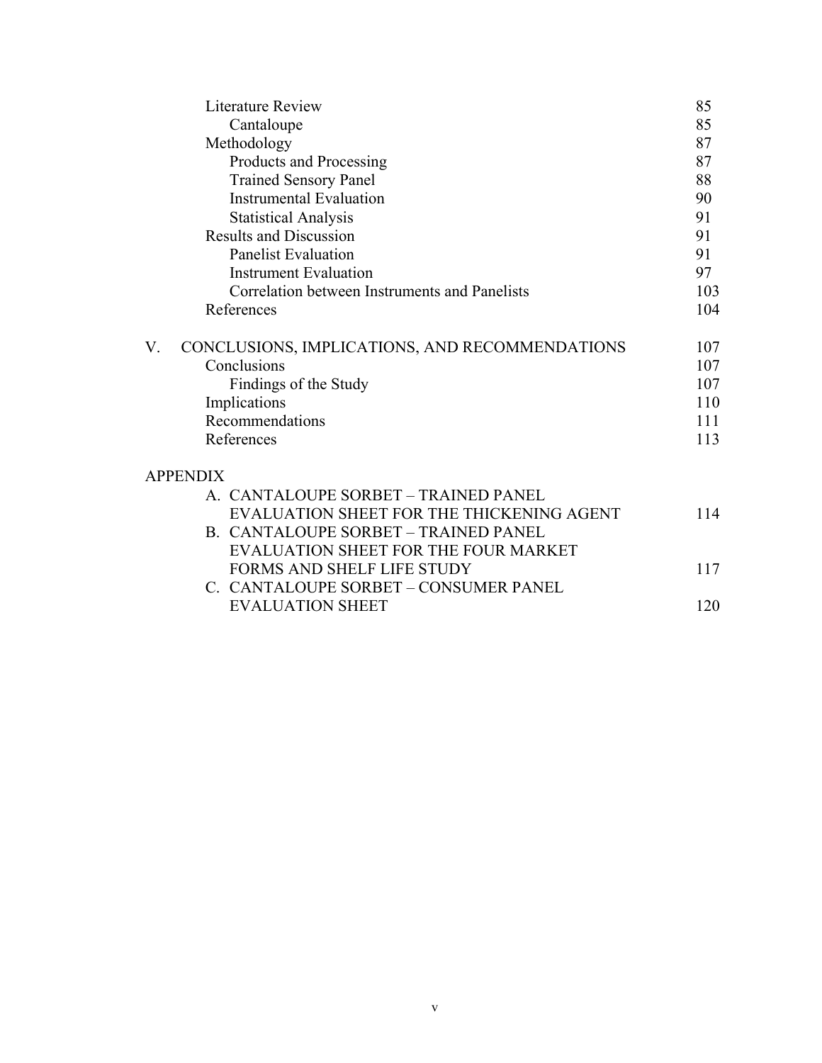| | |
|---|---|
| Literature Review | 85 |
| Cantaloupe | 85 |
| Methodology | 87 |
| Products and Processing | 87 |
| Trained Sensory Panel | 88 |
| Instrumental Evaluation | 90 |
| Statistical Analysis | 91 |
| Results and Discussion | 91 |
| Panelist Evaluation | 91 |
| Instrument Evaluation | 97 |
| Correlation between Instruments and Panelists | 103 |
| References | 104 |
| V. CONCLUSIONS, IMPLICATIONS, AND RECOMMENDATIONS | 107 |
| Conclusions | 107 |
| Findings of the Study | 107 |
| Implications | 110 |
| Recommendations | 111 |
| References | 113 |
| APPENDIX | |
| A. CANTALOUPE SORBET – TRAINED PANEL EVALUATION SHEET FOR THE THICKENING AGENT | 114 |
| B. CANTALOUPE SORBET – TRAINED PANEL EVALUATION SHEET FOR THE FOUR MARKET FORMS AND SHELF LIFE STUDY | 117 |
| C. CANTALOUPE SORBET – CONSUMER PANEL EVALUATION SHEET | 120 |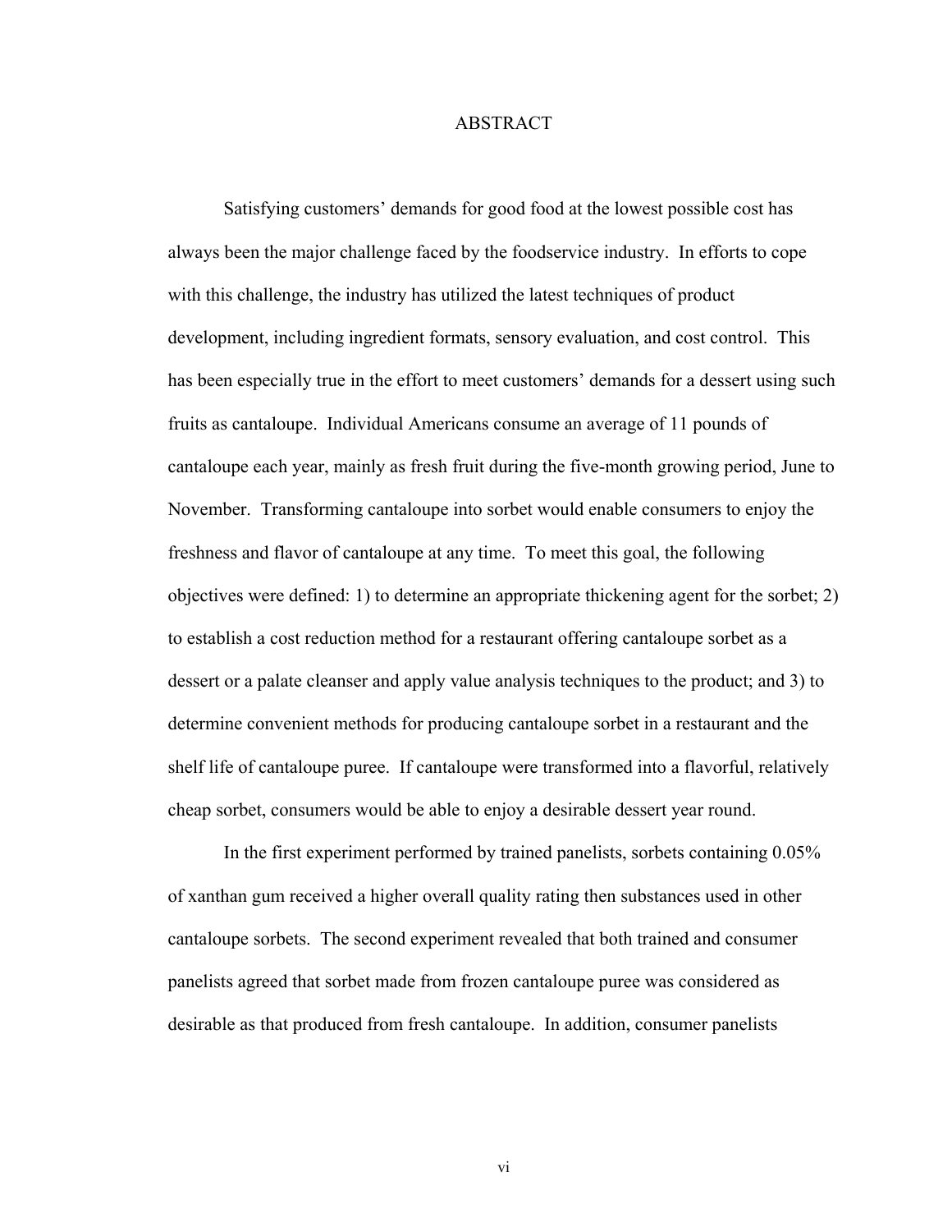# ABSTRACT

Satisfying customers' demands for good food at the lowest possible cost has always been the major challenge faced by the foodservice industry. In efforts to cope with this challenge, the industry has utilized the latest techniques of product development, including ingredient formats, sensory evaluation, and cost control. This has been especially true in the effort to meet customers' demands for a dessert using such fruits as cantaloupe. Individual Americans consume an average of 11 pounds of cantaloupe each year, mainly as fresh fruit during the five-month growing period, June to November. Transforming cantaloupe into sorbet would enable consumers to enjoy the freshness and flavor of cantaloupe at any time. To meet this goal, the following objectives were defined: 1) to determine an appropriate thickening agent for the sorbet; 2) to establish a cost reduction method for a restaurant offering cantaloupe sorbet as a dessert or a palate cleanser and apply value analysis techniques to the product; and 3) to determine convenient methods for producing cantaloupe sorbet in a restaurant and the shelf life of cantaloupe puree. If cantaloupe were transformed into a flavorful, relatively cheap sorbet, consumers would be able to enjoy a desirable dessert year round.

In the first experiment performed by trained panelists, sorbets containing 0.05% of xanthan gum received a higher overall quality rating then substances used in other cantaloupe sorbets. The second experiment revealed that both trained and consumer panelists agreed that sorbet made from frozen cantaloupe puree was considered as desirable as that produced from fresh cantaloupe. In addition, consumer panelists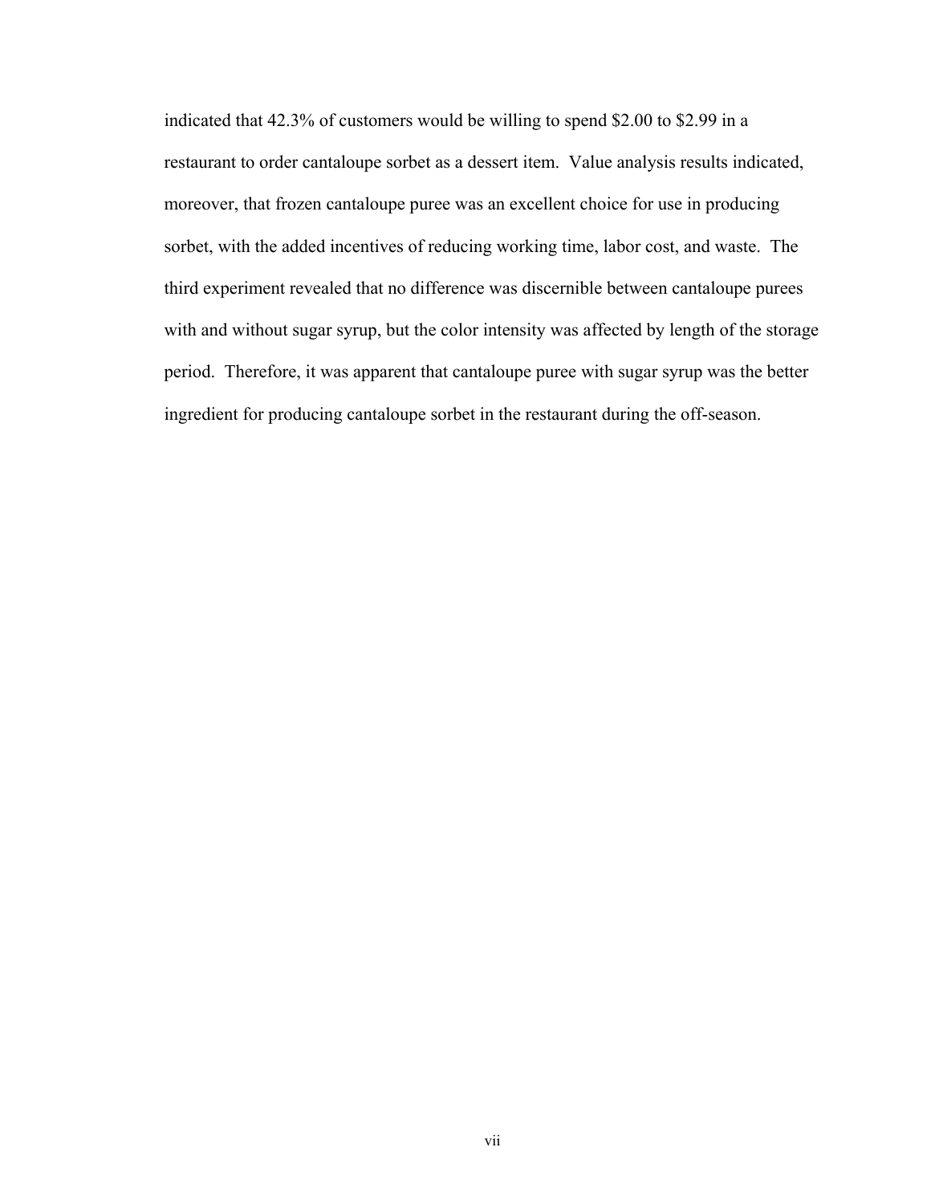indicated that 42.3% of customers would be willing to spend $2.00 to $2.99 in a restaurant to order cantaloupe sorbet as a dessert item. Value analysis results indicated, moreover, that frozen cantaloupe puree was an excellent choice for use in producing sorbet, with the added incentives of reducing working time, labor cost, and waste. The third experiment revealed that no difference was discernible between cantaloupe purees with and without sugar syrup, but the color intensity was affected by length of the storage period. Therefore, it was apparent that cantaloupe puree with sugar syrup was the better ingredient for producing cantaloupe sorbet in the restaurant during the off-season.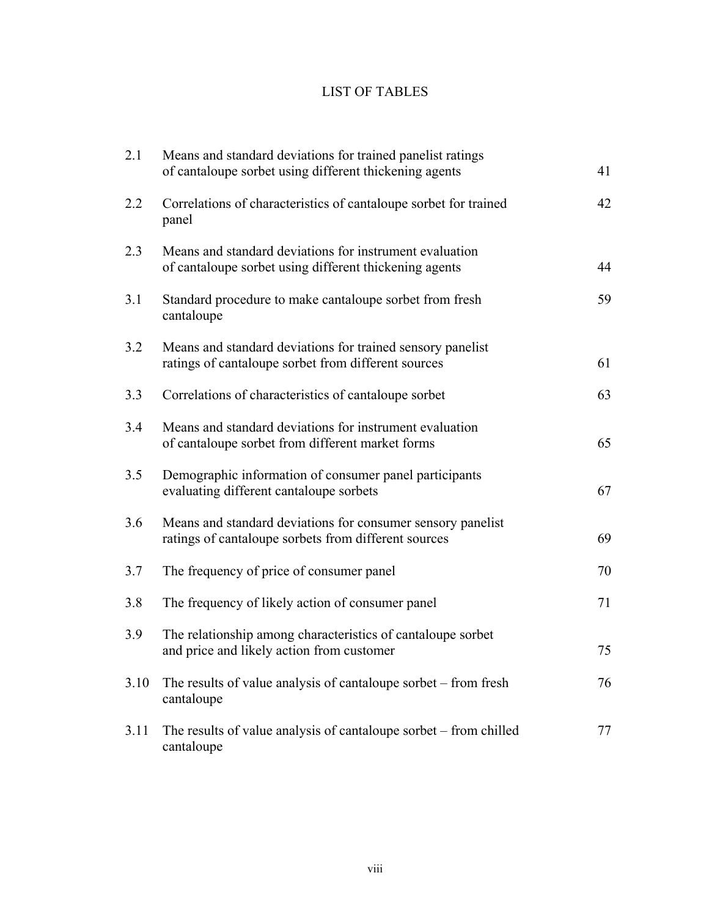# LIST OF TABLES

| | | |
|---|---|---|
| 2.1 | Means and standard deviations for trained panelist ratings of cantaloupe sorbet using different thickening agents | 41 |
| 2.2 | Correlations of characteristics of cantaloupe sorbet for trained panel | 42 |
| 2.3 | Means and standard deviations for instrument evaluation of cantaloupe sorbet using different thickening agents | 44 |
| 3.1 | Standard procedure to make cantaloupe sorbet from fresh cantaloupe | 59 |
| 3.2 | Means and standard deviations for trained sensory panelist ratings of cantaloupe sorbet from different sources | 61 |
| 3.3 | Correlations of characteristics of cantaloupe sorbet | 63 |
| 3.4 | Means and standard deviations for instrument evaluation of cantaloupe sorbet from different market forms | 65 |
| 3.5 | Demographic information of consumer panel participants evaluating different cantaloupe sorbets | 67 |
| 3.6 | Means and standard deviations for consumer sensory panelist ratings of cantaloupe sorbets from different sources | 69 |
| 3.7 | The frequency of price of consumer panel | 70 |
| 3.8 | The frequency of likely action of consumer panel | 71 |
| 3.9 | The relationship among characteristics of cantaloupe sorbet and price and likely action from customer | 75 |
| 3.10 | The results of value analysis of cantaloupe sorbet – from fresh cantaloupe | 76 |
| 3.11 | The results of value analysis of cantaloupe sorbet – from chilled cantaloupe | 77 |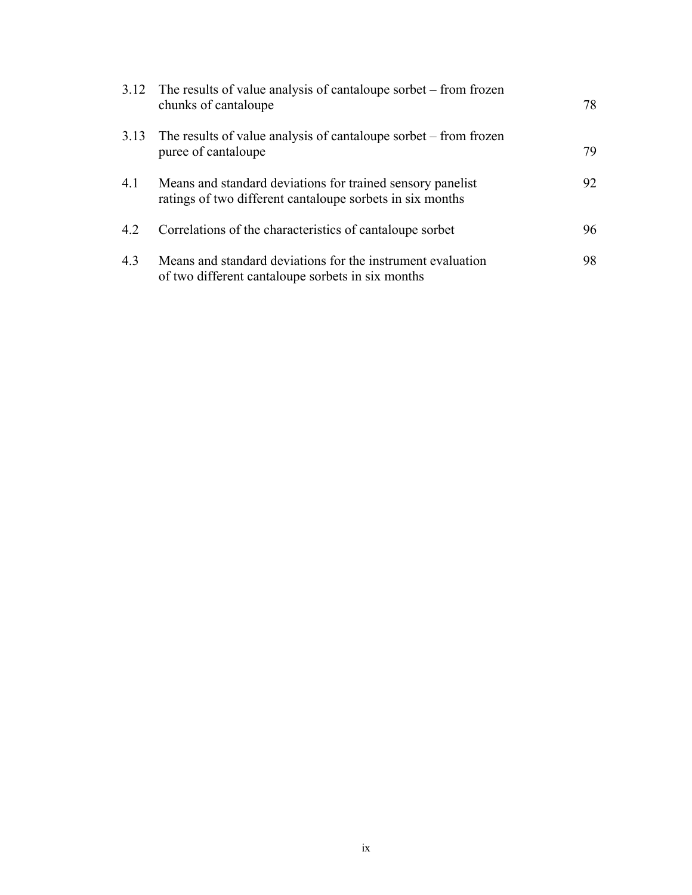| | | |
|---|---|---|
| 3.12 | The results of value analysis of cantaloupe sorbet – from frozen chunks of cantaloupe | 78 |
| 3.13 | The results of value analysis of cantaloupe sorbet – from frozen puree of cantaloupe | 79 |
| 4.1 | Means and standard deviations for trained sensory panelist ratings of two different cantaloupe sorbets in six months | 92 |
| 4.2 | Correlations of the characteristics of cantaloupe sorbet | 96 |
| 4.3 | Means and standard deviations for the instrument evaluation of two different cantaloupe sorbets in six months | 98 |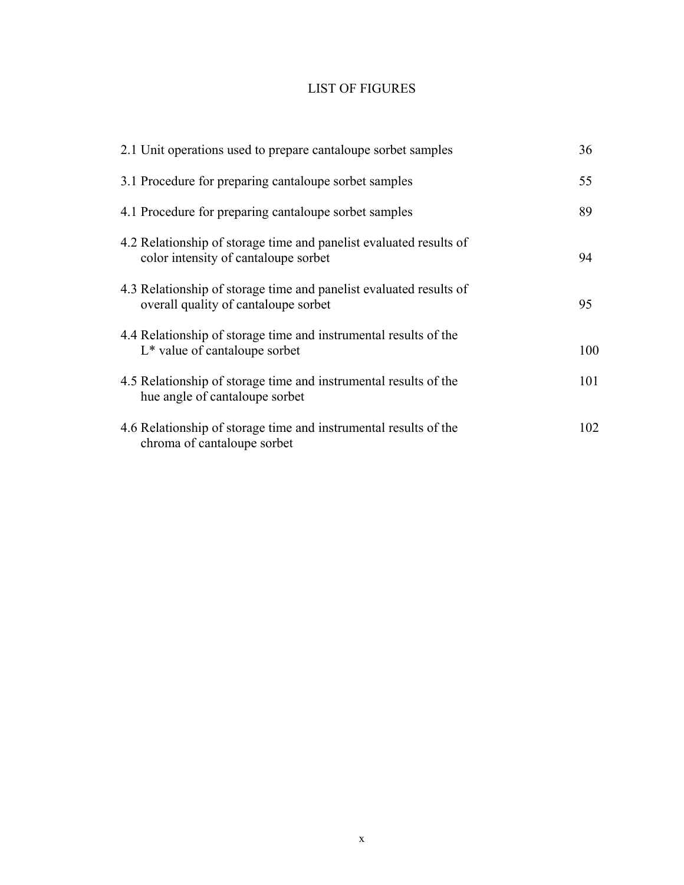# LIST OF FIGURES

| | |
|---|---|
| 2.1 Unit operations used to prepare cantaloupe sorbet samples | 36 |
| 3.1 Procedure for preparing cantaloupe sorbet samples | 55 |
| 4.1 Procedure for preparing cantaloupe sorbet samples | 89 |
| 4.2 Relationship of storage time and panelist evaluated results of color intensity of cantaloupe sorbet | 94 |
| 4.3 Relationship of storage time and panelist evaluated results of overall quality of cantaloupe sorbet | 95 |
| 4.4 Relationship of storage time and instrumental results of the L* value of cantaloupe sorbet | 100 |
| 4.5 Relationship of storage time and instrumental results of the hue angle of cantaloupe sorbet | 101 |
| 4.6 Relationship of storage time and instrumental results of the chroma of cantaloupe sorbet | 102 |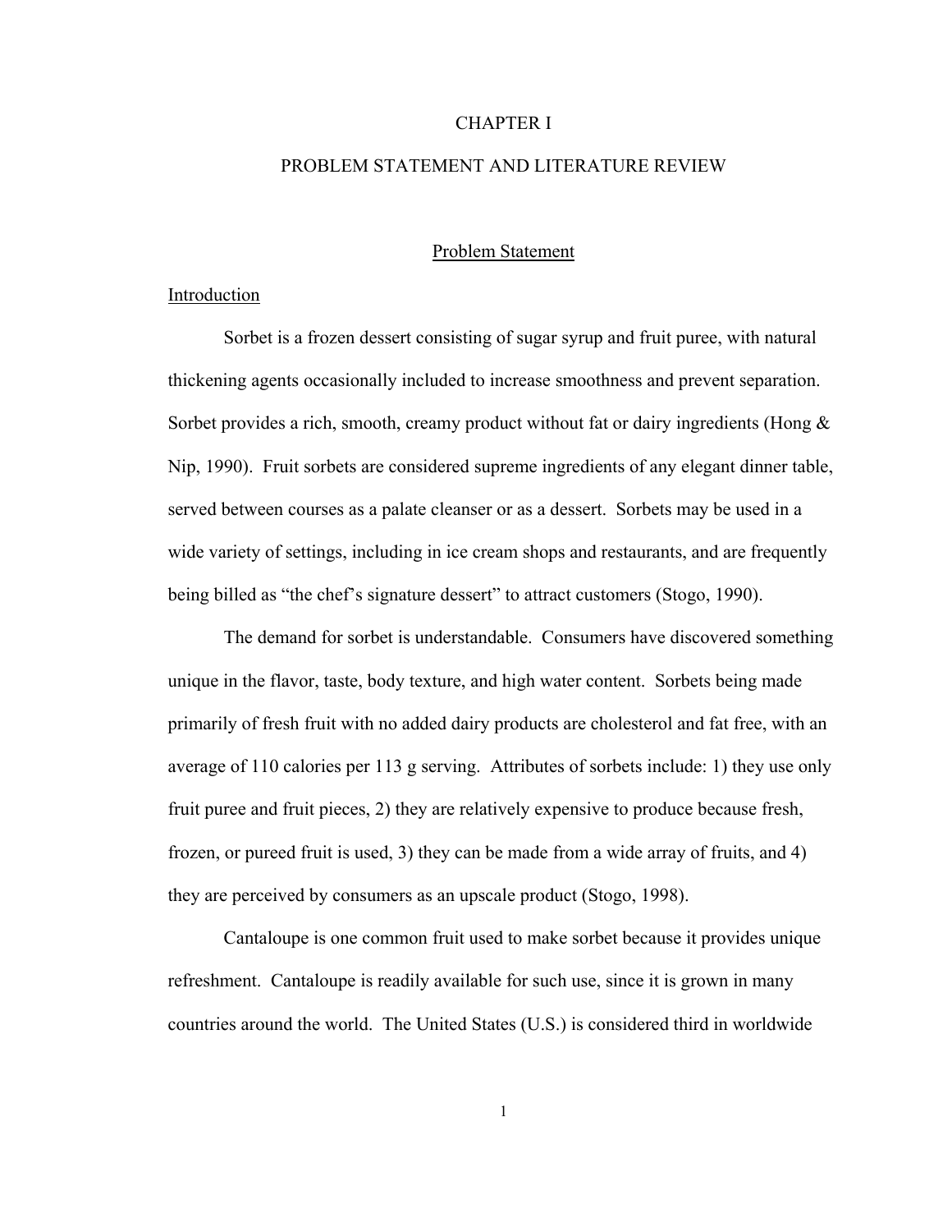# CHAPTER I

# PROBLEM STATEMENT AND LITERATURE REVIEW

## Problem Statement

### Introduction

Sorbet is a frozen dessert consisting of sugar syrup and fruit puree, with natural thickening agents occasionally included to increase smoothness and prevent separation. Sorbet provides a rich, smooth, creamy product without fat or dairy ingredients (Hong & Nip, 1990). Fruit sorbets are considered supreme ingredients of any elegant dinner table, served between courses as a palate cleanser or as a dessert. Sorbets may be used in a wide variety of settings, including in ice cream shops and restaurants, and are frequently being billed as "the chef's signature dessert" to attract customers (Stogo, 1990).

The demand for sorbet is understandable. Consumers have discovered something unique in the flavor, taste, body texture, and high water content. Sorbets being made primarily of fresh fruit with no added dairy products are cholesterol and fat free, with an average of 110 calories per 113 g serving. Attributes of sorbets include: 1) they use only fruit puree and fruit pieces, 2) they are relatively expensive to produce because fresh, frozen, or pureed fruit is used, 3) they can be made from a wide array of fruits, and 4) they are perceived by consumers as an upscale product (Stogo, 1998).

Cantaloupe is one common fruit used to make sorbet because it provides unique refreshment. Cantaloupe is readily available for such use, since it is grown in many countries around the world. The United States (U.S.) is considered third in worldwide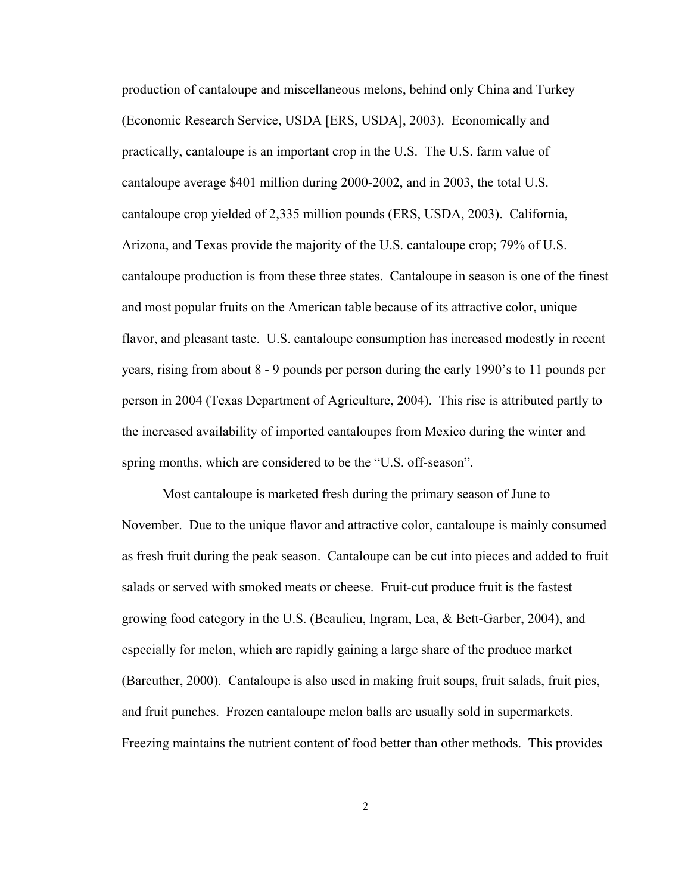production of cantaloupe and miscellaneous melons, behind only China and Turkey (Economic Research Service, USDA [ERS, USDA], 2003). Economically and practically, cantaloupe is an important crop in the U.S. The U.S. farm value of cantaloupe average $401 million during 2000-2002, and in 2003, the total U.S. cantaloupe crop yielded of 2,335 million pounds (ERS, USDA, 2003). California, Arizona, and Texas provide the majority of the U.S. cantaloupe crop; 79% of U.S. cantaloupe production is from these three states. Cantaloupe in season is one of the finest and most popular fruits on the American table because of its attractive color, unique flavor, and pleasant taste. U.S. cantaloupe consumption has increased modestly in recent years, rising from about 8 - 9 pounds per person during the early 1990's to 11 pounds per person in 2004 (Texas Department of Agriculture, 2004). This rise is attributed partly to the increased availability of imported cantaloupes from Mexico during the winter and spring months, which are considered to be the "U.S. off-season".

Most cantaloupe is marketed fresh during the primary season of June to November. Due to the unique flavor and attractive color, cantaloupe is mainly consumed as fresh fruit during the peak season. Cantaloupe can be cut into pieces and added to fruit salads or served with smoked meats or cheese. Fruit-cut produce fruit is the fastest growing food category in the U.S. (Beaulieu, Ingram, Lea, & Bett-Garber, 2004), and especially for melon, which are rapidly gaining a large share of the produce market (Bareuther, 2000). Cantaloupe is also used in making fruit soups, fruit salads, fruit pies, and fruit punches. Frozen cantaloupe melon balls are usually sold in supermarkets. Freezing maintains the nutrient content of food better than other methods. This provides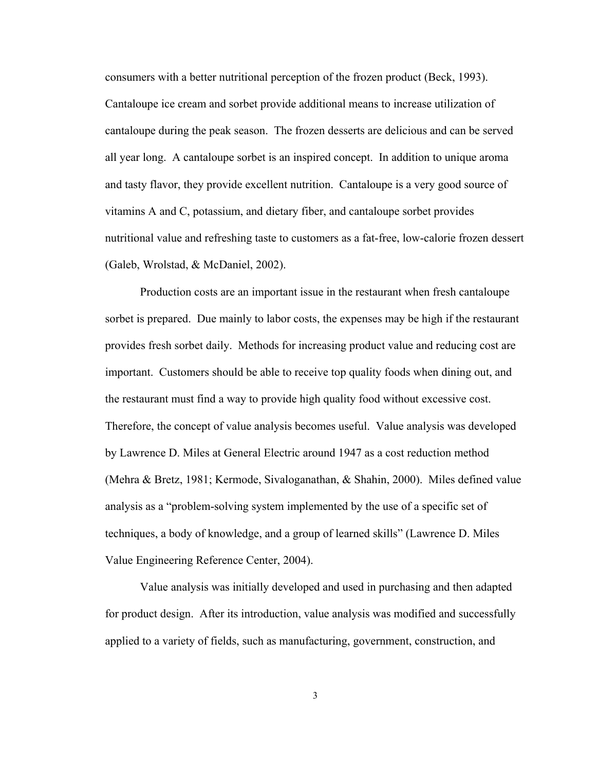consumers with a better nutritional perception of the frozen product (Beck, 1993). Cantaloupe ice cream and sorbet provide additional means to increase utilization of cantaloupe during the peak season. The frozen desserts are delicious and can be served all year long. A cantaloupe sorbet is an inspired concept. In addition to unique aroma and tasty flavor, they provide excellent nutrition. Cantaloupe is a very good source of vitamins A and C, potassium, and dietary fiber, and cantaloupe sorbet provides nutritional value and refreshing taste to customers as a fat-free, low-calorie frozen dessert (Galeb, Wrolstad, & McDaniel, 2002).

Production costs are an important issue in the restaurant when fresh cantaloupe sorbet is prepared. Due mainly to labor costs, the expenses may be high if the restaurant provides fresh sorbet daily. Methods for increasing product value and reducing cost are important. Customers should be able to receive top quality foods when dining out, and the restaurant must find a way to provide high quality food without excessive cost. Therefore, the concept of value analysis becomes useful. Value analysis was developed by Lawrence D. Miles at General Electric around 1947 as a cost reduction method (Mehra & Bretz, 1981; Kermode, Sivaloganathan, & Shahin, 2000). Miles defined value analysis as a "problem-solving system implemented by the use of a specific set of techniques, a body of knowledge, and a group of learned skills" (Lawrence D. Miles Value Engineering Reference Center, 2004).

Value analysis was initially developed and used in purchasing and then adapted for product design. After its introduction, value analysis was modified and successfully applied to a variety of fields, such as manufacturing, government, construction, and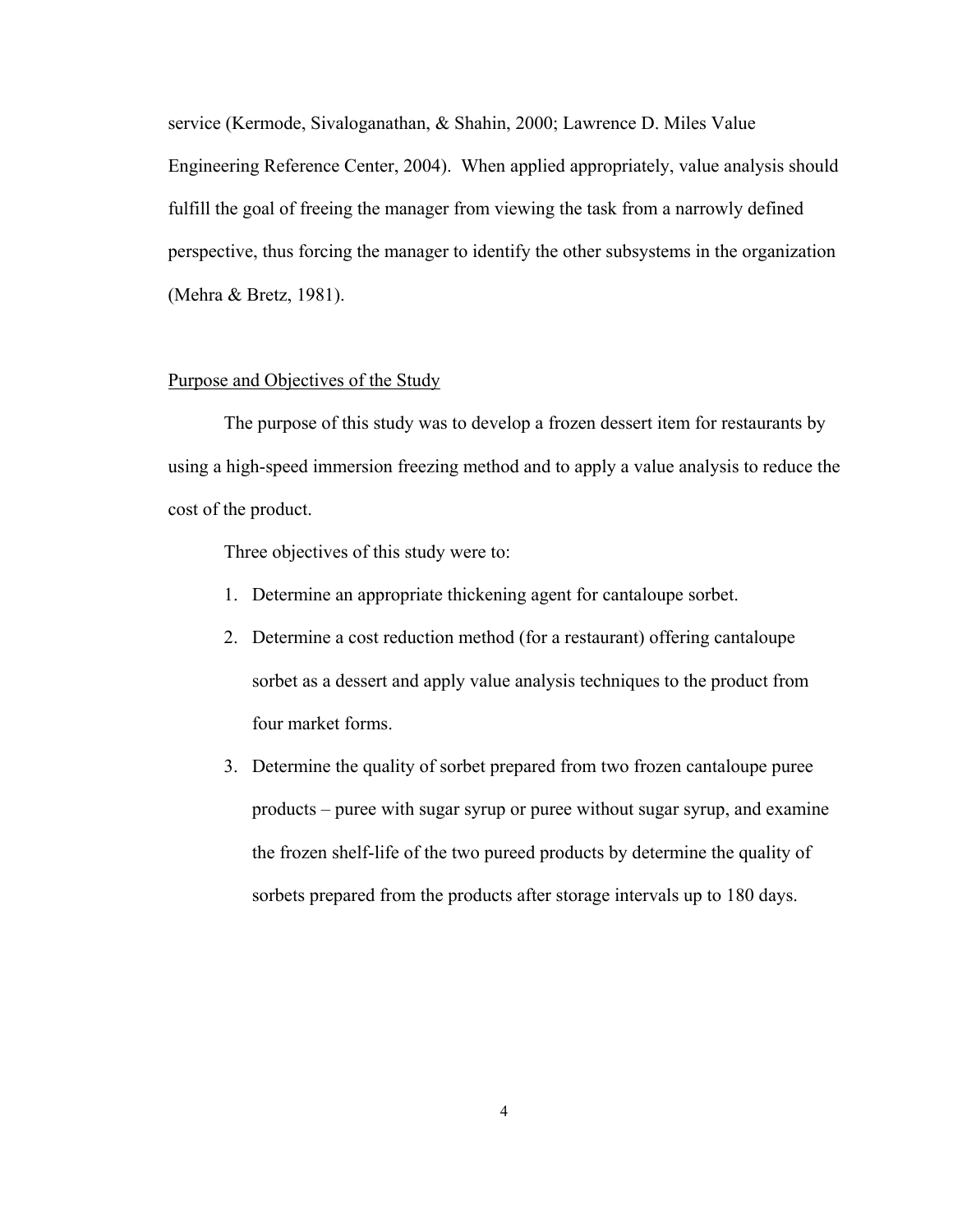service (Kermode, Sivaloganathan, & Shahin, 2000; Lawrence D. Miles Value Engineering Reference Center, 2004). When applied appropriately, value analysis should fulfill the goal of freeing the manager from viewing the task from a narrowly defined perspective, thus forcing the manager to identify the other subsystems in the organization (Mehra & Bretz, 1981).

## Purpose and Objectives of the Study

The purpose of this study was to develop a frozen dessert item for restaurants by using a high-speed immersion freezing method and to apply a value analysis to reduce the cost of the product.

Three objectives of this study were to:

1. Determine an appropriate thickening agent for cantaloupe sorbet.
2. Determine a cost reduction method (for a restaurant) offering cantaloupe sorbet as a dessert and apply value analysis techniques to the product from four market forms.
3. Determine the quality of sorbet prepared from two frozen cantaloupe puree products – puree with sugar syrup or puree without sugar syrup, and examine the frozen shelf-life of the two pureed products by determine the quality of sorbets prepared from the products after storage intervals up to 180 days.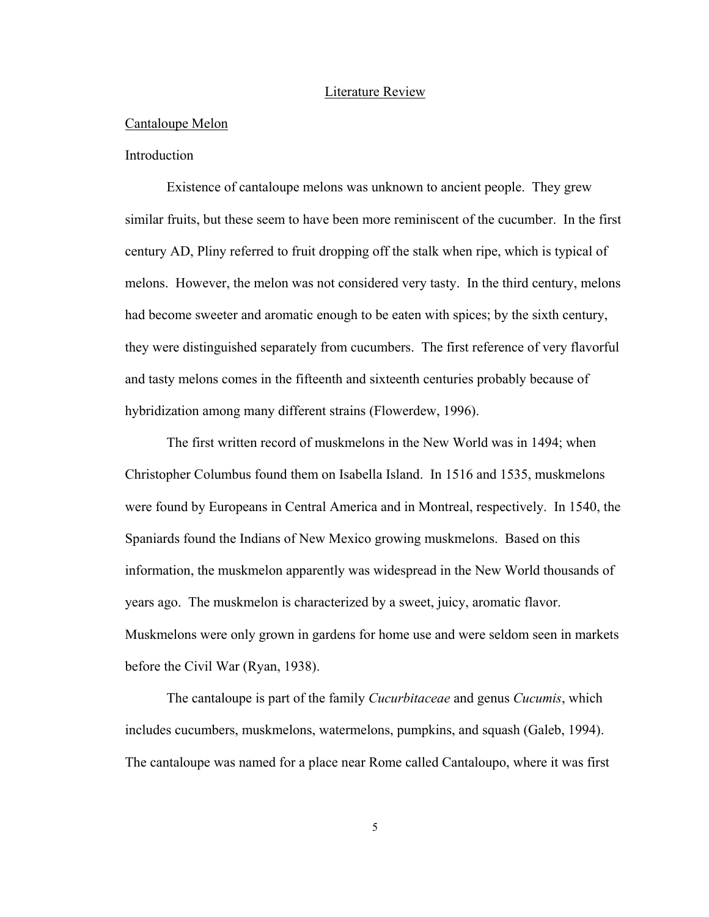## Literature Review

### Cantaloupe Melon

#### Introduction

Existence of cantaloupe melons was unknown to ancient people. They grew similar fruits, but these seem to have been more reminiscent of the cucumber. In the first century AD, Pliny referred to fruit dropping off the stalk when ripe, which is typical of melons. However, the melon was not considered very tasty. In the third century, melons had become sweeter and aromatic enough to be eaten with spices; by the sixth century, they were distinguished separately from cucumbers. The first reference of very flavorful and tasty melons comes in the fifteenth and sixteenth centuries probably because of hybridization among many different strains (Flowerdew, 1996).

The first written record of muskmelons in the New World was in 1494; when Christopher Columbus found them on Isabella Island. In 1516 and 1535, muskmelons were found by Europeans in Central America and in Montreal, respectively. In 1540, the Spaniards found the Indians of New Mexico growing muskmelons. Based on this information, the muskmelon apparently was widespread in the New World thousands of years ago. The muskmelon is characterized by a sweet, juicy, aromatic flavor. Muskmelons were only grown in gardens for home use and were seldom seen in markets before the Civil War (Ryan, 1938).

The cantaloupe is part of the family *Cucurbitaceae* and genus *Cucumis*, which includes cucumbers, muskmelons, watermelons, pumpkins, and squash (Galeb, 1994). The cantaloupe was named for a place near Rome called Cantaloupo, where it was first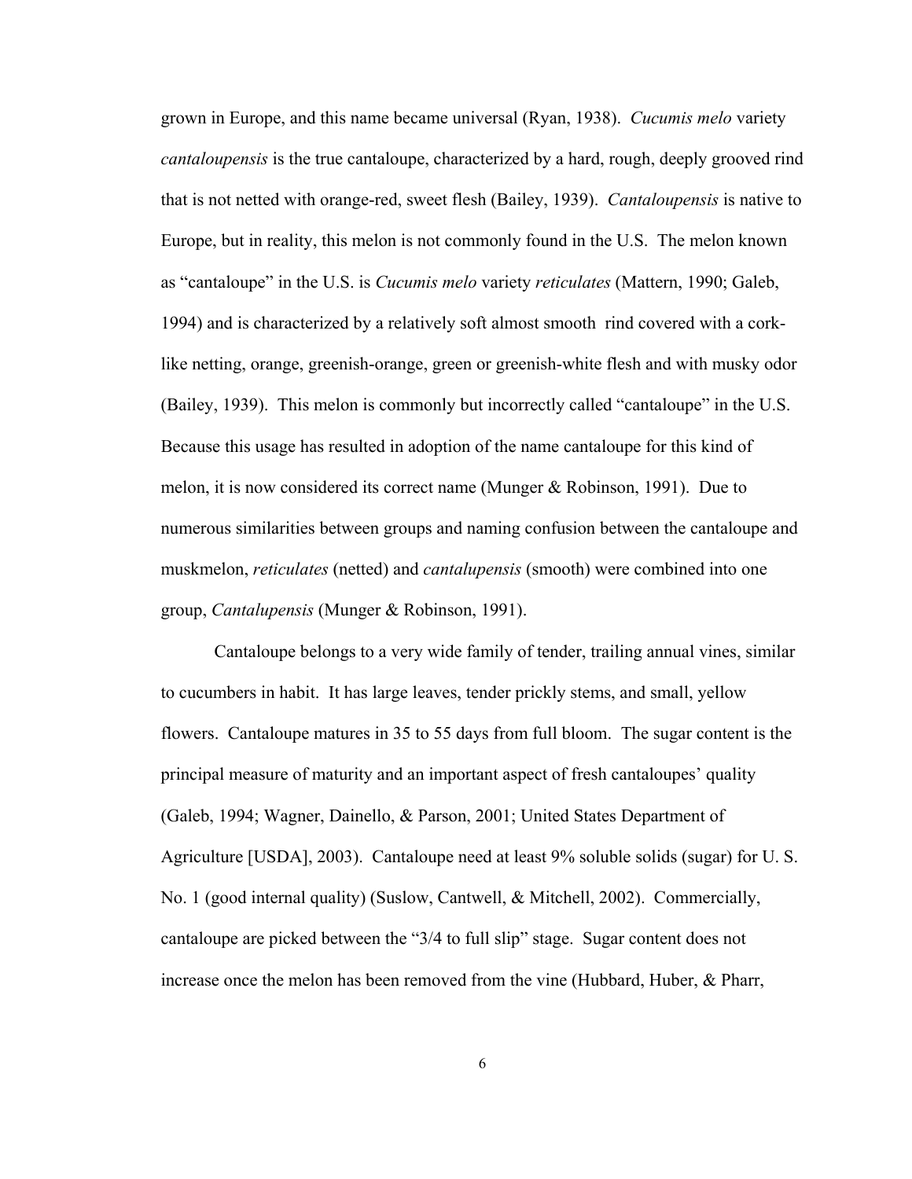grown in Europe, and this name became universal (Ryan, 1938). *Cucumis melo* variety *cantaloupensis* is the true cantaloupe, characterized by a hard, rough, deeply grooved rind that is not netted with orange-red, sweet flesh (Bailey, 1939). *Cantaloupensis* is native to Europe, but in reality, this melon is not commonly found in the U.S. The melon known as "cantaloupe" in the U.S. is *Cucumis melo* variety *reticulates* (Mattern, 1990; Galeb, 1994) and is characterized by a relatively soft almost smooth rind covered with a cork-like netting, orange, greenish-orange, green or greenish-white flesh and with musky odor (Bailey, 1939). This melon is commonly but incorrectly called "cantaloupe" in the U.S. Because this usage has resulted in adoption of the name cantaloupe for this kind of melon, it is now considered its correct name (Munger & Robinson, 1991). Due to numerous similarities between groups and naming confusion between the cantaloupe and muskmelon, *reticulates* (netted) and *cantalupensis* (smooth) were combined into one group, *Cantalupensis* (Munger & Robinson, 1991).

Cantaloupe belongs to a very wide family of tender, trailing annual vines, similar to cucumbers in habit. It has large leaves, tender prickly stems, and small, yellow flowers. Cantaloupe matures in 35 to 55 days from full bloom. The sugar content is the principal measure of maturity and an important aspect of fresh cantaloupes' quality (Galeb, 1994; Wagner, Dainello, & Parson, 2001; United States Department of Agriculture [USDA], 2003). Cantaloupe need at least 9% soluble solids (sugar) for U. S. No. 1 (good internal quality) (Suslow, Cantwell, & Mitchell, 2002). Commercially, cantaloupe are picked between the "3/4 to full slip" stage. Sugar content does not increase once the melon has been removed from the vine (Hubbard, Huber, & Pharr,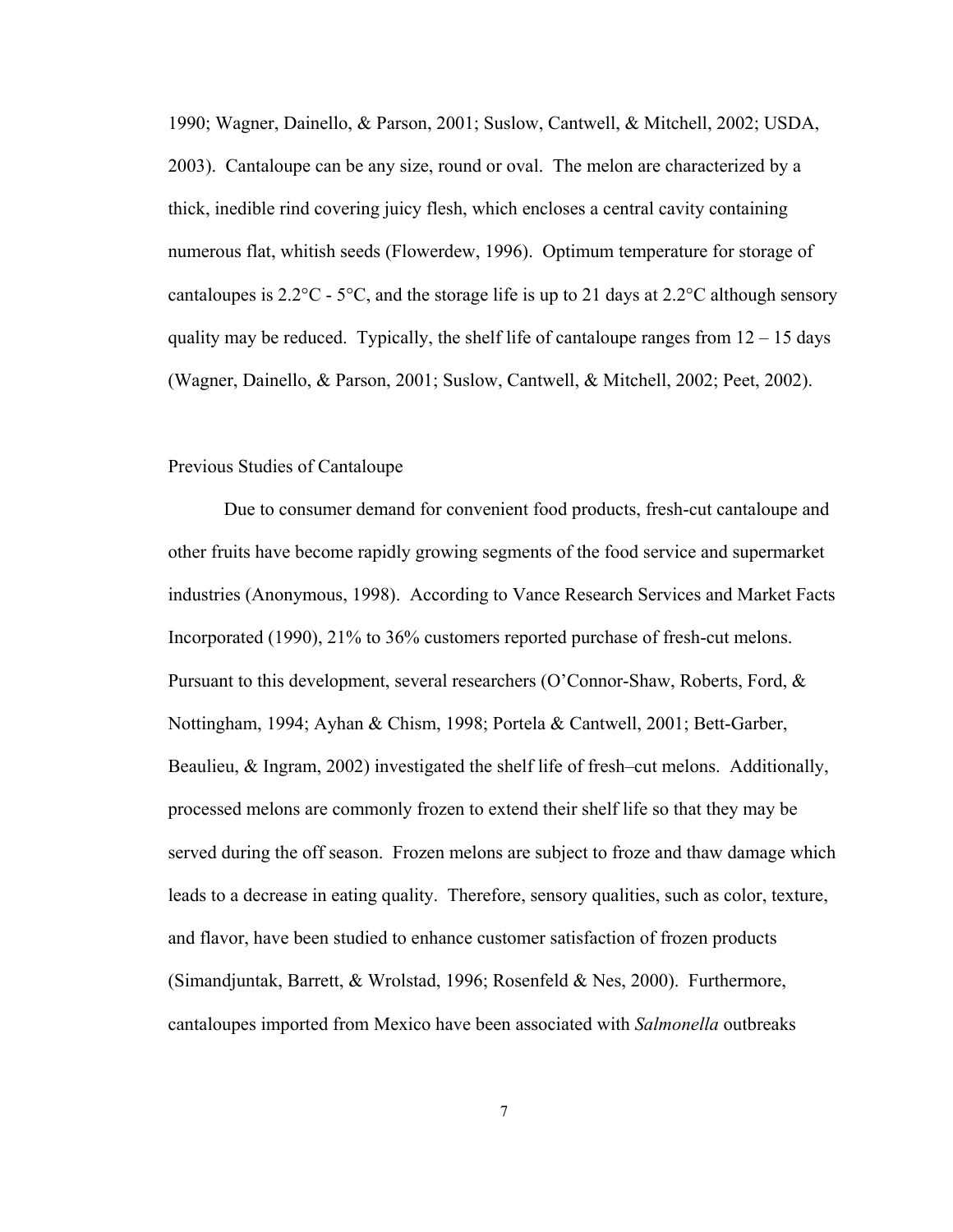1990; Wagner, Dainello, & Parson, 2001; Suslow, Cantwell, & Mitchell, 2002; USDA, 2003). Cantaloupe can be any size, round or oval. The melon are characterized by a thick, inedible rind covering juicy flesh, which encloses a central cavity containing numerous flat, whitish seeds (Flowerdew, 1996). Optimum temperature for storage of cantaloupes is 2.2°C - 5°C, and the storage life is up to 21 days at 2.2°C although sensory quality may be reduced. Typically, the shelf life of cantaloupe ranges from 12 – 15 days (Wagner, Dainello, & Parson, 2001; Suslow, Cantwell, & Mitchell, 2002; Peet, 2002).

## Previous Studies of Cantaloupe

Due to consumer demand for convenient food products, fresh-cut cantaloupe and other fruits have become rapidly growing segments of the food service and supermarket industries (Anonymous, 1998). According to Vance Research Services and Market Facts Incorporated (1990), 21% to 36% customers reported purchase of fresh-cut melons. Pursuant to this development, several researchers (O'Connor-Shaw, Roberts, Ford, & Nottingham, 1994; Ayhan & Chism, 1998; Portela & Cantwell, 2001; Bett-Garber, Beaulieu, & Ingram, 2002) investigated the shelf life of fresh–cut melons. Additionally, processed melons are commonly frozen to extend their shelf life so that they may be served during the off season. Frozen melons are subject to froze and thaw damage which leads to a decrease in eating quality. Therefore, sensory qualities, such as color, texture, and flavor, have been studied to enhance customer satisfaction of frozen products (Simandjuntak, Barrett, & Wrolstad, 1996; Rosenfeld & Nes, 2000). Furthermore, cantaloupes imported from Mexico have been associated with *Salmonella* outbreaks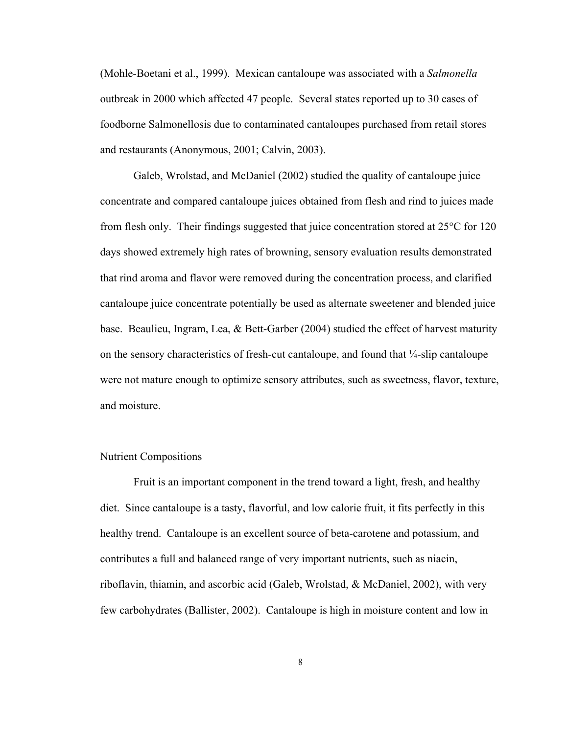(Mohle-Boetani et al., 1999). Mexican cantaloupe was associated with a *Salmonella* outbreak in 2000 which affected 47 people. Several states reported up to 30 cases of foodborne Salmonellosis due to contaminated cantaloupes purchased from retail stores and restaurants (Anonymous, 2001; Calvin, 2003).

Galeb, Wrolstad, and McDaniel (2002) studied the quality of cantaloupe juice concentrate and compared cantaloupe juices obtained from flesh and rind to juices made from flesh only. Their findings suggested that juice concentration stored at 25°C for 120 days showed extremely high rates of browning, sensory evaluation results demonstrated that rind aroma and flavor were removed during the concentration process, and clarified cantaloupe juice concentrate potentially be used as alternate sweetener and blended juice base. Beaulieu, Ingram, Lea, & Bett-Garber (2004) studied the effect of harvest maturity on the sensory characteristics of fresh-cut cantaloupe, and found that ¼-slip cantaloupe were not mature enough to optimize sensory attributes, such as sweetness, flavor, texture, and moisture.

## Nutrient Compositions

Fruit is an important component in the trend toward a light, fresh, and healthy diet. Since cantaloupe is a tasty, flavorful, and low calorie fruit, it fits perfectly in this healthy trend. Cantaloupe is an excellent source of beta-carotene and potassium, and contributes a full and balanced range of very important nutrients, such as niacin, riboflavin, thiamin, and ascorbic acid (Galeb, Wrolstad, & McDaniel, 2002), with very few carbohydrates (Ballister, 2002). Cantaloupe is high in moisture content and low in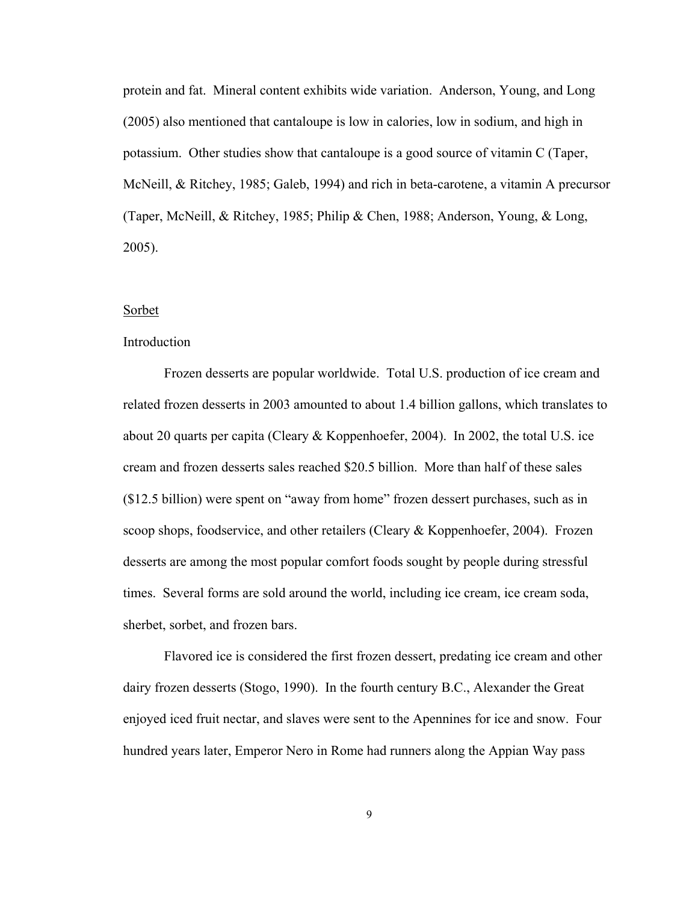protein and fat. Mineral content exhibits wide variation. Anderson, Young, and Long (2005) also mentioned that cantaloupe is low in calories, low in sodium, and high in potassium. Other studies show that cantaloupe is a good source of vitamin C (Taper, McNeill, & Ritchey, 1985; Galeb, 1994) and rich in beta-carotene, a vitamin A precursor (Taper, McNeill, & Ritchey, 1985; Philip & Chen, 1988; Anderson, Young, & Long, 2005).

## Sorbet

### Introduction

Frozen desserts are popular worldwide. Total U.S. production of ice cream and related frozen desserts in 2003 amounted to about 1.4 billion gallons, which translates to about 20 quarts per capita (Cleary & Koppenhoefer, 2004). In 2002, the total U.S. ice cream and frozen desserts sales reached $20.5 billion. More than half of these sales ($12.5 billion) were spent on "away from home" frozen dessert purchases, such as in scoop shops, foodservice, and other retailers (Cleary & Koppenhoefer, 2004). Frozen desserts are among the most popular comfort foods sought by people during stressful times. Several forms are sold around the world, including ice cream, ice cream soda, sherbet, sorbet, and frozen bars.

Flavored ice is considered the first frozen dessert, predating ice cream and other dairy frozen desserts (Stogo, 1990). In the fourth century B.C., Alexander the Great enjoyed iced fruit nectar, and slaves were sent to the Apennines for ice and snow. Four hundred years later, Emperor Nero in Rome had runners along the Appian Way pass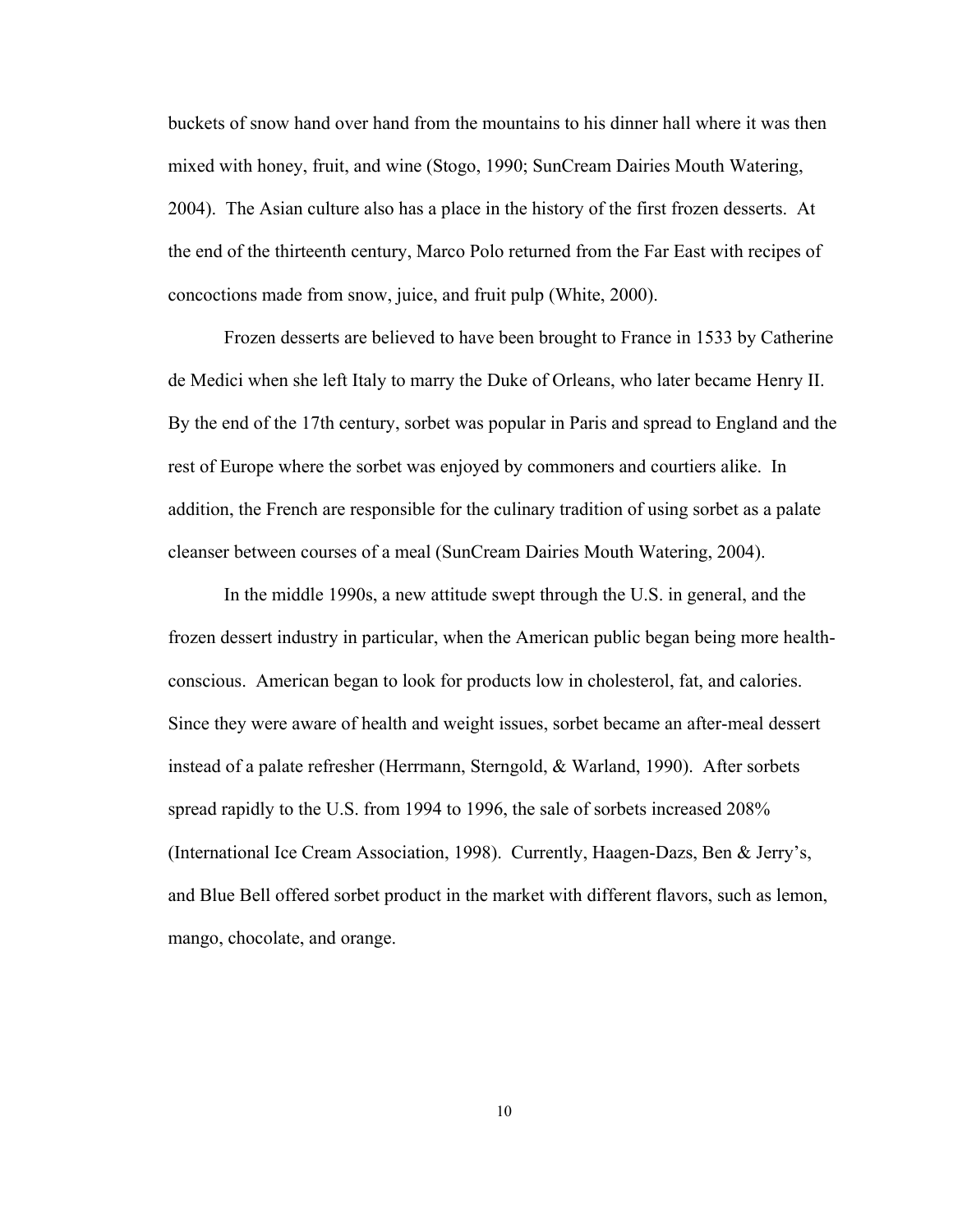buckets of snow hand over hand from the mountains to his dinner hall where it was then mixed with honey, fruit, and wine (Stogo, 1990; SunCream Dairies Mouth Watering, 2004). The Asian culture also has a place in the history of the first frozen desserts. At the end of the thirteenth century, Marco Polo returned from the Far East with recipes of concoctions made from snow, juice, and fruit pulp (White, 2000).

Frozen desserts are believed to have been brought to France in 1533 by Catherine de Medici when she left Italy to marry the Duke of Orleans, who later became Henry II. By the end of the 17th century, sorbet was popular in Paris and spread to England and the rest of Europe where the sorbet was enjoyed by commoners and courtiers alike. In addition, the French are responsible for the culinary tradition of using sorbet as a palate cleanser between courses of a meal (SunCream Dairies Mouth Watering, 2004).

In the middle 1990s, a new attitude swept through the U.S. in general, and the frozen dessert industry in particular, when the American public began being more health-conscious. American began to look for products low in cholesterol, fat, and calories. Since they were aware of health and weight issues, sorbet became an after-meal dessert instead of a palate refresher (Herrmann, Sterngold, & Warland, 1990). After sorbets spread rapidly to the U.S. from 1994 to 1996, the sale of sorbets increased 208% (International Ice Cream Association, 1998). Currently, Haagen-Dazs, Ben & Jerry's, and Blue Bell offered sorbet product in the market with different flavors, such as lemon, mango, chocolate, and orange.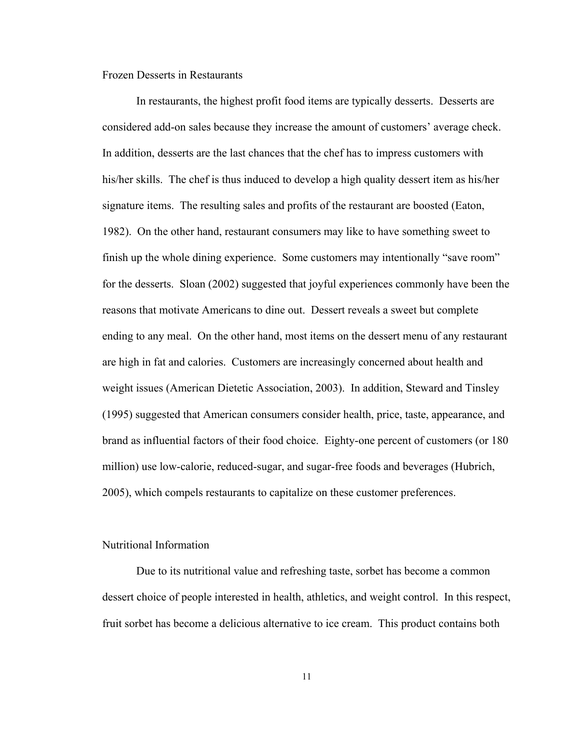## Frozen Desserts in Restaurants

In restaurants, the highest profit food items are typically desserts. Desserts are considered add-on sales because they increase the amount of customers' average check. In addition, desserts are the last chances that the chef has to impress customers with his/her skills. The chef is thus induced to develop a high quality dessert item as his/her signature items. The resulting sales and profits of the restaurant are boosted (Eaton, 1982). On the other hand, restaurant consumers may like to have something sweet to finish up the whole dining experience. Some customers may intentionally "save room" for the desserts. Sloan (2002) suggested that joyful experiences commonly have been the reasons that motivate Americans to dine out. Dessert reveals a sweet but complete ending to any meal. On the other hand, most items on the dessert menu of any restaurant are high in fat and calories. Customers are increasingly concerned about health and weight issues (American Dietetic Association, 2003). In addition, Steward and Tinsley (1995) suggested that American consumers consider health, price, taste, appearance, and brand as influential factors of their food choice. Eighty-one percent of customers (or 180 million) use low-calorie, reduced-sugar, and sugar-free foods and beverages (Hubrich, 2005), which compels restaurants to capitalize on these customer preferences.

## Nutritional Information

Due to its nutritional value and refreshing taste, sorbet has become a common dessert choice of people interested in health, athletics, and weight control. In this respect, fruit sorbet has become a delicious alternative to ice cream. This product contains both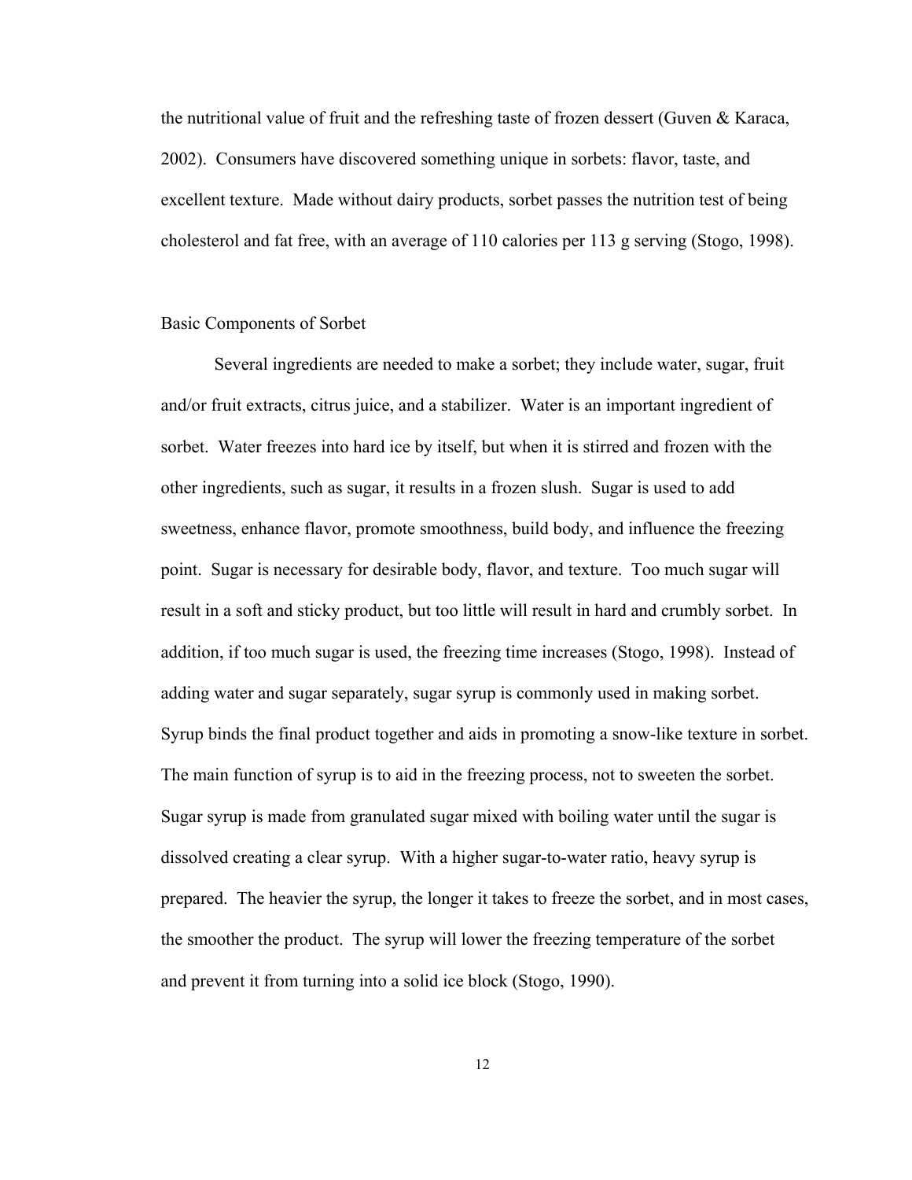the nutritional value of fruit and the refreshing taste of frozen dessert (Guven & Karaca, 2002). Consumers have discovered something unique in sorbets: flavor, taste, and excellent texture. Made without dairy products, sorbet passes the nutrition test of being cholesterol and fat free, with an average of 110 calories per 113 g serving (Stogo, 1998).

## Basic Components of Sorbet

Several ingredients are needed to make a sorbet; they include water, sugar, fruit and/or fruit extracts, citrus juice, and a stabilizer. Water is an important ingredient of sorbet. Water freezes into hard ice by itself, but when it is stirred and frozen with the other ingredients, such as sugar, it results in a frozen slush. Sugar is used to add sweetness, enhance flavor, promote smoothness, build body, and influence the freezing point. Sugar is necessary for desirable body, flavor, and texture. Too much sugar will result in a soft and sticky product, but too little will result in hard and crumbly sorbet. In addition, if too much sugar is used, the freezing time increases (Stogo, 1998). Instead of adding water and sugar separately, sugar syrup is commonly used in making sorbet. Syrup binds the final product together and aids in promoting a snow-like texture in sorbet. The main function of syrup is to aid in the freezing process, not to sweeten the sorbet. Sugar syrup is made from granulated sugar mixed with boiling water until the sugar is dissolved creating a clear syrup. With a higher sugar-to-water ratio, heavy syrup is prepared. The heavier the syrup, the longer it takes to freeze the sorbet, and in most cases, the smoother the product. The syrup will lower the freezing temperature of the sorbet and prevent it from turning into a solid ice block (Stogo, 1990).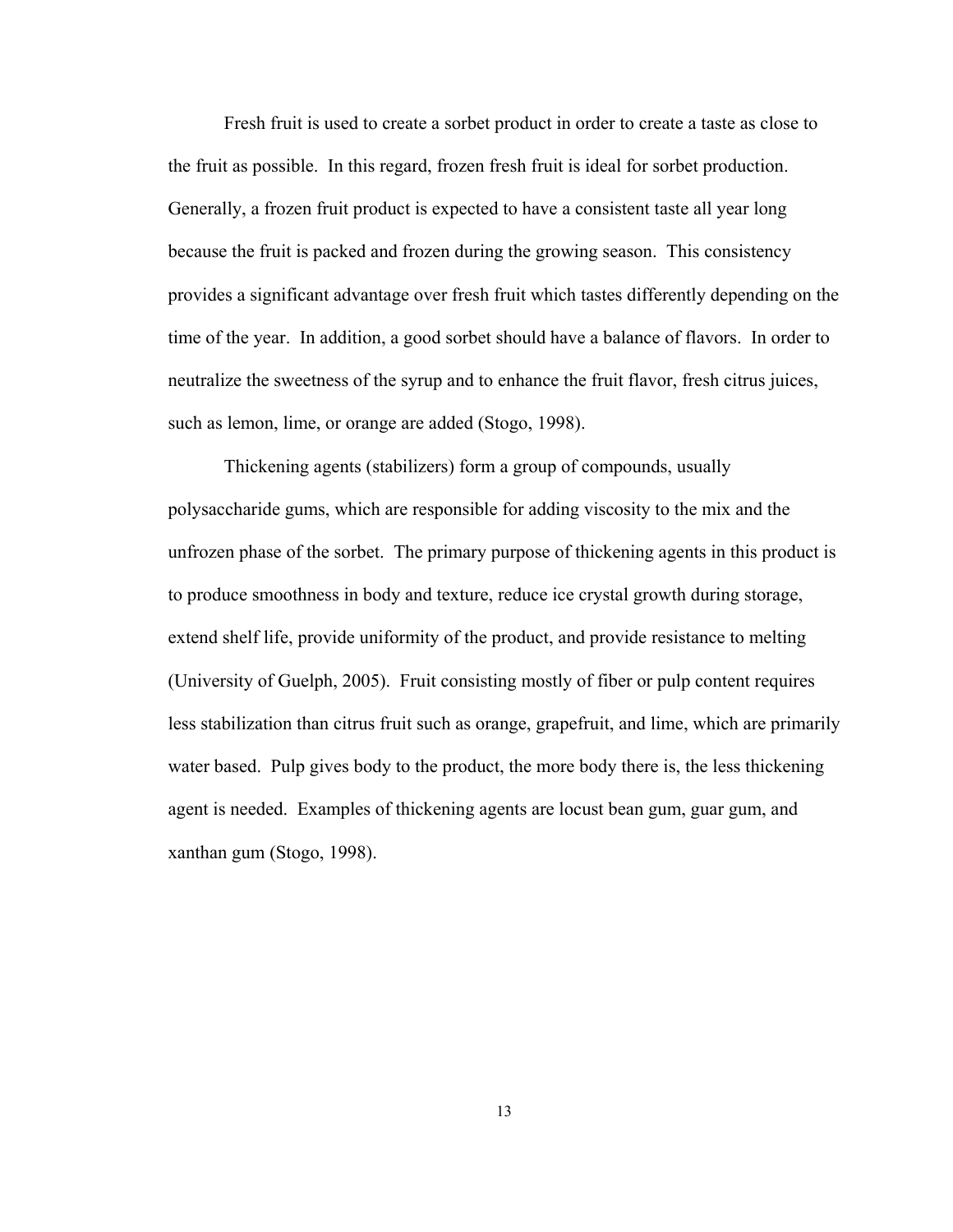Fresh fruit is used to create a sorbet product in order to create a taste as close to the fruit as possible. In this regard, frozen fresh fruit is ideal for sorbet production. Generally, a frozen fruit product is expected to have a consistent taste all year long because the fruit is packed and frozen during the growing season. This consistency provides a significant advantage over fresh fruit which tastes differently depending on the time of the year. In addition, a good sorbet should have a balance of flavors. In order to neutralize the sweetness of the syrup and to enhance the fruit flavor, fresh citrus juices, such as lemon, lime, or orange are added (Stogo, 1998).

Thickening agents (stabilizers) form a group of compounds, usually polysaccharide gums, which are responsible for adding viscosity to the mix and the unfrozen phase of the sorbet. The primary purpose of thickening agents in this product is to produce smoothness in body and texture, reduce ice crystal growth during storage, extend shelf life, provide uniformity of the product, and provide resistance to melting (University of Guelph, 2005). Fruit consisting mostly of fiber or pulp content requires less stabilization than citrus fruit such as orange, grapefruit, and lime, which are primarily water based. Pulp gives body to the product, the more body there is, the less thickening agent is needed. Examples of thickening agents are locust bean gum, guar gum, and xanthan gum (Stogo, 1998).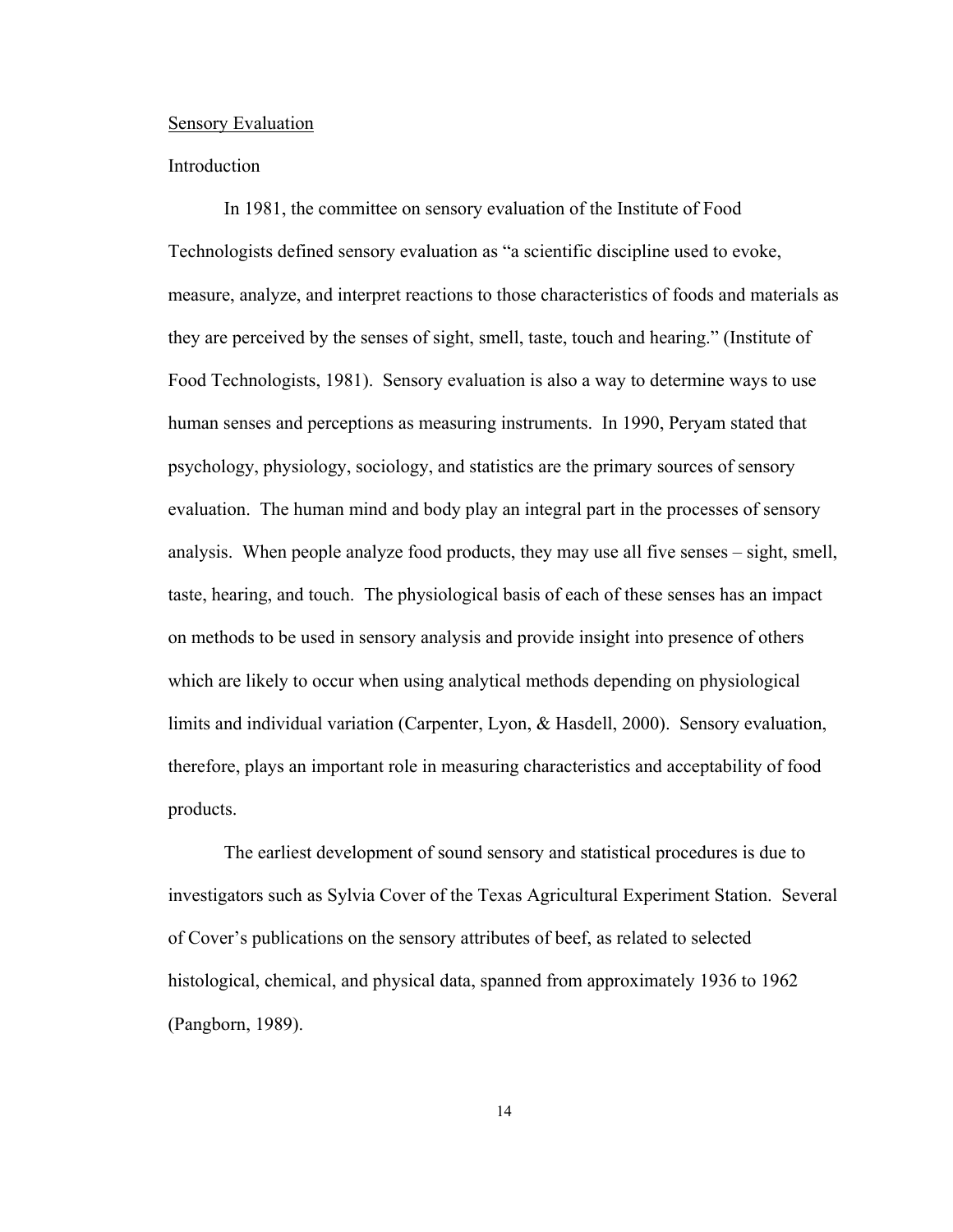## Sensory Evaluation

### Introduction

In 1981, the committee on sensory evaluation of the Institute of Food Technologists defined sensory evaluation as "a scientific discipline used to evoke, measure, analyze, and interpret reactions to those characteristics of foods and materials as they are perceived by the senses of sight, smell, taste, touch and hearing." (Institute of Food Technologists, 1981). Sensory evaluation is also a way to determine ways to use human senses and perceptions as measuring instruments. In 1990, Peryam stated that psychology, physiology, sociology, and statistics are the primary sources of sensory evaluation. The human mind and body play an integral part in the processes of sensory analysis. When people analyze food products, they may use all five senses – sight, smell, taste, hearing, and touch. The physiological basis of each of these senses has an impact on methods to be used in sensory analysis and provide insight into presence of others which are likely to occur when using analytical methods depending on physiological limits and individual variation (Carpenter, Lyon, & Hasdell, 2000). Sensory evaluation, therefore, plays an important role in measuring characteristics and acceptability of food products.

The earliest development of sound sensory and statistical procedures is due to investigators such as Sylvia Cover of the Texas Agricultural Experiment Station. Several of Cover's publications on the sensory attributes of beef, as related to selected histological, chemical, and physical data, spanned from approximately 1936 to 1962 (Pangborn, 1989).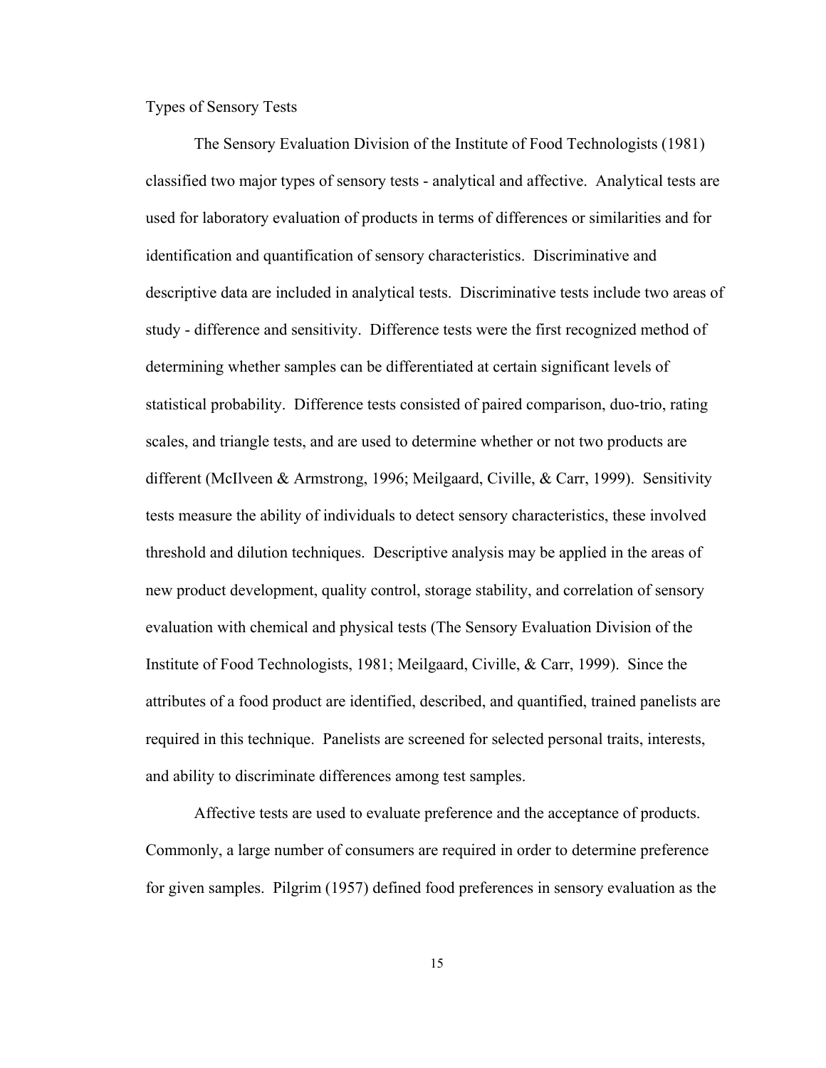## Types of Sensory Tests

The Sensory Evaluation Division of the Institute of Food Technologists (1981) classified two major types of sensory tests - analytical and affective. Analytical tests are used for laboratory evaluation of products in terms of differences or similarities and for identification and quantification of sensory characteristics. Discriminative and descriptive data are included in analytical tests. Discriminative tests include two areas of study - difference and sensitivity. Difference tests were the first recognized method of determining whether samples can be differentiated at certain significant levels of statistical probability. Difference tests consisted of paired comparison, duo-trio, rating scales, and triangle tests, and are used to determine whether or not two products are different (McIlveen & Armstrong, 1996; Meilgaard, Civille, & Carr, 1999). Sensitivity tests measure the ability of individuals to detect sensory characteristics, these involved threshold and dilution techniques. Descriptive analysis may be applied in the areas of new product development, quality control, storage stability, and correlation of sensory evaluation with chemical and physical tests (The Sensory Evaluation Division of the Institute of Food Technologists, 1981; Meilgaard, Civille, & Carr, 1999). Since the attributes of a food product are identified, described, and quantified, trained panelists are required in this technique. Panelists are screened for selected personal traits, interests, and ability to discriminate differences among test samples.

Affective tests are used to evaluate preference and the acceptance of products. Commonly, a large number of consumers are required in order to determine preference for given samples. Pilgrim (1957) defined food preferences in sensory evaluation as the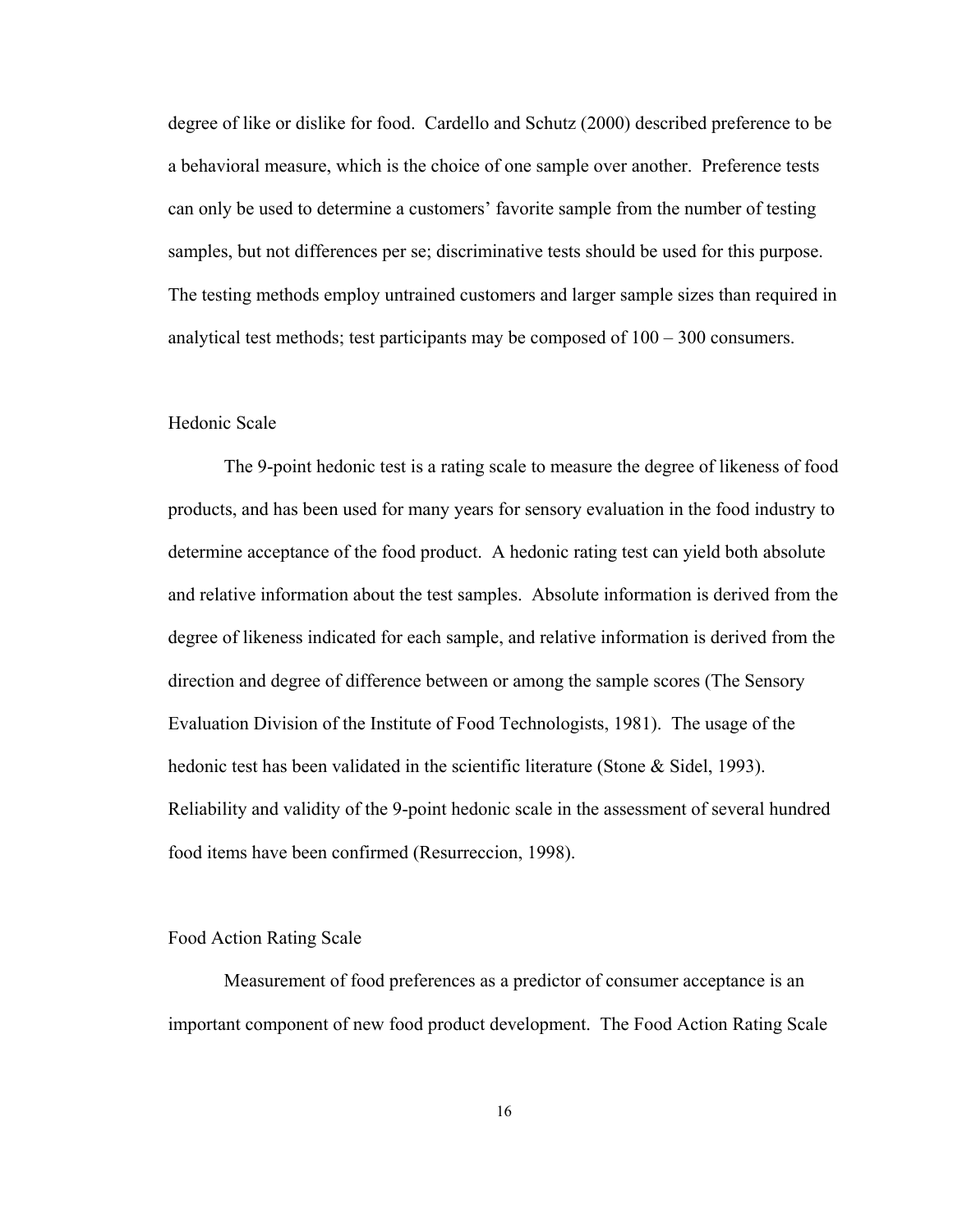degree of like or dislike for food. Cardello and Schutz (2000) described preference to be a behavioral measure, which is the choice of one sample over another. Preference tests can only be used to determine a customers' favorite sample from the number of testing samples, but not differences per se; discriminative tests should be used for this purpose. The testing methods employ untrained customers and larger sample sizes than required in analytical test methods; test participants may be composed of 100 – 300 consumers.

### Hedonic Scale

The 9-point hedonic test is a rating scale to measure the degree of likeness of food products, and has been used for many years for sensory evaluation in the food industry to determine acceptance of the food product. A hedonic rating test can yield both absolute and relative information about the test samples. Absolute information is derived from the degree of likeness indicated for each sample, and relative information is derived from the direction and degree of difference between or among the sample scores (The Sensory Evaluation Division of the Institute of Food Technologists, 1981). The usage of the hedonic test has been validated in the scientific literature (Stone & Sidel, 1993). Reliability and validity of the 9-point hedonic scale in the assessment of several hundred food items have been confirmed (Resurreccion, 1998).

### Food Action Rating Scale

Measurement of food preferences as a predictor of consumer acceptance is an important component of new food product development. The Food Action Rating Scale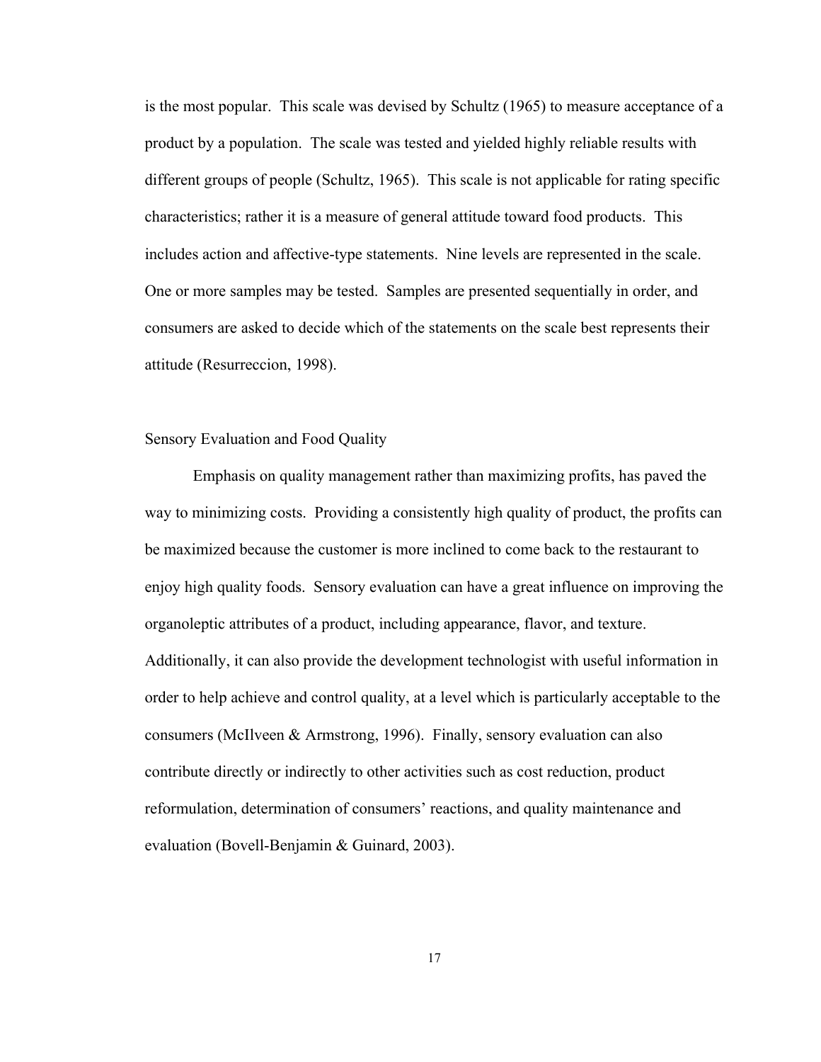is the most popular. This scale was devised by Schultz (1965) to measure acceptance of a product by a population. The scale was tested and yielded highly reliable results with different groups of people (Schultz, 1965). This scale is not applicable for rating specific characteristics; rather it is a measure of general attitude toward food products. This includes action and affective-type statements. Nine levels are represented in the scale. One or more samples may be tested. Samples are presented sequentially in order, and consumers are asked to decide which of the statements on the scale best represents their attitude (Resurreccion, 1998).

## Sensory Evaluation and Food Quality

Emphasis on quality management rather than maximizing profits, has paved the way to minimizing costs. Providing a consistently high quality of product, the profits can be maximized because the customer is more inclined to come back to the restaurant to enjoy high quality foods. Sensory evaluation can have a great influence on improving the organoleptic attributes of a product, including appearance, flavor, and texture. Additionally, it can also provide the development technologist with useful information in order to help achieve and control quality, at a level which is particularly acceptable to the consumers (McIlveen & Armstrong, 1996). Finally, sensory evaluation can also contribute directly or indirectly to other activities such as cost reduction, product reformulation, determination of consumers' reactions, and quality maintenance and evaluation (Bovell-Benjamin & Guinard, 2003).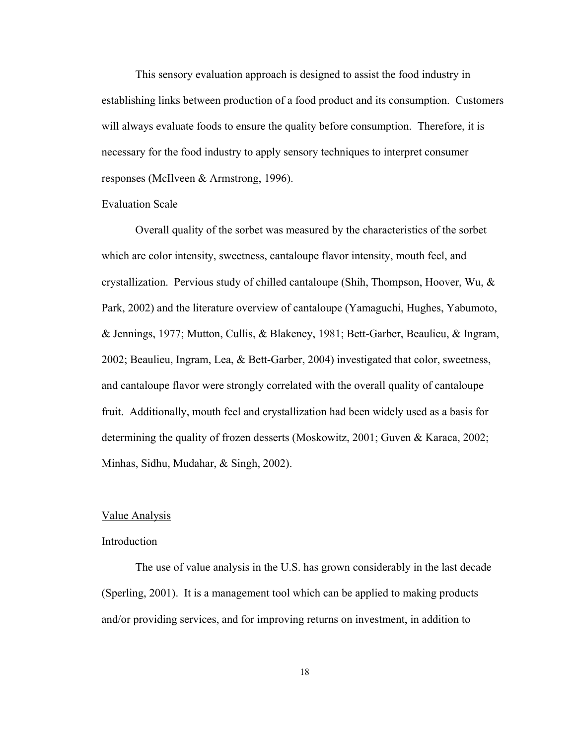This sensory evaluation approach is designed to assist the food industry in establishing links between production of a food product and its consumption. Customers will always evaluate foods to ensure the quality before consumption. Therefore, it is necessary for the food industry to apply sensory techniques to interpret consumer responses (McIlveen & Armstrong, 1996).

### Evaluation Scale

Overall quality of the sorbet was measured by the characteristics of the sorbet which are color intensity, sweetness, cantaloupe flavor intensity, mouth feel, and crystallization. Pervious study of chilled cantaloupe (Shih, Thompson, Hoover, Wu, & Park, 2002) and the literature overview of cantaloupe (Yamaguchi, Hughes, Yabumoto, & Jennings, 1977; Mutton, Cullis, & Blakeney, 1981; Bett-Garber, Beaulieu, & Ingram, 2002; Beaulieu, Ingram, Lea, & Bett-Garber, 2004) investigated that color, sweetness, and cantaloupe flavor were strongly correlated with the overall quality of cantaloupe fruit. Additionally, mouth feel and crystallization had been widely used as a basis for determining the quality of frozen desserts (Moskowitz, 2001; Guven & Karaca, 2002; Minhas, Sidhu, Mudahar, & Singh, 2002).

## Value Analysis

### Introduction

The use of value analysis in the U.S. has grown considerably in the last decade (Sperling, 2001). It is a management tool which can be applied to making products and/or providing services, and for improving returns on investment, in addition to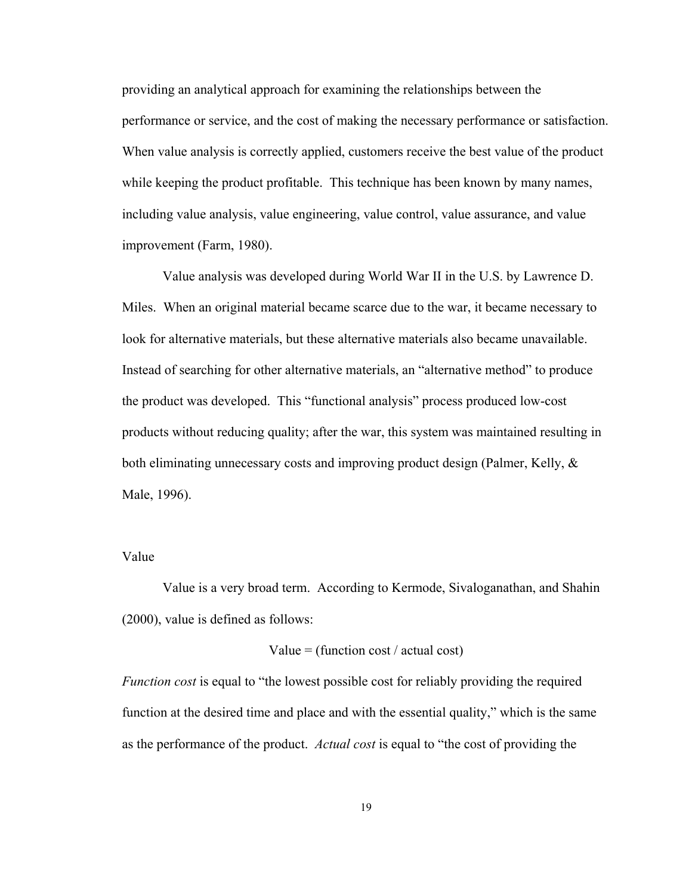providing an analytical approach for examining the relationships between the performance or service, and the cost of making the necessary performance or satisfaction. When value analysis is correctly applied, customers receive the best value of the product while keeping the product profitable. This technique has been known by many names, including value analysis, value engineering, value control, value assurance, and value improvement (Farm, 1980).

Value analysis was developed during World War II in the U.S. by Lawrence D. Miles. When an original material became scarce due to the war, it became necessary to look for alternative materials, but these alternative materials also became unavailable. Instead of searching for other alternative materials, an "alternative method" to produce the product was developed. This "functional analysis" process produced low-cost products without reducing quality; after the war, this system was maintained resulting in both eliminating unnecessary costs and improving product design (Palmer, Kelly, & Male, 1996).

### Value

Value is a very broad term. According to Kermode, Sivaloganathan, and Shahin (2000), value is defined as follows:

$$\text{Value} = (\text{function cost} / \text{actual cost})$$

*Function cost* is equal to "the lowest possible cost for reliably providing the required function at the desired time and place and with the essential quality," which is the same as the performance of the product. *Actual cost* is equal to "the cost of providing the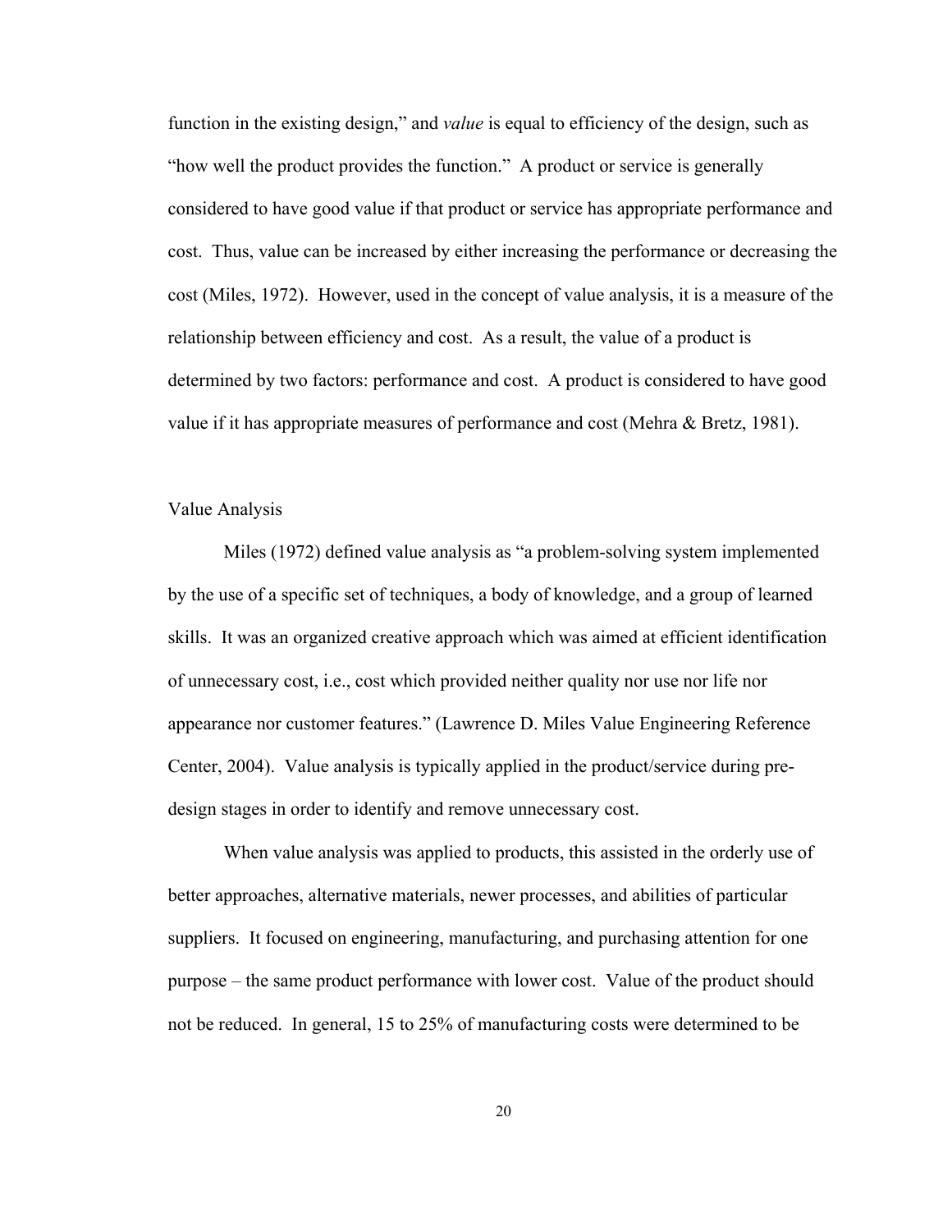function in the existing design," and *value* is equal to efficiency of the design, such as "how well the product provides the function." A product or service is generally considered to have good value if that product or service has appropriate performance and cost. Thus, value can be increased by either increasing the performance or decreasing the cost (Miles, 1972). However, used in the concept of value analysis, it is a measure of the relationship between efficiency and cost. As a result, the value of a product is determined by two factors: performance and cost. A product is considered to have good value if it has appropriate measures of performance and cost (Mehra & Bretz, 1981).

### Value Analysis

Miles (1972) defined value analysis as "a problem-solving system implemented by the use of a specific set of techniques, a body of knowledge, and a group of learned skills. It was an organized creative approach which was aimed at efficient identification of unnecessary cost, i.e., cost which provided neither quality nor use nor life nor appearance nor customer features." (Lawrence D. Miles Value Engineering Reference Center, 2004). Value analysis is typically applied in the product/service during pre-design stages in order to identify and remove unnecessary cost.

When value analysis was applied to products, this assisted in the orderly use of better approaches, alternative materials, newer processes, and abilities of particular suppliers. It focused on engineering, manufacturing, and purchasing attention for one purpose – the same product performance with lower cost. Value of the product should not be reduced. In general, 15 to 25% of manufacturing costs were determined to be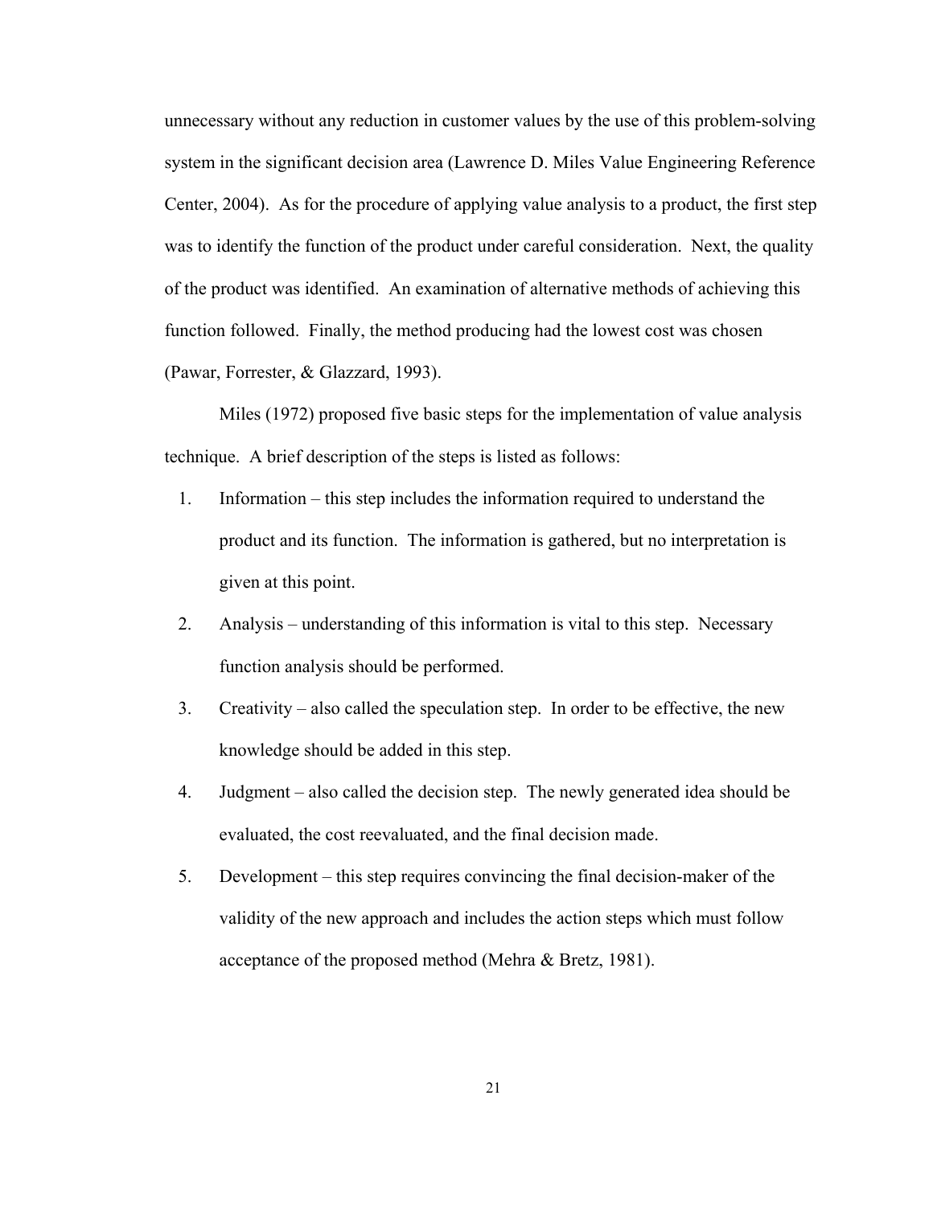unnecessary without any reduction in customer values by the use of this problem-solving system in the significant decision area (Lawrence D. Miles Value Engineering Reference Center, 2004). As for the procedure of applying value analysis to a product, the first step was to identify the function of the product under careful consideration. Next, the quality of the product was identified. An examination of alternative methods of achieving this function followed. Finally, the method producing had the lowest cost was chosen (Pawar, Forrester, & Glazzard, 1993).

Miles (1972) proposed five basic steps for the implementation of value analysis technique. A brief description of the steps is listed as follows:

1. Information – this step includes the information required to understand the product and its function. The information is gathered, but no interpretation is given at this point.
2. Analysis – understanding of this information is vital to this step. Necessary function analysis should be performed.
3. Creativity – also called the speculation step. In order to be effective, the new knowledge should be added in this step.
4. Judgment – also called the decision step. The newly generated idea should be evaluated, the cost reevaluated, and the final decision made.
5. Development – this step requires convincing the final decision-maker of the validity of the new approach and includes the action steps which must follow acceptance of the proposed method (Mehra & Bretz, 1981).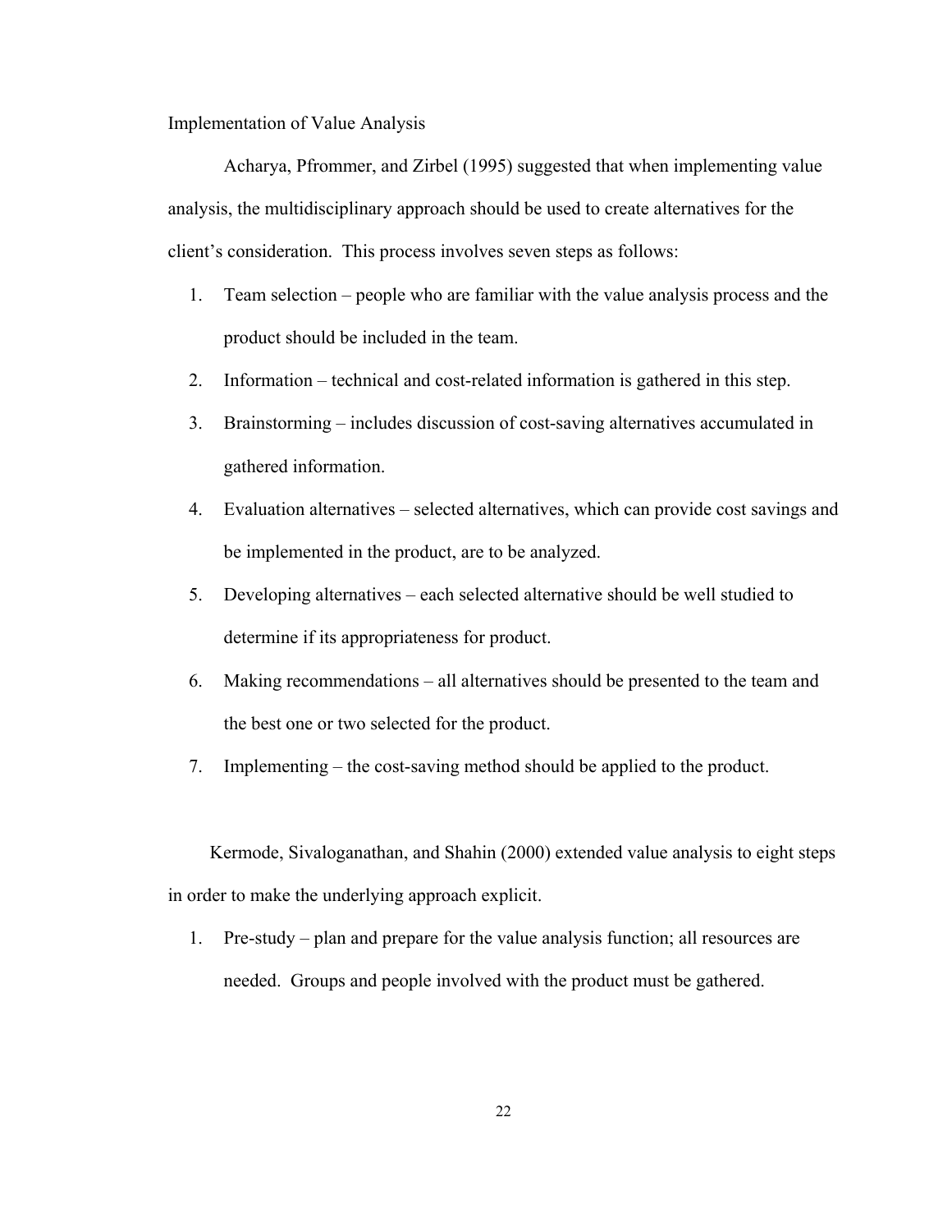Implementation of Value Analysis

Acharya, Pfrommer, and Zirbel (1995) suggested that when implementing value analysis, the multidisciplinary approach should be used to create alternatives for the client's consideration. This process involves seven steps as follows:

1. Team selection – people who are familiar with the value analysis process and the product should be included in the team.
2. Information – technical and cost-related information is gathered in this step.
3. Brainstorming – includes discussion of cost-saving alternatives accumulated in gathered information.
4. Evaluation alternatives – selected alternatives, which can provide cost savings and be implemented in the product, are to be analyzed.
5. Developing alternatives – each selected alternative should be well studied to determine if its appropriateness for product.
6. Making recommendations – all alternatives should be presented to the team and the best one or two selected for the product.
7. Implementing – the cost-saving method should be applied to the product.

Kermode, Sivaloganathan, and Shahin (2000) extended value analysis to eight steps in order to make the underlying approach explicit.

1. Pre-study – plan and prepare for the value analysis function; all resources are needed. Groups and people involved with the product must be gathered.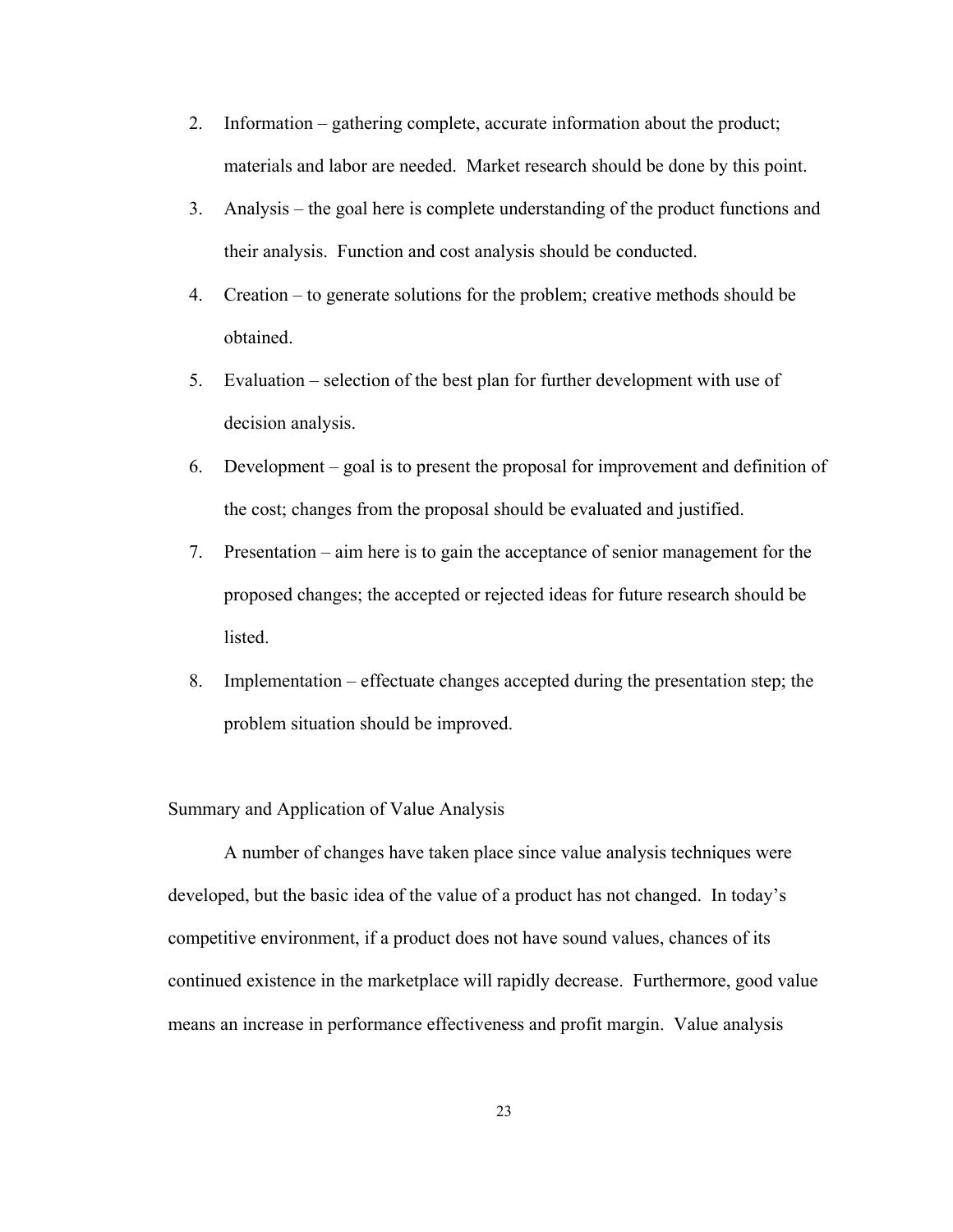2. Information – gathering complete, accurate information about the product; materials and labor are needed. Market research should be done by this point.
3. Analysis – the goal here is complete understanding of the product functions and their analysis. Function and cost analysis should be conducted.
4. Creation – to generate solutions for the problem; creative methods should be obtained.
5. Evaluation – selection of the best plan for further development with use of decision analysis.
6. Development – goal is to present the proposal for improvement and definition of the cost; changes from the proposal should be evaluated and justified.
7. Presentation – aim here is to gain the acceptance of senior management for the proposed changes; the accepted or rejected ideas for future research should be listed.
8. Implementation – effectuate changes accepted during the presentation step; the problem situation should be improved.

## Summary and Application of Value Analysis

A number of changes have taken place since value analysis techniques were developed, but the basic idea of the value of a product has not changed. In today's competitive environment, if a product does not have sound values, chances of its continued existence in the marketplace will rapidly decrease. Furthermore, good value means an increase in performance effectiveness and profit margin. Value analysis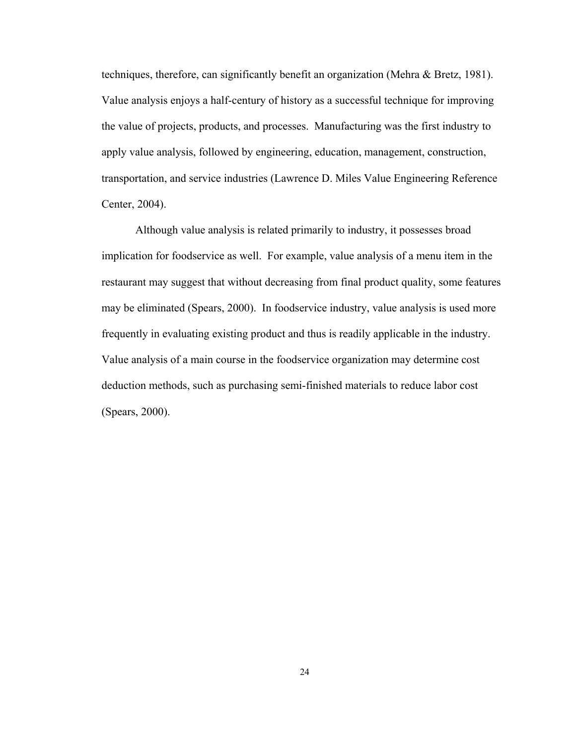techniques, therefore, can significantly benefit an organization (Mehra & Bretz, 1981). Value analysis enjoys a half-century of history as a successful technique for improving the value of projects, products, and processes. Manufacturing was the first industry to apply value analysis, followed by engineering, education, management, construction, transportation, and service industries (Lawrence D. Miles Value Engineering Reference Center, 2004).

Although value analysis is related primarily to industry, it possesses broad implication for foodservice as well. For example, value analysis of a menu item in the restaurant may suggest that without decreasing from final product quality, some features may be eliminated (Spears, 2000). In foodservice industry, value analysis is used more frequently in evaluating existing product and thus is readily applicable in the industry. Value analysis of a main course in the foodservice organization may determine cost deduction methods, such as purchasing semi-finished materials to reduce labor cost (Spears, 2000).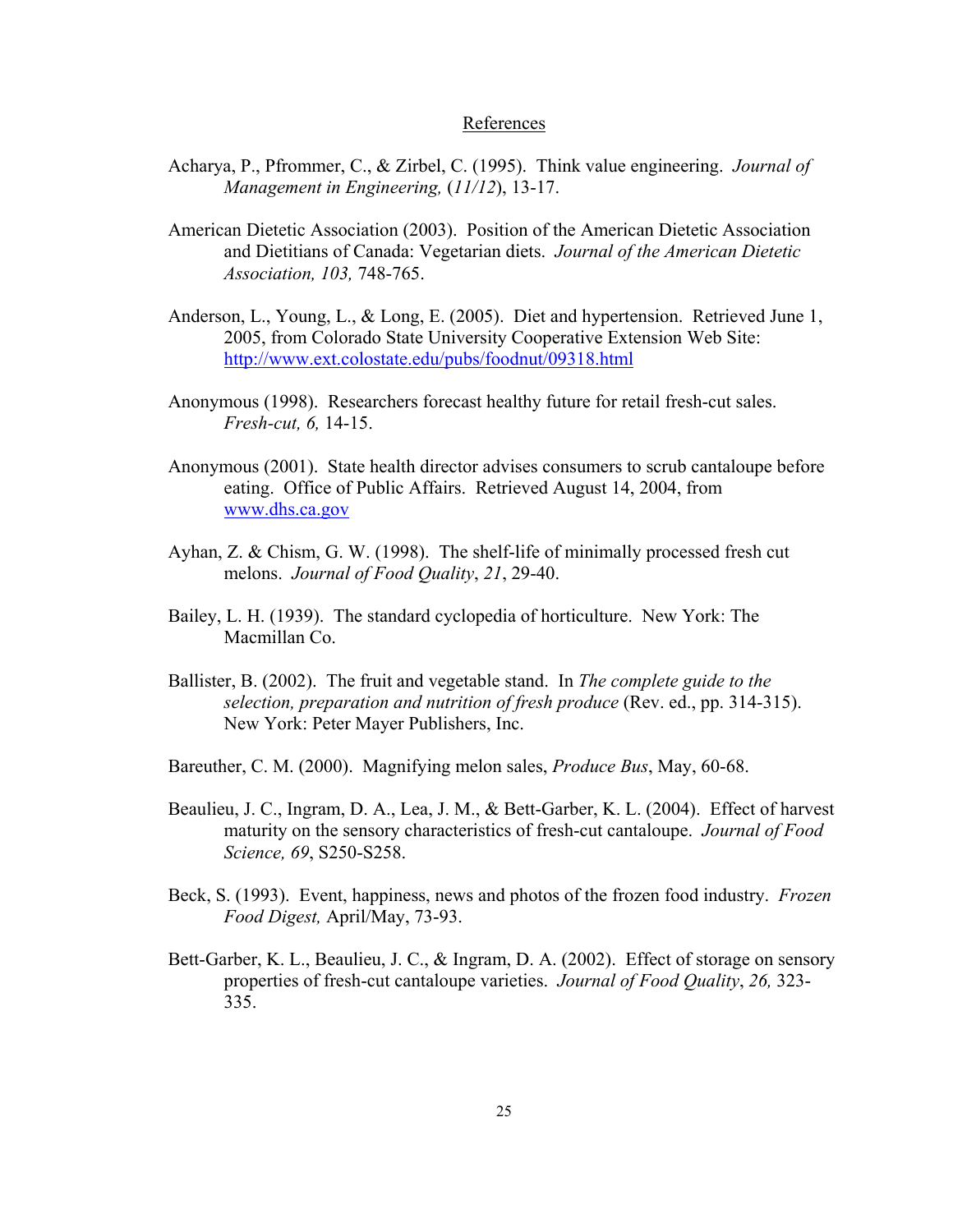## References

Acharya, P., Pfrommer, C., & Zirbel, C. (1995). Think value engineering. *Journal of Management in Engineering,* (*11/12*), 13-17.

American Dietetic Association (2003). Position of the American Dietetic Association and Dietitians of Canada: Vegetarian diets. *Journal of the American Dietetic Association, 103,* 748-765.

Anderson, L., Young, L., & Long, E. (2005). Diet and hypertension. Retrieved June 1, 2005, from Colorado State University Cooperative Extension Web Site: http://www.ext.colostate.edu/pubs/foodnut/09318.html

Anonymous (1998). Researchers forecast healthy future for retail fresh-cut sales. *Fresh-cut, 6,* 14-15.

Anonymous (2001). State health director advises consumers to scrub cantaloupe before eating. Office of Public Affairs. Retrieved August 14, 2004, from www.dhs.ca.gov

Ayhan, Z. & Chism, G. W. (1998). The shelf-life of minimally processed fresh cut melons. *Journal of Food Quality*, *21*, 29-40.

Bailey, L. H. (1939). The standard cyclopedia of horticulture. New York: The Macmillan Co.

Ballister, B. (2002). The fruit and vegetable stand. In *The complete guide to the selection, preparation and nutrition of fresh produce* (Rev. ed., pp. 314-315). New York: Peter Mayer Publishers, Inc.

Bareuther, C. M. (2000). Magnifying melon sales, *Produce Bus*, May, 60-68.

Beaulieu, J. C., Ingram, D. A., Lea, J. M., & Bett-Garber, K. L. (2004). Effect of harvest maturity on the sensory characteristics of fresh-cut cantaloupe. *Journal of Food Science, 69*, S250-S258.

Beck, S. (1993). Event, happiness, news and photos of the frozen food industry. *Frozen Food Digest,* April/May, 73-93.

Bett-Garber, K. L., Beaulieu, J. C., & Ingram, D. A. (2002). Effect of storage on sensory properties of fresh-cut cantaloupe varieties. *Journal of Food Quality*, *26,* 323-335.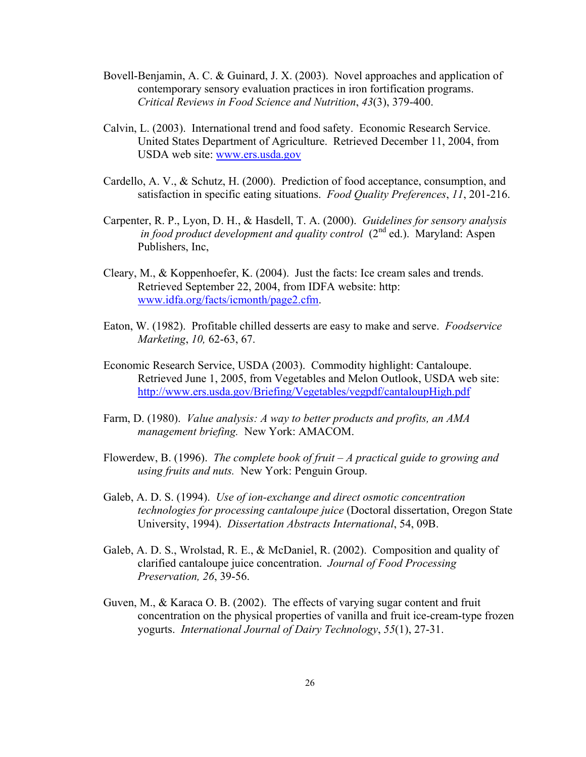Bovell-Benjamin, A. C. & Guinard, J. X. (2003). Novel approaches and application of contemporary sensory evaluation practices in iron fortification programs. *Critical Reviews in Food Science and Nutrition*, *43*(3), 379-400.

Calvin, L. (2003). International trend and food safety. Economic Research Service. United States Department of Agriculture. Retrieved December 11, 2004, from USDA web site: www.ers.usda.gov

Cardello, A. V., & Schutz, H. (2000). Prediction of food acceptance, consumption, and satisfaction in specific eating situations. *Food Quality Preferences*, *11*, 201-216.

Carpenter, R. P., Lyon, D. H., & Hasdell, T. A. (2000). *Guidelines for sensory analysis in food product development and quality control* (2nd ed.). Maryland: Aspen Publishers, Inc,

Cleary, M., & Koppenhoefer, K. (2004). Just the facts: Ice cream sales and trends. Retrieved September 22, 2004, from IDFA website: http: www.idfa.org/facts/icmonth/page2.cfm.

Eaton, W. (1982). Profitable chilled desserts are easy to make and serve. *Foodservice Marketing*, *10,* 62-63, 67.

Economic Research Service, USDA (2003). Commodity highlight: Cantaloupe. Retrieved June 1, 2005, from Vegetables and Melon Outlook, USDA web site: http://www.ers.usda.gov/Briefing/Vegetables/vegpdf/cantaloupHigh.pdf

Farm, D. (1980). *Value analysis: A way to better products and profits, an AMA management briefing.* New York: AMACOM.

Flowerdew, B. (1996). *The complete book of fruit – A practical guide to growing and using fruits and nuts.* New York: Penguin Group.

Galeb, A. D. S. (1994). *Use of ion-exchange and direct osmotic concentration technologies for processing cantaloupe juice* (Doctoral dissertation, Oregon State University, 1994). *Dissertation Abstracts International*, 54, 09B.

Galeb, A. D. S., Wrolstad, R. E., & McDaniel, R. (2002). Composition and quality of clarified cantaloupe juice concentration. *Journal of Food Processing Preservation, 26*, 39-56.

Guven, M., & Karaca O. B. (2002). The effects of varying sugar content and fruit concentration on the physical properties of vanilla and fruit ice-cream-type frozen yogurts. *International Journal of Dairy Technology*, *55*(1), 27-31.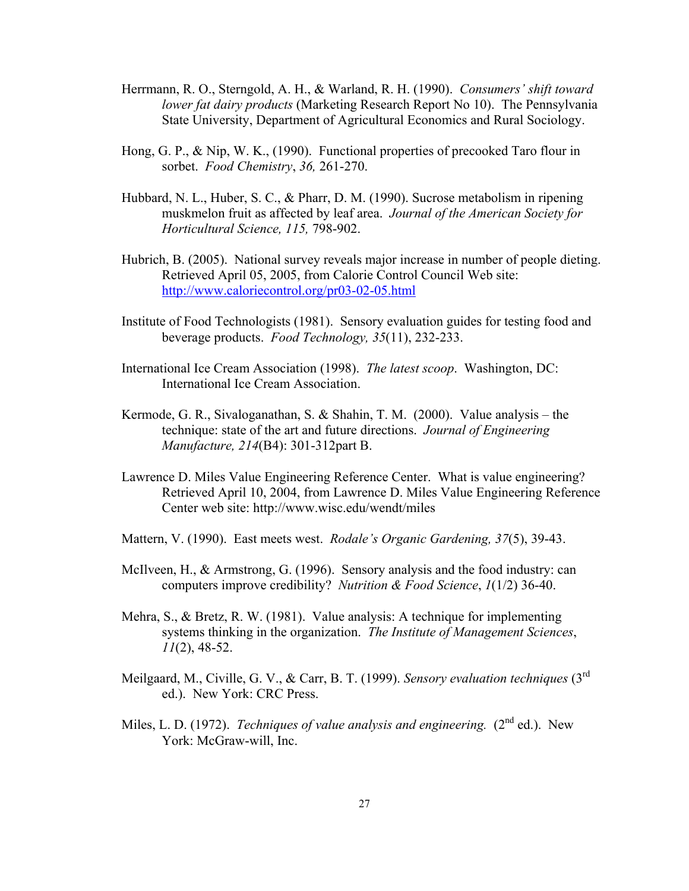Herrmann, R. O., Sterngold, A. H., & Warland, R. H. (1990). *Consumers' shift toward lower fat dairy products* (Marketing Research Report No 10). The Pennsylvania State University, Department of Agricultural Economics and Rural Sociology.

Hong, G. P., & Nip, W. K., (1990). Functional properties of precooked Taro flour in sorbet. *Food Chemistry*, *36,* 261-270.

Hubbard, N. L., Huber, S. C., & Pharr, D. M. (1990). Sucrose metabolism in ripening muskmelon fruit as affected by leaf area. *Journal of the American Society for Horticultural Science, 115,* 798-902.

Hubrich, B. (2005). National survey reveals major increase in number of people dieting. Retrieved April 05, 2005, from Calorie Control Council Web site: http://www.caloriecontrol.org/pr03-02-05.html

Institute of Food Technologists (1981). Sensory evaluation guides for testing food and beverage products. *Food Technology, 35*(11), 232-233.

International Ice Cream Association (1998). *The latest scoop*. Washington, DC: International Ice Cream Association.

Kermode, G. R., Sivaloganathan, S. & Shahin, T. M. (2000). Value analysis – the technique: state of the art and future directions. *Journal of Engineering Manufacture, 214*(B4): 301-312part B.

Lawrence D. Miles Value Engineering Reference Center. What is value engineering? Retrieved April 10, 2004, from Lawrence D. Miles Value Engineering Reference Center web site: http://www.wisc.edu/wendt/miles

Mattern, V. (1990). East meets west. *Rodale's Organic Gardening, 37*(5), 39-43.

McIlveen, H., & Armstrong, G. (1996). Sensory analysis and the food industry: can computers improve credibility? *Nutrition & Food Science*, *1*(1/2) 36-40.

Mehra, S., & Bretz, R. W. (1981). Value analysis: A technique for implementing systems thinking in the organization. *The Institute of Management Sciences*, *11*(2), 48-52.

Meilgaard, M., Civille, G. V., & Carr, B. T. (1999). *Sensory evaluation techniques* (3rd ed.). New York: CRC Press.

Miles, L. D. (1972). *Techniques of value analysis and engineering.* (2nd ed.). New York: McGraw-will, Inc.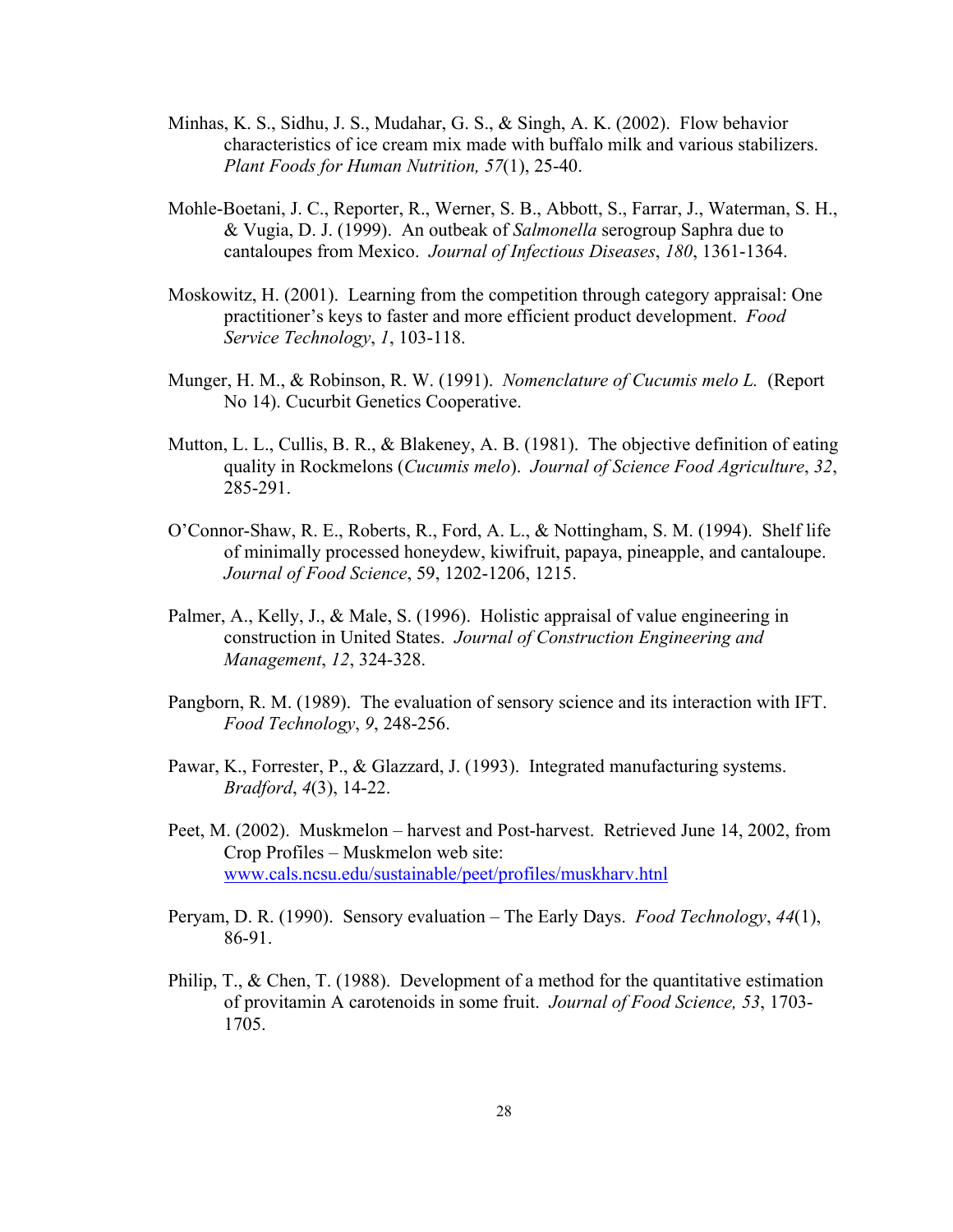Minhas, K. S., Sidhu, J. S., Mudahar, G. S., & Singh, A. K. (2002). Flow behavior characteristics of ice cream mix made with buffalo milk and various stabilizers. *Plant Foods for Human Nutrition, 57*(1), 25-40.

Mohle-Boetani, J. C., Reporter, R., Werner, S. B., Abbott, S., Farrar, J., Waterman, S. H., & Vugia, D. J. (1999). An outbeak of *Salmonella* serogroup Saphra due to cantaloupes from Mexico. *Journal of Infectious Diseases*, *180*, 1361-1364.

Moskowitz, H. (2001). Learning from the competition through category appraisal: One practitioner's keys to faster and more efficient product development. *Food Service Technology*, *1*, 103-118.

Munger, H. M., & Robinson, R. W. (1991). *Nomenclature of Cucumis melo L.* (Report No 14). Cucurbit Genetics Cooperative.

Mutton, L. L., Cullis, B. R., & Blakeney, A. B. (1981). The objective definition of eating quality in Rockmelons (*Cucumis melo*). *Journal of Science Food Agriculture*, *32*, 285-291.

O'Connor-Shaw, R. E., Roberts, R., Ford, A. L., & Nottingham, S. M. (1994). Shelf life of minimally processed honeydew, kiwifruit, papaya, pineapple, and cantaloupe. *Journal of Food Science*, 59, 1202-1206, 1215.

Palmer, A., Kelly, J., & Male, S. (1996). Holistic appraisal of value engineering in construction in United States. *Journal of Construction Engineering and Management*, *12*, 324-328.

Pangborn, R. M. (1989). The evaluation of sensory science and its interaction with IFT. *Food Technology*, *9*, 248-256.

Pawar, K., Forrester, P., & Glazzard, J. (1993). Integrated manufacturing systems. *Bradford*, *4*(3), 14-22.

Peet, M. (2002). Muskmelon – harvest and Post-harvest. Retrieved June 14, 2002, from Crop Profiles – Muskmelon web site: www.cals.ncsu.edu/sustainable/peet/profiles/muskharv.htnl

Peryam, D. R. (1990). Sensory evaluation – The Early Days. *Food Technology*, *44*(1), 86-91.

Philip, T., & Chen, T. (1988). Development of a method for the quantitative estimation of provitamin A carotenoids in some fruit. *Journal of Food Science, 53*, 1703-1705.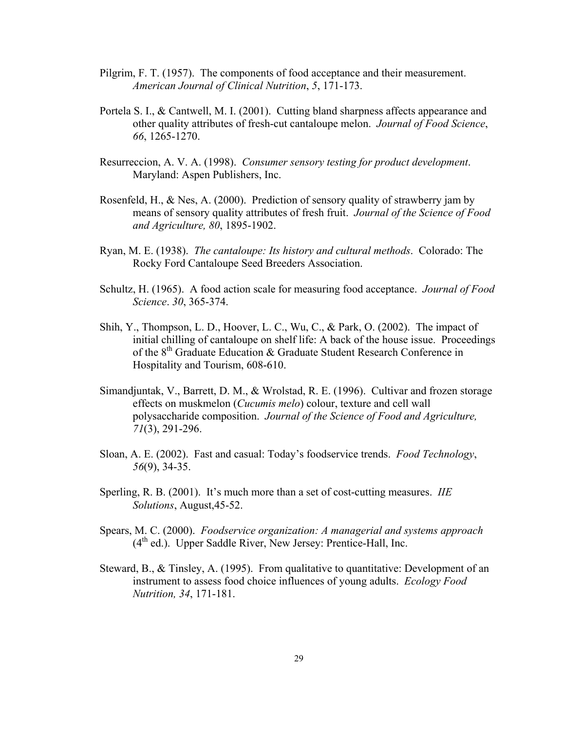Pilgrim, F. T. (1957). The components of food acceptance and their measurement. *American Journal of Clinical Nutrition*, *5*, 171-173.

Portela S. I., & Cantwell, M. I. (2001). Cutting bland sharpness affects appearance and other quality attributes of fresh-cut cantaloupe melon. *Journal of Food Science*, *66*, 1265-1270.

Resurreccion, A. V. A. (1998). *Consumer sensory testing for product development*. Maryland: Aspen Publishers, Inc.

Rosenfeld, H., & Nes, A. (2000). Prediction of sensory quality of strawberry jam by means of sensory quality attributes of fresh fruit. *Journal of the Science of Food and Agriculture, 80*, 1895-1902.

Ryan, M. E. (1938). *The cantaloupe: Its history and cultural methods*. Colorado: The Rocky Ford Cantaloupe Seed Breeders Association.

Schultz, H. (1965). A food action scale for measuring food acceptance. *Journal of Food Science*. *30*, 365-374.

Shih, Y., Thompson, L. D., Hoover, L. C., Wu, C., & Park, O. (2002). The impact of initial chilling of cantaloupe on shelf life: A back of the house issue. Proceedings of the 8th Graduate Education & Graduate Student Research Conference in Hospitality and Tourism, 608-610.

Simandjuntak, V., Barrett, D. M., & Wrolstad, R. E. (1996). Cultivar and frozen storage effects on muskmelon (*Cucumis melo*) colour, texture and cell wall polysaccharide composition. *Journal of the Science of Food and Agriculture, 71*(3), 291-296.

Sloan, A. E. (2002). Fast and casual: Today's foodservice trends. *Food Technology*, *56*(9), 34-35.

Sperling, R. B. (2001). It's much more than a set of cost-cutting measures. *IIE Solutions*, August,45-52.

Spears, M. C. (2000). *Foodservice organization: A managerial and systems approach* (4th ed.). Upper Saddle River, New Jersey: Prentice-Hall, Inc.

Steward, B., & Tinsley, A. (1995). From qualitative to quantitative: Development of an instrument to assess food choice influences of young adults. *Ecology Food Nutrition, 34*, 171-181.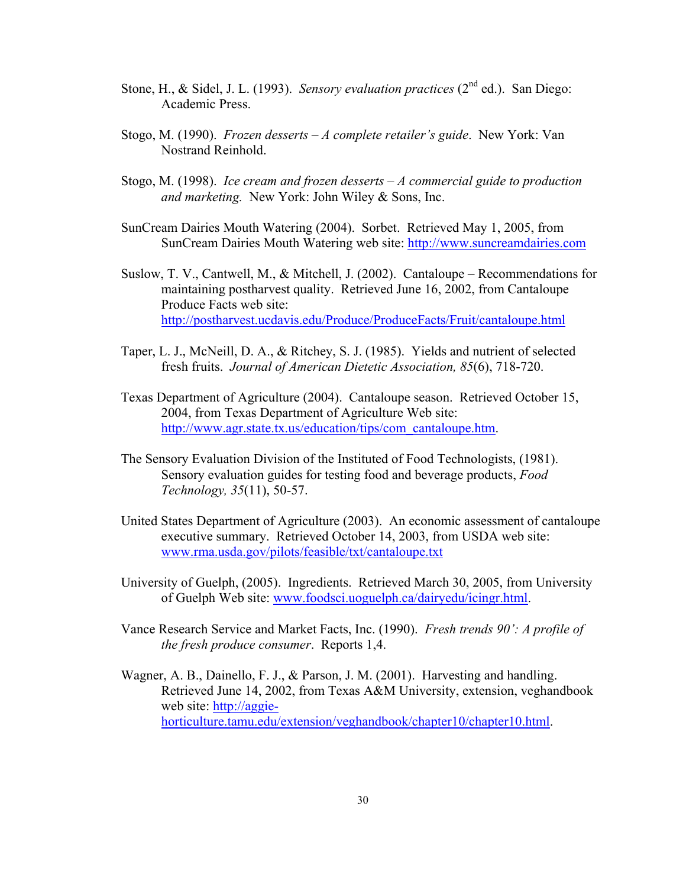Stone, H., & Sidel, J. L. (1993). *Sensory evaluation practices* ($2^{nd}$ ed.). San Diego: Academic Press.

Stogo, M. (1990). *Frozen desserts – A complete retailer's guide*. New York: Van Nostrand Reinhold.

Stogo, M. (1998). *Ice cream and frozen desserts – A commercial guide to production and marketing.* New York: John Wiley & Sons, Inc.

SunCream Dairies Mouth Watering (2004). Sorbet. Retrieved May 1, 2005, from SunCream Dairies Mouth Watering web site: http://www.suncreamdairies.com

Suslow, T. V., Cantwell, M., & Mitchell, J. (2002). Cantaloupe – Recommendations for maintaining postharvest quality. Retrieved June 16, 2002, from Cantaloupe Produce Facts web site: http://postharvest.ucdavis.edu/Produce/ProduceFacts/Fruit/cantaloupe.html

Taper, L. J., McNeill, D. A., & Ritchey, S. J. (1985). Yields and nutrient of selected fresh fruits. *Journal of American Dietetic Association, 85*(6), 718-720.

Texas Department of Agriculture (2004). Cantaloupe season. Retrieved October 15, 2004, from Texas Department of Agriculture Web site: http://www.agr.state.tx.us/education/tips/com_cantaloupe.htm.

The Sensory Evaluation Division of the Instituted of Food Technologists, (1981). Sensory evaluation guides for testing food and beverage products, *Food Technology, 35*(11), 50-57.

United States Department of Agriculture (2003). An economic assessment of cantaloupe executive summary. Retrieved October 14, 2003, from USDA web site: www.rma.usda.gov/pilots/feasible/txt/cantaloupe.txt

University of Guelph, (2005). Ingredients. Retrieved March 30, 2005, from University of Guelph Web site: www.foodsci.uoguelph.ca/dairyedu/icingr.html.

Vance Research Service and Market Facts, Inc. (1990). *Fresh trends 90': A profile of the fresh produce consumer*. Reports 1,4.

Wagner, A. B., Dainello, F. J., & Parson, J. M. (2001). Harvesting and handling. Retrieved June 14, 2002, from Texas A&M University, extension, veghandbook web site: http://aggie-horticulture.tamu.edu/extension/veghandbook/chapter10/chapter10.html.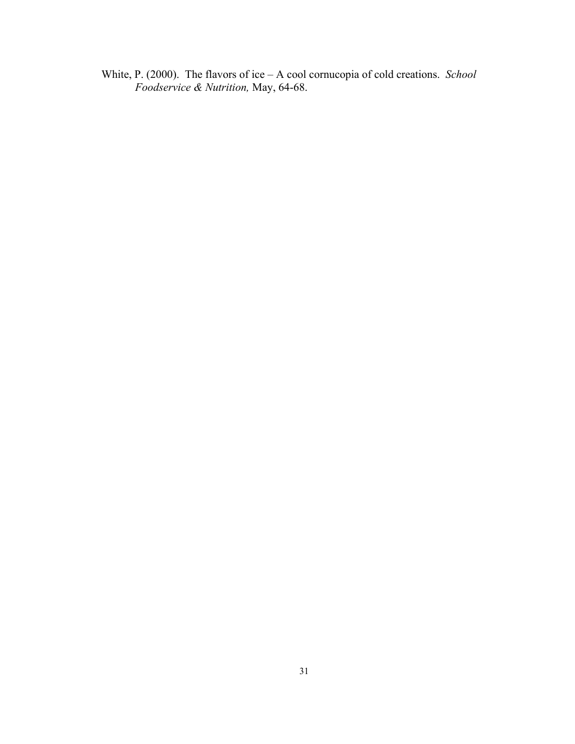White, P. (2000). The flavors of ice – A cool cornucopia of cold creations. *School Foodservice & Nutrition,* May, 64-68.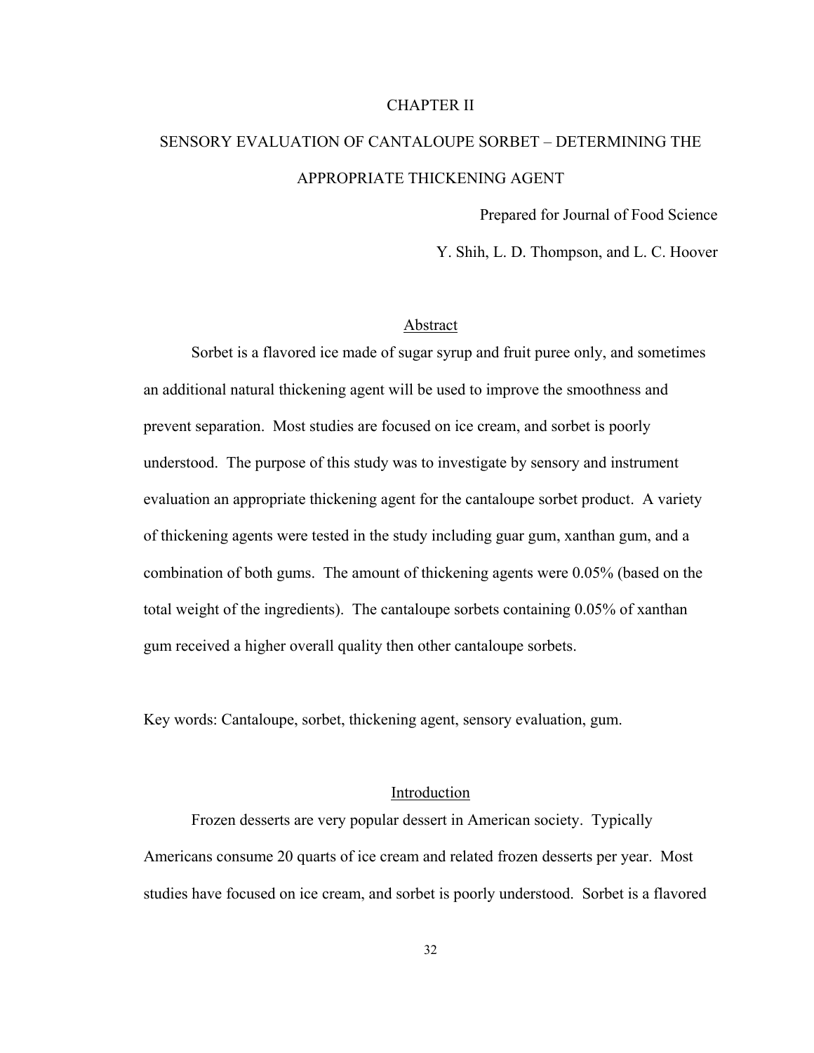# CHAPTER II

## SENSORY EVALUATION OF CANTALOUPE SORBET – DETERMINING THE APPROPRIATE THICKENING AGENT

Prepared for Journal of Food Science

Y. Shih, L. D. Thompson, and L. C. Hoover

### Abstract

Sorbet is a flavored ice made of sugar syrup and fruit puree only, and sometimes an additional natural thickening agent will be used to improve the smoothness and prevent separation. Most studies are focused on ice cream, and sorbet is poorly understood. The purpose of this study was to investigate by sensory and instrument evaluation an appropriate thickening agent for the cantaloupe sorbet product. A variety of thickening agents were tested in the study including guar gum, xanthan gum, and a combination of both gums. The amount of thickening agents were 0.05% (based on the total weight of the ingredients). The cantaloupe sorbets containing 0.05% of xanthan gum received a higher overall quality then other cantaloupe sorbets.

Key words: Cantaloupe, sorbet, thickening agent, sensory evaluation, gum.

### Introduction

Frozen desserts are very popular dessert in American society. Typically Americans consume 20 quarts of ice cream and related frozen desserts per year. Most studies have focused on ice cream, and sorbet is poorly understood. Sorbet is a flavored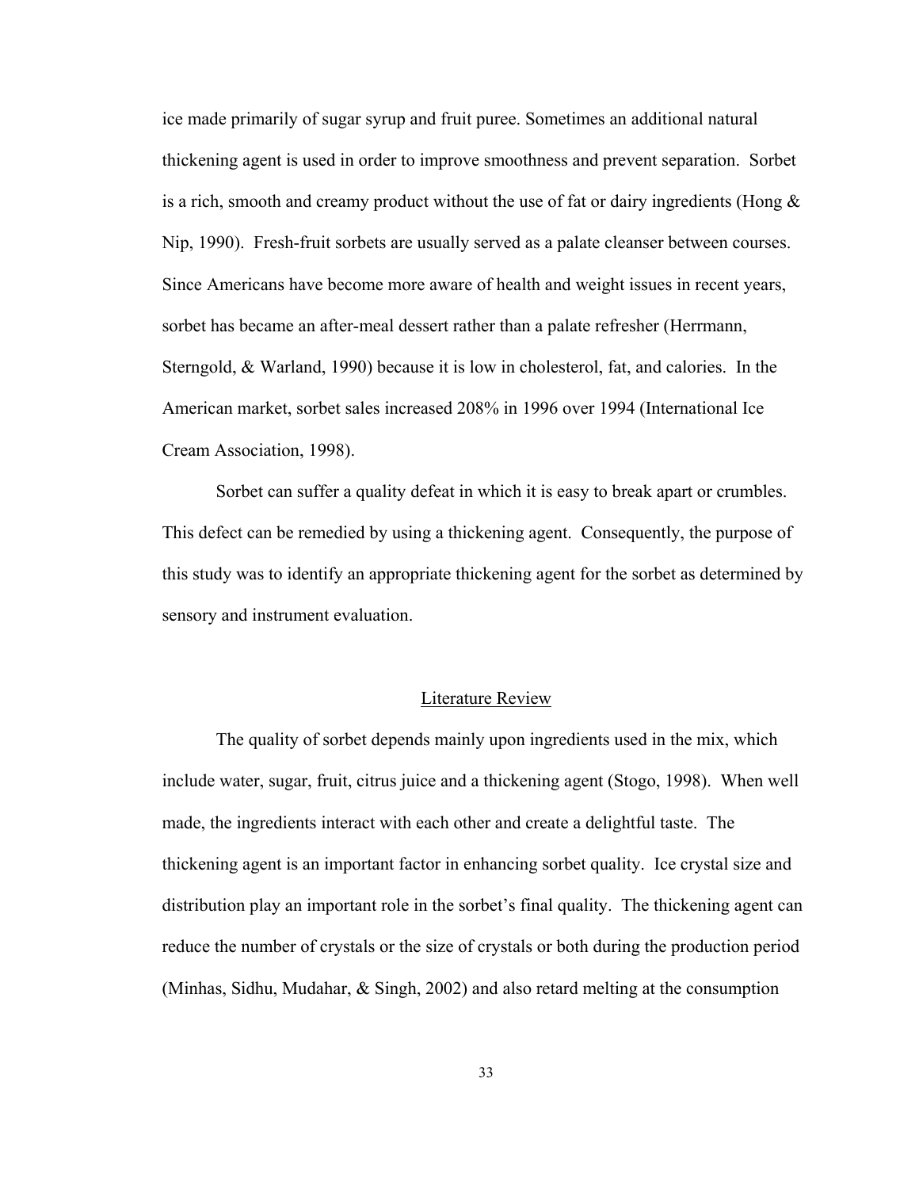ice made primarily of sugar syrup and fruit puree. Sometimes an additional natural thickening agent is used in order to improve smoothness and prevent separation. Sorbet is a rich, smooth and creamy product without the use of fat or dairy ingredients (Hong & Nip, 1990). Fresh-fruit sorbets are usually served as a palate cleanser between courses. Since Americans have become more aware of health and weight issues in recent years, sorbet has became an after-meal dessert rather than a palate refresher (Herrmann, Sterngold, & Warland, 1990) because it is low in cholesterol, fat, and calories. In the American market, sorbet sales increased 208% in 1996 over 1994 (International Ice Cream Association, 1998).

Sorbet can suffer a quality defeat in which it is easy to break apart or crumbles. This defect can be remedied by using a thickening agent. Consequently, the purpose of this study was to identify an appropriate thickening agent for the sorbet as determined by sensory and instrument evaluation.

## Literature Review

The quality of sorbet depends mainly upon ingredients used in the mix, which include water, sugar, fruit, citrus juice and a thickening agent (Stogo, 1998). When well made, the ingredients interact with each other and create a delightful taste. The thickening agent is an important factor in enhancing sorbet quality. Ice crystal size and distribution play an important role in the sorbet's final quality. The thickening agent can reduce the number of crystals or the size of crystals or both during the production period (Minhas, Sidhu, Mudahar, & Singh, 2002) and also retard melting at the consumption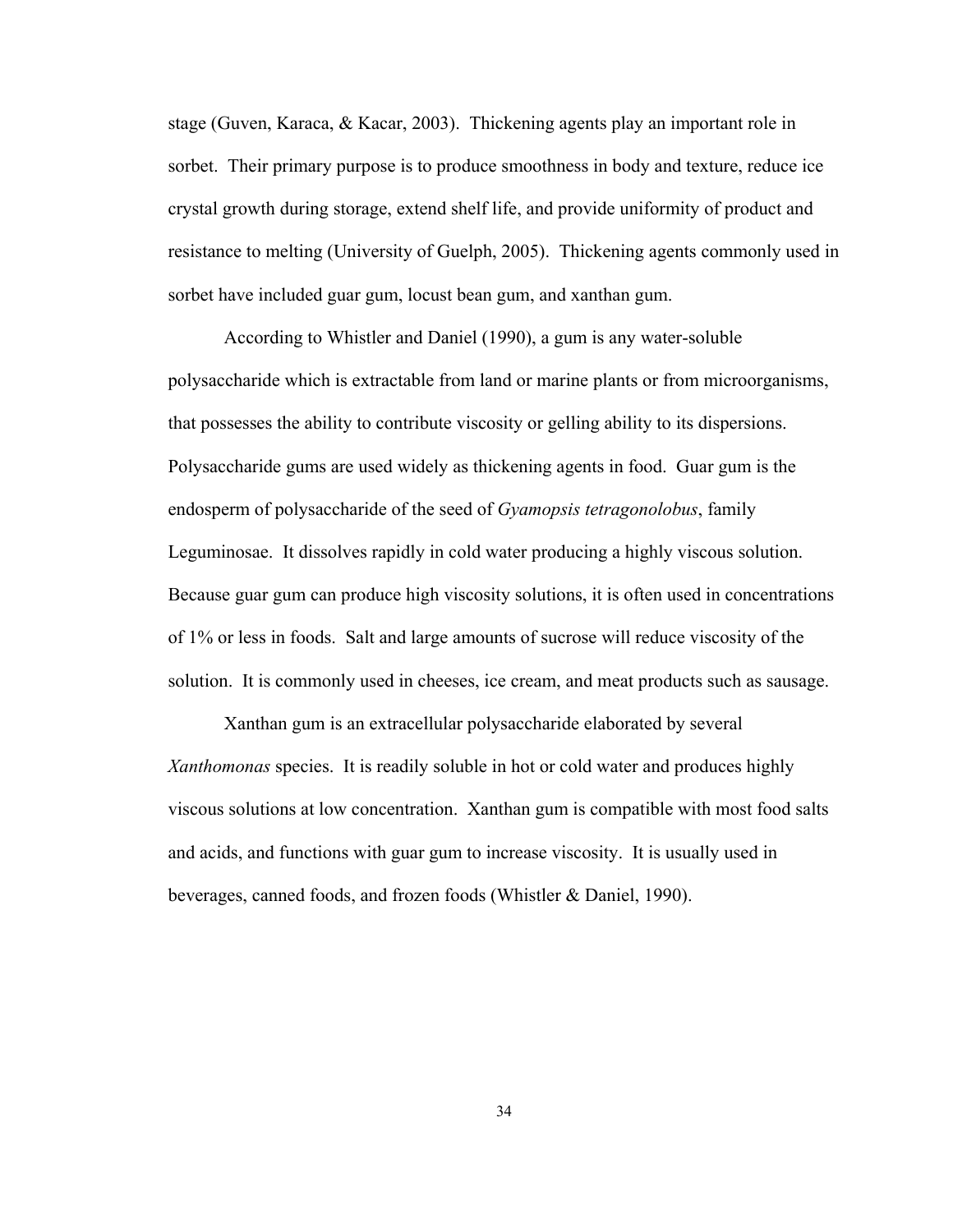stage (Guven, Karaca, & Kacar, 2003). Thickening agents play an important role in sorbet. Their primary purpose is to produce smoothness in body and texture, reduce ice crystal growth during storage, extend shelf life, and provide uniformity of product and resistance to melting (University of Guelph, 2005). Thickening agents commonly used in sorbet have included guar gum, locust bean gum, and xanthan gum.

According to Whistler and Daniel (1990), a gum is any water-soluble polysaccharide which is extractable from land or marine plants or from microorganisms, that possesses the ability to contribute viscosity or gelling ability to its dispersions. Polysaccharide gums are used widely as thickening agents in food. Guar gum is the endosperm of polysaccharide of the seed of *Gyamopsis tetragonolobus*, family Leguminosae. It dissolves rapidly in cold water producing a highly viscous solution. Because guar gum can produce high viscosity solutions, it is often used in concentrations of 1% or less in foods. Salt and large amounts of sucrose will reduce viscosity of the solution. It is commonly used in cheeses, ice cream, and meat products such as sausage.

Xanthan gum is an extracellular polysaccharide elaborated by several *Xanthomonas* species. It is readily soluble in hot or cold water and produces highly viscous solutions at low concentration. Xanthan gum is compatible with most food salts and acids, and functions with guar gum to increase viscosity. It is usually used in beverages, canned foods, and frozen foods (Whistler & Daniel, 1990).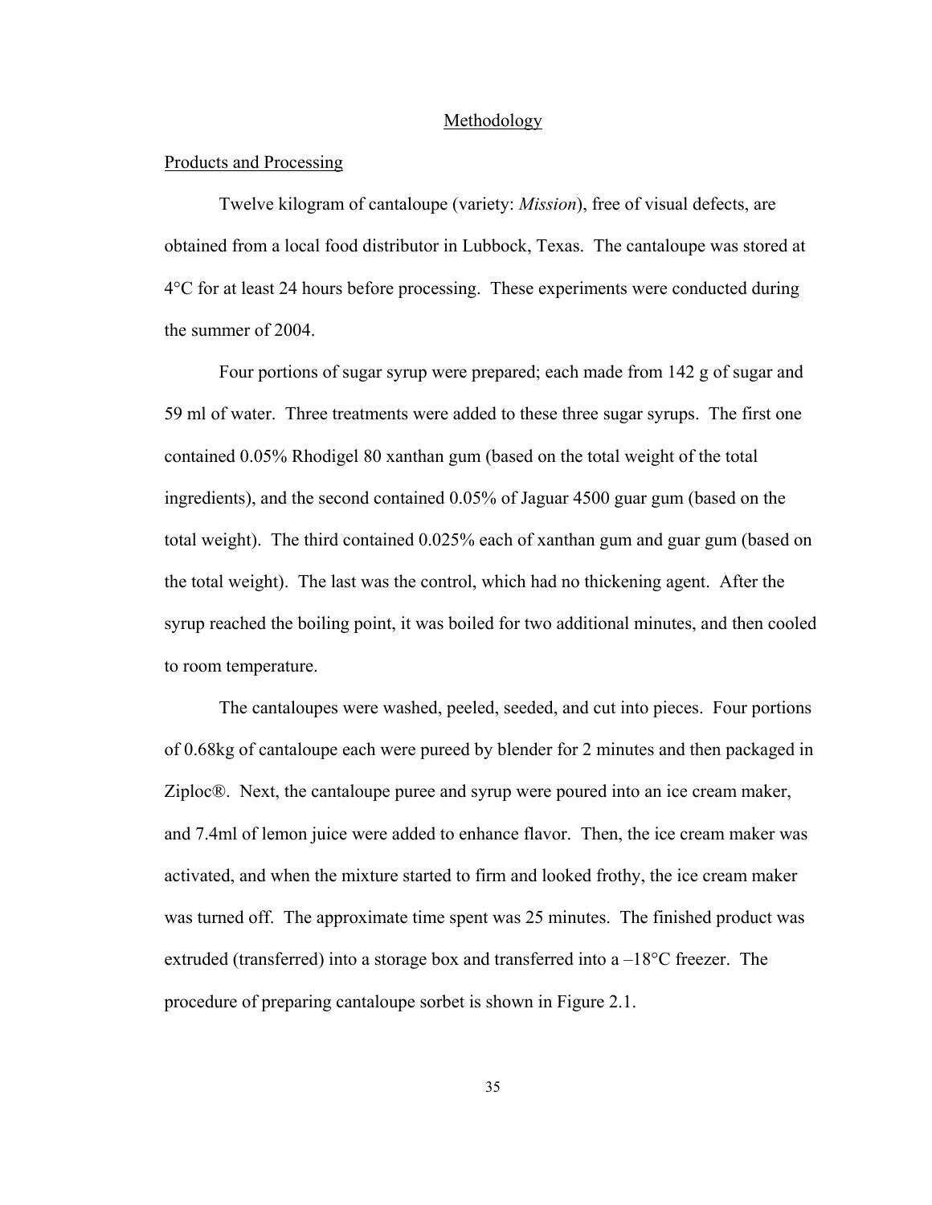## Methodology

### Products and Processing

Twelve kilogram of cantaloupe (variety: *Mission*), free of visual defects, are obtained from a local food distributor in Lubbock, Texas. The cantaloupe was stored at 4°C for at least 24 hours before processing. These experiments were conducted during the summer of 2004.

Four portions of sugar syrup were prepared; each made from 142 g of sugar and 59 ml of water. Three treatments were added to these three sugar syrups. The first one contained 0.05% Rhodigel 80 xanthan gum (based on the total weight of the total ingredients), and the second contained 0.05% of Jaguar 4500 guar gum (based on the total weight). The third contained 0.025% each of xanthan gum and guar gum (based on the total weight). The last was the control, which had no thickening agent. After the syrup reached the boiling point, it was boiled for two additional minutes, and then cooled to room temperature.

The cantaloupes were washed, peeled, seeded, and cut into pieces. Four portions of 0.68kg of cantaloupe each were pureed by blender for 2 minutes and then packaged in Ziploc®. Next, the cantaloupe puree and syrup were poured into an ice cream maker, and 7.4ml of lemon juice were added to enhance flavor. Then, the ice cream maker was activated, and when the mixture started to firm and looked frothy, the ice cream maker was turned off. The approximate time spent was 25 minutes. The finished product was extruded (transferred) into a storage box and transferred into a –18°C freezer. The procedure of preparing cantaloupe sorbet is shown in Figure 2.1.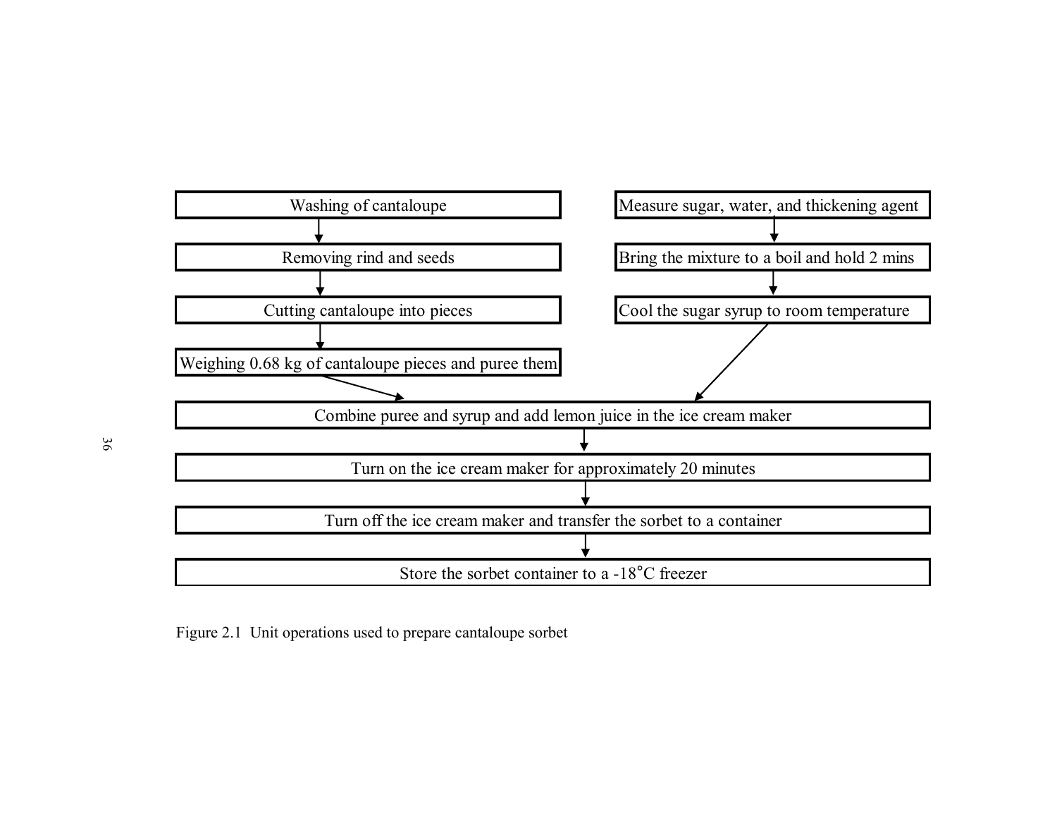Washing of cantaloupe

Removing rind and seeds

Cutting cantaloupe into pieces

Weighing 0.68 kg of cantaloupe pieces and puree them

Measure sugar, water, and thickening agent

Bring the mixture to a boil and hold 2 mins

Cool the sugar syrup to room temperature

Combine puree and syrup and add lemon juice in the ice cream maker

Turn on the ice cream maker for approximately 20 minutes

Turn off the ice cream maker and transfer the sorbet to a container

Store the sorbet container to a -18°C freezer

Figure 2.1 Unit operations used to prepare cantaloupe sorbet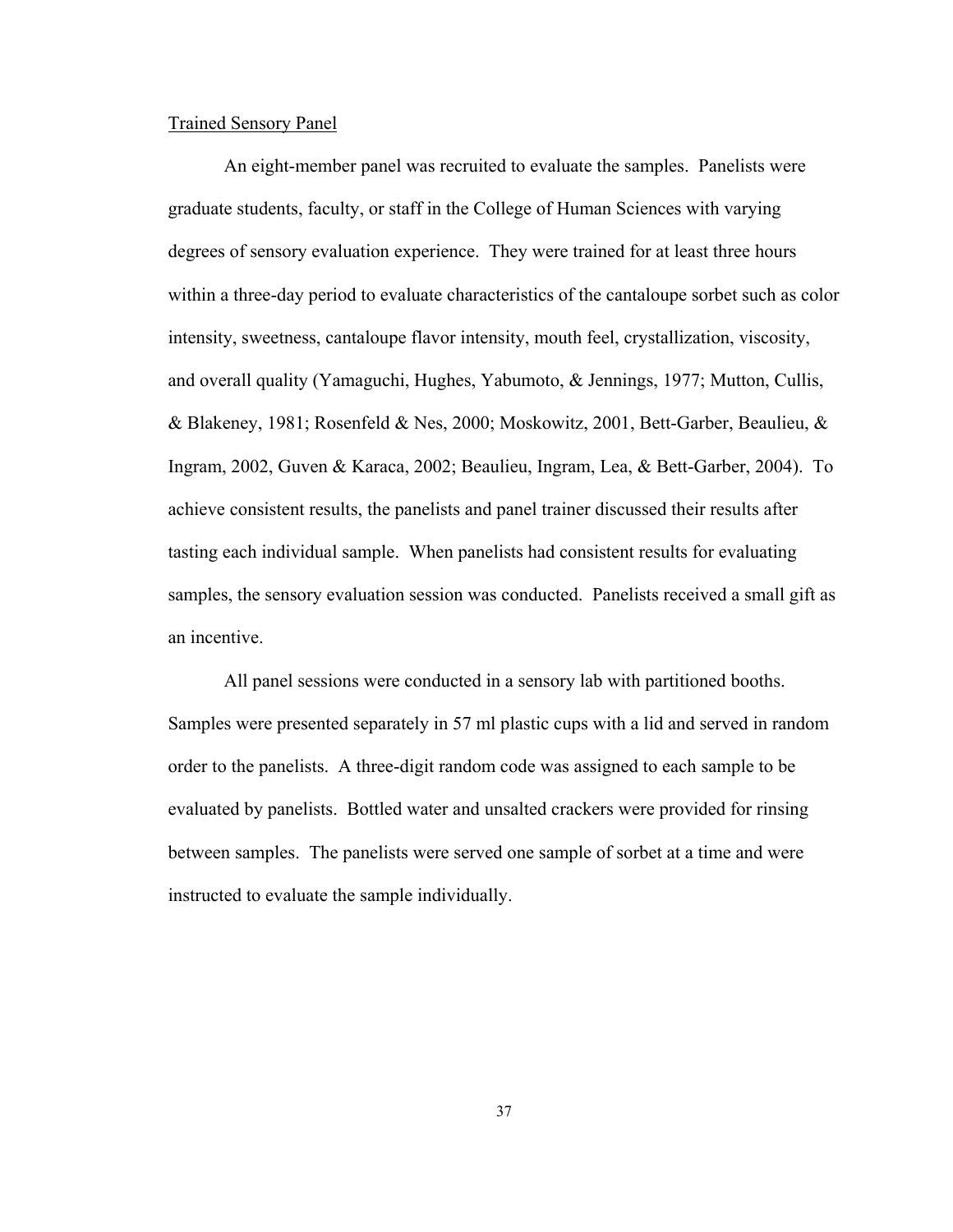## Trained Sensory Panel

An eight-member panel was recruited to evaluate the samples. Panelists were graduate students, faculty, or staff in the College of Human Sciences with varying degrees of sensory evaluation experience. They were trained for at least three hours within a three-day period to evaluate characteristics of the cantaloupe sorbet such as color intensity, sweetness, cantaloupe flavor intensity, mouth feel, crystallization, viscosity, and overall quality (Yamaguchi, Hughes, Yabumoto, & Jennings, 1977; Mutton, Cullis, & Blakeney, 1981; Rosenfeld & Nes, 2000; Moskowitz, 2001, Bett-Garber, Beaulieu, & Ingram, 2002, Guven & Karaca, 2002; Beaulieu, Ingram, Lea, & Bett-Garber, 2004). To achieve consistent results, the panelists and panel trainer discussed their results after tasting each individual sample. When panelists had consistent results for evaluating samples, the sensory evaluation session was conducted. Panelists received a small gift as an incentive.

All panel sessions were conducted in a sensory lab with partitioned booths. Samples were presented separately in 57 ml plastic cups with a lid and served in random order to the panelists. A three-digit random code was assigned to each sample to be evaluated by panelists. Bottled water and unsalted crackers were provided for rinsing between samples. The panelists were served one sample of sorbet at a time and were instructed to evaluate the sample individually.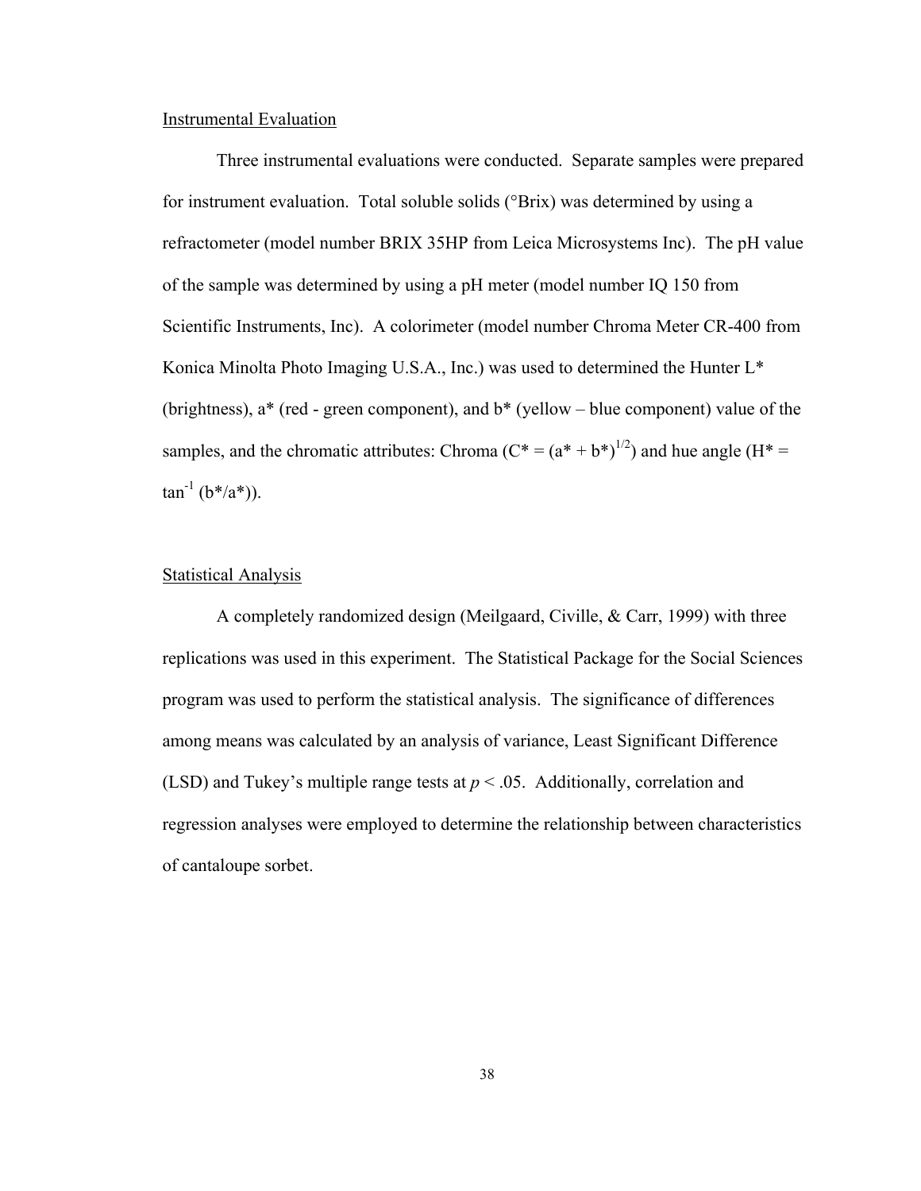<u>Instrumental Evaluation</u>

Three instrumental evaluations were conducted. Separate samples were prepared for instrument evaluation. Total soluble solids (°Brix) was determined by using a refractometer (model number BRIX 35HP from Leica Microsystems Inc). The pH value of the sample was determined by using a pH meter (model number IQ 150 from Scientific Instruments, Inc). A colorimeter (model number Chroma Meter CR-400 from Konica Minolta Photo Imaging U.S.A., Inc.) was used to determined the Hunter L* (brightness), a* (red - green component), and b* (yellow – blue component) value of the samples, and the chromatic attributes: Chroma ($C^* = (a^* + b^*)^{1/2}$) and hue angle ($H^* = \tan^{-1}(b^*/a^*)$).

<u>Statistical Analysis</u>

A completely randomized design (Meilgaard, Civille, & Carr, 1999) with three replications was used in this experiment. The Statistical Package for the Social Sciences program was used to perform the statistical analysis. The significance of differences among means was calculated by an analysis of variance, Least Significant Difference (LSD) and Tukey's multiple range tests at $p < .05$. Additionally, correlation and regression analyses were employed to determine the relationship between characteristics of cantaloupe sorbet.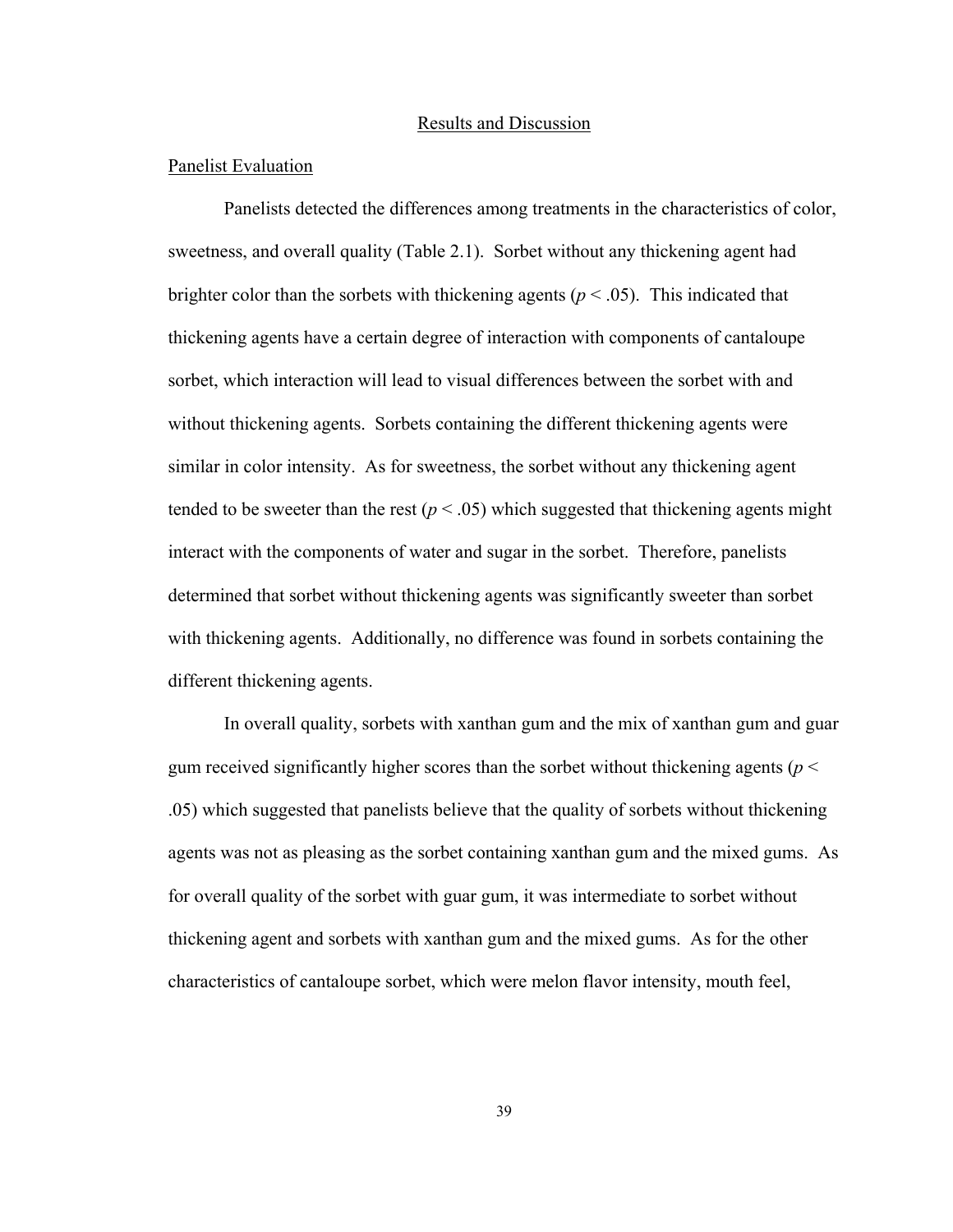## Results and Discussion

### Panelist Evaluation

Panelists detected the differences among treatments in the characteristics of color, sweetness, and overall quality (Table 2.1). Sorbet without any thickening agent had brighter color than the sorbets with thickening agents ($p < .05$). This indicated that thickening agents have a certain degree of interaction with components of cantaloupe sorbet, which interaction will lead to visual differences between the sorbet with and without thickening agents. Sorbets containing the different thickening agents were similar in color intensity. As for sweetness, the sorbet without any thickening agent tended to be sweeter than the rest ($p < .05$) which suggested that thickening agents might interact with the components of water and sugar in the sorbet. Therefore, panelists determined that sorbet without thickening agents was significantly sweeter than sorbet with thickening agents. Additionally, no difference was found in sorbets containing the different thickening agents.

In overall quality, sorbets with xanthan gum and the mix of xanthan gum and guar gum received significantly higher scores than the sorbet without thickening agents ($p < .05$) which suggested that panelists believe that the quality of sorbets without thickening agents was not as pleasing as the sorbet containing xanthan gum and the mixed gums. As for overall quality of the sorbet with guar gum, it was intermediate to sorbet without thickening agent and sorbets with xanthan gum and the mixed gums. As for the other characteristics of cantaloupe sorbet, which were melon flavor intensity, mouth feel,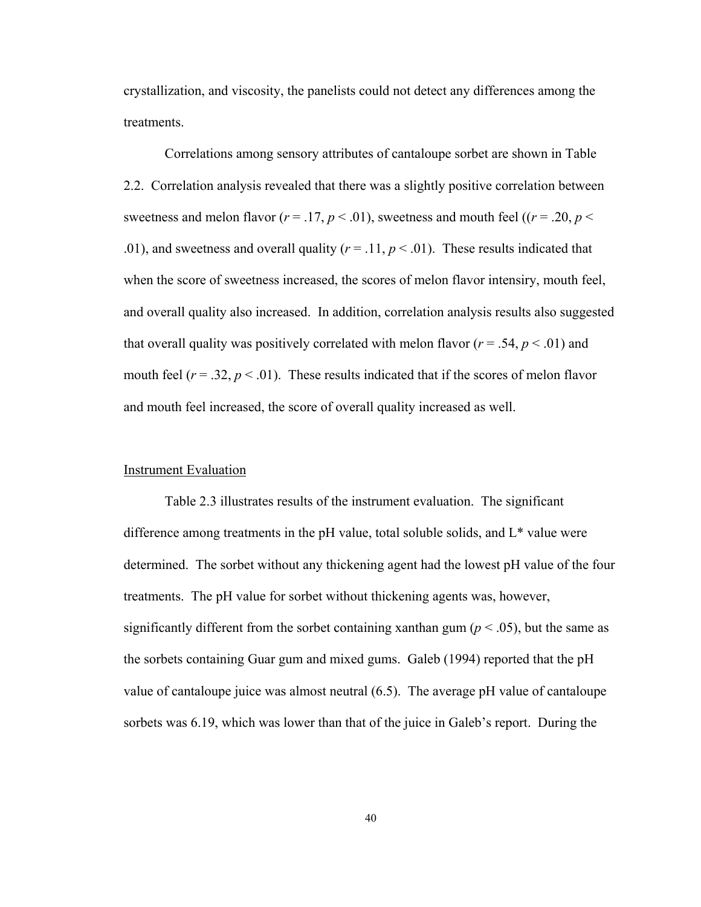crystallization, and viscosity, the panelists could not detect any differences among the treatments.

Correlations among sensory attributes of cantaloupe sorbet are shown in Table 2.2. Correlation analysis revealed that there was a slightly positive correlation between sweetness and melon flavor ($r = .17$, $p < .01$), sweetness and mouth feel (($r = .20$, $p < .01$), and sweetness and overall quality ($r = .11$, $p < .01$). These results indicated that when the score of sweetness increased, the scores of melon flavor intensiry, mouth feel, and overall quality also increased. In addition, correlation analysis results also suggested that overall quality was positively correlated with melon flavor ($r = .54$, $p < .01$) and mouth feel ($r = .32$, $p < .01$). These results indicated that if the scores of melon flavor and mouth feel increased, the score of overall quality increased as well.

## Instrument Evaluation

Table 2.3 illustrates results of the instrument evaluation. The significant difference among treatments in the pH value, total soluble solids, and L* value were determined. The sorbet without any thickening agent had the lowest pH value of the four treatments. The pH value for sorbet without thickening agents was, however, significantly different from the sorbet containing xanthan gum ($p < .05$), but the same as the sorbets containing Guar gum and mixed gums. Galeb (1994) reported that the pH value of cantaloupe juice was almost neutral (6.5). The average pH value of cantaloupe sorbets was 6.19, which was lower than that of the juice in Galeb's report. During the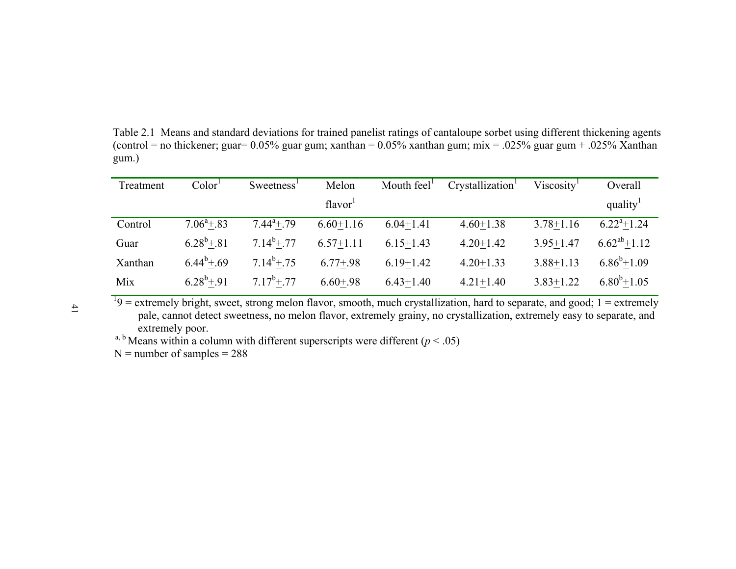Table 2.1 Means and standard deviations for trained panelist ratings of cantaloupe sorbet using different thickening agents (control = no thickener; guar= 0.05% guar gum; xanthan = 0.05% xanthan gum; mix = .025% guar gum + .025% Xanthan gum.)

| Treatment | Color[1] | Sweetness[1] | Melon flavor[1] | Mouth feel[1] | Crystallization[1] | Viscosity[1] | Overall quality[1] |
|---|---|---|---|---|---|---|---|
| Control | $7.06^{a} \pm .83$ | $7.44^{a} \pm .79$ | $6.60 \pm 1.16$ | $6.04 \pm 1.41$ | $4.60 \pm 1.38$ | $3.78 \pm 1.16$ | $6.22^{a} \pm 1.24$ |
| Guar | $6.28^{b} \pm .81$ | $7.14^{b} \pm .77$ | $6.57 \pm 1.11$ | $6.15 \pm 1.43$ | $4.20 \pm 1.42$ | $3.95 \pm 1.47$ | $6.62^{ab} \pm 1.12$ |
| Xanthan | $6.44^{b} \pm .69$ | $7.14^{b} \pm .75$ | $6.77 \pm .98$ | $6.19 \pm 1.42$ | $4.20 \pm 1.33$ | $3.88 \pm 1.13$ | $6.86^{b} \pm 1.09$ |
| Mix | $6.28^{b} \pm .91$ | $7.17^{b} \pm .77$ | $6.60 \pm .98$ | $6.43 \pm 1.40$ | $4.21 \pm 1.40$ | $3.83 \pm 1.22$ | $6.80^{b} \pm 1.05$ |

[1] 9 = extremely bright, sweet, strong melon flavor, smooth, much crystallization, hard to separate, and good; 1 = extremely pale, cannot detect sweetness, no melon flavor, extremely grainy, no crystallization, extremely easy to separate, and extremely poor.

[a, b] Means within a column with different superscripts were different ($p < .05$)

N = number of samples = 288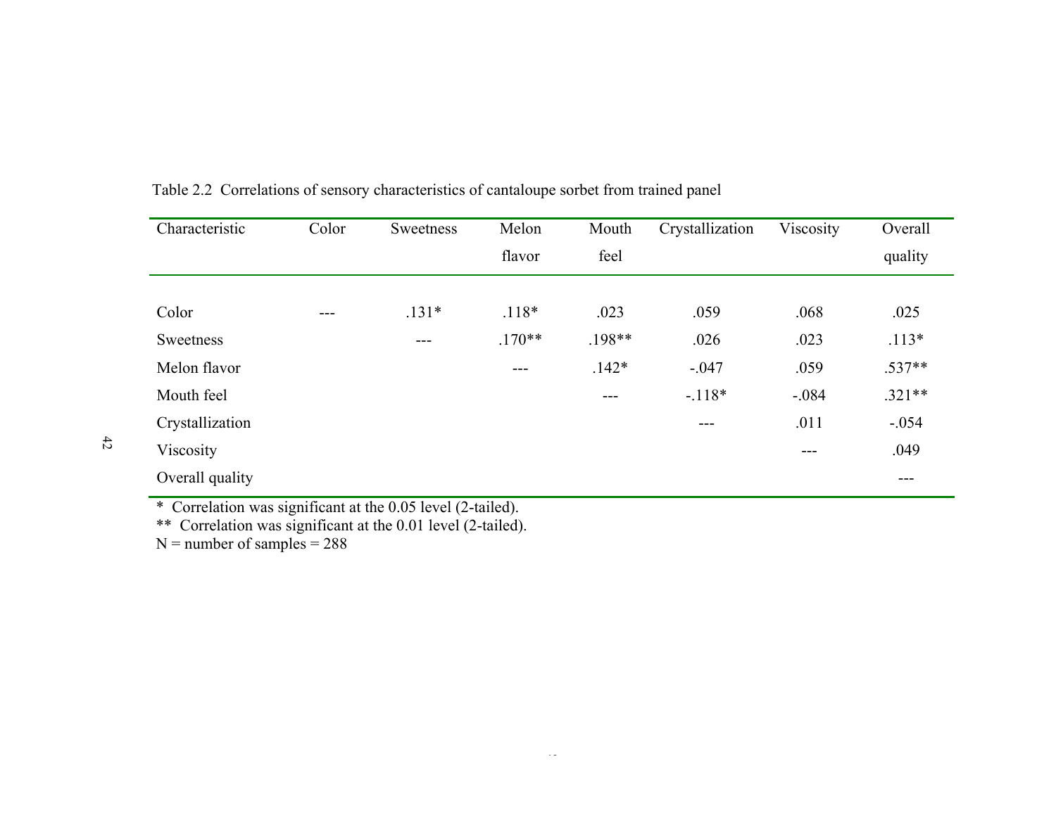Table 2.2 Correlations of sensory characteristics of cantaloupe sorbet from trained panel

| Characteristic | Color | Sweetness | Melon flavor | Mouth feel | Crystallization | Viscosity | Overall quality |
|---|---|---|---|---|---|---|---|
| Color | --- | .131* | .118* | .023 | .059 | .068 | .025 |
| Sweetness | | --- | .170** | .198** | .026 | .023 | .113* |
| Melon flavor | | | --- | .142* | -.047 | .059 | .537** |
| Mouth feel | | | | --- | -.118* | -.084 | .321** |
| Crystallization | | | | | --- | .011 | -.054 |
| Viscosity | | | | | | --- | .049 |
| Overall quality | | | | | | | --- |

\* Correlation was significant at the 0.05 level (2-tailed).

\** Correlation was significant at the 0.01 level (2-tailed).

N = number of samples = 288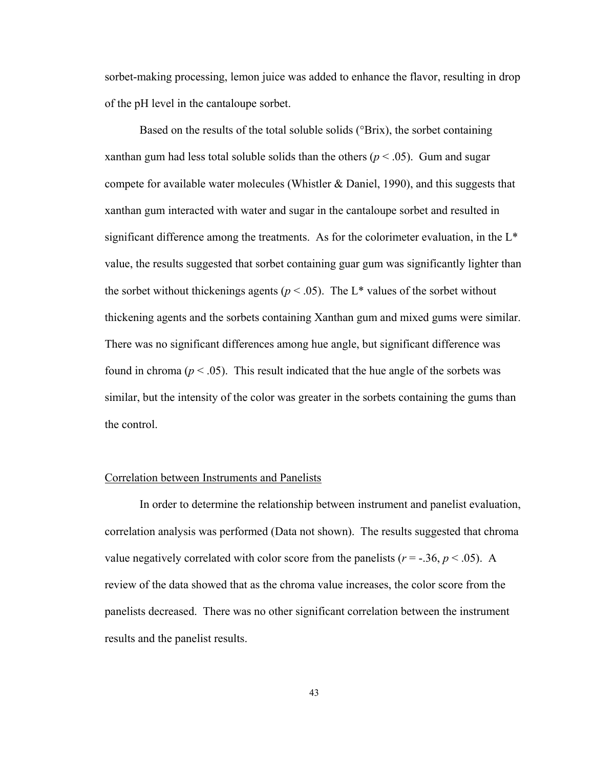sorbet-making processing, lemon juice was added to enhance the flavor, resulting in drop of the pH level in the cantaloupe sorbet.

Based on the results of the total soluble solids (°Brix), the sorbet containing xanthan gum had less total soluble solids than the others ($p < .05$). Gum and sugar compete for available water molecules (Whistler & Daniel, 1990), and this suggests that xanthan gum interacted with water and sugar in the cantaloupe sorbet and resulted in significant difference among the treatments. As for the colorimeter evaluation, in the L* value, the results suggested that sorbet containing guar gum was significantly lighter than the sorbet without thickenings agents ($p < .05$). The L* values of the sorbet without thickening agents and the sorbets containing Xanthan gum and mixed gums were similar. There was no significant differences among hue angle, but significant difference was found in chroma ($p < .05$). This result indicated that the hue angle of the sorbets was similar, but the intensity of the color was greater in the sorbets containing the gums than the control.

## Correlation between Instruments and Panelists

In order to determine the relationship between instrument and panelist evaluation, correlation analysis was performed (Data not shown). The results suggested that chroma value negatively correlated with color score from the panelists ($r = -.36$, $p < .05$). A review of the data showed that as the chroma value increases, the color score from the panelists decreased. There was no other significant correlation between the instrument results and the panelist results.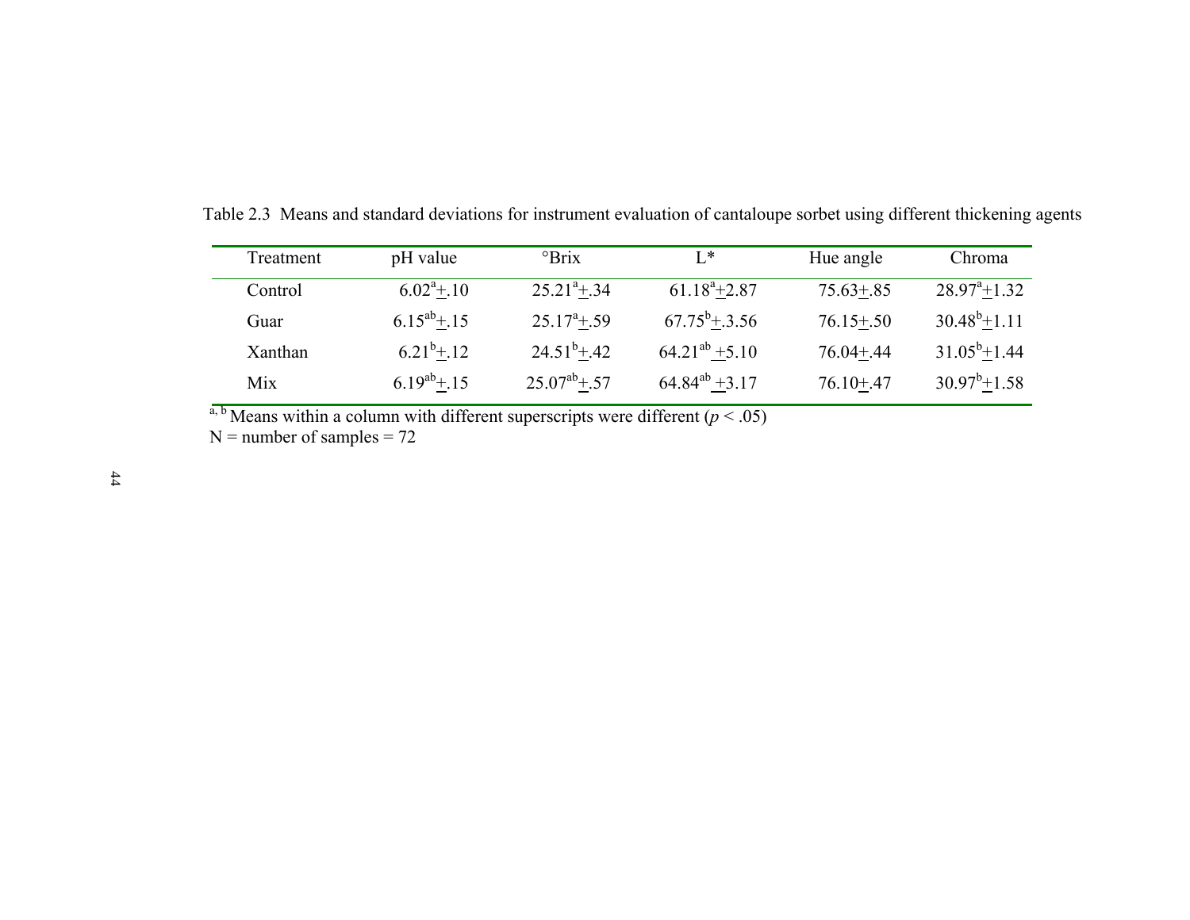Table 2.3 Means and standard deviations for instrument evaluation of cantaloupe sorbet using different thickening agents

| Treatment | pH value | °Brix | L* | Hue angle | Chroma |
|---|---|---|---|---|---|
| Control | $6.02^{a}\pm.10$ | $25.21^{a}\pm.34$ | $61.18^{a}\pm2.87$ | $75.63\pm.85$ | $28.97^{a}\pm1.32$ |
| Guar | $6.15^{ab}\pm.15$ | $25.17^{a}\pm.59$ | $67.75^{b}\pm.3.56$ | $76.15\pm.50$ | $30.48^{b}\pm1.11$ |
| Xanthan | $6.21^{b}\pm.12$ | $24.51^{b}\pm.42$ | $64.21^{ab}\pm5.10$ | $76.04\pm.44$ | $31.05^{b}\pm1.44$ |
| Mix | $6.19^{ab}\pm.15$ | $25.07^{ab}\pm.57$ | $64.84^{ab}\pm3.17$ | $76.10\pm.47$ | $30.97^{b}\pm1.58$ |

[a, b] Means within a column with different superscripts were different ($p < .05$)
N = number of samples = 72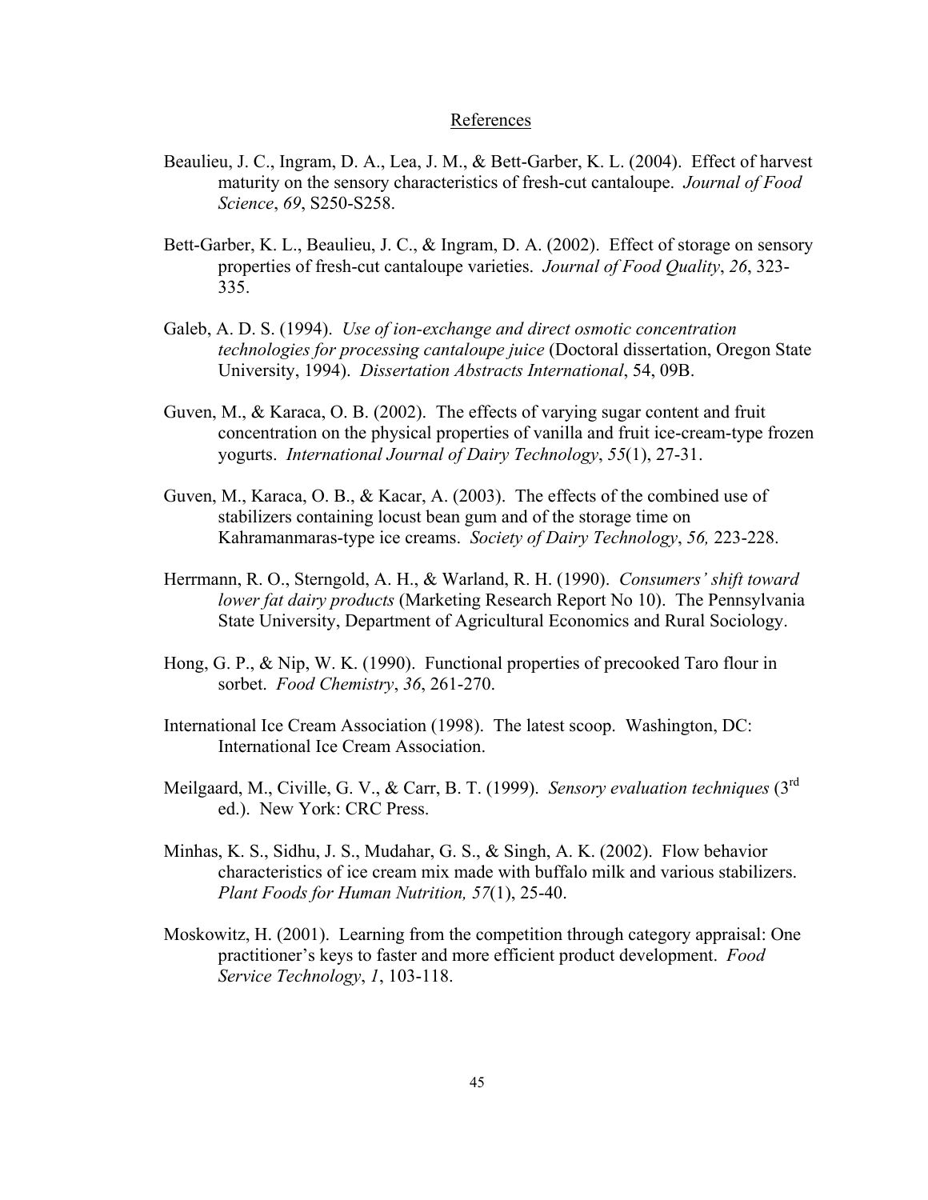## References

Beaulieu, J. C., Ingram, D. A., Lea, J. M., & Bett-Garber, K. L. (2004). Effect of harvest maturity on the sensory characteristics of fresh-cut cantaloupe. *Journal of Food Science*, *69*, S250-S258.

Bett-Garber, K. L., Beaulieu, J. C., & Ingram, D. A. (2002). Effect of storage on sensory properties of fresh-cut cantaloupe varieties. *Journal of Food Quality*, *26*, 323-335.

Galeb, A. D. S. (1994). *Use of ion-exchange and direct osmotic concentration technologies for processing cantaloupe juice* (Doctoral dissertation, Oregon State University, 1994). *Dissertation Abstracts International*, 54, 09B.

Guven, M., & Karaca, O. B. (2002). The effects of varying sugar content and fruit concentration on the physical properties of vanilla and fruit ice-cream-type frozen yogurts. *International Journal of Dairy Technology*, *55*(1), 27-31.

Guven, M., Karaca, O. B., & Kacar, A. (2003). The effects of the combined use of stabilizers containing locust bean gum and of the storage time on Kahramanmaras-type ice creams. *Society of Dairy Technology*, *56,* 223-228.

Herrmann, R. O., Sternglod, A. H., & Warland, R. H. (1990). *Consumers' shift toward lower fat dairy products* (Marketing Research Report No 10). The Pennsylvania State University, Department of Agricultural Economics and Rural Sociology.

Hong, G. P., & Nip, W. K. (1990). Functional properties of precooked Taro flour in sorbet. *Food Chemistry*, *36*, 261-270.

International Ice Cream Association (1998). The latest scoop. Washington, DC: International Ice Cream Association.

Meilgaard, M., Civille, G. V., & Carr, B. T. (1999). *Sensory evaluation techniques* (3rd ed.). New York: CRC Press.

Minhas, K. S., Sidhu, J. S., Mudahar, G. S., & Singh, A. K. (2002). Flow behavior characteristics of ice cream mix made with buffalo milk and various stabilizers. *Plant Foods for Human Nutrition, 57*(1), 25-40.

Moskowitz, H. (2001). Learning from the competition through category appraisal: One practitioner's keys to faster and more efficient product development. *Food Service Technology*, *1*, 103-118.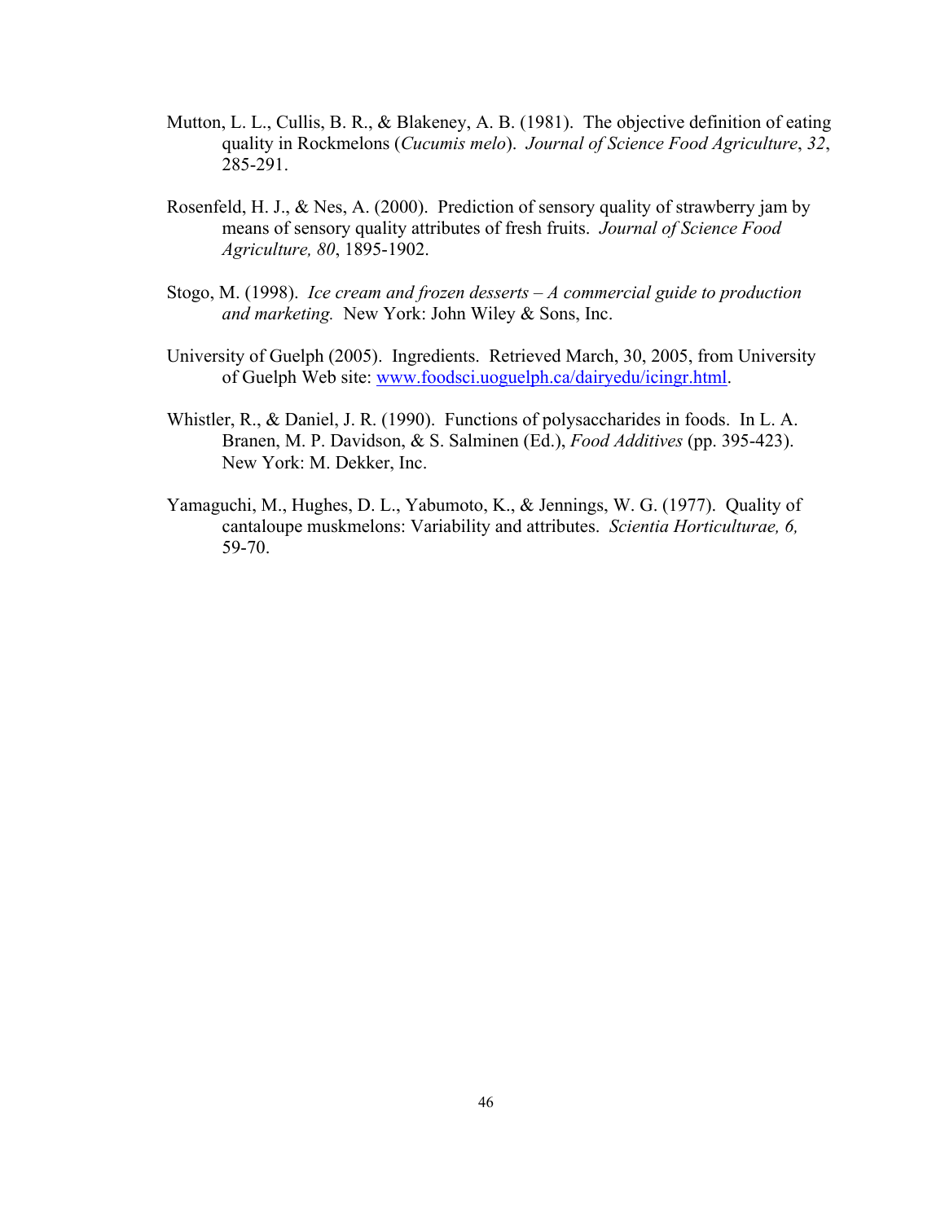Mutton, L. L., Cullis, B. R., & Blakeney, A. B. (1981). The objective definition of eating quality in Rockmelons (*Cucumis melo*). *Journal of Science Food Agriculture*, *32*, 285-291.

Rosenfeld, H. J., & Nes, A. (2000). Prediction of sensory quality of strawberry jam by means of sensory quality attributes of fresh fruits. *Journal of Science Food Agriculture, 80*, 1895-1902.

Stogo, M. (1998). *Ice cream and frozen desserts – A commercial guide to production and marketing.* New York: John Wiley & Sons, Inc.

University of Guelph (2005). Ingredients. Retrieved March, 30, 2005, from University of Guelph Web site: [www.foodsci.uoguelph.ca/dairyedu/icingr.html](www.foodsci.uoguelph.ca/dairyedu/icingr.html).

Whistler, R., & Daniel, J. R. (1990). Functions of polysaccharides in foods. In L. A. Branen, M. P. Davidson, & S. Salminen (Ed.), *Food Additives* (pp. 395-423). New York: M. Dekker, Inc.

Yamaguchi, M., Hughes, D. L., Yabumoto, K., & Jennings, W. G. (1977). Quality of cantaloupe muskmelons: Variability and attributes. *Scientia Horticulturae, 6,* 59-70.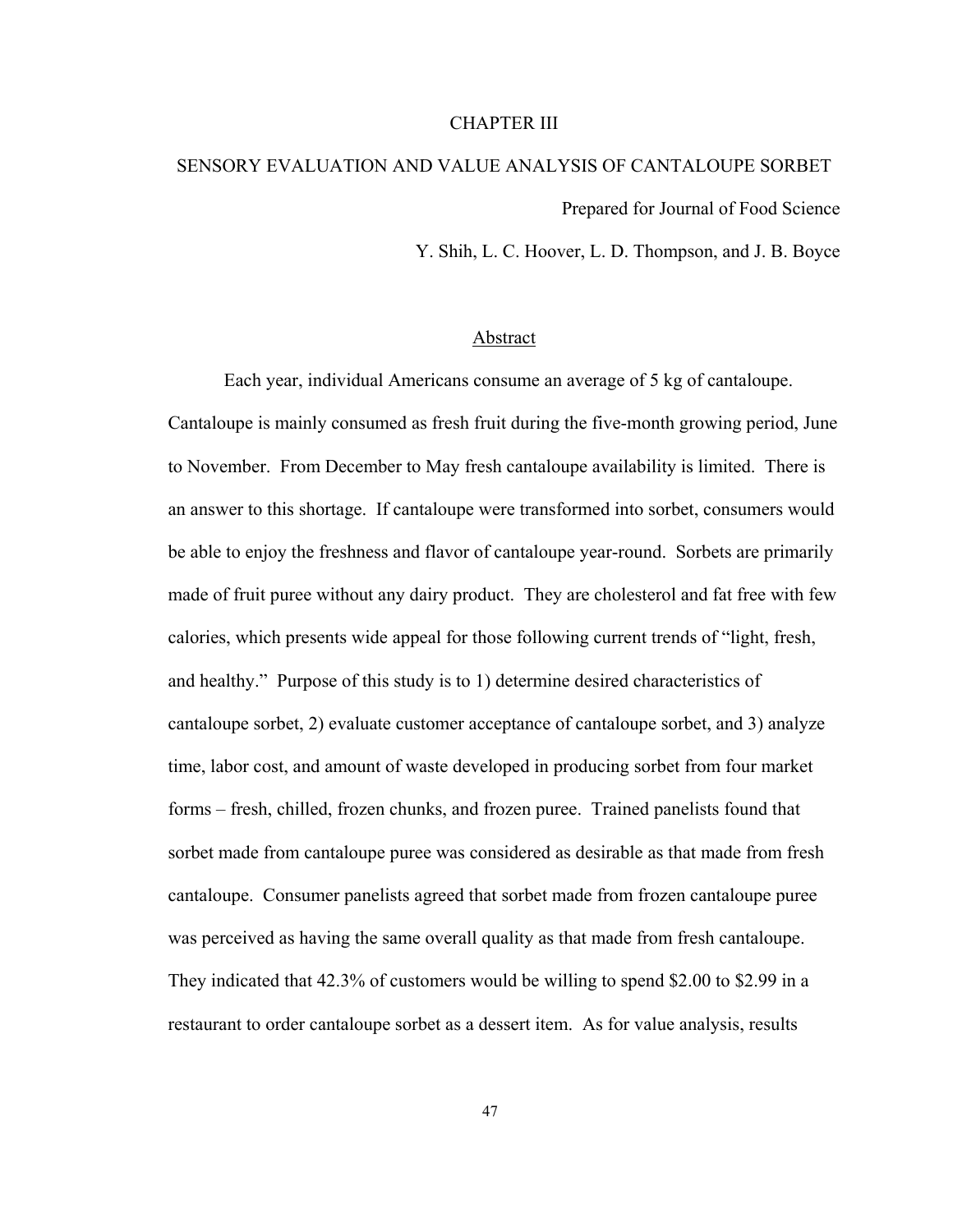# CHAPTER III

# SENSORY EVALUATION AND VALUE ANALYSIS OF CANTALOUPE SORBET

Prepared for Journal of Food Science

Y. Shih, L. C. Hoover, L. D. Thompson, and J. B. Boyce

## Abstract

Each year, individual Americans consume an average of 5 kg of cantaloupe. Cantaloupe is mainly consumed as fresh fruit during the five-month growing period, June to November. From December to May fresh cantaloupe availability is limited. There is an answer to this shortage. If cantaloupe were transformed into sorbet, consumers would be able to enjoy the freshness and flavor of cantaloupe year-round. Sorbets are primarily made of fruit puree without any dairy product. They are cholesterol and fat free with few calories, which presents wide appeal for those following current trends of "light, fresh, and healthy." Purpose of this study is to 1) determine desired characteristics of cantaloupe sorbet, 2) evaluate customer acceptance of cantaloupe sorbet, and 3) analyze time, labor cost, and amount of waste developed in producing sorbet from four market forms – fresh, chilled, frozen chunks, and frozen puree. Trained panelists found that sorbet made from cantaloupe puree was considered as desirable as that made from fresh cantaloupe. Consumer panelists agreed that sorbet made from frozen cantaloupe puree was perceived as having the same overall quality as that made from fresh cantaloupe. They indicated that 42.3% of customers would be willing to spend \$2.00 to \$2.99 in a restaurant to order cantaloupe sorbet as a dessert item. As for value analysis, results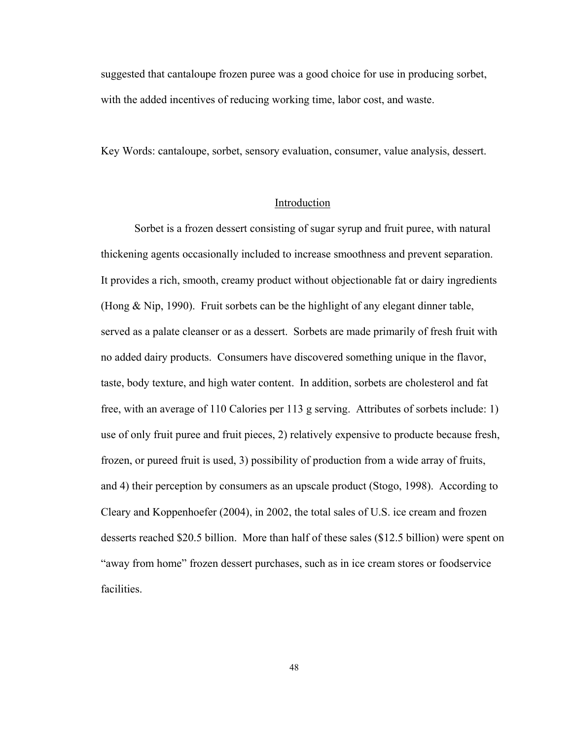suggested that cantaloupe frozen puree was a good choice for use in producing sorbet, with the added incentives of reducing working time, labor cost, and waste.

Key Words: cantaloupe, sorbet, sensory evaluation, consumer, value analysis, dessert.

## Introduction

Sorbet is a frozen dessert consisting of sugar syrup and fruit puree, with natural thickening agents occasionally included to increase smoothness and prevent separation. It provides a rich, smooth, creamy product without objectionable fat or dairy ingredients (Hong & Nip, 1990). Fruit sorbets can be the highlight of any elegant dinner table, served as a palate cleanser or as a dessert. Sorbets are made primarily of fresh fruit with no added dairy products. Consumers have discovered something unique in the flavor, taste, body texture, and high water content. In addition, sorbets are cholesterol and fat free, with an average of 110 Calories per 113 g serving. Attributes of sorbets include: 1) use of only fruit puree and fruit pieces, 2) relatively expensive to producte because fresh, frozen, or pureed fruit is used, 3) possibility of production from a wide array of fruits, and 4) their perception by consumers as an upscale product (Stogo, 1998). According to Cleary and Koppenhoefer (2004), in 2002, the total sales of U.S. ice cream and frozen desserts reached $20.5 billion. More than half of these sales ($12.5 billion) were spent on "away from home" frozen dessert purchases, such as in ice cream stores or foodservice facilities.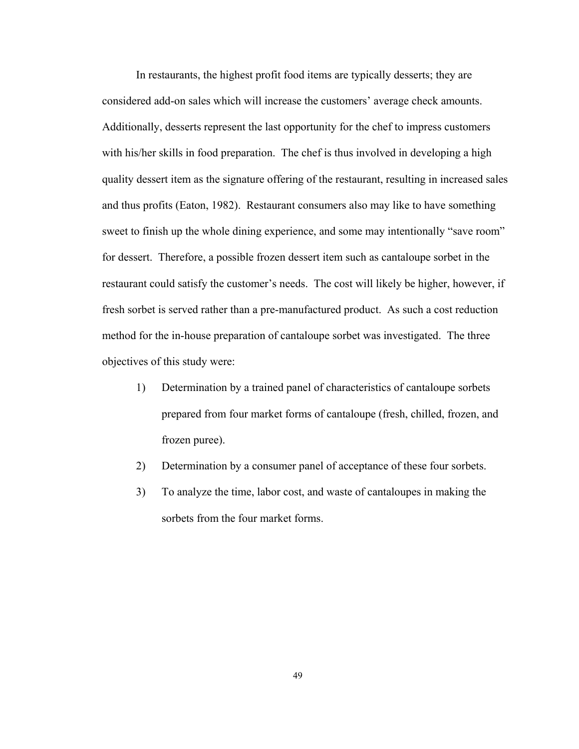In restaurants, the highest profit food items are typically desserts; they are considered add-on sales which will increase the customers' average check amounts. Additionally, desserts represent the last opportunity for the chef to impress customers with his/her skills in food preparation. The chef is thus involved in developing a high quality dessert item as the signature offering of the restaurant, resulting in increased sales and thus profits (Eaton, 1982). Restaurant consumers also may like to have something sweet to finish up the whole dining experience, and some may intentionally "save room" for dessert. Therefore, a possible frozen dessert item such as cantaloupe sorbet in the restaurant could satisfy the customer's needs. The cost will likely be higher, however, if fresh sorbet is served rather than a pre-manufactured product. As such a cost reduction method for the in-house preparation of cantaloupe sorbet was investigated. The three objectives of this study were:

1) Determination by a trained panel of characteristics of cantaloupe sorbets prepared from four market forms of cantaloupe (fresh, chilled, frozen, and frozen puree).
2) Determination by a consumer panel of acceptance of these four sorbets.
3) To analyze the time, labor cost, and waste of cantaloupes in making the sorbets from the four market forms.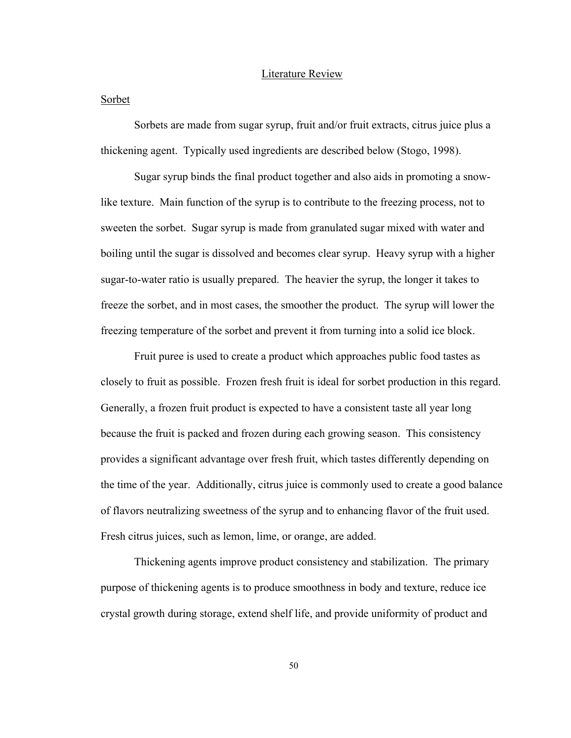## Literature Review

### Sorbet

Sorbets are made from sugar syrup, fruit and/or fruit extracts, citrus juice plus a thickening agent. Typically used ingredients are described below (Stogo, 1998).

Sugar syrup binds the final product together and also aids in promoting a snow-like texture. Main function of the syrup is to contribute to the freezing process, not to sweeten the sorbet. Sugar syrup is made from granulated sugar mixed with water and boiling until the sugar is dissolved and becomes clear syrup. Heavy syrup with a higher sugar-to-water ratio is usually prepared. The heavier the syrup, the longer it takes to freeze the sorbet, and in most cases, the smoother the product. The syrup will lower the freezing temperature of the sorbet and prevent it from turning into a solid ice block.

Fruit puree is used to create a product which approaches public food tastes as closely to fruit as possible. Frozen fresh fruit is ideal for sorbet production in this regard. Generally, a frozen fruit product is expected to have a consistent taste all year long because the fruit is packed and frozen during each growing season. This consistency provides a significant advantage over fresh fruit, which tastes differently depending on the time of the year. Additionally, citrus juice is commonly used to create a good balance of flavors neutralizing sweetness of the syrup and to enhancing flavor of the fruit used. Fresh citrus juices, such as lemon, lime, or orange, are added.

Thickening agents improve product consistency and stabilization. The primary purpose of thickening agents is to produce smoothness in body and texture, reduce ice crystal growth during storage, extend shelf life, and provide uniformity of product and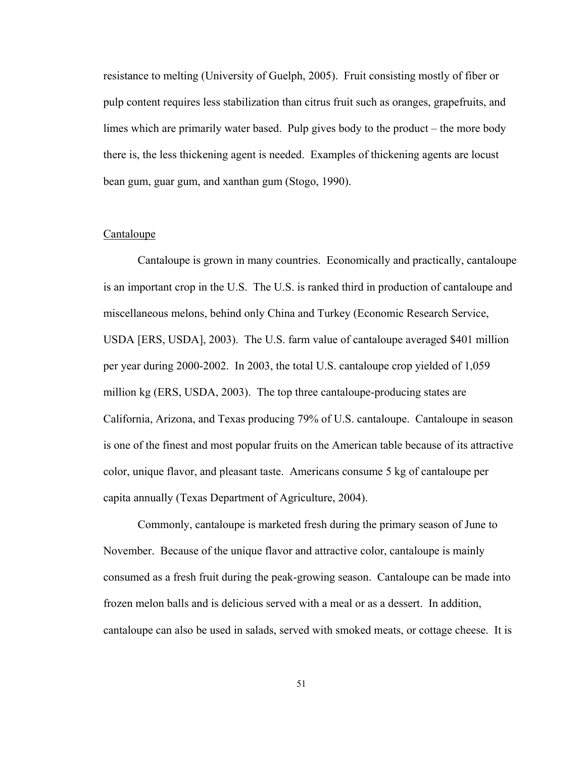resistance to melting (University of Guelph, 2005). Fruit consisting mostly of fiber or pulp content requires less stabilization than citrus fruit such as oranges, grapefruits, and limes which are primarily water based. Pulp gives body to the product – the more body there is, the less thickening agent is needed. Examples of thickening agents are locust bean gum, guar gum, and xanthan gum (Stogo, 1990).

## Cantaloupe

Cantaloupe is grown in many countries. Economically and practically, cantaloupe is an important crop in the U.S. The U.S. is ranked third in production of cantaloupe and miscellaneous melons, behind only China and Turkey (Economic Research Service, USDA [ERS, USDA], 2003). The U.S. farm value of cantaloupe averaged $401 million per year during 2000-2002. In 2003, the total U.S. cantaloupe crop yielded of 1,059 million kg (ERS, USDA, 2003). The top three cantaloupe-producing states are California, Arizona, and Texas producing 79% of U.S. cantaloupe. Cantaloupe in season is one of the finest and most popular fruits on the American table because of its attractive color, unique flavor, and pleasant taste. Americans consume 5 kg of cantaloupe per capita annually (Texas Department of Agriculture, 2004).

Commonly, cantaloupe is marketed fresh during the primary season of June to November. Because of the unique flavor and attractive color, cantaloupe is mainly consumed as a fresh fruit during the peak-growing season. Cantaloupe can be made into frozen melon balls and is delicious served with a meal or as a dessert. In addition, cantaloupe can also be used in salads, served with smoked meats, or cottage cheese. It is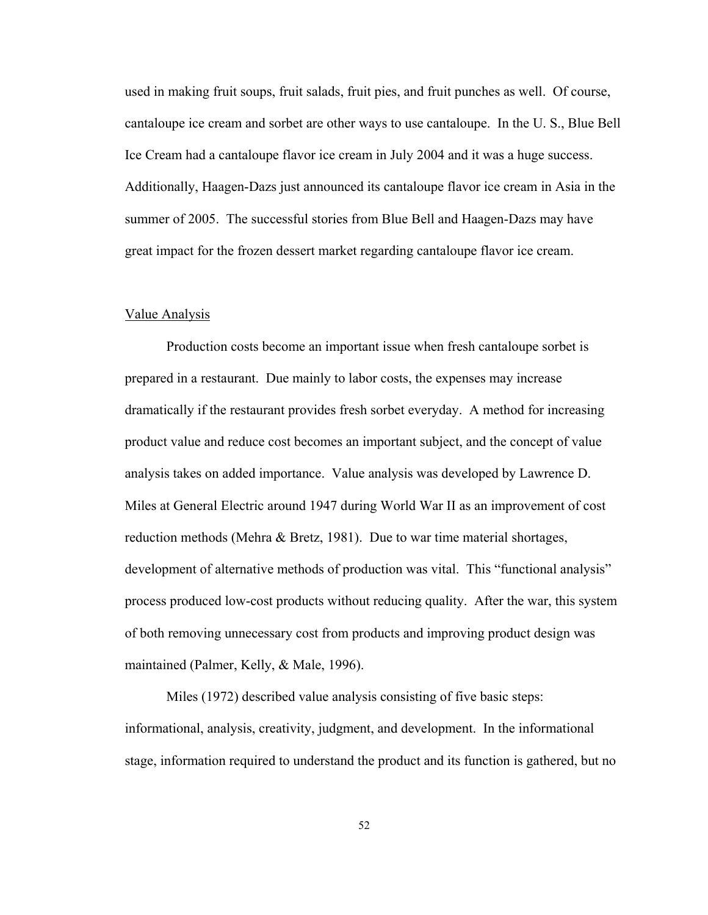used in making fruit soups, fruit salads, fruit pies, and fruit punches as well. Of course, cantaloupe ice cream and sorbet are other ways to use cantaloupe. In the U. S., Blue Bell Ice Cream had a cantaloupe flavor ice cream in July 2004 and it was a huge success. Additionally, Haagen-Dazs just announced its cantaloupe flavor ice cream in Asia in the summer of 2005. The successful stories from Blue Bell and Haagen-Dazs may have great impact for the frozen dessert market regarding cantaloupe flavor ice cream.

## Value Analysis

Production costs become an important issue when fresh cantaloupe sorbet is prepared in a restaurant. Due mainly to labor costs, the expenses may increase dramatically if the restaurant provides fresh sorbet everyday. A method for increasing product value and reduce cost becomes an important subject, and the concept of value analysis takes on added importance. Value analysis was developed by Lawrence D. Miles at General Electric around 1947 during World War II as an improvement of cost reduction methods (Mehra & Bretz, 1981). Due to war time material shortages, development of alternative methods of production was vital. This "functional analysis" process produced low-cost products without reducing quality. After the war, this system of both removing unnecessary cost from products and improving product design was maintained (Palmer, Kelly, & Male, 1996).

Miles (1972) described value analysis consisting of five basic steps: informational, analysis, creativity, judgment, and development. In the informational stage, information required to understand the product and its function is gathered, but no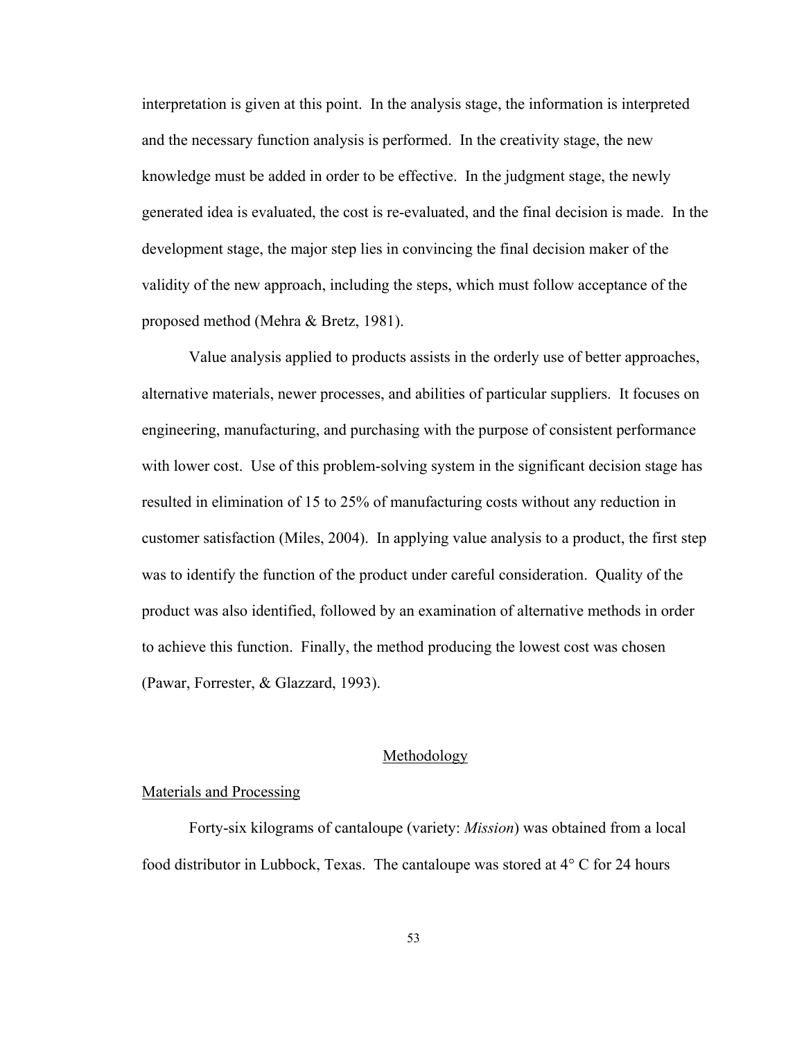interpretation is given at this point. In the analysis stage, the information is interpreted and the necessary function analysis is performed. In the creativity stage, the new knowledge must be added in order to be effective. In the judgment stage, the newly generated idea is evaluated, the cost is re-evaluated, and the final decision is made. In the development stage, the major step lies in convincing the final decision maker of the validity of the new approach, including the steps, which must follow acceptance of the proposed method (Mehra & Bretz, 1981).

Value analysis applied to products assists in the orderly use of better approaches, alternative materials, newer processes, and abilities of particular suppliers. It focuses on engineering, manufacturing, and purchasing with the purpose of consistent performance with lower cost. Use of this problem-solving system in the significant decision stage has resulted in elimination of 15 to 25% of manufacturing costs without any reduction in customer satisfaction (Miles, 2004). In applying value analysis to a product, the first step was to identify the function of the product under careful consideration. Quality of the product was also identified, followed by an examination of alternative methods in order to achieve this function. Finally, the method producing the lowest cost was chosen (Pawar, Forrester, & Glazzard, 1993).

## Methodology

### Materials and Processing

Forty-six kilograms of cantaloupe (variety: *Mission*) was obtained from a local food distributor in Lubbock, Texas. The cantaloupe was stored at 4° C for 24 hours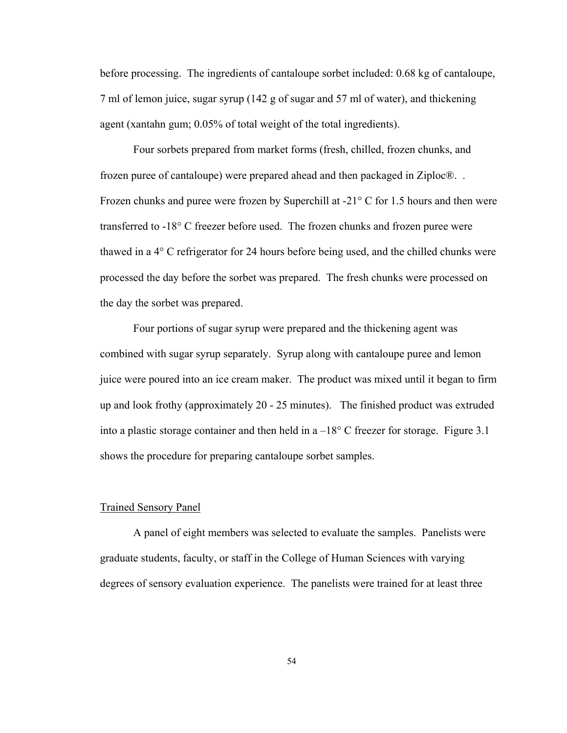before processing. The ingredients of cantaloupe sorbet included: 0.68 kg of cantaloupe, 7 ml of lemon juice, sugar syrup (142 g of sugar and 57 ml of water), and thickening agent (xantahn gum; 0.05% of total weight of the total ingredients).

Four sorbets prepared from market forms (fresh, chilled, frozen chunks, and frozen puree of cantaloupe) were prepared ahead and then packaged in Ziploc®. . Frozen chunks and puree were frozen by Superchill at -21° C for 1.5 hours and then were transferred to -18° C freezer before used. The frozen chunks and frozen puree were thawed in a 4° C refrigerator for 24 hours before being used, and the chilled chunks were processed the day before the sorbet was prepared. The fresh chunks were processed on the day the sorbet was prepared.

Four portions of sugar syrup were prepared and the thickening agent was combined with sugar syrup separately. Syrup along with cantaloupe puree and lemon juice were poured into an ice cream maker. The product was mixed until it began to firm up and look frothy (approximately 20 - 25 minutes). The finished product was extruded into a plastic storage container and then held in a –18° C freezer for storage. Figure 3.1 shows the procedure for preparing cantaloupe sorbet samples.

<u>Trained Sensory Panel</u>

A panel of eight members was selected to evaluate the samples. Panelists were graduate students, faculty, or staff in the College of Human Sciences with varying degrees of sensory evaluation experience. The panelists were trained for at least three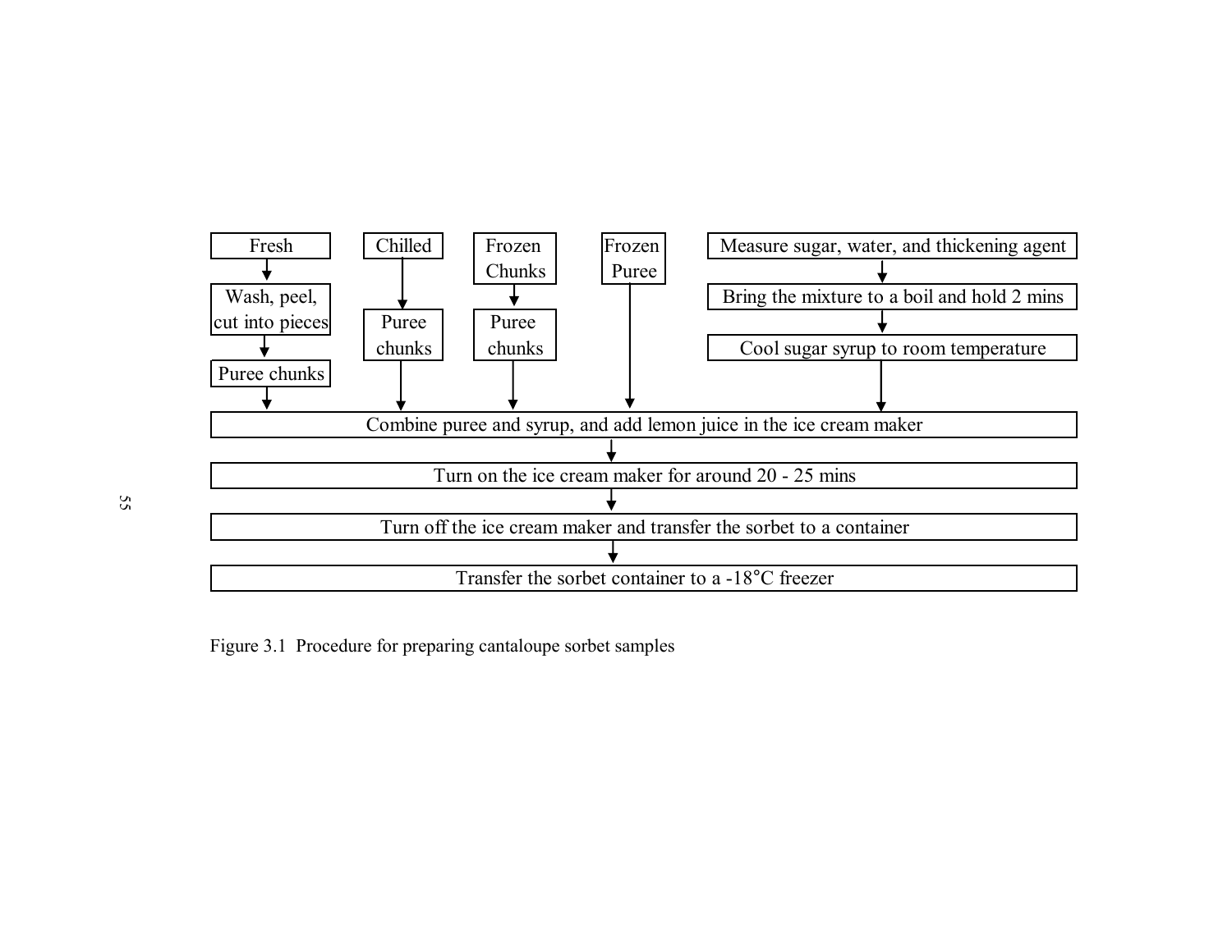Fresh

Wash, peel, cut into pieces

Puree chunks

Chilled

Puree chunks

Frozen Chunks

Puree chunks

Frozen Puree

Measure sugar, water, and thickening agent

Bring the mixture to a boil and hold 2 mins

Cool sugar syrup to room temperature

Combine puree and syrup, and add lemon juice in the ice cream maker

Turn on the ice cream maker for around 20 - 25 mins

Turn off the ice cream maker and transfer the sorbet to a container

Transfer the sorbet container to a -18°C freezer

Figure 3.1 Procedure for preparing cantaloupe sorbet samples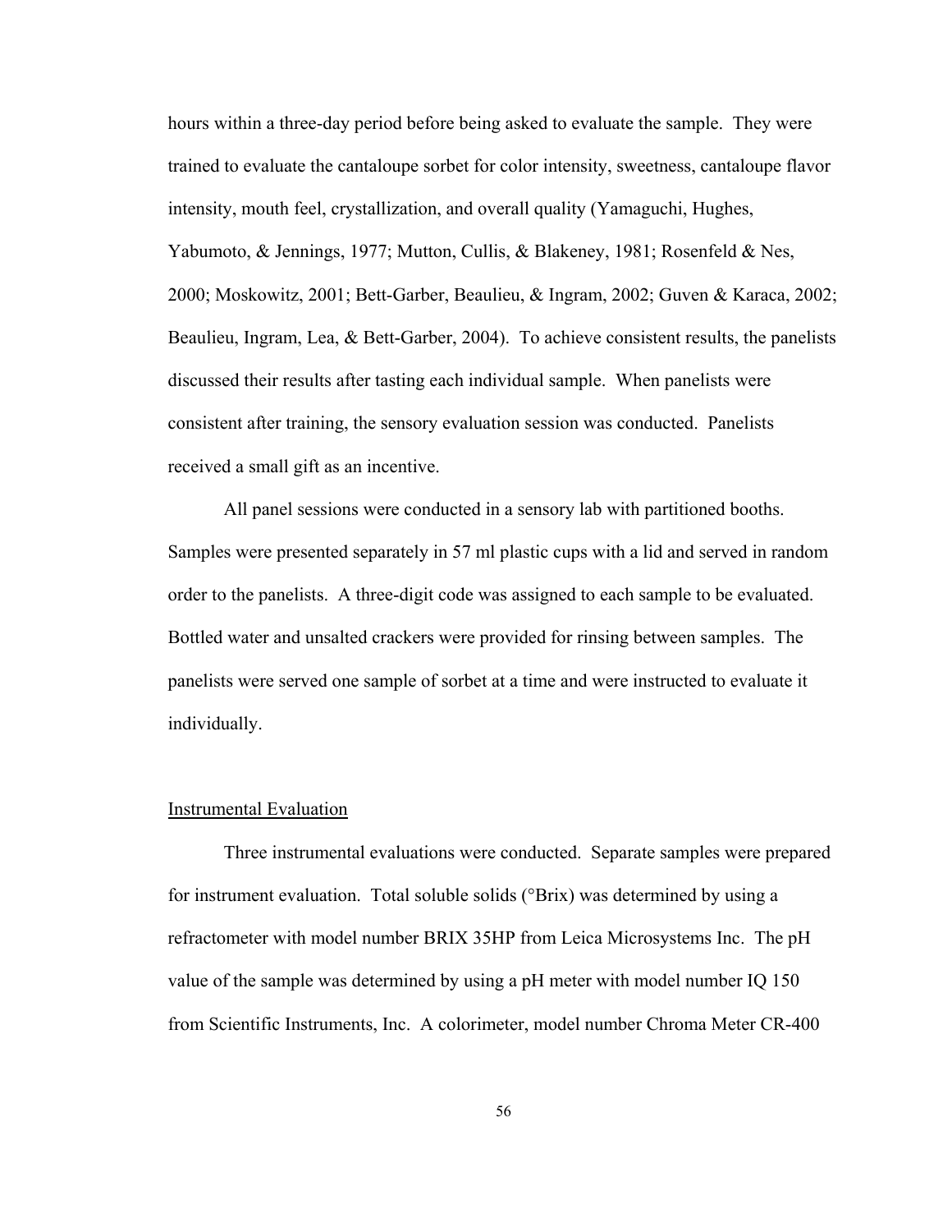hours within a three-day period before being asked to evaluate the sample. They were trained to evaluate the cantaloupe sorbet for color intensity, sweetness, cantaloupe flavor intensity, mouth feel, crystallization, and overall quality (Yamaguchi, Hughes, Yabumoto, & Jennings, 1977; Mutton, Cullis, & Blakeney, 1981; Rosenfeld & Nes, 2000; Moskowitz, 2001; Bett-Garber, Beaulieu, & Ingram, 2002; Guven & Karaca, 2002; Beaulieu, Ingram, Lea, & Bett-Garber, 2004). To achieve consistent results, the panelists discussed their results after tasting each individual sample. When panelists were consistent after training, the sensory evaluation session was conducted. Panelists received a small gift as an incentive.

All panel sessions were conducted in a sensory lab with partitioned booths. Samples were presented separately in 57 ml plastic cups with a lid and served in random order to the panelists. A three-digit code was assigned to each sample to be evaluated. Bottled water and unsalted crackers were provided for rinsing between samples. The panelists were served one sample of sorbet at a time and were instructed to evaluate it individually.

## Instrumental Evaluation

Three instrumental evaluations were conducted. Separate samples were prepared for instrument evaluation. Total soluble solids (°Brix) was determined by using a refractometer with model number BRIX 35HP from Leica Microsystems Inc. The pH value of the sample was determined by using a pH meter with model number IQ 150 from Scientific Instruments, Inc. A colorimeter, model number Chroma Meter CR-400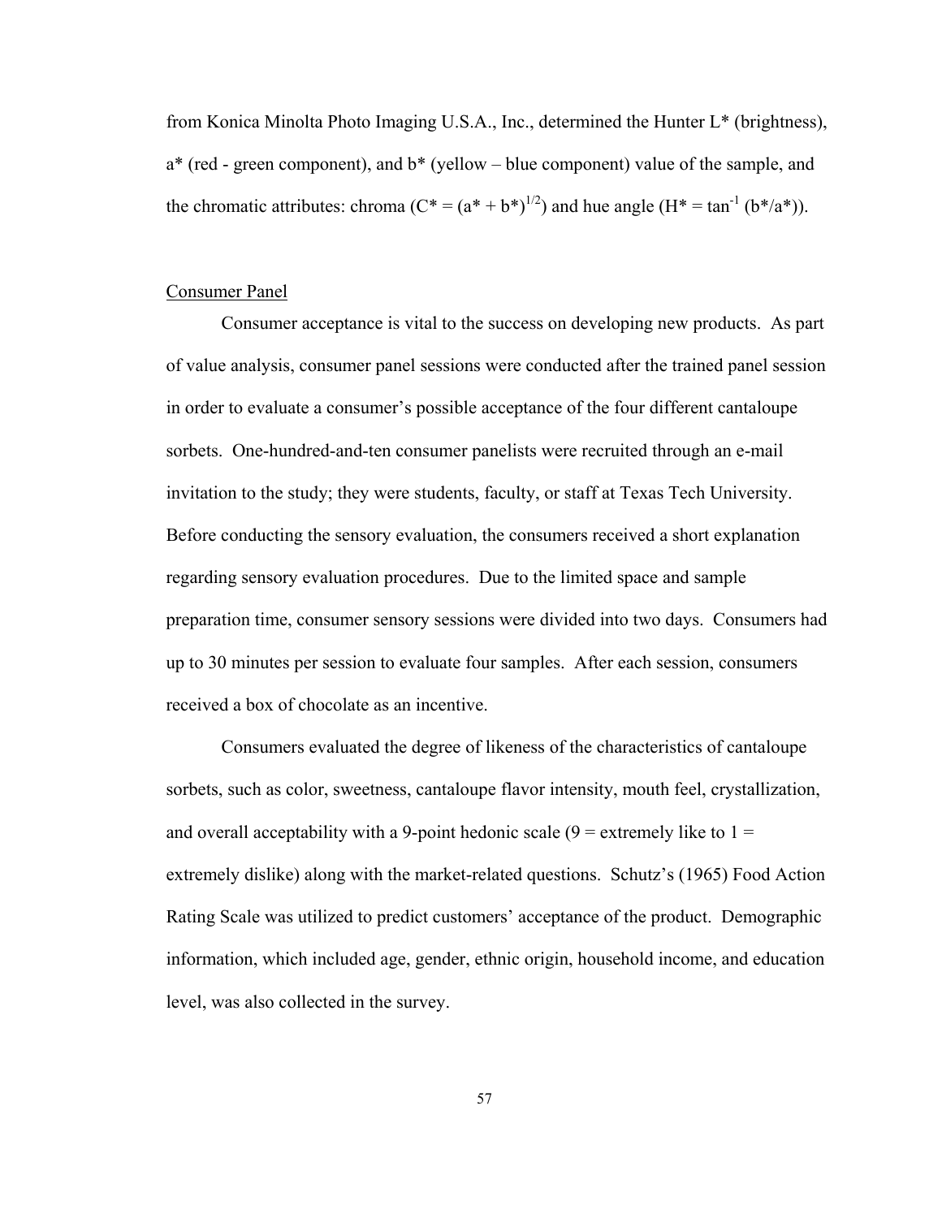from Konica Minolta Photo Imaging U.S.A., Inc., determined the Hunter L* (brightness), a* (red - green component), and b* (yellow – blue component) value of the sample, and the chromatic attributes: chroma ($C^* = (a^* + b^*)^{1/2}$) and hue angle ($H^* = \tan^{-1}(b^*/a^*)$).

Consumer Panel

Consumer acceptance is vital to the success on developing new products. As part of value analysis, consumer panel sessions were conducted after the trained panel session in order to evaluate a consumer's possible acceptance of the four different cantaloupe sorbets. One-hundred-and-ten consumer panelists were recruited through an e-mail invitation to the study; they were students, faculty, or staff at Texas Tech University. Before conducting the sensory evaluation, the consumers received a short explanation regarding sensory evaluation procedures. Due to the limited space and sample preparation time, consumer sensory sessions were divided into two days. Consumers had up to 30 minutes per session to evaluate four samples. After each session, consumers received a box of chocolate as an incentive.

Consumers evaluated the degree of likeness of the characteristics of cantaloupe sorbets, such as color, sweetness, cantaloupe flavor intensity, mouth feel, crystallization, and overall acceptability with a 9-point hedonic scale (9 = extremely like to 1 = extremely dislike) along with the market-related questions. Schutz's (1965) Food Action Rating Scale was utilized to predict customers' acceptance of the product. Demographic information, which included age, gender, ethnic origin, household income, and education level, was also collected in the survey.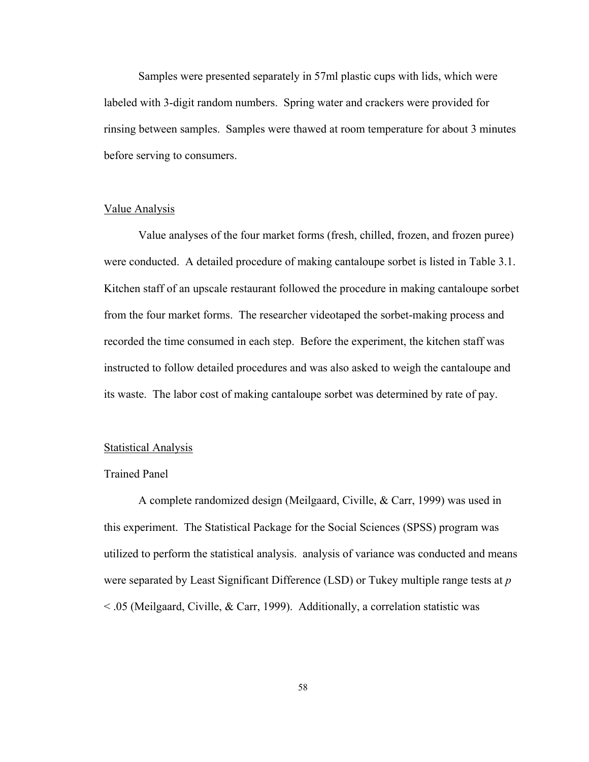Samples were presented separately in 57ml plastic cups with lids, which were labeled with 3-digit random numbers. Spring water and crackers were provided for rinsing between samples. Samples were thawed at room temperature for about 3 minutes before serving to consumers.

## Value Analysis

Value analyses of the four market forms (fresh, chilled, frozen, and frozen puree) were conducted. A detailed procedure of making cantaloupe sorbet is listed in Table 3.1. Kitchen staff of an upscale restaurant followed the procedure in making cantaloupe sorbet from the four market forms. The researcher videotaped the sorbet-making process and recorded the time consumed in each step. Before the experiment, the kitchen staff was instructed to follow detailed procedures and was also asked to weigh the cantaloupe and its waste. The labor cost of making cantaloupe sorbet was determined by rate of pay.

## Statistical Analysis

### Trained Panel

A complete randomized design (Meilgaard, Civille, & Carr, 1999) was used in this experiment. The Statistical Package for the Social Sciences (SPSS) program was utilized to perform the statistical analysis. analysis of variance was conducted and means were separated by Least Significant Difference (LSD) or Tukey multiple range tests at $p < .05$ (Meilgaard, Civille, & Carr, 1999). Additionally, a correlation statistic was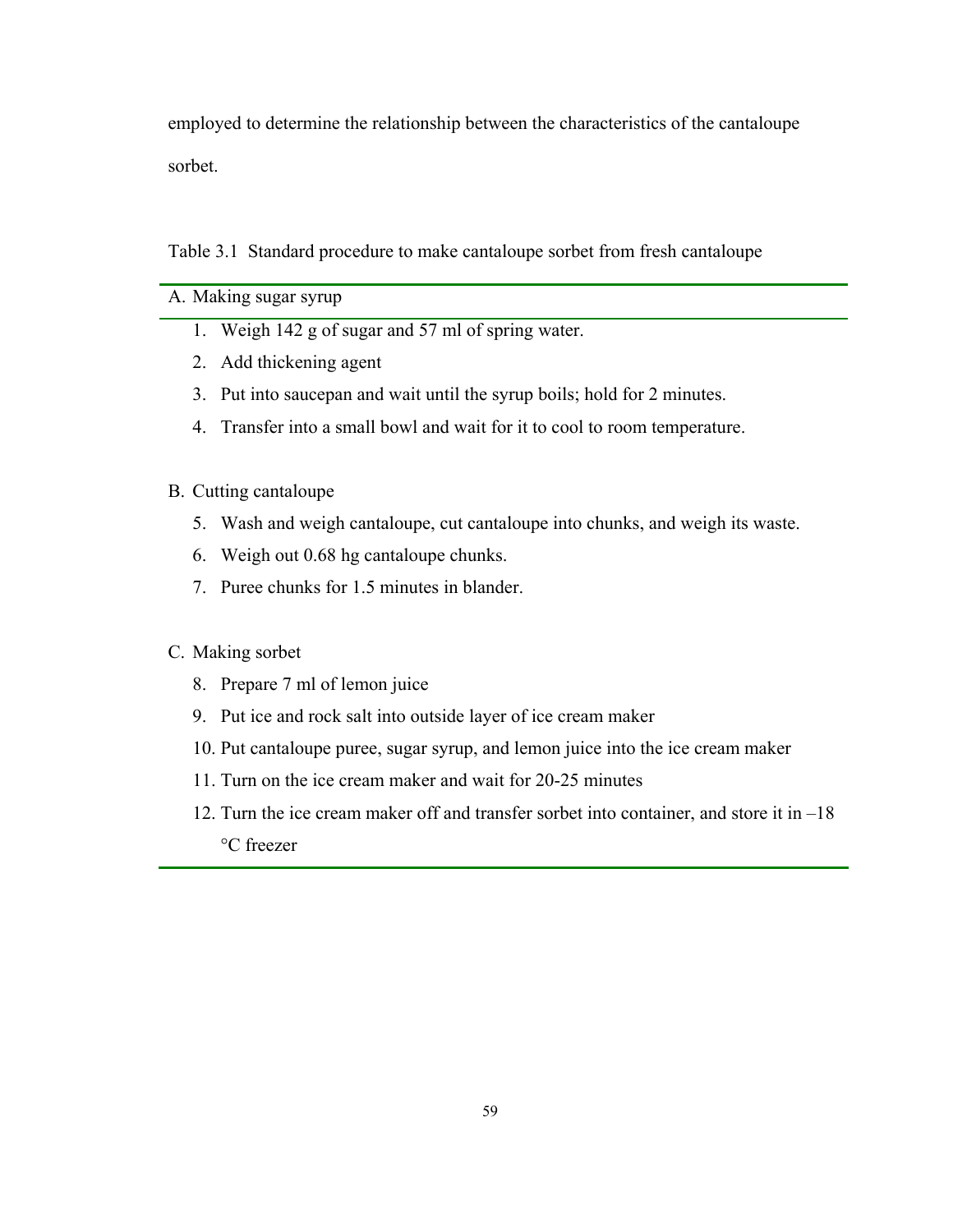employed to determine the relationship between the characteristics of the cantaloupe sorbet.

Table 3.1 Standard procedure to make cantaloupe sorbet from fresh cantaloupe

A. Making sugar syrup

1. Weigh 142 g of sugar and 57 ml of spring water.
2. Add thickening agent
3. Put into saucepan and wait until the syrup boils; hold for 2 minutes.
4. Transfer into a small bowl and wait for it to cool to room temperature.

B. Cutting cantaloupe

5. Wash and weigh cantaloupe, cut cantaloupe into chunks, and weigh its waste.
6. Weigh out 0.68 hg cantaloupe chunks.
7. Puree chunks for 1.5 minutes in blander.

C. Making sorbet

8. Prepare 7 ml of lemon juice
9. Put ice and rock salt into outside layer of ice cream maker
10. Put cantaloupe puree, sugar syrup, and lemon juice into the ice cream maker
11. Turn on the ice cream maker and wait for 20-25 minutes
12. Turn the ice cream maker off and transfer sorbet into container, and store it in –18 °C freezer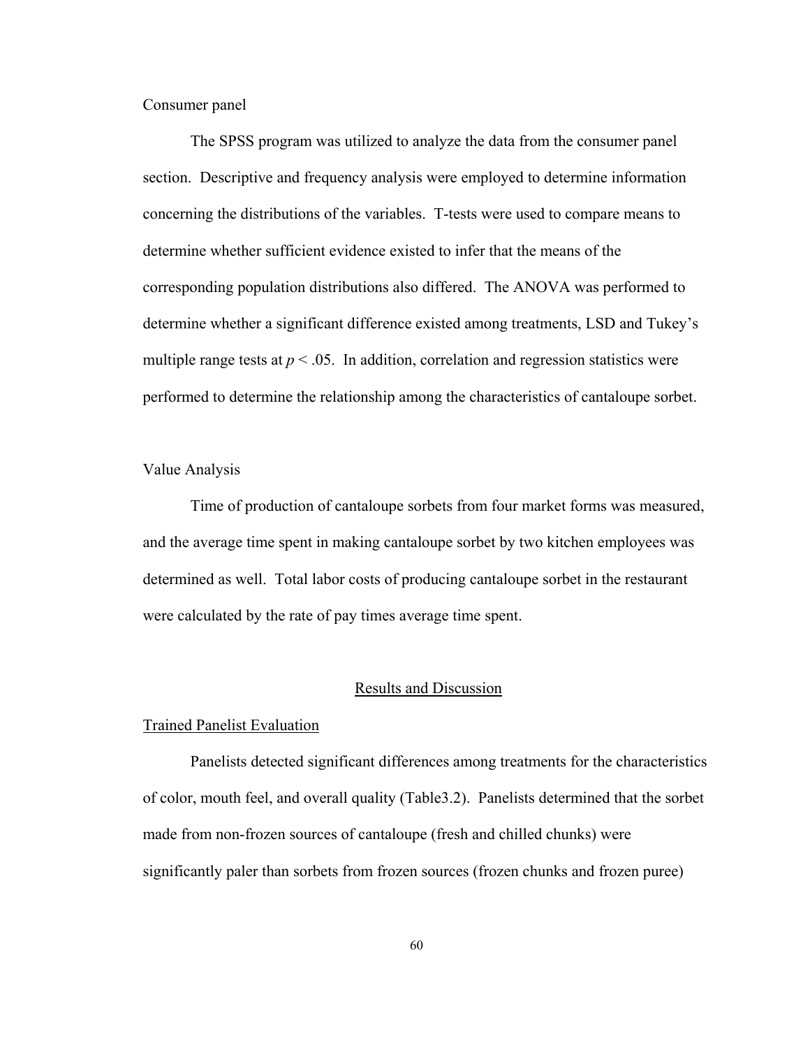Consumer panel

The SPSS program was utilized to analyze the data from the consumer panel section. Descriptive and frequency analysis were employed to determine information concerning the distributions of the variables. T-tests were used to compare means to determine whether sufficient evidence existed to infer that the means of the corresponding population distributions also differed. The ANOVA was performed to determine whether a significant difference existed among treatments, LSD and Tukey's multiple range tests at $p < .05$. In addition, correlation and regression statistics were performed to determine the relationship among the characteristics of cantaloupe sorbet.

Value Analysis

Time of production of cantaloupe sorbets from four market forms was measured, and the average time spent in making cantaloupe sorbet by two kitchen employees was determined as well. Total labor costs of producing cantaloupe sorbet in the restaurant were calculated by the rate of pay times average time spent.

## Results and Discussion

### Trained Panelist Evaluation

Panelists detected significant differences among treatments for the characteristics of color, mouth feel, and overall quality (Table3.2). Panelists determined that the sorbet made from non-frozen sources of cantaloupe (fresh and chilled chunks) were significantly paler than sorbets from frozen sources (frozen chunks and frozen puree)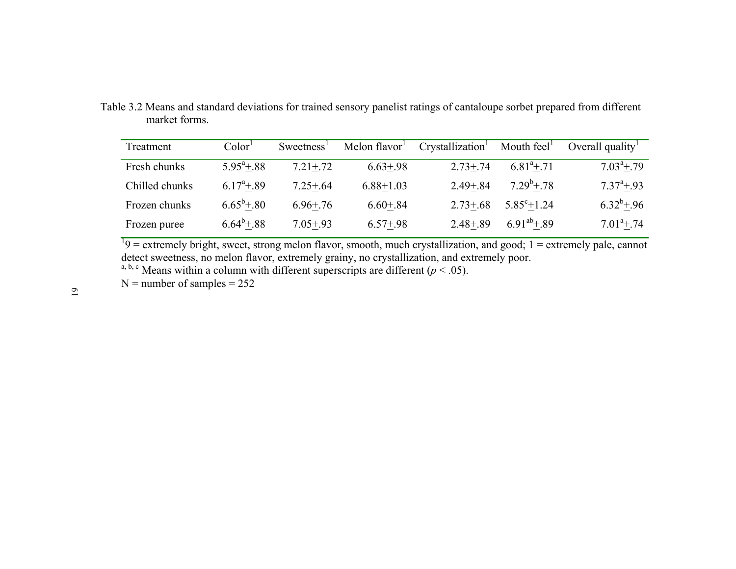Table 3.2 Means and standard deviations for trained sensory panelist ratings of cantaloupe sorbet prepared from different market forms.

| Treatment | Color[1] | Sweetness[1] | Melon flavor[1] | Crystallization[1] | Mouth feel[1] | Overall quality[1] |
|---|---|---|---|---|---|---|
| Fresh chunks | $5.95^{a}\pm.88$ | $7.21\pm.72$ | $6.63\pm.98$ | $2.73\pm.74$ | $6.81^{a}\pm.71$ | $7.03^{a}\pm.79$ |
| Chilled chunks | $6.17^{a}\pm.89$ | $7.25\pm.64$ | $6.88\pm1.03$ | $2.49\pm.84$ | $7.29^{b}\pm.78$ | $7.37^{a}\pm.93$ |
| Frozen chunks | $6.65^{b}\pm.80$ | $6.96\pm.76$ | $6.60\pm.84$ | $2.73\pm.68$ | $5.85^{c}\pm1.24$ | $6.32^{b}\pm.96$ |
| Frozen puree | $6.64^{b}\pm.88$ | $7.05\pm.93$ | $6.57\pm.98$ | $2.48\pm.89$ | $6.91^{ab}\pm.89$ | $7.01^{a}\pm.74$ |

[1]9 = extremely bright, sweet, strong melon flavor, smooth, much crystallization, and good; 1 = extremely pale, cannot detect sweetness, no melon flavor, extremely grainy, no crystallization, and extremely poor.

[a, b, c] Means within a column with different superscripts are different ($p < .05$).

N = number of samples = 252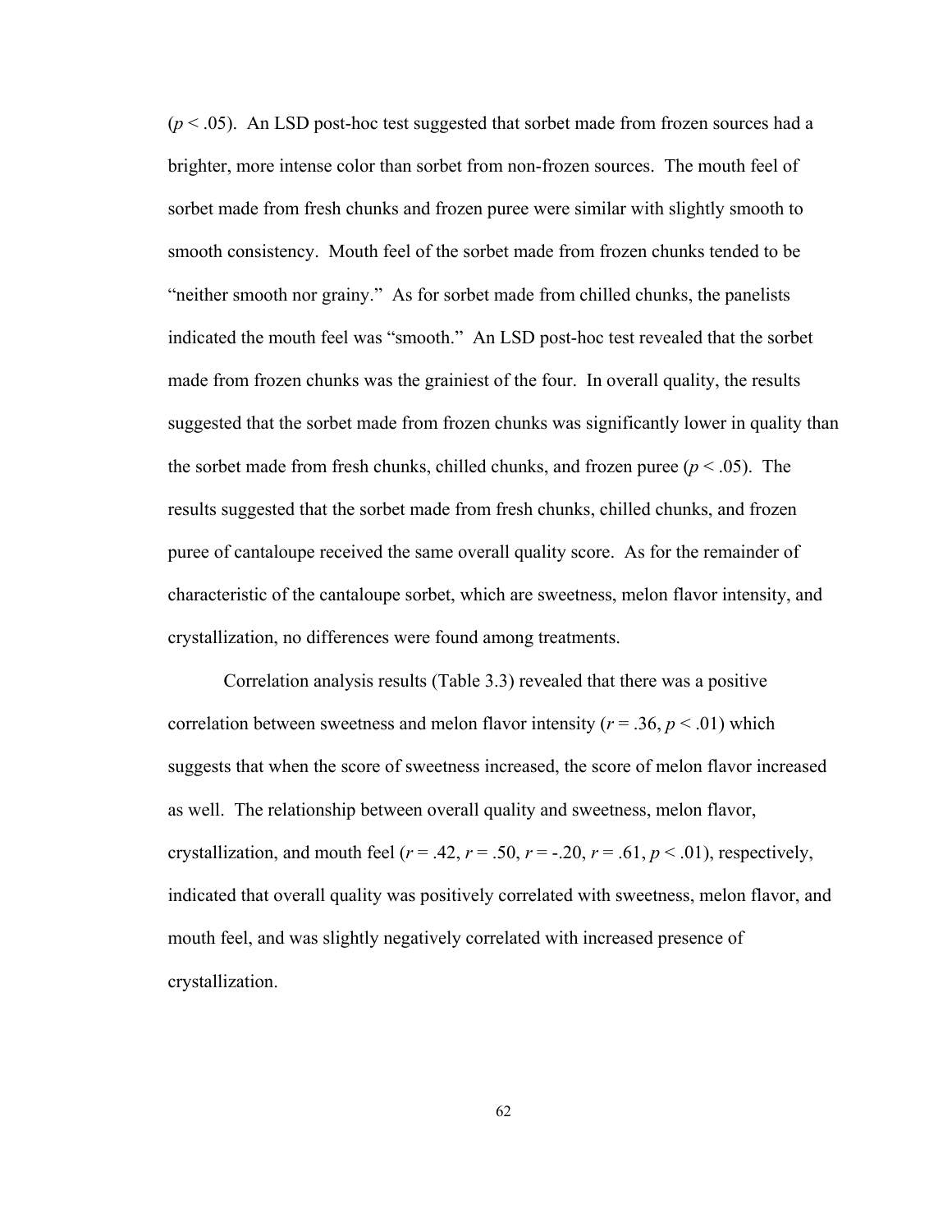($p < .05$). An LSD post-hoc test suggested that sorbet made from frozen sources had a brighter, more intense color than sorbet from non-frozen sources. The mouth feel of sorbet made from fresh chunks and frozen puree were similar with slightly smooth to smooth consistency. Mouth feel of the sorbet made from frozen chunks tended to be "neither smooth nor grainy." As for sorbet made from chilled chunks, the panelists indicated the mouth feel was "smooth." An LSD post-hoc test revealed that the sorbet made from frozen chunks was the grainiest of the four. In overall quality, the results suggested that the sorbet made from frozen chunks was significantly lower in quality than the sorbet made from fresh chunks, chilled chunks, and frozen puree ($p < .05$). The results suggested that the sorbet made from fresh chunks, chilled chunks, and frozen puree of cantaloupe received the same overall quality score. As for the remainder of characteristic of the cantaloupe sorbet, which are sweetness, melon flavor intensity, and crystallization, no differences were found among treatments.

Correlation analysis results (Table 3.3) revealed that there was a positive correlation between sweetness and melon flavor intensity ($r = .36$, $p < .01$) which suggests that when the score of sweetness increased, the score of melon flavor increased as well. The relationship between overall quality and sweetness, melon flavor, crystallization, and mouth feel ($r = .42$, $r = .50$, $r = -.20$, $r = .61$, $p < .01$), respectively, indicated that overall quality was positively correlated with sweetness, melon flavor, and mouth feel, and was slightly negatively correlated with increased presence of crystallization.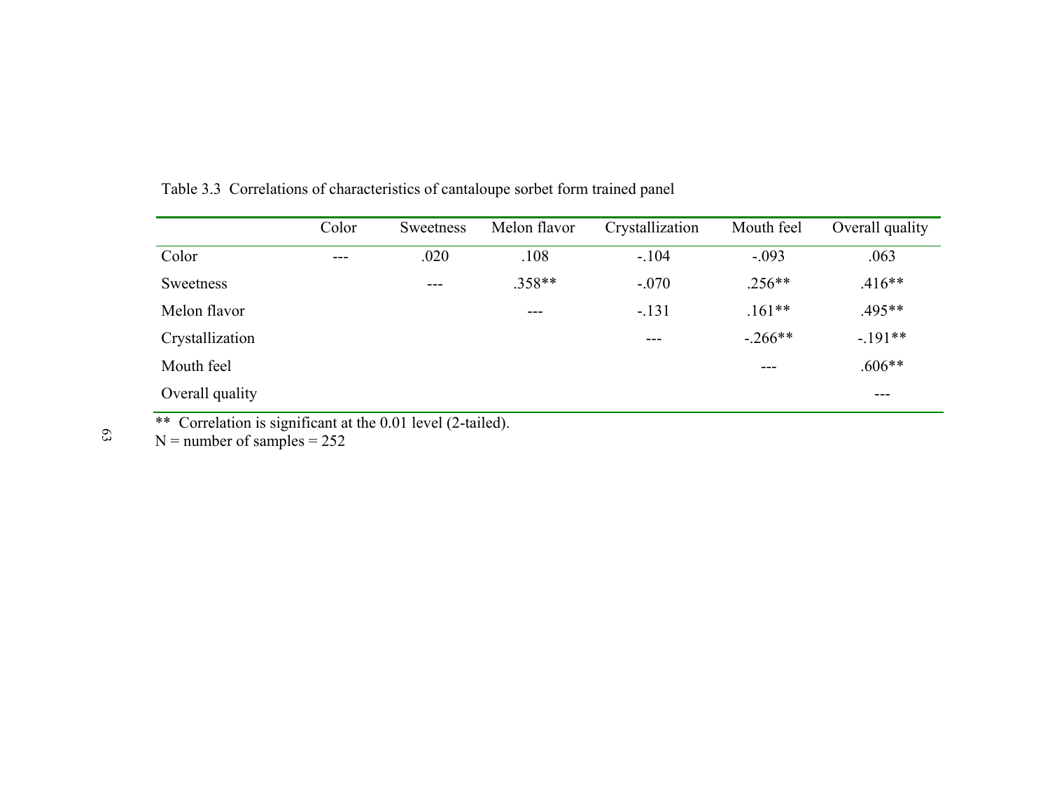Table 3.3 Correlations of characteristics of cantaloupe sorbet form trained panel

| | Color | Sweetness | Melon flavor | Crystallization | Mouth feel | Overall quality |
|---|---|---|---|---|---|---|
| Color | --- | .020 | .108 | -.104 | -.093 | .063 |
| Sweetness | | --- | .358** | -.070 | .256** | .416** |
| Melon flavor | | | --- | -.131 | .161** | .495** |
| Crystallization | | | | --- | -.266** | -.191** |
| Mouth feel | | | | | --- | .606** |
| Overall quality | | | | | | --- |

** Correlation is significant at the 0.01 level (2-tailed).
N = number of samples = 252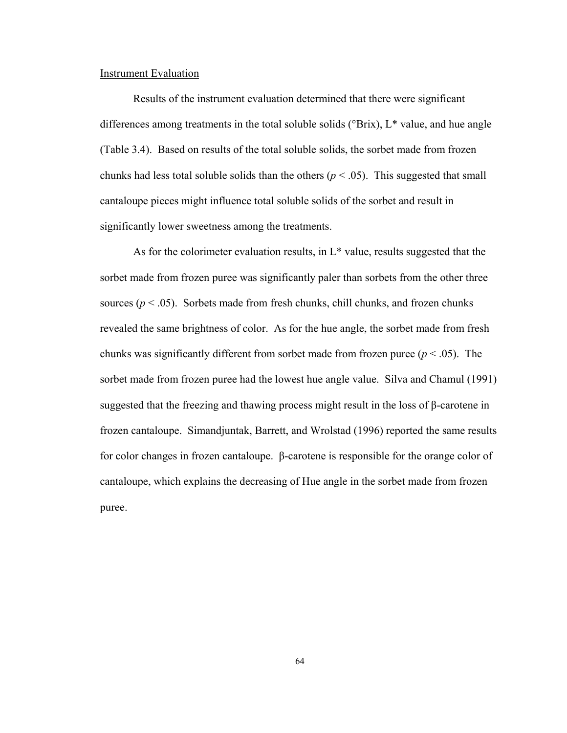Instrument Evaluation

Results of the instrument evaluation determined that there were significant differences among treatments in the total soluble solids (°Brix), L* value, and hue angle (Table 3.4). Based on results of the total soluble solids, the sorbet made from frozen chunks had less total soluble solids than the others ($p < .05$). This suggested that small cantaloupe pieces might influence total soluble solids of the sorbet and result in significantly lower sweetness among the treatments.

As for the colorimeter evaluation results, in L* value, results suggested that the sorbet made from frozen puree was significantly paler than sorbets from the other three sources ($p < .05$). Sorbets made from fresh chunks, chill chunks, and frozen chunks revealed the same brightness of color. As for the hue angle, the sorbet made from fresh chunks was significantly different from sorbet made from frozen puree ($p < .05$). The sorbet made from frozen puree had the lowest hue angle value. Silva and Chamul (1991) suggested that the freezing and thawing process might result in the loss of β-carotene in frozen cantaloupe. Simandjuntak, Barrett, and Wrolstad (1996) reported the same results for color changes in frozen cantaloupe. β-carotene is responsible for the orange color of cantaloupe, which explains the decreasing of Hue angle in the sorbet made from frozen puree.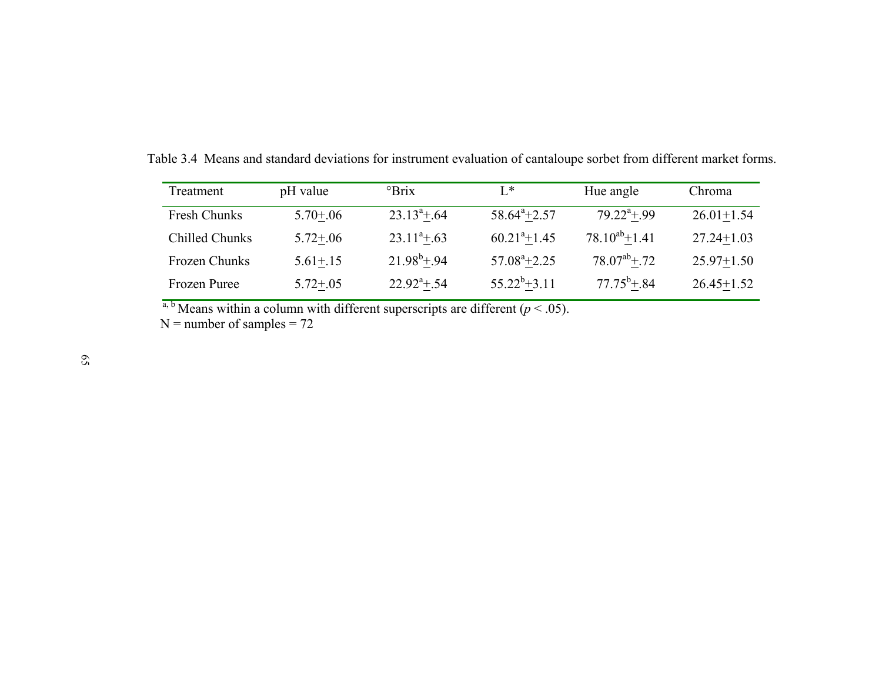Table 3.4 Means and standard deviations for instrument evaluation of cantaloupe sorbet from different market forms.

| Treatment | pH value | °Brix | L* | Hue angle | Chroma |
|---|---|---|---|---|---|
| Fresh Chunks | 5.70$\pm$.06 | 23.13$^{a}\pm$.64 | 58.64$^{a}\pm$2.57 | 79.22$^{a}\pm$.99 | 26.01$\pm$1.54 |
| Chilled Chunks | 5.72$\pm$.06 | 23.11$^{a}\pm$.63 | 60.21$^{a}\pm$1.45 | 78.10$^{ab}\pm$1.41 | 27.24$\pm$1.03 |
| Frozen Chunks | 5.61$\pm$.15 | 21.98$^{b}\pm$.94 | 57.08$^{a}\pm$2.25 | 78.07$^{ab}\pm$.72 | 25.97$\pm$1.50 |
| Frozen Puree | 5.72$\pm$.05 | 22.92$^{a}\pm$.54 | 55.22$^{b}\pm$3.11 | 77.75$^{b}\pm$.84 | 26.45$\pm$1.52 |

$^{a, b}$ Means within a column with different superscripts are different ($p < .05$).

N = number of samples = 72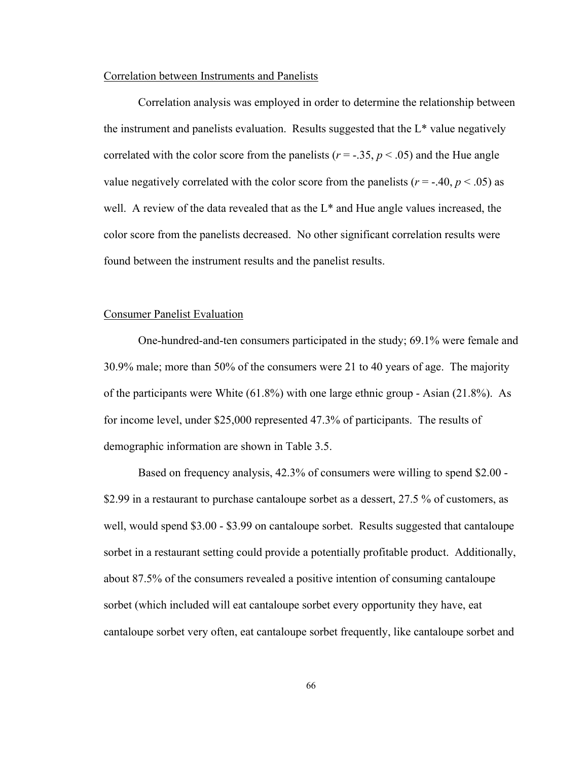Correlation between Instruments and Panelists

Correlation analysis was employed in order to determine the relationship between the instrument and panelists evaluation. Results suggested that the L* value negatively correlated with the color score from the panelists ($r = -.35$, $p < .05$) and the Hue angle value negatively correlated with the color score from the panelists ($r = -.40$, $p < .05$) as well. A review of the data revealed that as the L* and Hue angle values increased, the color score from the panelists decreased. No other significant correlation results were found between the instrument results and the panelist results.

Consumer Panelist Evaluation

One-hundred-and-ten consumers participated in the study; 69.1% were female and 30.9% male; more than 50% of the consumers were 21 to 40 years of age. The majority of the participants were White (61.8%) with one large ethnic group - Asian (21.8%). As for income level, under $25,000 represented 47.3% of participants. The results of demographic information are shown in Table 3.5.

Based on frequency analysis, 42.3% of consumers were willing to spend $2.00 - $2.99 in a restaurant to purchase cantaloupe sorbet as a dessert, 27.5 % of customers, as well, would spend $3.00 - $3.99 on cantaloupe sorbet. Results suggested that cantaloupe sorbet in a restaurant setting could provide a potentially profitable product. Additionally, about 87.5% of the consumers revealed a positive intention of consuming cantaloupe sorbet (which included will eat cantaloupe sorbet every opportunity they have, eat cantaloupe sorbet very often, eat cantaloupe sorbet frequently, like cantaloupe sorbet and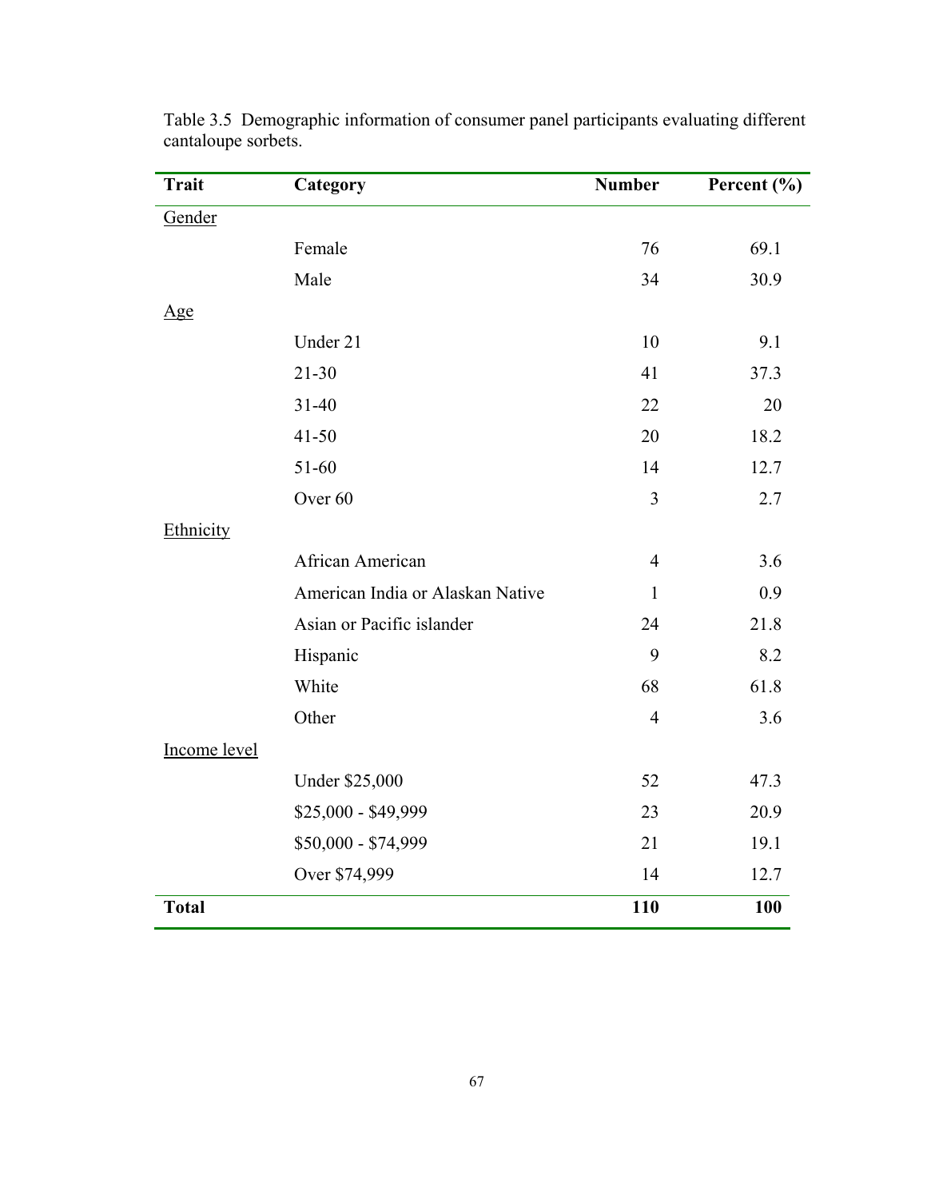Table 3.5 Demographic information of consumer panel participants evaluating different cantaloupe sorbets.

| Trait | Category | Number | Percent (%) |
| --- | --- | --- | --- |
| Gender | | | |
| | Female | 76 | 69.1 |
| | Male | 34 | 30.9 |
| Age | | | |
| | Under 21 | 10 | 9.1 |
| | 21-30 | 41 | 37.3 |
| | 31-40 | 22 | 20 |
| | 41-50 | 20 | 18.2 |
| | 51-60 | 14 | 12.7 |
| | Over 60 | 3 | 2.7 |
| Ethnicity | | | |
| | African American | 4 | 3.6 |
| | American India or Alaskan Native | 1 | 0.9 |
| | Asian or Pacific islander | 24 | 21.8 |
| | Hispanic | 9 | 8.2 |
| | White | 68 | 61.8 |
| | Other | 4 | 3.6 |
| Income level | | | |
| | Under $25,000 | 52 | 47.3 |
| | $25,000 - $49,999 | 23 | 20.9 |
| | $50,000 - $74,999 | 21 | 19.1 |
| | Over $74,999 | 14 | 12.7 |
| **Total** | | **110** | **100** |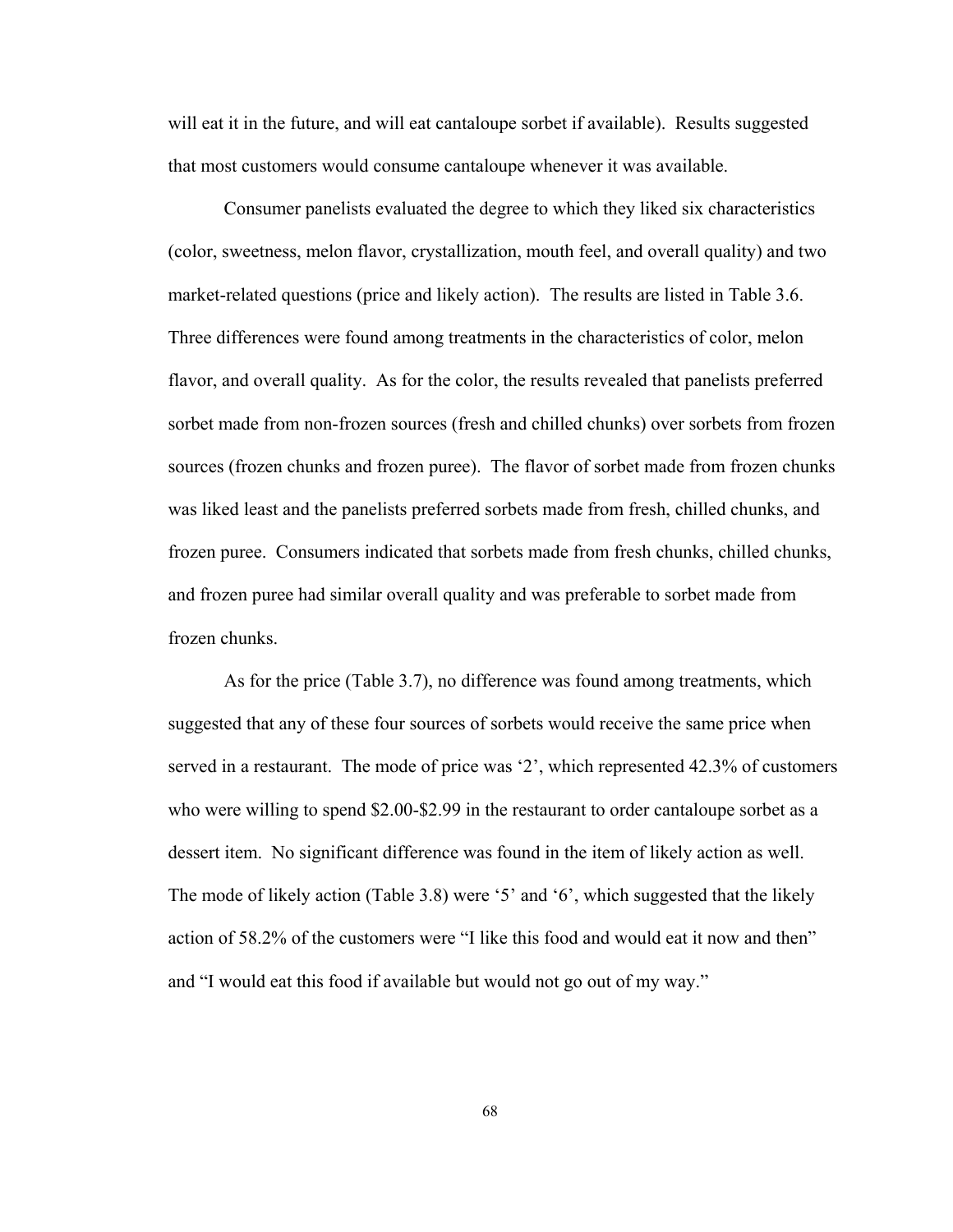will eat it in the future, and will eat cantaloupe sorbet if available). Results suggested that most customers would consume cantaloupe whenever it was available.

Consumer panelists evaluated the degree to which they liked six characteristics (color, sweetness, melon flavor, crystallization, mouth feel, and overall quality) and two market-related questions (price and likely action). The results are listed in Table 3.6. Three differences were found among treatments in the characteristics of color, melon flavor, and overall quality. As for the color, the results revealed that panelists preferred sorbet made from non-frozen sources (fresh and chilled chunks) over sorbets from frozen sources (frozen chunks and frozen puree). The flavor of sorbet made from frozen chunks was liked least and the panelists preferred sorbets made from fresh, chilled chunks, and frozen puree. Consumers indicated that sorbets made from fresh chunks, chilled chunks, and frozen puree had similar overall quality and was preferable to sorbet made from frozen chunks.

As for the price (Table 3.7), no difference was found among treatments, which suggested that any of these four sources of sorbets would receive the same price when served in a restaurant. The mode of price was '2', which represented 42.3% of customers who were willing to spend $2.00-$2.99 in the restaurant to order cantaloupe sorbet as a dessert item. No significant difference was found in the item of likely action as well. The mode of likely action (Table 3.8) were '5' and '6', which suggested that the likely action of 58.2% of the customers were "I like this food and would eat it now and then" and "I would eat this food if available but would not go out of my way."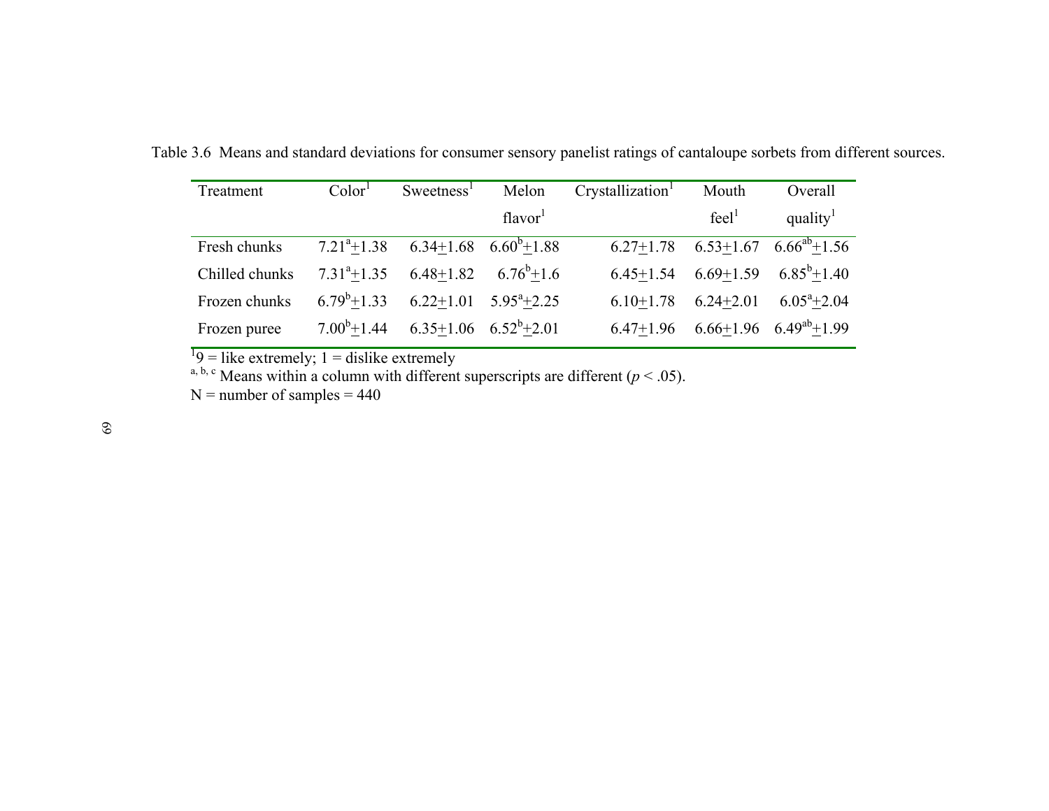Table 3.6 Means and standard deviations for consumer sensory panelist ratings of cantaloupe sorbets from different sources.

| Treatment | Color[1] | Sweetness[1] | Melon flavor[1] | Crystallization[1] | Mouth feel[1] | Overall quality[1] |
|---|---|---|---|---|---|---|
| Fresh chunks | $7.21^{a}\pm1.38$ | $6.34\pm1.68$ | $6.60^{b}\pm1.88$ | $6.27\pm1.78$ | $6.53\pm1.67$ | $6.66^{ab}\pm1.56$ |
| Chilled chunks | $7.31^{a}\pm1.35$ | $6.48\pm1.82$ | $6.76^{b}\pm1.6$ | $6.45\pm1.54$ | $6.69\pm1.59$ | $6.85^{b}\pm1.40$ |
| Frozen chunks | $6.79^{b}\pm1.33$ | $6.22\pm1.01$ | $5.95^{a}\pm2.25$ | $6.10\pm1.78$ | $6.24\pm2.01$ | $6.05^{a}\pm2.04$ |
| Frozen puree | $7.00^{b}\pm1.44$ | $6.35\pm1.06$ | $6.52^{b}\pm2.01$ | $6.47\pm1.96$ | $6.66\pm1.96$ | $6.49^{ab}\pm1.99$ |

[1] 9 = like extremely; 1 = dislike extremely

[a, b, c] Means within a column with different superscripts are different ($p < .05$).

N = number of samples = 440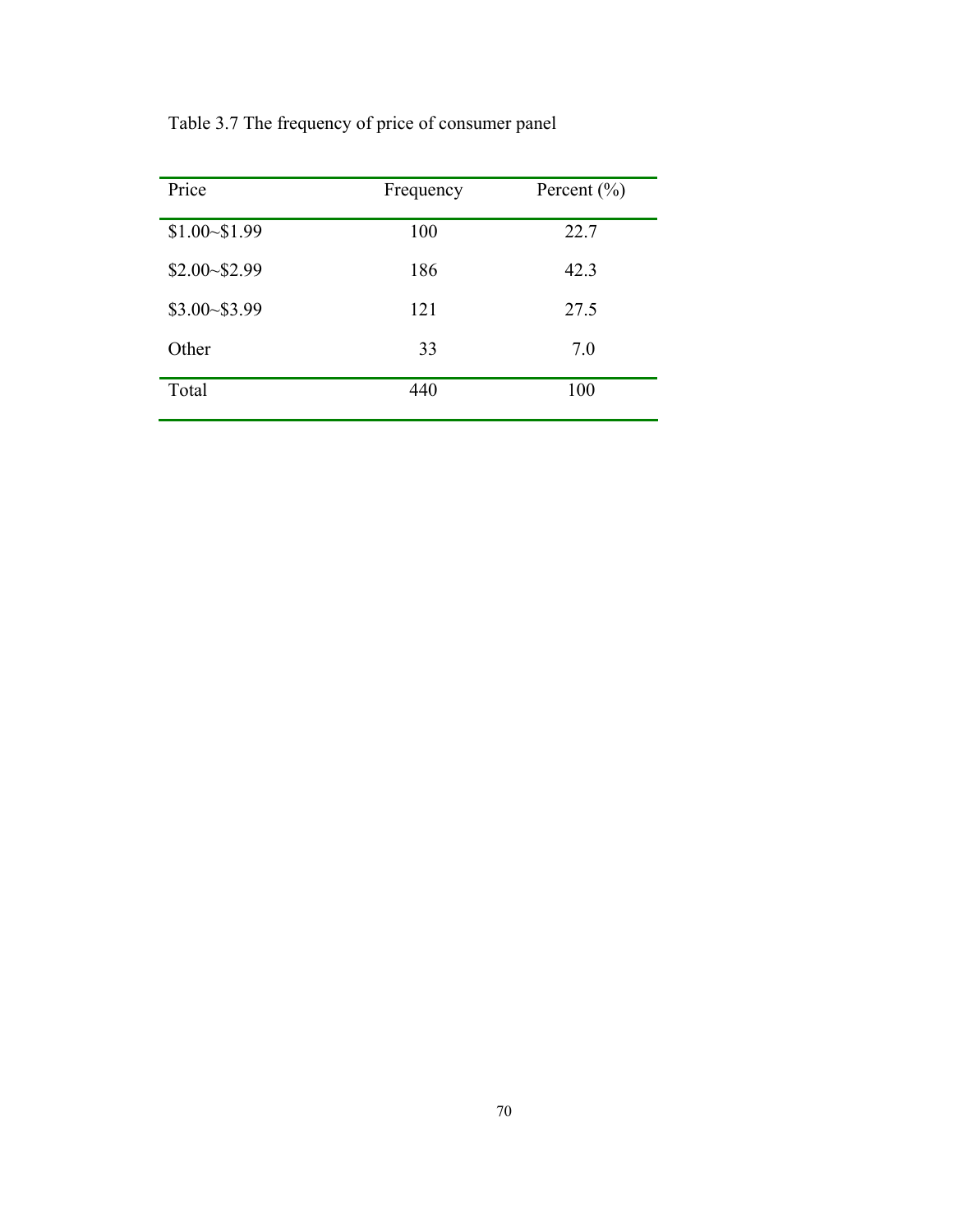Table 3.7 The frequency of price of consumer panel

| Price | Frequency | Percent (%) |
| --- | --- | --- |
| $1.00~$1.99 | 100 | 22.7 |
| $2.00~$2.99 | 186 | 42.3 |
| $3.00~$3.99 | 121 | 27.5 |
| Other | 33 | 7.0 |
| Total | 440 | 100 |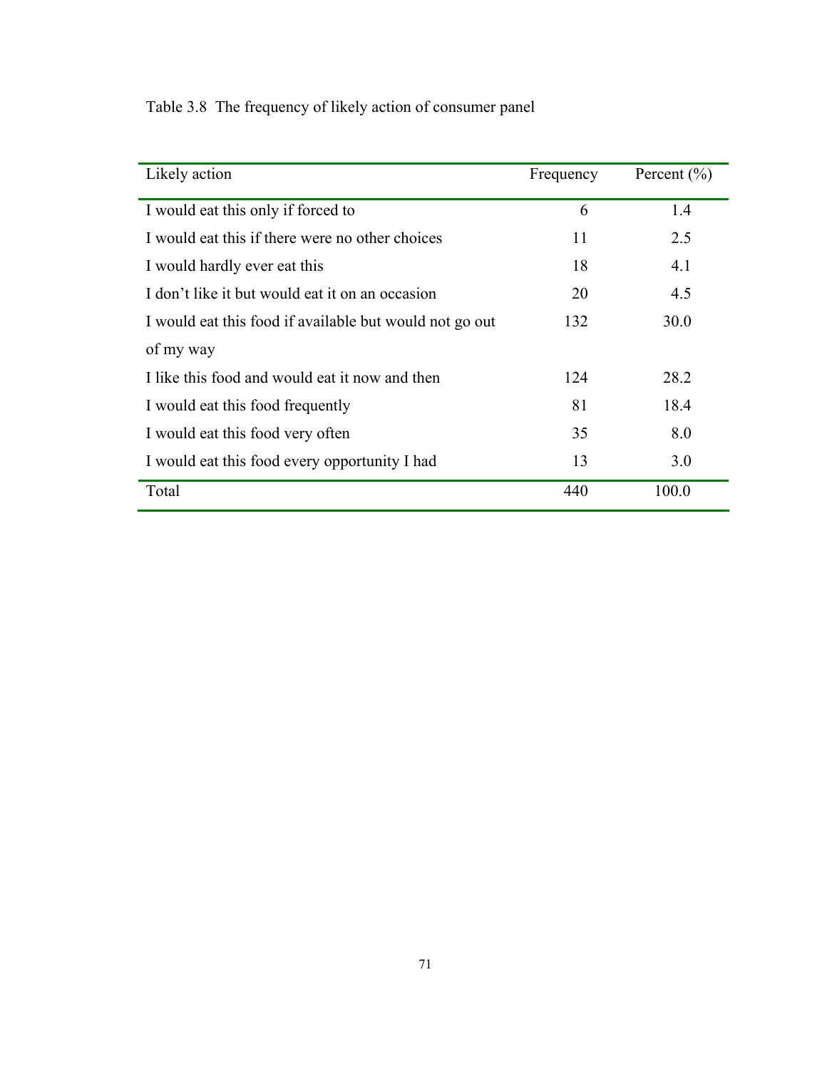Table 3.8  The frequency of likely action of consumer panel

| Likely action | Frequency | Percent (%) |
|---|---|---|
| I would eat this only if forced to | 6 | 1.4 |
| I would eat this if there were no other choices | 11 | 2.5 |
| I would hardly ever eat this | 18 | 4.1 |
| I don't like it but would eat it on an occasion | 20 | 4.5 |
| I would eat this food if available but would not go out of my way | 132 | 30.0 |
| I like this food and would eat it now and then | 124 | 28.2 |
| I would eat this food frequently | 81 | 18.4 |
| I would eat this food very often | 35 | 8.0 |
| I would eat this food every opportunity I had | 13 | 3.0 |
| Total | 440 | 100.0 |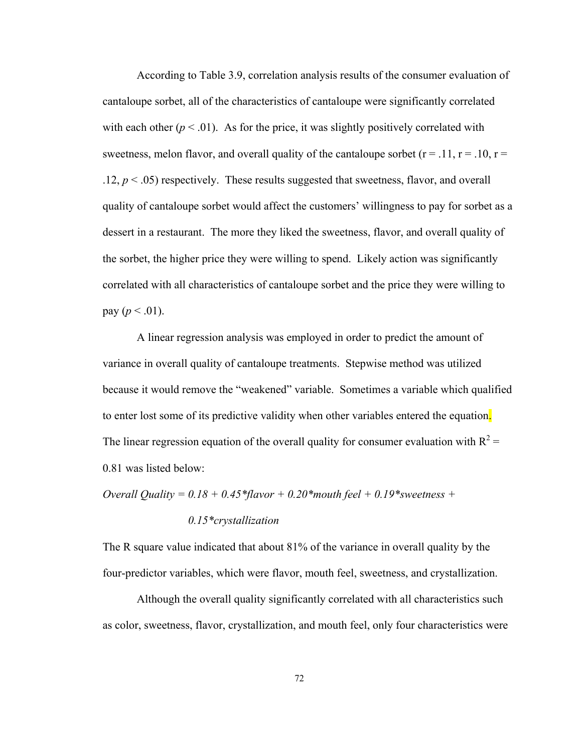According to Table 3.9, correlation analysis results of the consumer evaluation of cantaloupe sorbet, all of the characteristics of cantaloupe were significantly correlated with each other ($p < .01$). As for the price, it was slightly positively correlated with sweetness, melon flavor, and overall quality of the cantaloupe sorbet ($r = .11$, $r = .10$, $r = .12$, $p < .05$) respectively. These results suggested that sweetness, flavor, and overall quality of cantaloupe sorbet would affect the customers' willingness to pay for sorbet as a dessert in a restaurant. The more they liked the sweetness, flavor, and overall quality of the sorbet, the higher price they were willing to spend. Likely action was significantly correlated with all characteristics of cantaloupe sorbet and the price they were willing to pay ($p < .01$).

A linear regression analysis was employed in order to predict the amount of variance in overall quality of cantaloupe treatments. Stepwise method was utilized because it would remove the "weakened" variable. Sometimes a variable which qualified to enter lost some of its predictive validity when other variables entered the equation. The linear regression equation of the overall quality for consumer evaluation with $R^2 = 0.81$ was listed below:

$$Overall\ Quality = 0.18 + 0.45*flavor + 0.20*mouth\ feel + 0.19*sweetness + 0.15*crystallization$$

The R square value indicated that about 81% of the variance in overall quality by the four-predictor variables, which were flavor, mouth feel, sweetness, and crystallization.

Although the overall quality significantly correlated with all characteristics such as color, sweetness, flavor, crystallization, and mouth feel, only four characteristics were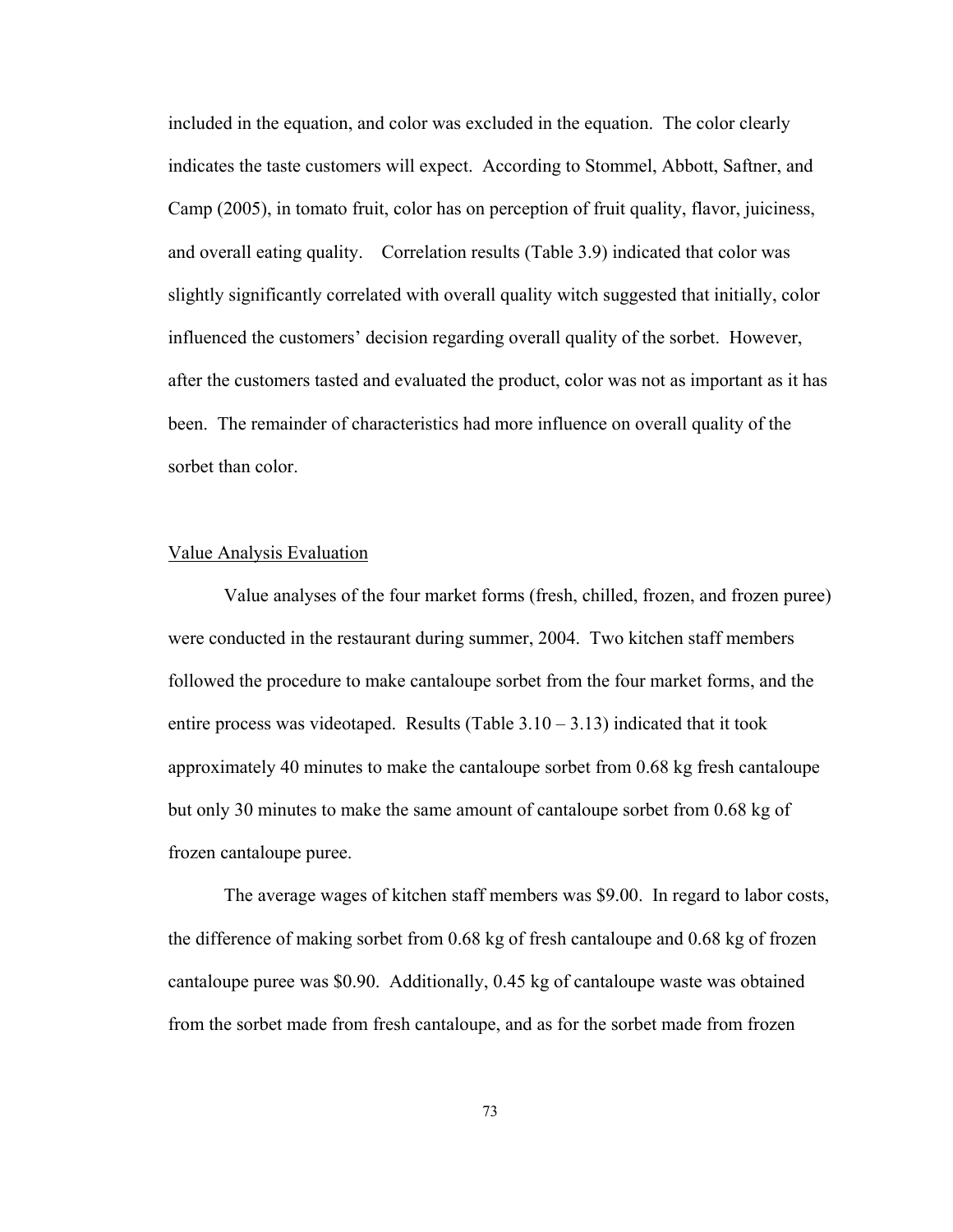included in the equation, and color was excluded in the equation. The color clearly indicates the taste customers will expect. According to Stommel, Abbott, Saftner, and Camp (2005), in tomato fruit, color has on perception of fruit quality, flavor, juiciness, and overall eating quality. Correlation results (Table 3.9) indicated that color was slightly significantly correlated with overall quality witch suggested that initially, color influenced the customers' decision regarding overall quality of the sorbet. However, after the customers tasted and evaluated the product, color was not as important as it has been. The remainder of characteristics had more influence on overall quality of the sorbet than color.

Value Analysis Evaluation

Value analyses of the four market forms (fresh, chilled, frozen, and frozen puree) were conducted in the restaurant during summer, 2004. Two kitchen staff members followed the procedure to make cantaloupe sorbet from the four market forms, and the entire process was videotaped. Results (Table 3.10 – 3.13) indicated that it took approximately 40 minutes to make the cantaloupe sorbet from 0.68 kg fresh cantaloupe but only 30 minutes to make the same amount of cantaloupe sorbet from 0.68 kg of frozen cantaloupe puree.

The average wages of kitchen staff members was $9.00. In regard to labor costs, the difference of making sorbet from 0.68 kg of fresh cantaloupe and 0.68 kg of frozen cantaloupe puree was $0.90. Additionally, 0.45 kg of cantaloupe waste was obtained from the sorbet made from fresh cantaloupe, and as for the sorbet made from frozen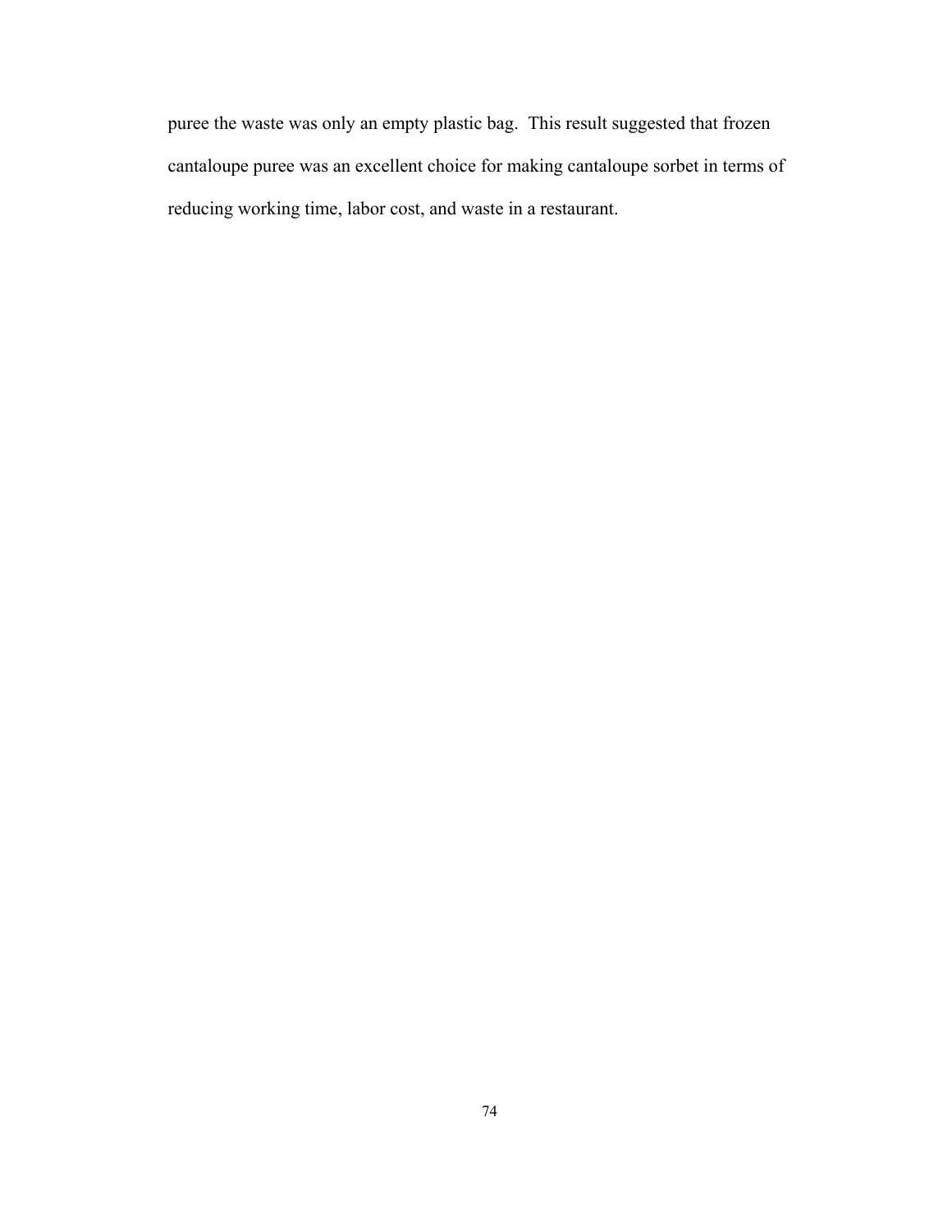puree the waste was only an empty plastic bag. This result suggested that frozen cantaloupe puree was an excellent choice for making cantaloupe sorbet in terms of reducing working time, labor cost, and waste in a restaurant.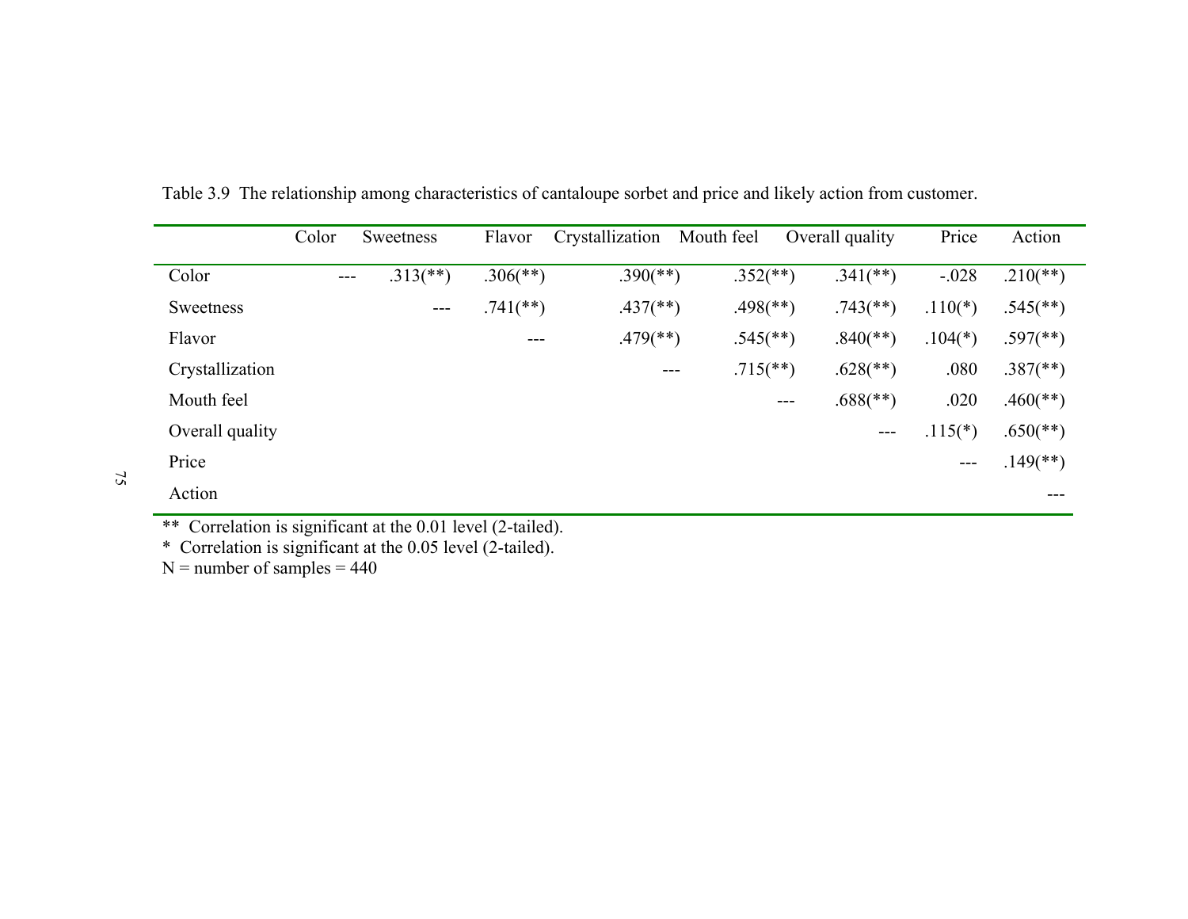Table 3.9 The relationship among characteristics of cantaloupe sorbet and price and likely action from customer.

| | Color | Sweetness | Flavor | Crystallization | Mouth feel | Overall quality | Price | Action |
|---|---|---|---|---|---|---|---|---|
| Color | --- | .313(**) | .306(**) | .390(**) | .352(**) | .341(**) | -.028 | .210(**) |
| Sweetness | | --- | .741(**) | .437(**) | .498(**) | .743(**) | .110(*) | .545(**) |
| Flavor | | | --- | .479(**) | .545(**) | .840(**) | .104(*) | .597(**) |
| Crystallization | | | | --- | .715(**) | .628(**) | .080 | .387(**) |
| Mouth feel | | | | | --- | .688(**) | .020 | .460(**) |
| Overall quality | | | | | | --- | .115(*) | .650(**) |
| Price | | | | | | | --- | .149(**) |
| Action | | | | | | | | --- |

** Correlation is significant at the 0.01 level (2-tailed).

* Correlation is significant at the 0.05 level (2-tailed).

N = number of samples = 440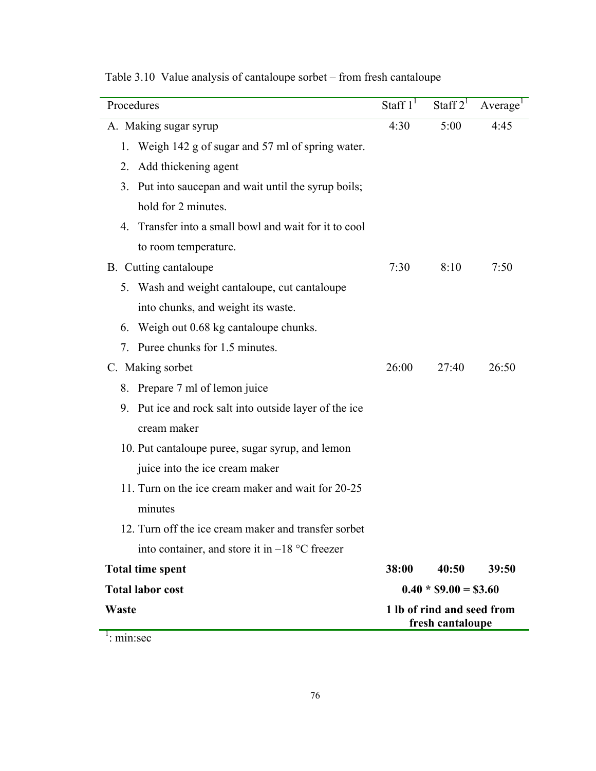Table 3.10 Value analysis of cantaloupe sorbet – from fresh cantaloupe

| Procedures | Staff 1[1] | Staff 2[1] | Average[1] |
|---|---|---|---|
| A. Making sugar syrup | 4:30 | 5:00 | 4:45 |
| 1. Weigh 142 g of sugar and 57 ml of spring water. | | | |
| 2. Add thickening agent | | | |
| 3. Put into saucepan and wait until the syrup boils; hold for 2 minutes. | | | |
| 4. Transfer into a small bowl and wait for it to cool to room temperature. | | | |
| B. Cutting cantaloupe | 7:30 | 8:10 | 7:50 |
| 5. Wash and weight cantaloupe, cut cantaloupe into chunks, and weight its waste. | | | |
| 6. Weigh out 0.68 kg cantaloupe chunks. | | | |
| 7. Puree chunks for 1.5 minutes. | | | |
| C. Making sorbet | 26:00 | 27:40 | 26:50 |
| 8. Prepare 7 ml of lemon juice | | | |
| 9. Put ice and rock salt into outside layer of the ice cream maker | | | |
| 10. Put cantaloupe puree, sugar syrup, and lemon juice into the ice cream maker | | | |
| 11. Turn on the ice cream maker and wait for 20-25 minutes | | | |
| 12. Turn off the ice cream maker and transfer sorbet into container, and store it in –18 °C freezer | | | |
| **Total time spent** | **38:00** | **40:50** | **39:50** |
| **Total labor cost** | **0.40 * $9.00 = $3.60** | | |
| **Waste** | **1 lb of rind and seed from fresh cantaloupe** | | |

[1]: min:sec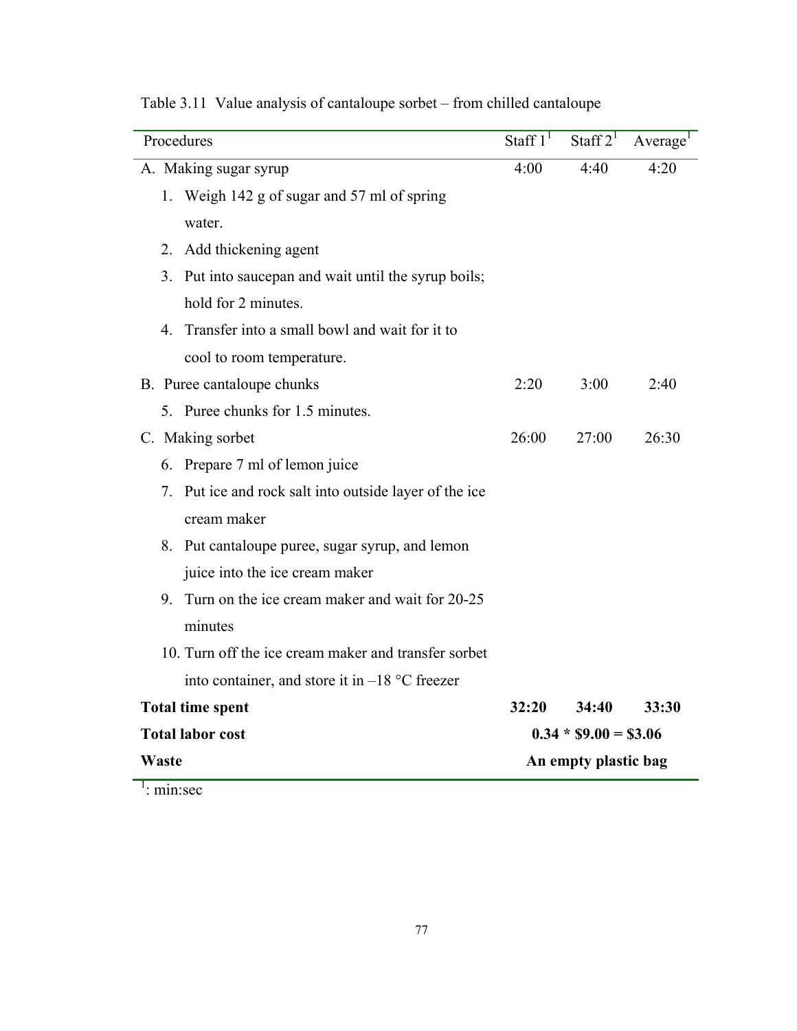Table 3.11 Value analysis of cantaloupe sorbet – from chilled cantaloupe

| Procedures | Staff 1[1] | Staff 2[1] | Average[1] |
|---|---|---|---|
| A. Making sugar syrup | 4:00 | 4:40 | 4:20 |
| 1. Weigh 142 g of sugar and 57 ml of spring water. | | | |
| 2. Add thickening agent | | | |
| 3. Put into saucepan and wait until the syrup boils; hold for 2 minutes. | | | |
| 4. Transfer into a small bowl and wait for it to cool to room temperature. | | | |
| B. Puree cantaloupe chunks | 2:20 | 3:00 | 2:40 |
| 5. Puree chunks for 1.5 minutes. | | | |
| C. Making sorbet | 26:00 | 27:00 | 26:30 |
| 6. Prepare 7 ml of lemon juice | | | |
| 7. Put ice and rock salt into outside layer of the ice cream maker | | | |
| 8. Put cantaloupe puree, sugar syrup, and lemon juice into the ice cream maker | | | |
| 9. Turn on the ice cream maker and wait for 20-25 minutes | | | |
| 10. Turn off the ice cream maker and transfer sorbet into container, and store it in –18 °C freezer | | | |
| **Total time spent** | **32:20** | **34:40** | **33:30** |
| **Total labor cost** | **0.34 * $9.00 = $3.06** | | |
| **Waste** | **An empty plastic bag** | | |

[1]: min:sec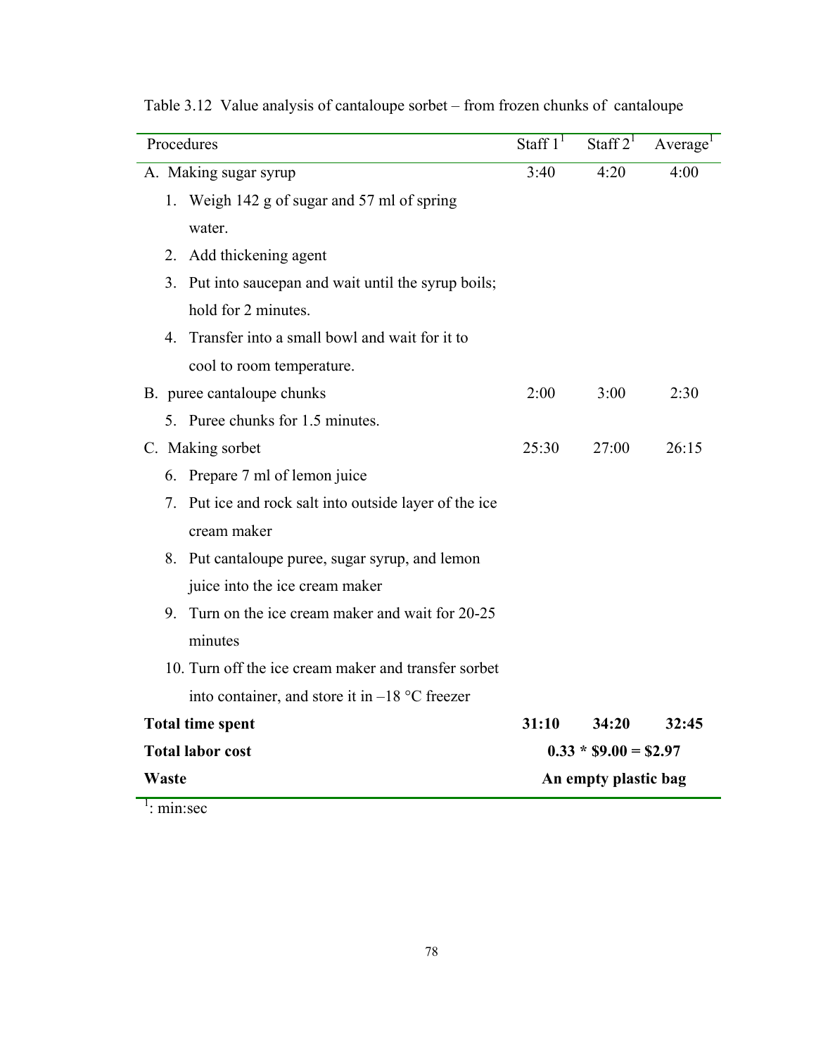Table 3.12 Value analysis of cantaloupe sorbet – from frozen chunks of cantaloupe

| Procedures | Staff 1[1] | Staff 2[1] | Average[1] |
|---|---|---|---|
| A. Making sugar syrup | 3:40 | 4:20 | 4:00 |
| 1. Weigh 142 g of sugar and 57 ml of spring water. | | | |
| 2. Add thickening agent | | | |
| 3. Put into saucepan and wait until the syrup boils; hold for 2 minutes. | | | |
| 4. Transfer into a small bowl and wait for it to cool to room temperature. | | | |
| B. puree cantaloupe chunks | 2:00 | 3:00 | 2:30 |
| 5. Puree chunks for 1.5 minutes. | | | |
| C. Making sorbet | 25:30 | 27:00 | 26:15 |
| 6. Prepare 7 ml of lemon juice | | | |
| 7. Put ice and rock salt into outside layer of the ice cream maker | | | |
| 8. Put cantaloupe puree, sugar syrup, and lemon juice into the ice cream maker | | | |
| 9. Turn on the ice cream maker and wait for 20-25 minutes | | | |
| 10. Turn off the ice cream maker and transfer sorbet into container, and store it in –18 °C freezer | | | |
| **Total time spent** | **31:10** | **34:20** | **32:45** |
| **Total labor cost** | **0.33 * $9.00 = $2.97** | | |
| **Waste** | **An empty plastic bag** | | |

[1]: min:sec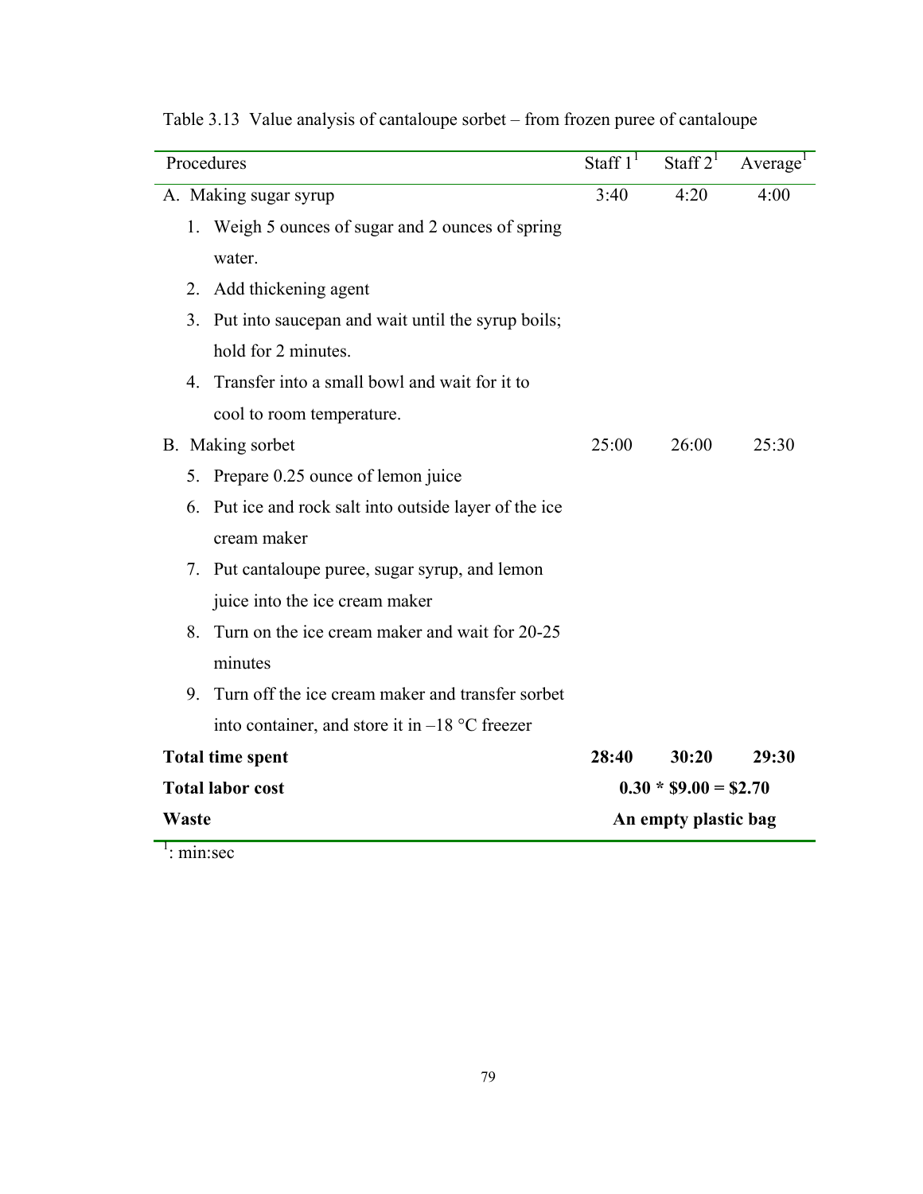Table 3.13 Value analysis of cantaloupe sorbet – from frozen puree of cantaloupe

| Procedures | Staff 1[1] | Staff 2[1] | Average[1] |
|---|---|---|---|
| A. Making sugar syrup | 3:40 | 4:20 | 4:00 |
| 1. Weigh 5 ounces of sugar and 2 ounces of spring water. | | | |
| 2. Add thickening agent | | | |
| 3. Put into saucepan and wait until the syrup boils; hold for 2 minutes. | | | |
| 4. Transfer into a small bowl and wait for it to cool to room temperature. | | | |
| B. Making sorbet | 25:00 | 26:00 | 25:30 |
| 5. Prepare 0.25 ounce of lemon juice | | | |
| 6. Put ice and rock salt into outside layer of the ice cream maker | | | |
| 7. Put cantaloupe puree, sugar syrup, and lemon juice into the ice cream maker | | | |
| 8. Turn on the ice cream maker and wait for 20-25 minutes | | | |
| 9. Turn off the ice cream maker and transfer sorbet into container, and store it in –18 °C freezer | | | |
| **Total time spent** | **28:40** | **30:20** | **29:30** |
| **Total labor cost** | **0.30 * $9.00 = $2.70** | | |
| **Waste** | **An empty plastic bag** | | |

[1]: min:sec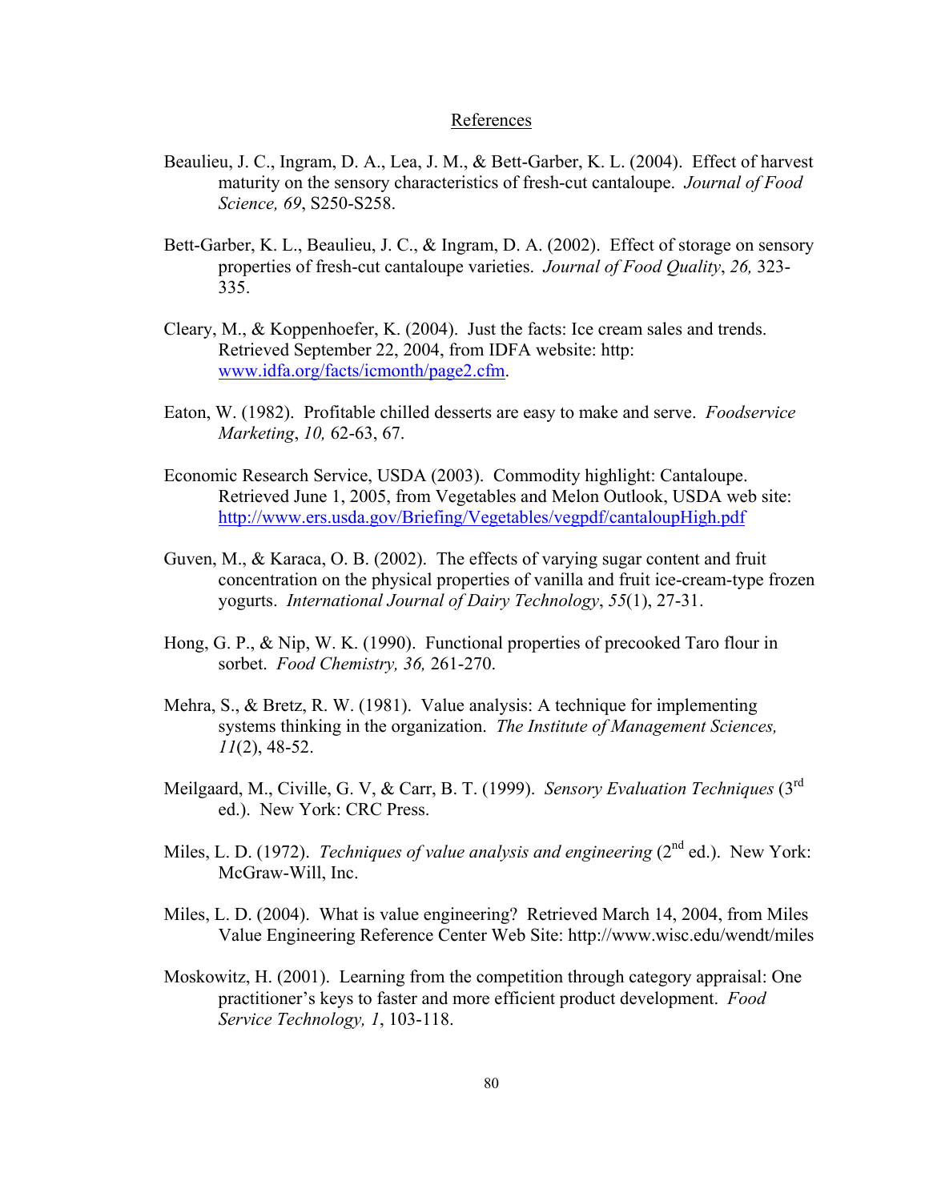## References

Beaulieu, J. C., Ingram, D. A., Lea, J. M., & Bett-Garber, K. L. (2004). Effect of harvest maturity on the sensory characteristics of fresh-cut cantaloupe. *Journal of Food Science, 69*, S250-S258.

Bett-Garber, K. L., Beaulieu, J. C., & Ingram, D. A. (2002). Effect of storage on sensory properties of fresh-cut cantaloupe varieties. *Journal of Food Quality*, *26,* 323-335.

Cleary, M., & Koppenhoefer, K. (2004). Just the facts: Ice cream sales and trends. Retrieved September 22, 2004, from IDFA website: http: www.idfa.org/facts/icmonth/page2.cfm.

Eaton, W. (1982). Profitable chilled desserts are easy to make and serve. *Foodservice Marketing*, *10,* 62-63, 67.

Economic Research Service, USDA (2003). Commodity highlight: Cantaloupe. Retrieved June 1, 2005, from Vegetables and Melon Outlook, USDA web site: http://www.ers.usda.gov/Briefing/Vegetables/vegpdf/cantaloupHigh.pdf

Guven, M., & Karaca, O. B. (2002). The effects of varying sugar content and fruit concentration on the physical properties of vanilla and fruit ice-cream-type frozen yogurts. *International Journal of Dairy Technology*, *55*(1), 27-31.

Hong, G. P., & Nip, W. K. (1990). Functional properties of precooked Taro flour in sorbet. *Food Chemistry, 36,* 261-270.

Mehra, S., & Bretz, R. W. (1981). Value analysis: A technique for implementing systems thinking in the organization. *The Institute of Management Sciences, 11*(2), 48-52.

Meilgaard, M., Civille, G. V, & Carr, B. T. (1999). *Sensory Evaluation Techniques* (3rd ed.). New York: CRC Press.

Miles, L. D. (1972). *Techniques of value analysis and engineering* (2nd ed.). New York: McGraw-Will, Inc.

Miles, L. D. (2004). What is value engineering? Retrieved March 14, 2004, from Miles Value Engineering Reference Center Web Site: http://www.wisc.edu/wendt/miles

Moskowitz, H. (2001). Learning from the competition through category appraisal: One practitioner's keys to faster and more efficient product development. *Food Service Technology, 1*, 103-118.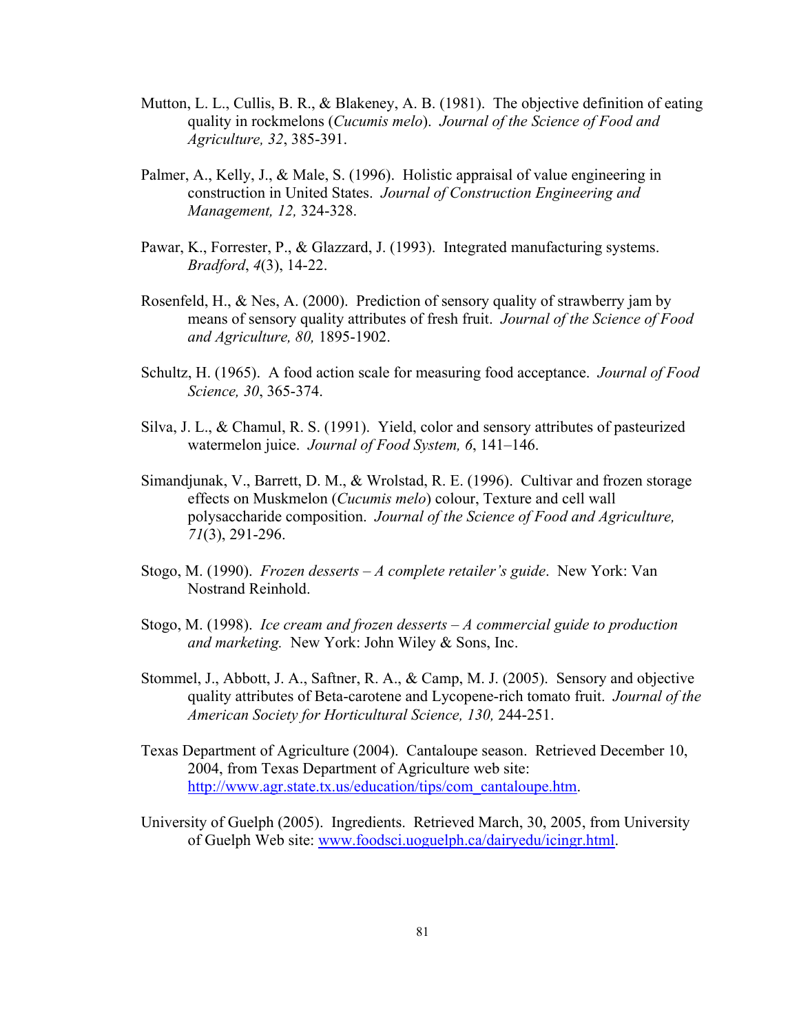Mutton, L. L., Cullis, B. R., & Blakeney, A. B. (1981). The objective definition of eating quality in rockmelons (*Cucumis melo*). *Journal of the Science of Food and Agriculture, 32*, 385-391.

Palmer, A., Kelly, J., & Male, S. (1996). Holistic appraisal of value engineering in construction in United States. *Journal of Construction Engineering and Management, 12,* 324-328.

Pawar, K., Forrester, P., & Glazzard, J. (1993). Integrated manufacturing systems. *Bradford*, *4*(3), 14-22.

Rosenfeld, H., & Nes, A. (2000). Prediction of sensory quality of strawberry jam by means of sensory quality attributes of fresh fruit. *Journal of the Science of Food and Agriculture, 80,* 1895-1902.

Schultz, H. (1965). A food action scale for measuring food acceptance. *Journal of Food Science, 30*, 365-374.

Silva, J. L., & Chamul, R. S. (1991). Yield, color and sensory attributes of pasteurized watermelon juice. *Journal of Food System, 6*, 141–146.

Simandjunak, V., Barrett, D. M., & Wrolstad, R. E. (1996). Cultivar and frozen storage effects on Muskmelon (*Cucumis melo*) colour, Texture and cell wall polysaccharide composition. *Journal of the Science of Food and Agriculture, 71*(3), 291-296.

Stogo, M. (1990). *Frozen desserts – A complete retailer's guide*. New York: Van Nostrand Reinhold.

Stogo, M. (1998). *Ice cream and frozen desserts – A commercial guide to production and marketing.* New York: John Wiley & Sons, Inc.

Stommel, J., Abbott, J. A., Saftner, R. A., & Camp, M. J. (2005). Sensory and objective quality attributes of Beta-carotene and Lycopene-rich tomato fruit. *Journal of the American Society for Horticultural Science, 130,* 244-251.

Texas Department of Agriculture (2004). Cantaloupe season. Retrieved December 10, 2004, from Texas Department of Agriculture web site: http://www.agr.state.tx.us/education/tips/com_cantaloupe.htm.

University of Guelph (2005). Ingredients. Retrieved March, 30, 2005, from University of Guelph Web site: www.foodsci.uoguelph.ca/dairyedu/icingr.html.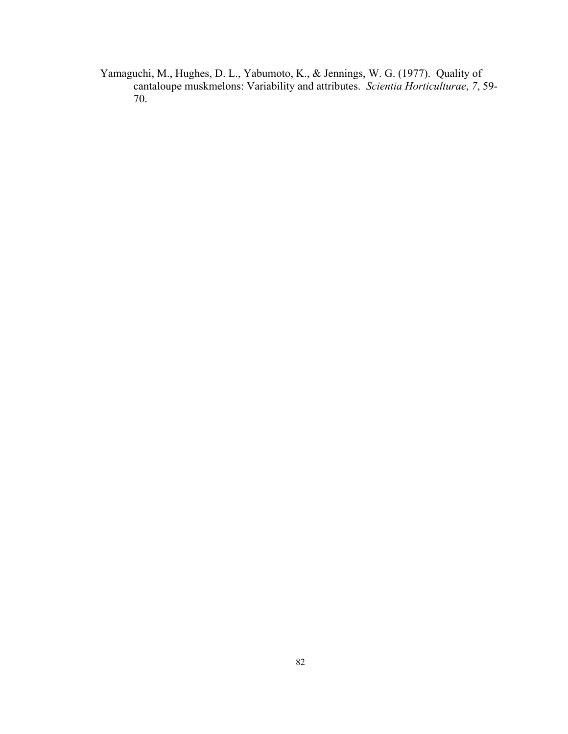Yamaguchi, M., Hughes, D. L., Yabumoto, K., & Jennings, W. G. (1977). Quality of cantaloupe muskmelons: Variability and attributes. *Scientia Horticulturae*, *7*, 59-70.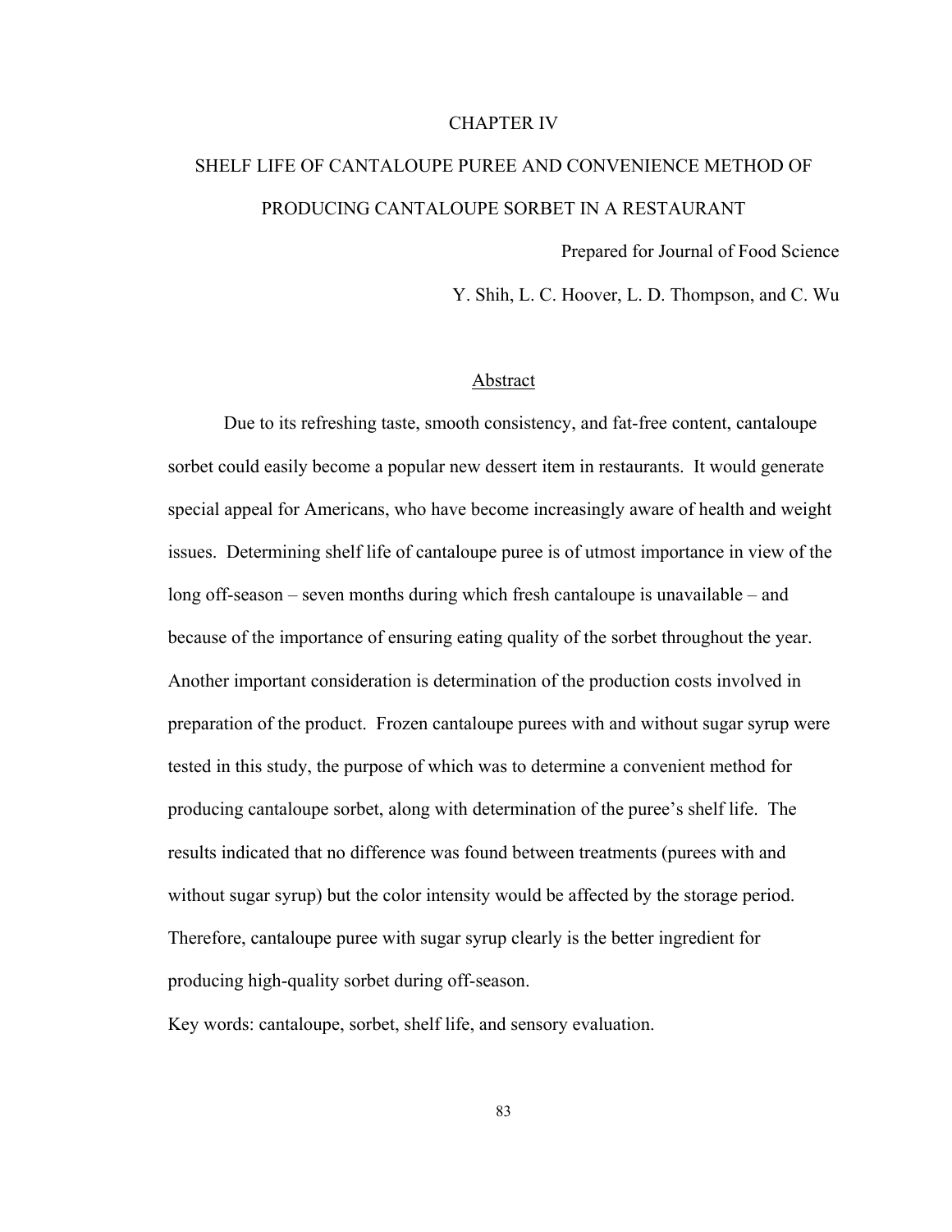# CHAPTER IV

# SHELF LIFE OF CANTALOUPE PUREE AND CONVENIENCE METHOD OF PRODUCING CANTALOUPE SORBET IN A RESTAURANT

Prepared for Journal of Food Science

Y. Shih, L. C. Hoover, L. D. Thompson, and C. Wu

## Abstract

Due to its refreshing taste, smooth consistency, and fat-free content, cantaloupe sorbet could easily become a popular new dessert item in restaurants. It would generate special appeal for Americans, who have become increasingly aware of health and weight issues. Determining shelf life of cantaloupe puree is of utmost importance in view of the long off-season – seven months during which fresh cantaloupe is unavailable – and because of the importance of ensuring eating quality of the sorbet throughout the year. Another important consideration is determination of the production costs involved in preparation of the product. Frozen cantaloupe purees with and without sugar syrup were tested in this study, the purpose of which was to determine a convenient method for producing cantaloupe sorbet, along with determination of the puree's shelf life. The results indicated that no difference was found between treatments (purees with and without sugar syrup) but the color intensity would be affected by the storage period. Therefore, cantaloupe puree with sugar syrup clearly is the better ingredient for producing high-quality sorbet during off-season.

Key words: cantaloupe, sorbet, shelf life, and sensory evaluation.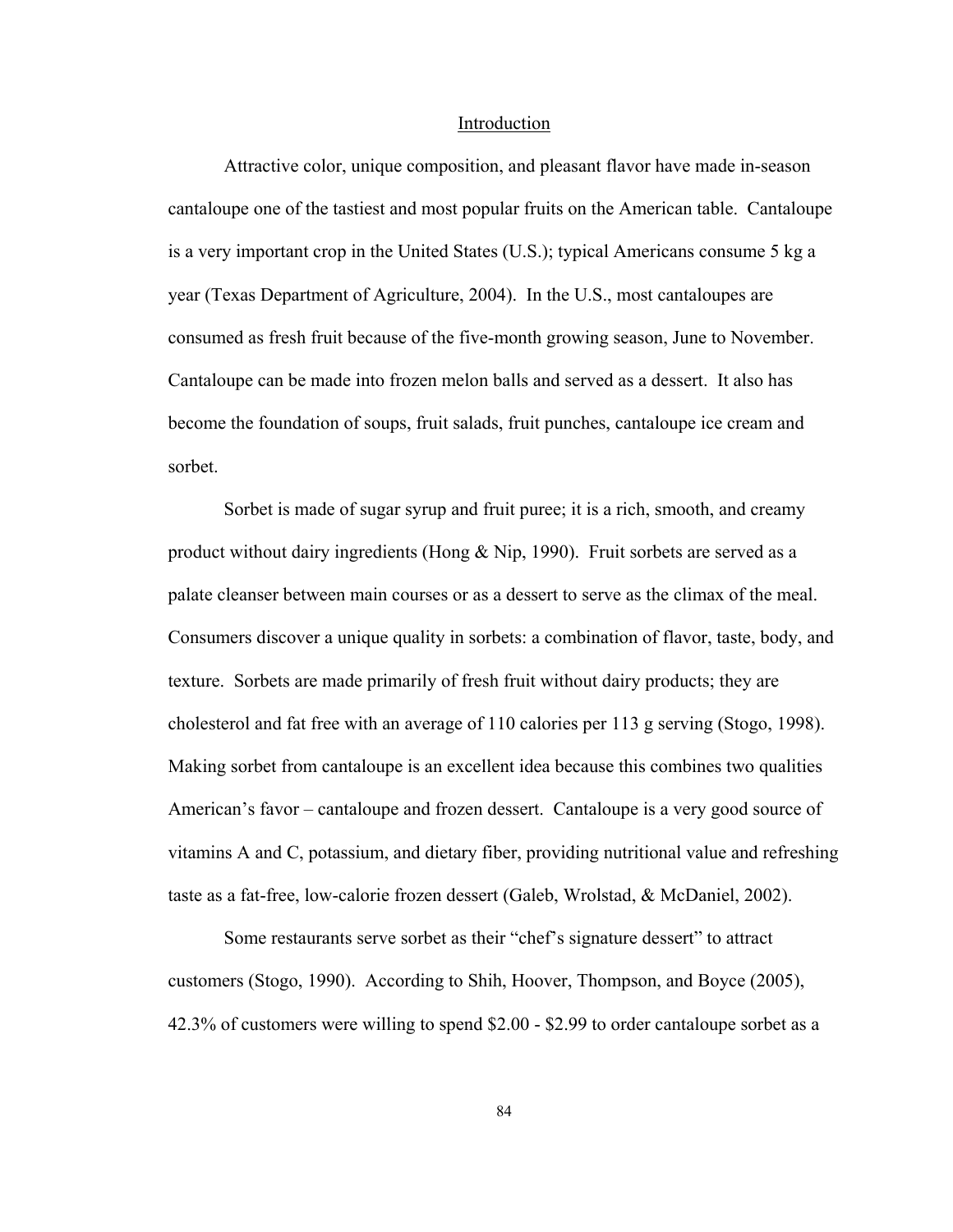## Introduction

Attractive color, unique composition, and pleasant flavor have made in-season cantaloupe one of the tastiest and most popular fruits on the American table. Cantaloupe is a very important crop in the United States (U.S.); typical Americans consume 5 kg a year (Texas Department of Agriculture, 2004). In the U.S., most cantaloupes are consumed as fresh fruit because of the five-month growing season, June to November. Cantaloupe can be made into frozen melon balls and served as a dessert. It also has become the foundation of soups, fruit salads, fruit punches, cantaloupe ice cream and sorbet.

Sorbet is made of sugar syrup and fruit puree; it is a rich, smooth, and creamy product without dairy ingredients (Hong & Nip, 1990). Fruit sorbets are served as a palate cleanser between main courses or as a dessert to serve as the climax of the meal. Consumers discover a unique quality in sorbets: a combination of flavor, taste, body, and texture. Sorbets are made primarily of fresh fruit without dairy products; they are cholesterol and fat free with an average of 110 calories per 113 g serving (Stogo, 1998). Making sorbet from cantaloupe is an excellent idea because this combines two qualities American's favor – cantaloupe and frozen dessert. Cantaloupe is a very good source of vitamins A and C, potassium, and dietary fiber, providing nutritional value and refreshing taste as a fat-free, low-calorie frozen dessert (Galeb, Wrolstad, & McDaniel, 2002).

Some restaurants serve sorbet as their "chef's signature dessert" to attract customers (Stogo, 1990). According to Shih, Hoover, Thompson, and Boyce (2005), 42.3% of customers were willing to spend $2.00 - $2.99 to order cantaloupe sorbet as a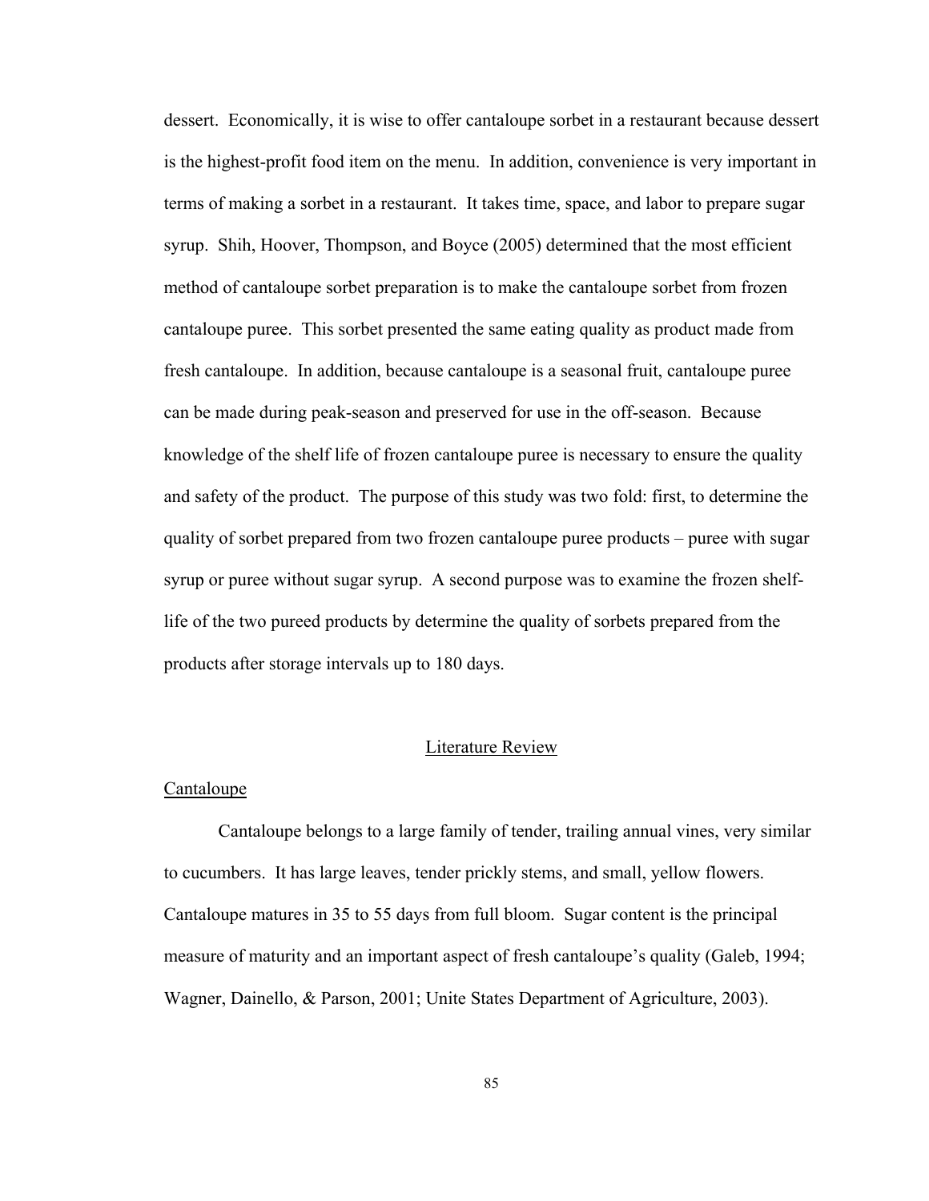dessert. Economically, it is wise to offer cantaloupe sorbet in a restaurant because dessert is the highest-profit food item on the menu. In addition, convenience is very important in terms of making a sorbet in a restaurant. It takes time, space, and labor to prepare sugar syrup. Shih, Hoover, Thompson, and Boyce (2005) determined that the most efficient method of cantaloupe sorbet preparation is to make the cantaloupe sorbet from frozen cantaloupe puree. This sorbet presented the same eating quality as product made from fresh cantaloupe. In addition, because cantaloupe is a seasonal fruit, cantaloupe puree can be made during peak-season and preserved for use in the off-season. Because knowledge of the shelf life of frozen cantaloupe puree is necessary to ensure the quality and safety of the product. The purpose of this study was two fold: first, to determine the quality of sorbet prepared from two frozen cantaloupe puree products – puree with sugar syrup or puree without sugar syrup. A second purpose was to examine the frozen shelf-life of the two pureed products by determine the quality of sorbets prepared from the products after storage intervals up to 180 days.

## Literature Review

### Cantaloupe

Cantaloupe belongs to a large family of tender, trailing annual vines, very similar to cucumbers. It has large leaves, tender prickly stems, and small, yellow flowers. Cantaloupe matures in 35 to 55 days from full bloom. Sugar content is the principal measure of maturity and an important aspect of fresh cantaloupe's quality (Galeb, 1994; Wagner, Dainello, & Parson, 2001; Unite States Department of Agriculture, 2003).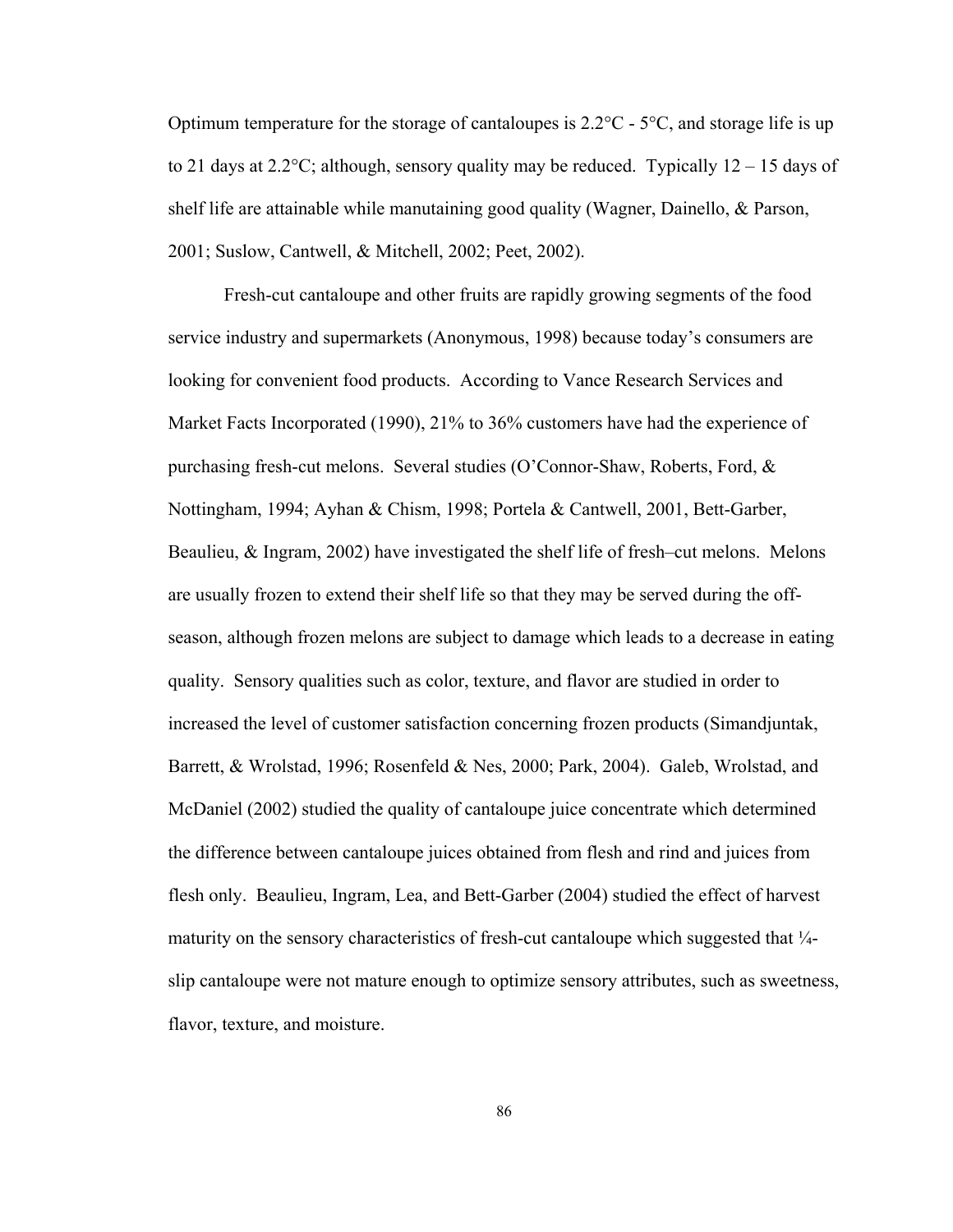Optimum temperature for the storage of cantaloupes is 2.2°C - 5°C, and storage life is up to 21 days at 2.2°C; although, sensory quality may be reduced. Typically 12 – 15 days of shelf life are attainable while manutaining good quality (Wagner, Dainello, & Parson, 2001; Suslow, Cantwell, & Mitchell, 2002; Peet, 2002).

Fresh-cut cantaloupe and other fruits are rapidly growing segments of the food service industry and supermarkets (Anonymous, 1998) because today's consumers are looking for convenient food products. According to Vance Research Services and Market Facts Incorporated (1990), 21% to 36% customers have had the experience of purchasing fresh-cut melons. Several studies (O'Connor-Shaw, Roberts, Ford, & Nottingham, 1994; Ayhan & Chism, 1998; Portela & Cantwell, 2001, Bett-Garber, Beaulieu, & Ingram, 2002) have investigated the shelf life of fresh–cut melons. Melons are usually frozen to extend their shelf life so that they may be served during the off-season, although frozen melons are subject to damage which leads to a decrease in eating quality. Sensory qualities such as color, texture, and flavor are studied in order to increased the level of customer satisfaction concerning frozen products (Simandjuntak, Barrett, & Wrolstad, 1996; Rosenfeld & Nes, 2000; Park, 2004). Galeb, Wrolstad, and McDaniel (2002) studied the quality of cantaloupe juice concentrate which determined the difference between cantaloupe juices obtained from flesh and rind and juices from flesh only. Beaulieu, Ingram, Lea, and Bett-Garber (2004) studied the effect of harvest maturity on the sensory characteristics of fresh-cut cantaloupe which suggested that ¼-slip cantaloupe were not mature enough to optimize sensory attributes, such as sweetness, flavor, texture, and moisture.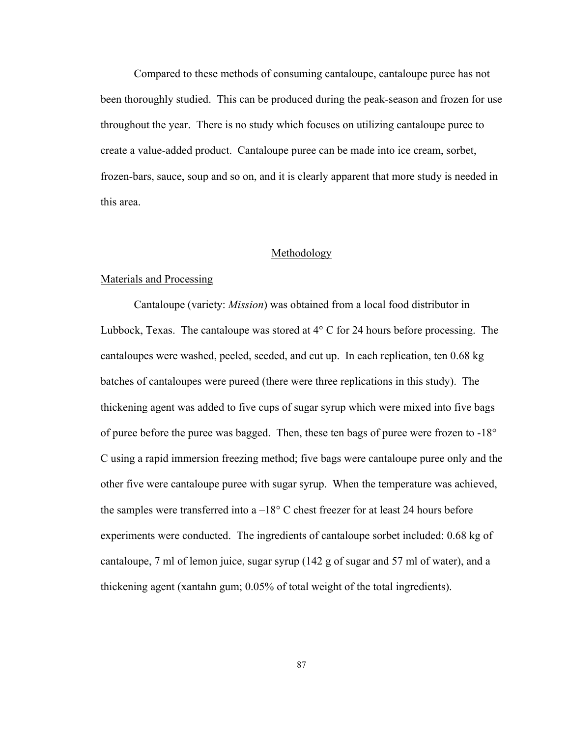Compared to these methods of consuming cantaloupe, cantaloupe puree has not been thoroughly studied. This can be produced during the peak-season and frozen for use throughout the year. There is no study which focuses on utilizing cantaloupe puree to create a value-added product. Cantaloupe puree can be made into ice cream, sorbet, frozen-bars, sauce, soup and so on, and it is clearly apparent that more study is needed in this area.

## Methodology

### Materials and Processing

Cantaloupe (variety: *Mission*) was obtained from a local food distributor in Lubbock, Texas. The cantaloupe was stored at 4° C for 24 hours before processing. The cantaloupes were washed, peeled, seeded, and cut up. In each replication, ten 0.68 kg batches of cantaloupes were pureed (there were three replications in this study). The thickening agent was added to five cups of sugar syrup which were mixed into five bags of puree before the puree was bagged. Then, these ten bags of puree were frozen to -18° C using a rapid immersion freezing method; five bags were cantaloupe puree only and the other five were cantaloupe puree with sugar syrup. When the temperature was achieved, the samples were transferred into a –18° C chest freezer for at least 24 hours before experiments were conducted. The ingredients of cantaloupe sorbet included: 0.68 kg of cantaloupe, 7 ml of lemon juice, sugar syrup (142 g of sugar and 57 ml of water), and a thickening agent (xantahn gum; 0.05% of total weight of the total ingredients).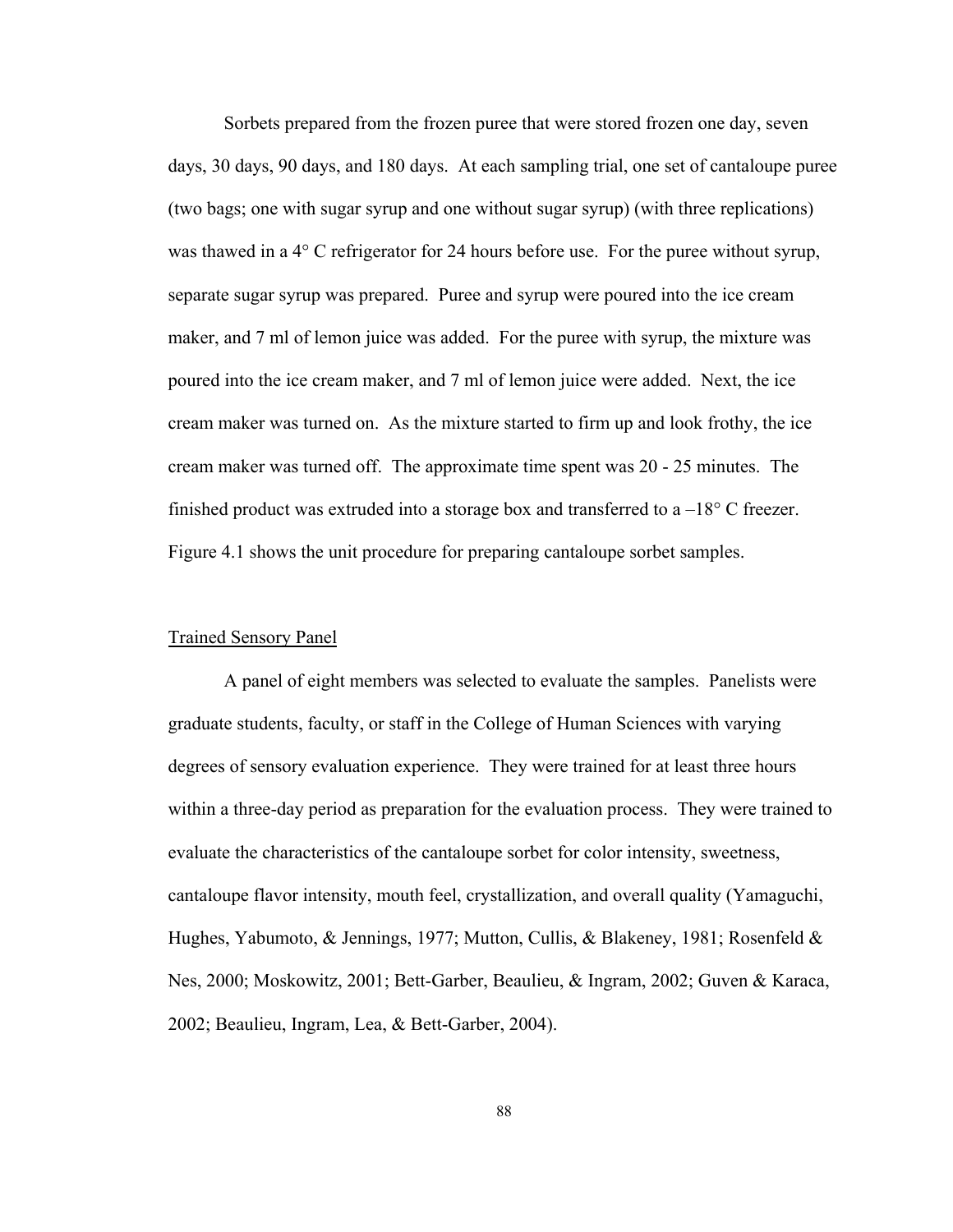Sorbets prepared from the frozen puree that were stored frozen one day, seven days, 30 days, 90 days, and 180 days. At each sampling trial, one set of cantaloupe puree (two bags; one with sugar syrup and one without sugar syrup) (with three replications) was thawed in a 4° C refrigerator for 24 hours before use. For the puree without syrup, separate sugar syrup was prepared. Puree and syrup were poured into the ice cream maker, and 7 ml of lemon juice was added. For the puree with syrup, the mixture was poured into the ice cream maker, and 7 ml of lemon juice were added. Next, the ice cream maker was turned on. As the mixture started to firm up and look frothy, the ice cream maker was turned off. The approximate time spent was 20 - 25 minutes. The finished product was extruded into a storage box and transferred to a –18° C freezer. Figure 4.1 shows the unit procedure for preparing cantaloupe sorbet samples.

<u>Trained Sensory Panel</u>

A panel of eight members was selected to evaluate the samples. Panelists were graduate students, faculty, or staff in the College of Human Sciences with varying degrees of sensory evaluation experience. They were trained for at least three hours within a three-day period as preparation for the evaluation process. They were trained to evaluate the characteristics of the cantaloupe sorbet for color intensity, sweetness, cantaloupe flavor intensity, mouth feel, crystallization, and overall quality (Yamaguchi, Hughes, Yabumoto, & Jennings, 1977; Mutton, Cullis, & Blakeney, 1981; Rosenfeld & Nes, 2000; Moskowitz, 2001; Bett-Garber, Beaulieu, & Ingram, 2002; Guven & Karaca, 2002; Beaulieu, Ingram, Lea, & Bett-Garber, 2004).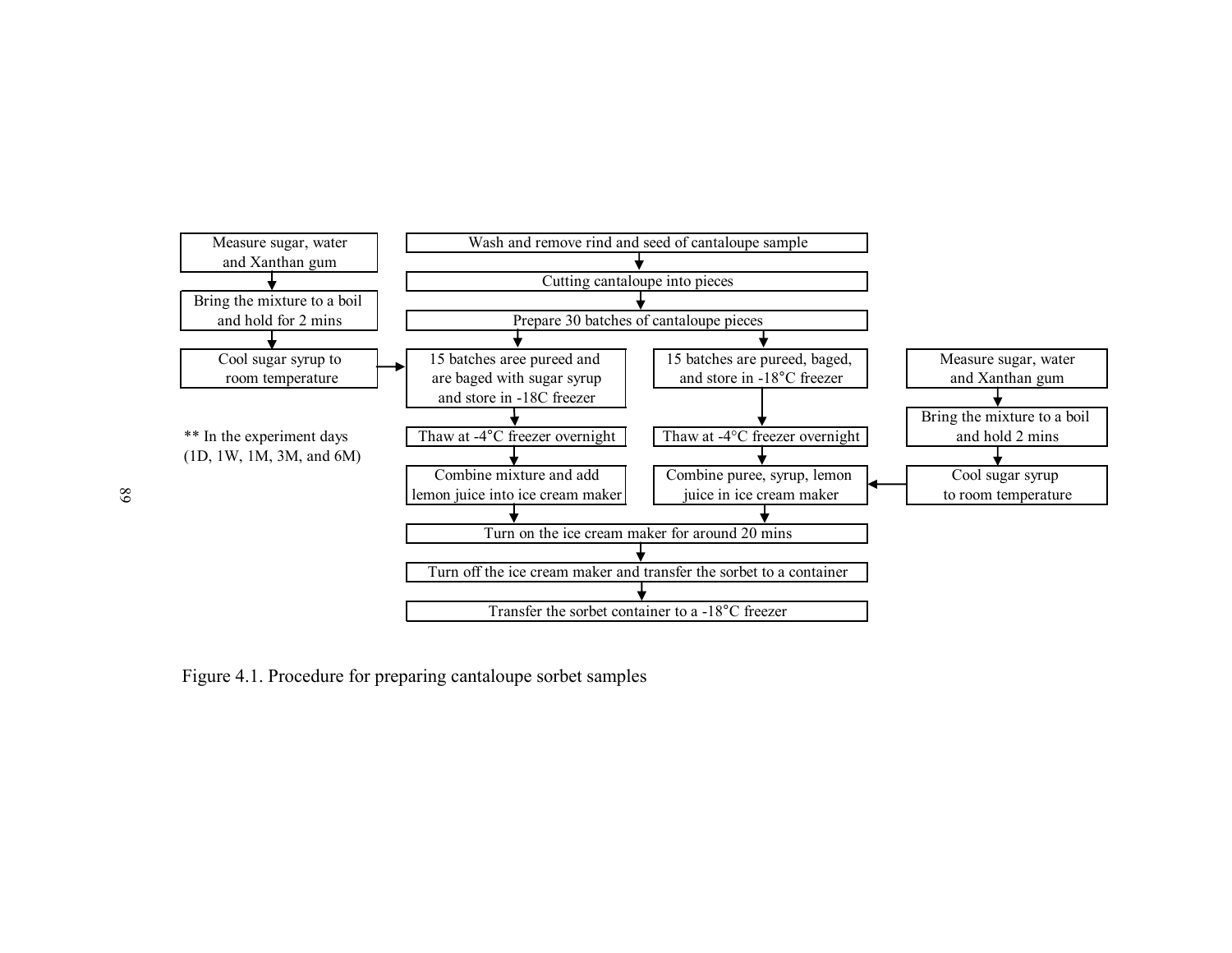Measure sugar, water and Xanthan gum

Bring the mixture to a boil and hold for 2 mins

Cool sugar syrup to room temperature

Wash and remove rind and seed of cantaloupe sample

Cutting cantaloupe into pieces

Prepare 30 batches of cantaloupe pieces

15 batches aree pureed and are baged with sugar syrup and store in -18C freezer

15 batches are pureed, baged, and store in -18°C freezer

Measure sugar, water and Xanthan gum

Bring the mixture to a boil and hold 2 mins

** In the experiment days (1D, 1W, 1M, 3M, and 6M)

Thaw at -4°C freezer overnight

Thaw at -4°C freezer overnight

Combine mixture and add lemon juice into ice cream maker

Combine puree, syrup, lemon juice in ice cream maker

Cool sugar syrup to room temperature

Turn on the ice cream maker for around 20 mins

Turn off the ice cream maker and transfer the sorbet to a container

Transfer the sorbet container to a -18°C freezer

Figure 4.1. Procedure for preparing cantaloupe sorbet samples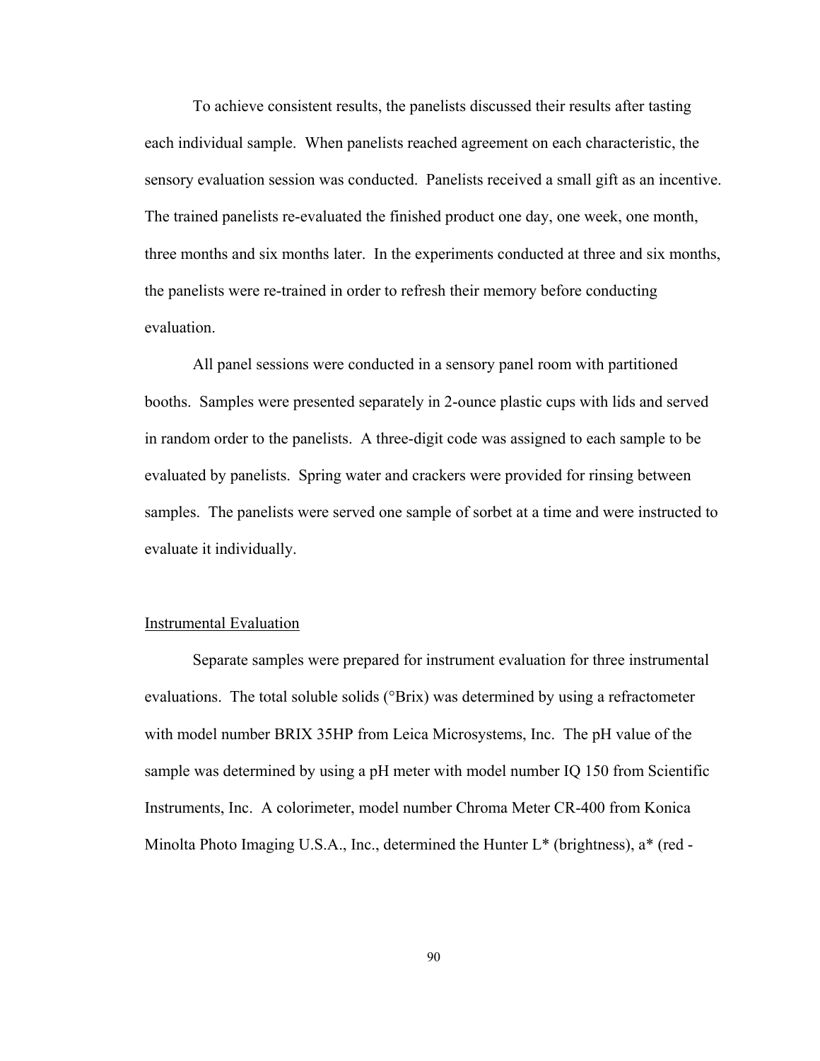To achieve consistent results, the panelists discussed their results after tasting each individual sample. When panelists reached agreement on each characteristic, the sensory evaluation session was conducted. Panelists received a small gift as an incentive. The trained panelists re-evaluated the finished product one day, one week, one month, three months and six months later. In the experiments conducted at three and six months, the panelists were re-trained in order to refresh their memory before conducting evaluation.

All panel sessions were conducted in a sensory panel room with partitioned booths. Samples were presented separately in 2-ounce plastic cups with lids and served in random order to the panelists. A three-digit code was assigned to each sample to be evaluated by panelists. Spring water and crackers were provided for rinsing between samples. The panelists were served one sample of sorbet at a time and were instructed to evaluate it individually.

## Instrumental Evaluation

Separate samples were prepared for instrument evaluation for three instrumental evaluations. The total soluble solids (°Brix) was determined by using a refractometer with model number BRIX 35HP from Leica Microsystems, Inc. The pH value of the sample was determined by using a pH meter with model number IQ 150 from Scientific Instruments, Inc. A colorimeter, model number Chroma Meter CR-400 from Konica Minolta Photo Imaging U.S.A., Inc., determined the Hunter $L^*$ (brightness), $a^*$ (red -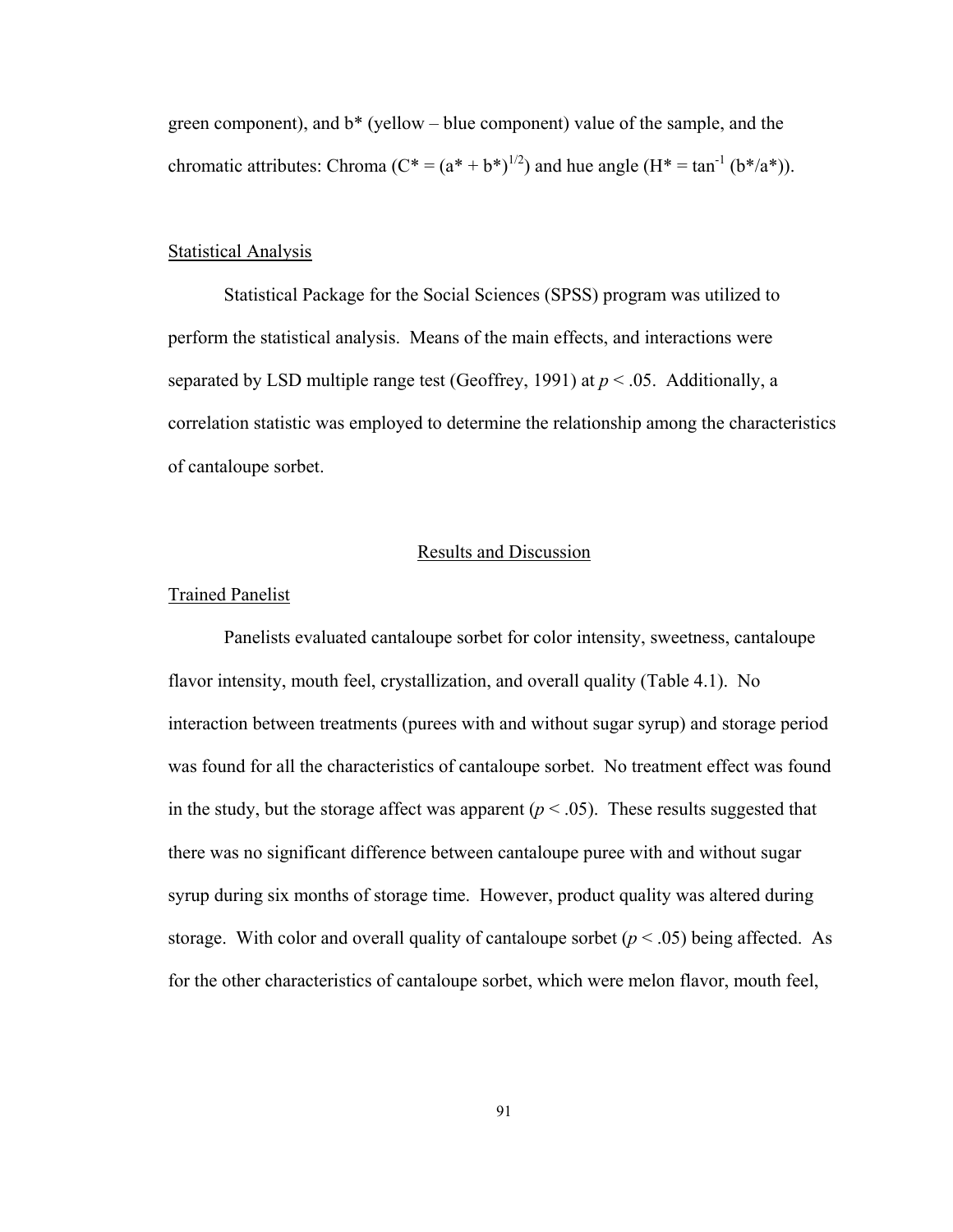green component), and b* (yellow – blue component) value of the sample, and the chromatic attributes: Chroma ($C^* = (a^* + b^*)^{1/2}$) and hue angle ($H^* = \tan^{-1}(b^*/a^*)$).

## Statistical Analysis

Statistical Package for the Social Sciences (SPSS) program was utilized to perform the statistical analysis. Means of the main effects, and interactions were separated by LSD multiple range test (Geoffrey, 1991) at $p < .05$. Additionally, a correlation statistic was employed to determine the relationship among the characteristics of cantaloupe sorbet.

# Results and Discussion

## Trained Panelist

Panelists evaluated cantaloupe sorbet for color intensity, sweetness, cantaloupe flavor intensity, mouth feel, crystallization, and overall quality (Table 4.1). No interaction between treatments (purees with and without sugar syrup) and storage period was found for all the characteristics of cantaloupe sorbet. No treatment effect was found in the study, but the storage affect was apparent ($p < .05$). These results suggested that there was no significant difference between cantaloupe puree with and without sugar syrup during six months of storage time. However, product quality was altered during storage. With color and overall quality of cantaloupe sorbet ($p < .05$) being affected. As for the other characteristics of cantaloupe sorbet, which were melon flavor, mouth feel,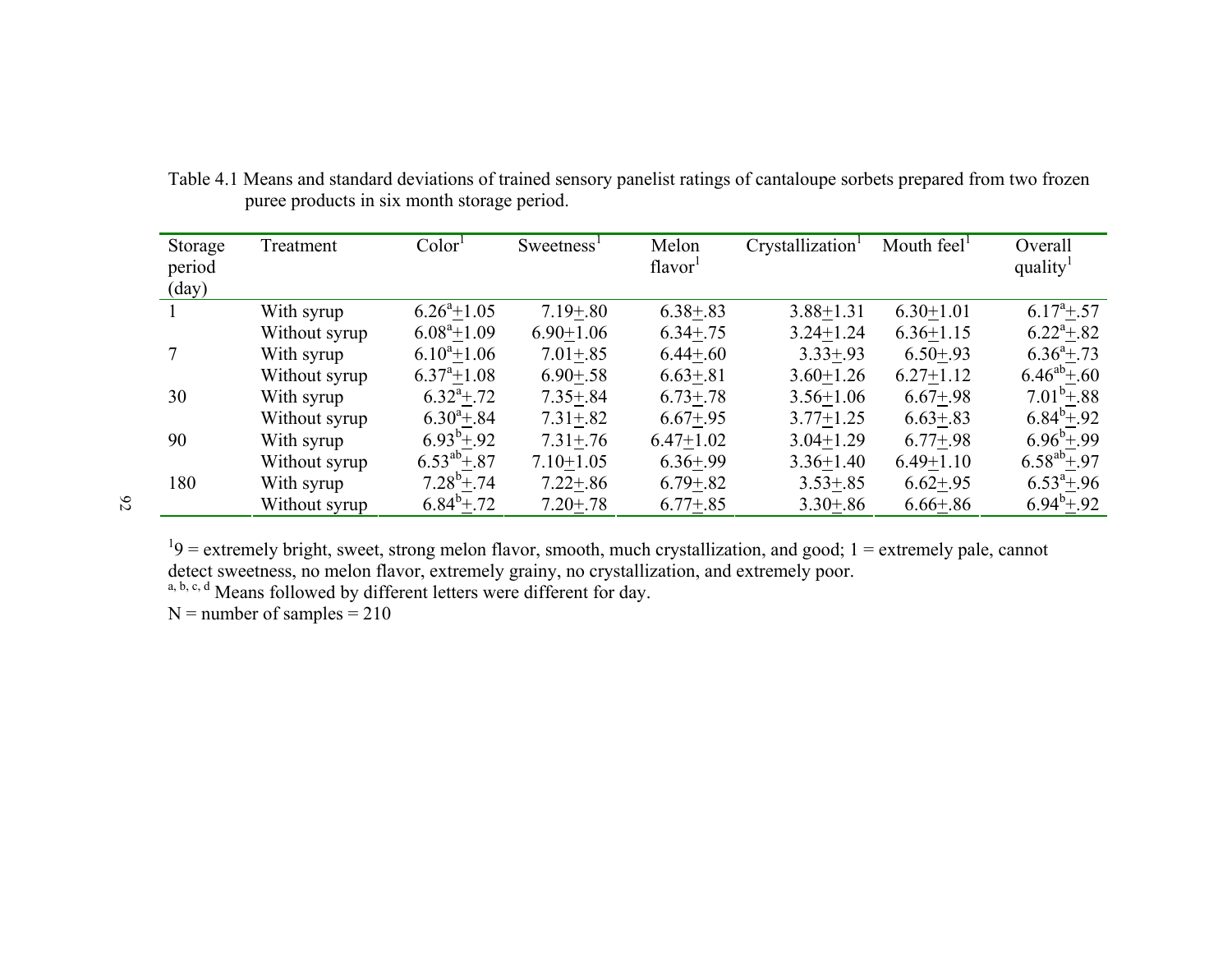Table 4.1 Means and standard deviations of trained sensory panelist ratings of cantaloupe sorbets prepared from two frozen puree products in six month storage period.

| Storage period (day) | Treatment | Color[1] | Sweetness[1] | Melon flavor[1] | Crystallization[1] | Mouth feel[1] | Overall quality[1] |
|---|---|---|---|---|---|---|---|
| 1 | With syrup | $6.26^{a}\pm1.05$ | $7.19\pm.80$ | $6.38\pm.83$ | $3.88\pm1.31$ | $6.30\pm1.01$ | $6.17^{a}\pm.57$ |
| | Without syrup | $6.08^{a}\pm1.09$ | $6.90\pm1.06$ | $6.34\pm.75$ | $3.24\pm1.24$ | $6.36\pm1.15$ | $6.22^{a}\pm.82$ |
| 7 | With syrup | $6.10^{a}\pm1.06$ | $7.01\pm.85$ | $6.44\pm.60$ | $3.33\pm.93$ | $6.50\pm.93$ | $6.36^{a}\pm.73$ |
| | Without syrup | $6.37^{a}\pm1.08$ | $6.90\pm.58$ | $6.63\pm.81$ | $3.60\pm1.26$ | $6.27\pm1.12$ | $6.46^{ab}\pm.60$ |
| 30 | With syrup | $6.32^{a}\pm.72$ | $7.35\pm.84$ | $6.73\pm.78$ | $3.56\pm1.06$ | $6.67\pm.98$ | $7.01^{b}\pm.88$ |
| | Without syrup | $6.30^{a}\pm.84$ | $7.31\pm.82$ | $6.67\pm.95$ | $3.77\pm1.25$ | $6.63\pm.83$ | $6.84^{b}\pm.92$ |
| 90 | With syrup | $6.93^{b}\pm.92$ | $7.31\pm.76$ | $6.47\pm1.02$ | $3.04\pm1.29$ | $6.77\pm.98$ | $6.96^{b}\pm.99$ |
| | Without syrup | $6.53^{ab}\pm.87$ | $7.10\pm1.05$ | $6.36\pm.99$ | $3.36\pm1.40$ | $6.49\pm1.10$ | $6.58^{ab}\pm.97$ |
| 180 | With syrup | $7.28^{b}\pm.74$ | $7.22\pm.86$ | $6.79\pm.82$ | $3.53\pm.85$ | $6.62\pm.95$ | $6.53^{a}\pm.96$ |
| | Without syrup | $6.84^{b}\pm.72$ | $7.20\pm.78$ | $6.77\pm.85$ | $3.30\pm.86$ | $6.66\pm.86$ | $6.94^{b}\pm.92$ |

[1] 9 = extremely bright, sweet, strong melon flavor, smooth, much crystallization, and good; 1 = extremely pale, cannot detect sweetness, no melon flavor, extremely grainy, no crystallization, and extremely poor.

[a, b, c, d] Means followed by different letters were different for day.

N = number of samples = 210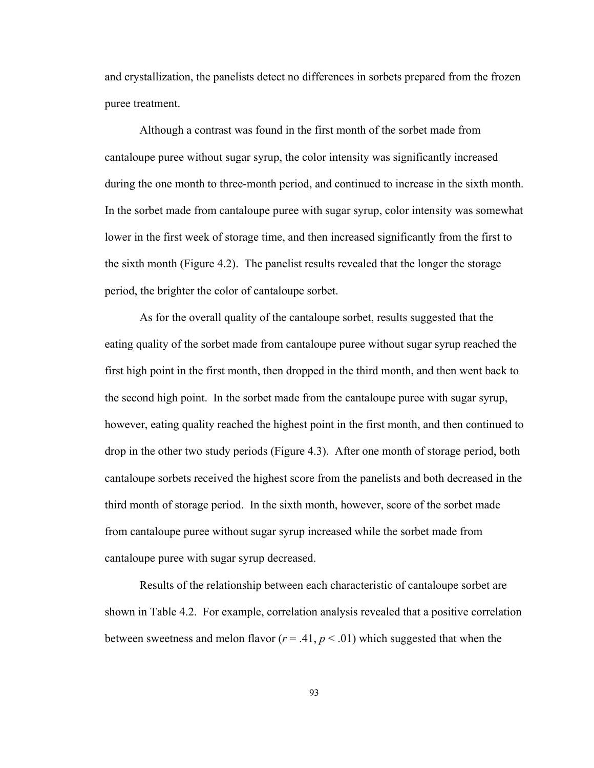and crystallization, the panelists detect no differences in sorbets prepared from the frozen puree treatment.

Although a contrast was found in the first month of the sorbet made from cantaloupe puree without sugar syrup, the color intensity was significantly increased during the one month to three-month period, and continued to increase in the sixth month. In the sorbet made from cantaloupe puree with sugar syrup, color intensity was somewhat lower in the first week of storage time, and then increased significantly from the first to the sixth month (Figure 4.2). The panelist results revealed that the longer the storage period, the brighter the color of cantaloupe sorbet.

As for the overall quality of the cantaloupe sorbet, results suggested that the eating quality of the sorbet made from cantaloupe puree without sugar syrup reached the first high point in the first month, then dropped in the third month, and then went back to the second high point. In the sorbet made from the cantaloupe puree with sugar syrup, however, eating quality reached the highest point in the first month, and then continued to drop in the other two study periods (Figure 4.3). After one month of storage period, both cantaloupe sorbets received the highest score from the panelists and both decreased in the third month of storage period. In the sixth month, however, score of the sorbet made from cantaloupe puree without sugar syrup increased while the sorbet made from cantaloupe puree with sugar syrup decreased.

Results of the relationship between each characteristic of cantaloupe sorbet are shown in Table 4.2. For example, correlation analysis revealed that a positive correlation between sweetness and melon flavor ($r = .41$, $p < .01$) which suggested that when the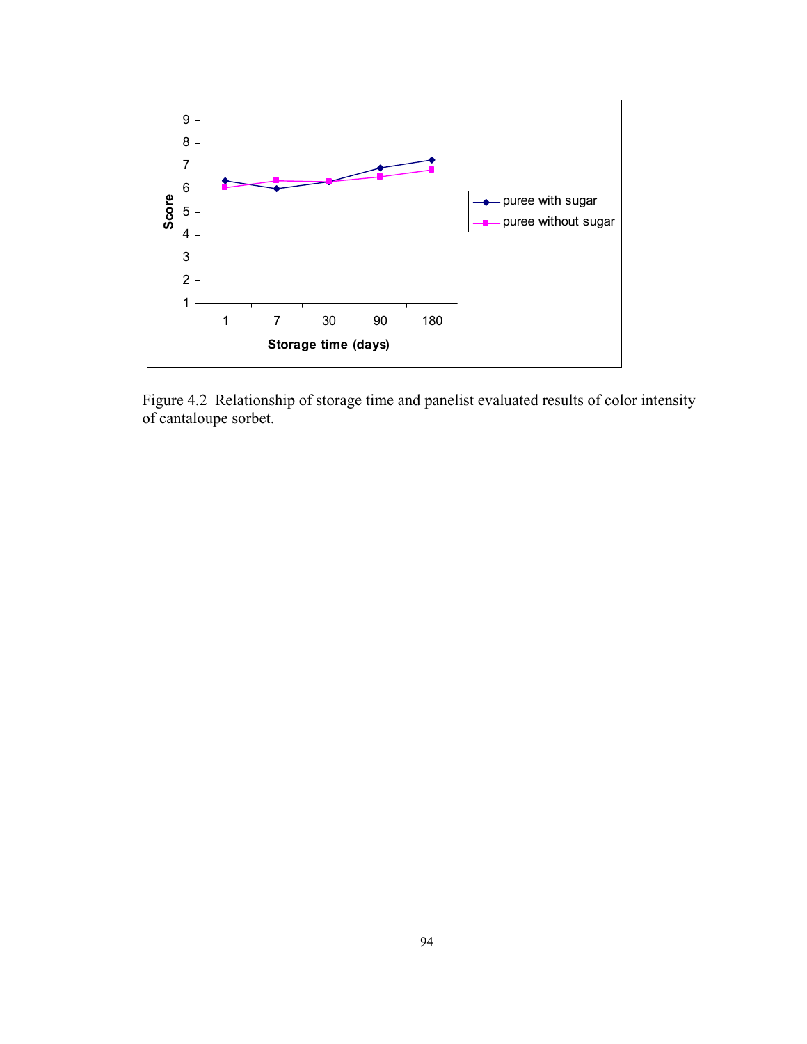Figure 4.2 Relationship of storage time and panelist evaluated results of color intensity of cantaloupe sorbet.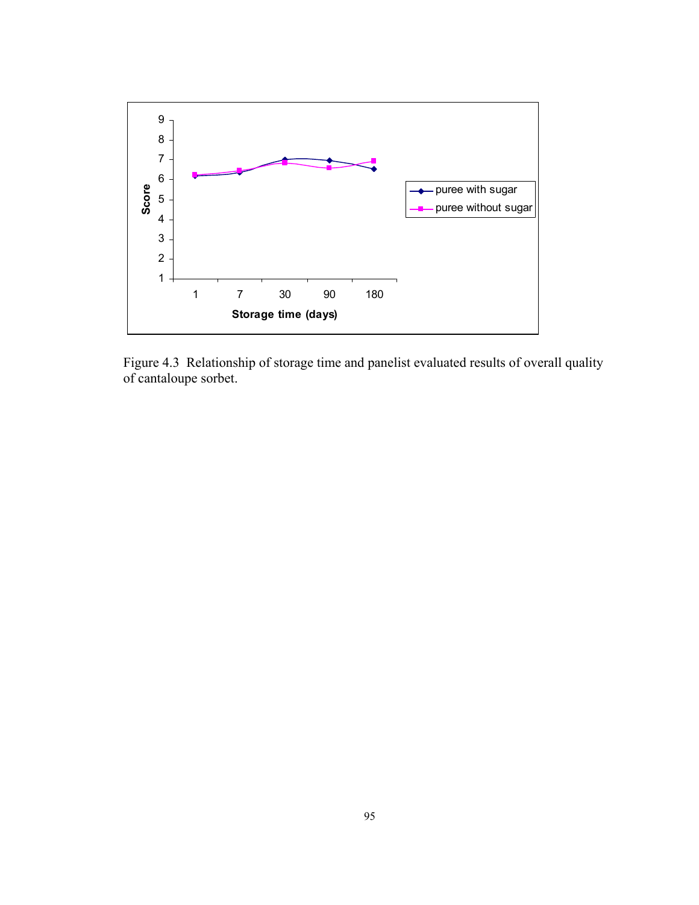9
8
7
6
5
4
3
2
1

Score

1
7
30
90
180

Storage time (days)

puree with sugar
puree without sugar

Figure 4.3 Relationship of storage time and panelist evaluated results of overall quality of cantaloupe sorbet.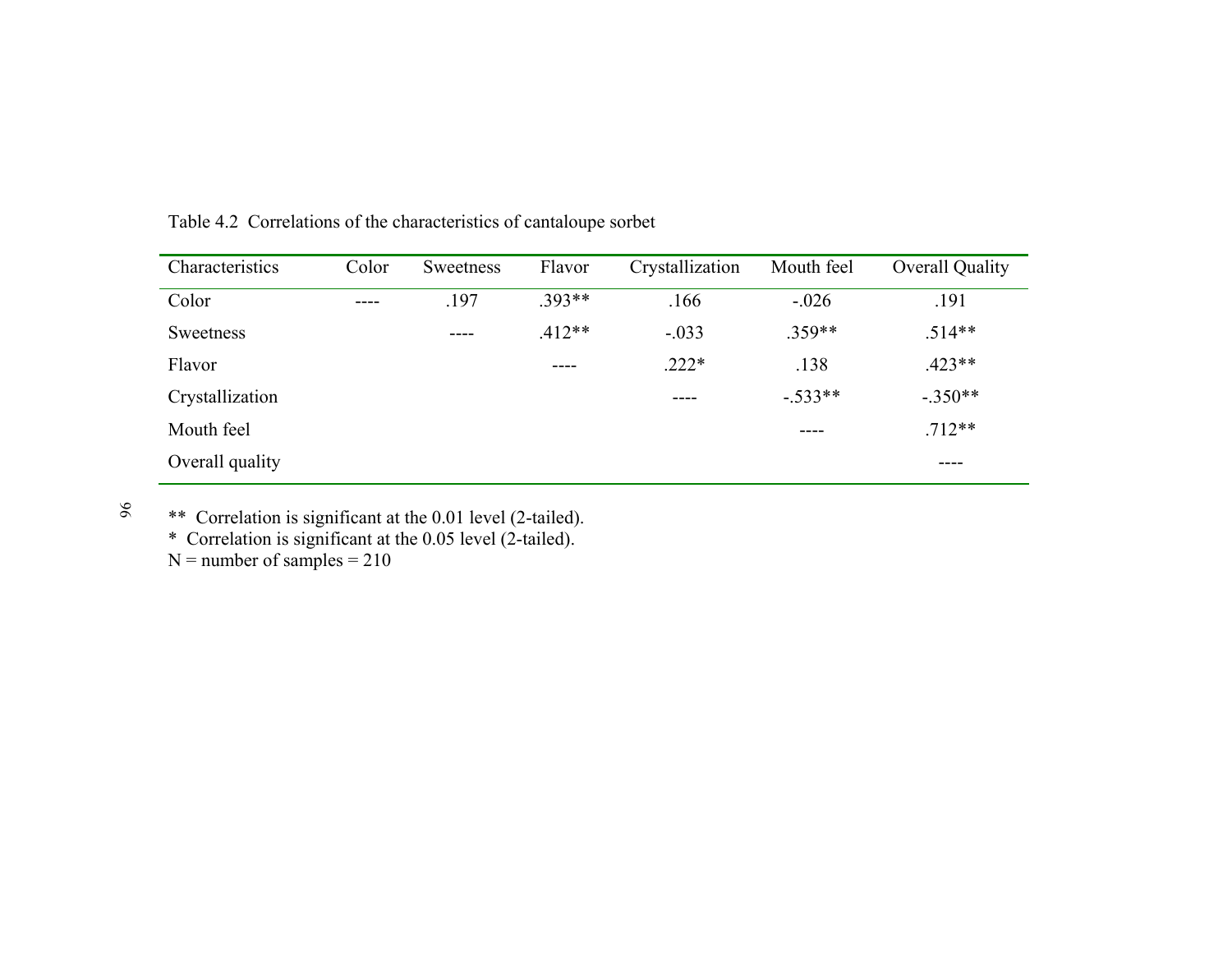Table 4.2 Correlations of the characteristics of cantaloupe sorbet

| Characteristics | Color | Sweetness | Flavor | Crystallization | Mouth feel | Overall Quality |
|---|---|---|---|---|---|---|
| Color | ---- | .197 | .393** | .166 | -.026 | .191 |
| Sweetness | | ---- | .412** | -.033 | .359** | .514** |
| Flavor | | | ---- | .222* | .138 | .423** |
| Crystallization | | | | ---- | -.533** | -.350** |
| Mouth feel | | | | | ---- | .712** |
| Overall quality | | | | | | ---- |

** Correlation is significant at the 0.01 level (2-tailed).
* Correlation is significant at the 0.05 level (2-tailed).
N = number of samples = 210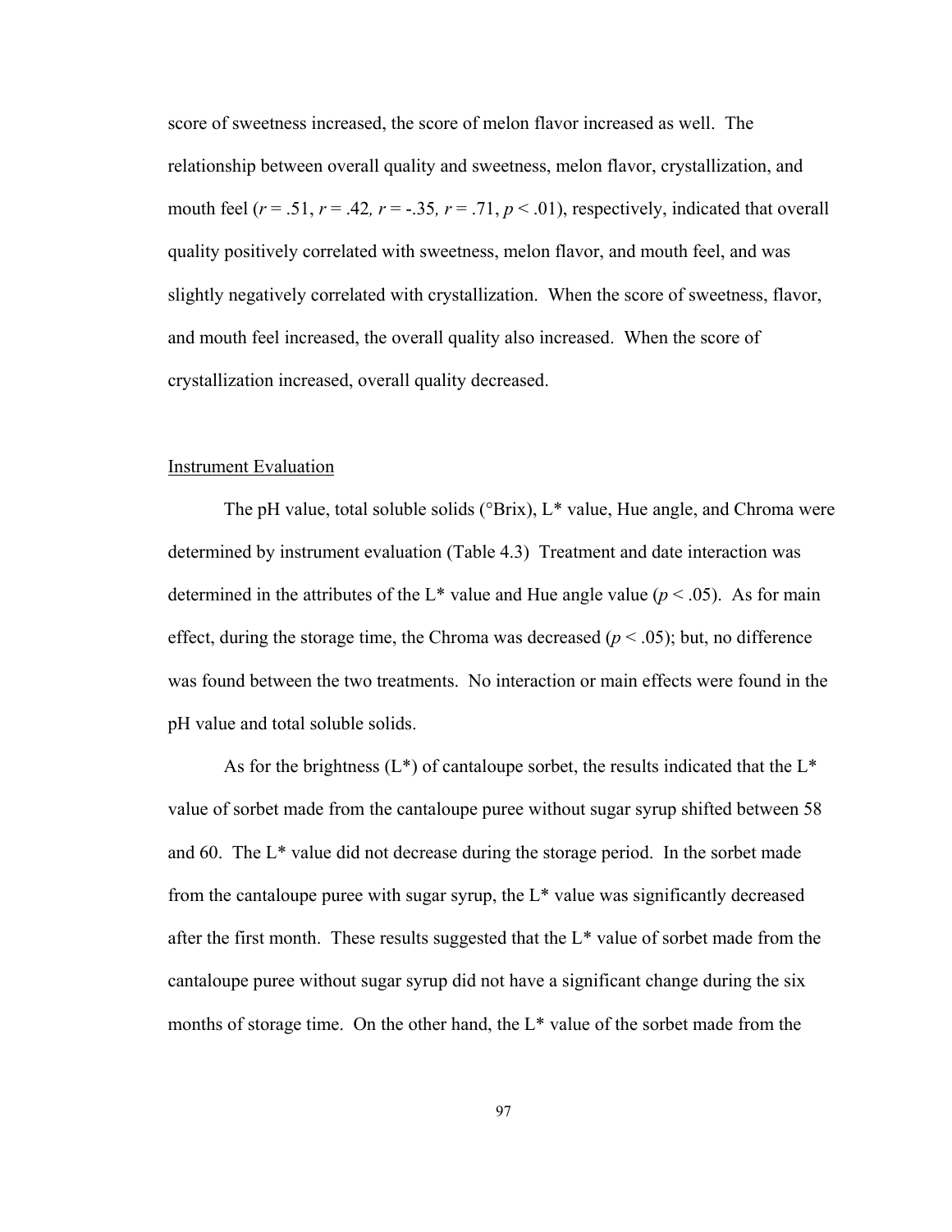score of sweetness increased, the score of melon flavor increased as well. The relationship between overall quality and sweetness, melon flavor, crystallization, and mouth feel ($r = .51$, $r = .42$, $r = -.35$, $r = .71$, $p < .01$), respectively, indicated that overall quality positively correlated with sweetness, melon flavor, and mouth feel, and was slightly negatively correlated with crystallization. When the score of sweetness, flavor, and mouth feel increased, the overall quality also increased. When the score of crystallization increased, overall quality decreased.

## Instrument Evaluation

The pH value, total soluble solids (°Brix), L* value, Hue angle, and Chroma were determined by instrument evaluation (Table 4.3) Treatment and date interaction was determined in the attributes of the L* value and Hue angle value ($p < .05$). As for main effect, during the storage time, the Chroma was decreased ($p < .05$); but, no difference was found between the two treatments. No interaction or main effects were found in the pH value and total soluble solids.

As for the brightness (L*) of cantaloupe sorbet, the results indicated that the L* value of sorbet made from the cantaloupe puree without sugar syrup shifted between 58 and 60. The L* value did not decrease during the storage period. In the sorbet made from the cantaloupe puree with sugar syrup, the L* value was significantly decreased after the first month. These results suggested that the L* value of sorbet made from the cantaloupe puree without sugar syrup did not have a significant change during the six months of storage time. On the other hand, the L* value of the sorbet made from the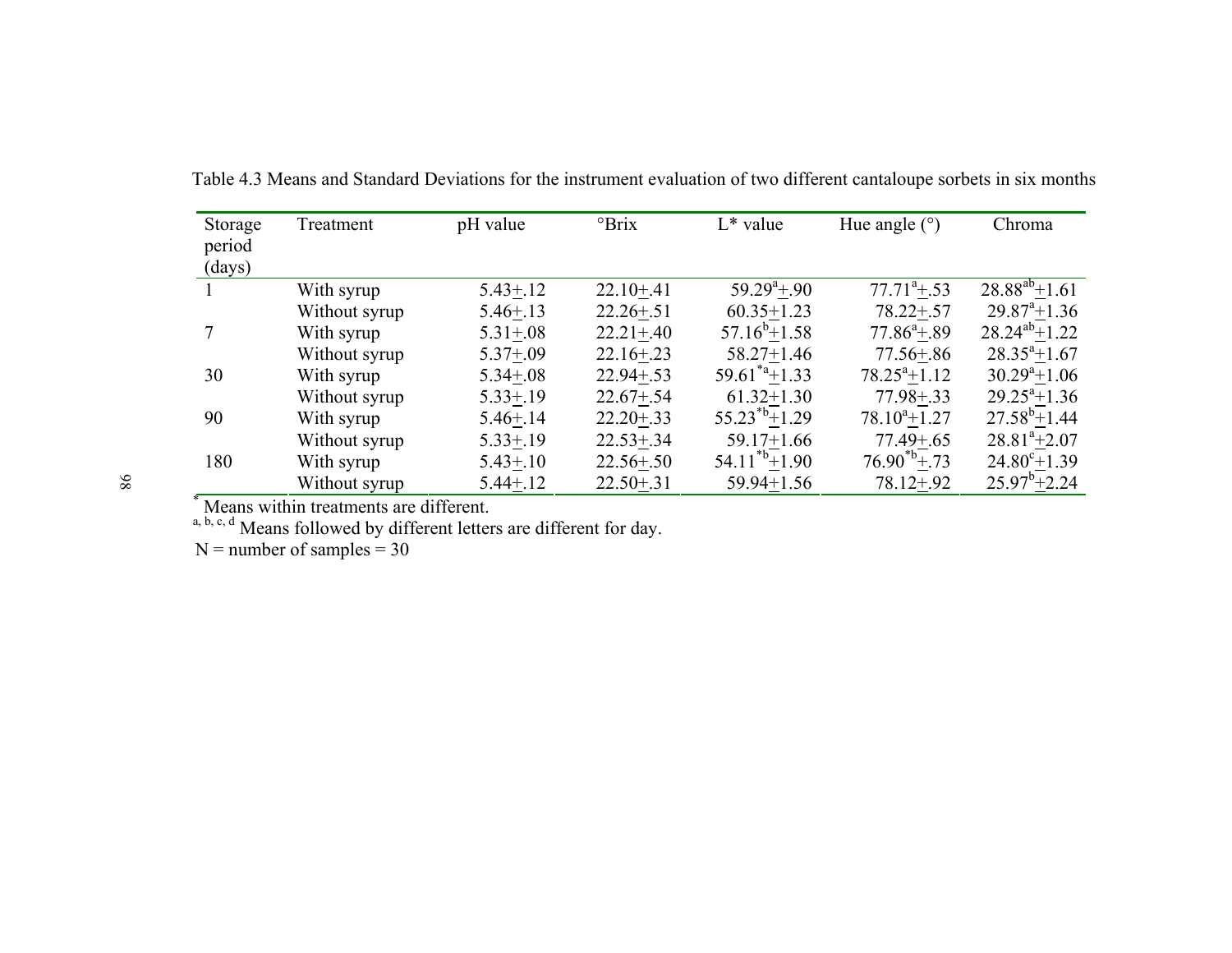Table 4.3 Means and Standard Deviations for the instrument evaluation of two different cantaloupe sorbets in six months

| Storage period (days) | Treatment | pH value | °Brix | L* value | Hue angle (°) | Chroma |
|---|---|---|---|---|---|---|
| 1 | With syrup | 5.43±.12 | 22.10±.41 | 59.29$^{a}$±.90 | 77.71$^{a}$±.53 | 28.88$^{ab}$±1.61 |
| | Without syrup | 5.46±.13 | 22.26±.51 | 60.35±1.23 | 78.22±.57 | 29.87$^{a}$±1.36 |
| 7 | With syrup | 5.31±.08 | 22.21±.40 | 57.16$^{b}$±1.58 | 77.86$^{a}$±.89 | 28.24$^{ab}$±1.22 |
| | Without syrup | 5.37±.09 | 22.16±.23 | 58.27±1.46 | 77.56±.86 | 28.35$^{a}$±1.67 |
| 30 | With syrup | 5.34±.08 | 22.94±.53 | 59.61$^{*a}$±1.33 | 78.25$^{a}$±1.12 | 30.29$^{a}$±1.06 |
| | Without syrup | 5.33±.19 | 22.67±.54 | 61.32±1.30 | 77.98±.33 | 29.25$^{a}$±1.36 |
| 90 | With syrup | 5.46±.14 | 22.20±.33 | 55.23$^{*b}$±1.29 | 78.10$^{a}$±1.27 | 27.58$^{b}$±1.44 |
| | Without syrup | 5.33±.19 | 22.53±.34 | 59.17±1.66 | 77.49±.65 | 28.81$^{a}$±2.07 |
| 180 | With syrup | 5.43±.10 | 22.56±.50 | 54.11$^{*b}$±1.90 | 76.90$^{*b}$±.73 | 24.80$^{c}$±1.39 |
| | Without syrup | 5.44±.12 | 22.50±.31 | 59.94±1.56 | 78.12±.92 | 25.97$^{b}$±2.24 |

[*] Means within treatments are different.

[a, b, c, d] Means followed by different letters are different for day.

N = number of samples = 30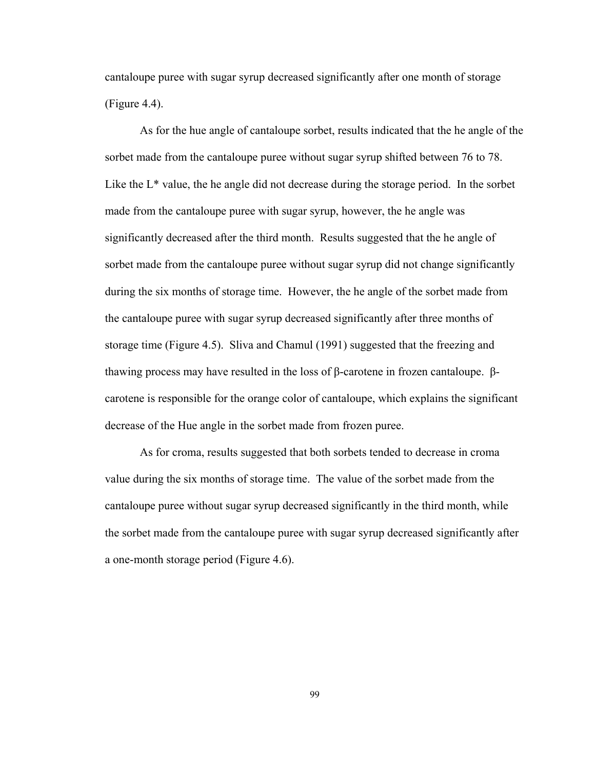cantaloupe puree with sugar syrup decreased significantly after one month of storage (Figure 4.4).

As for the hue angle of cantaloupe sorbet, results indicated that the he angle of the sorbet made from the cantaloupe puree without sugar syrup shifted between 76 to 78. Like the L* value, the he angle did not decrease during the storage period. In the sorbet made from the cantaloupe puree with sugar syrup, however, the he angle was significantly decreased after the third month. Results suggested that the he angle of sorbet made from the cantaloupe puree without sugar syrup did not change significantly during the six months of storage time. However, the he angle of the sorbet made from the cantaloupe puree with sugar syrup decreased significantly after three months of storage time (Figure 4.5). Sliva and Chamul (1991) suggested that the freezing and thawing process may have resulted in the loss of β-carotene in frozen cantaloupe. β-carotene is responsible for the orange color of cantaloupe, which explains the significant decrease of the Hue angle in the sorbet made from frozen puree.

As for croma, results suggested that both sorbets tended to decrease in croma value during the six months of storage time. The value of the sorbet made from the cantaloupe puree without sugar syrup decreased significantly in the third month, while the sorbet made from the cantaloupe puree with sugar syrup decreased significantly after a one-month storage period (Figure 4.6).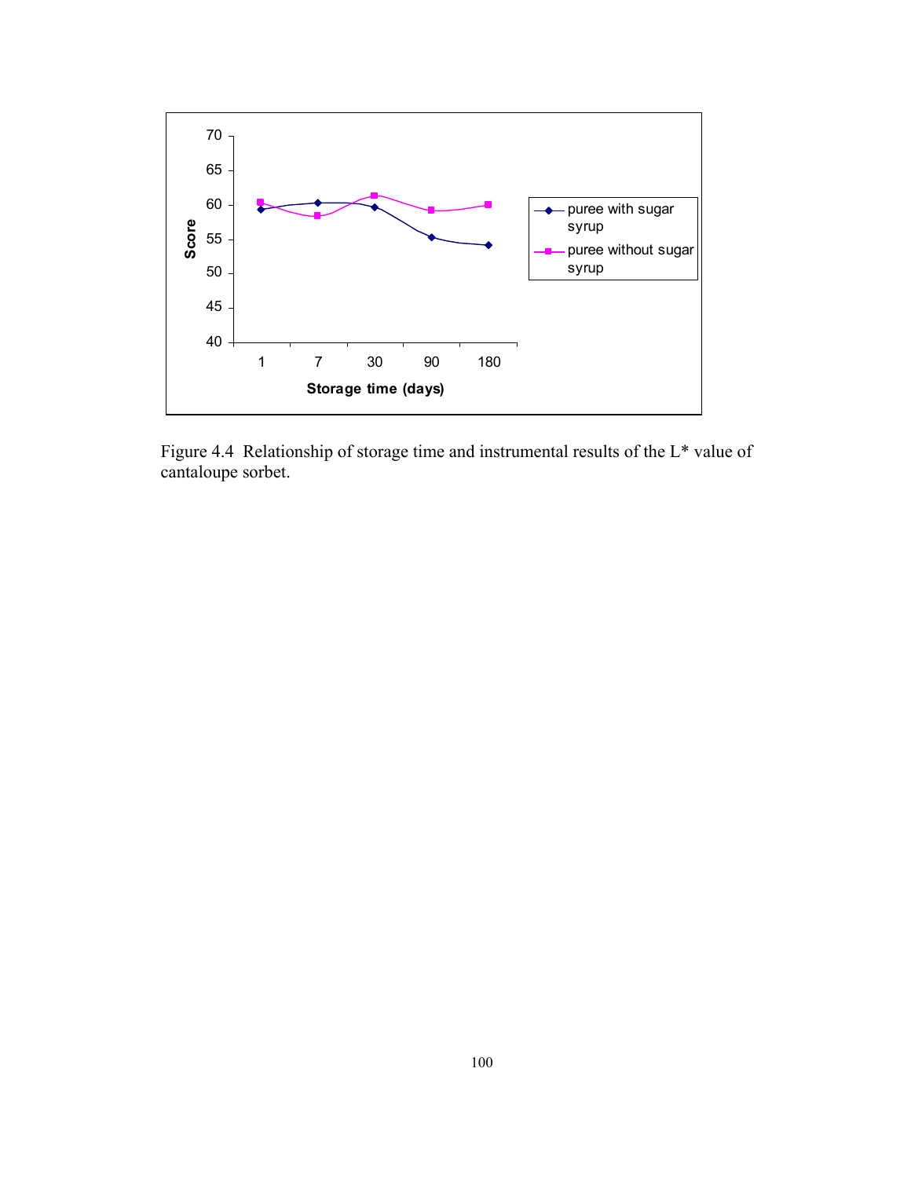70
65
60
55
50
45
40

Score

1
7
30
90
180

Storage time (days)

puree with sugar syrup

puree without sugar syrup

Figure 4.4 Relationship of storage time and instrumental results of the L* value of cantaloupe sorbet.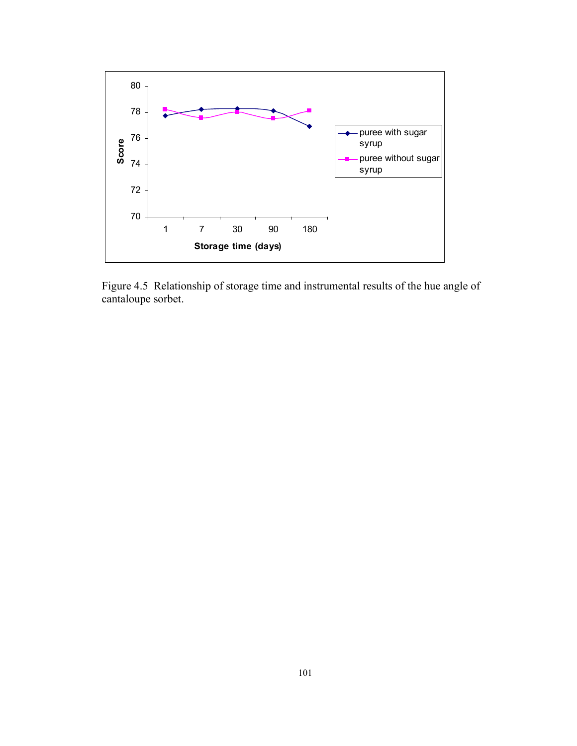80
78
76
74
72
70

Score

1
7
30
90
180

Storage time (days)

puree with sugar syrup
puree without sugar syrup

Figure 4.5 Relationship of storage time and instrumental results of the hue angle of cantaloupe sorbet.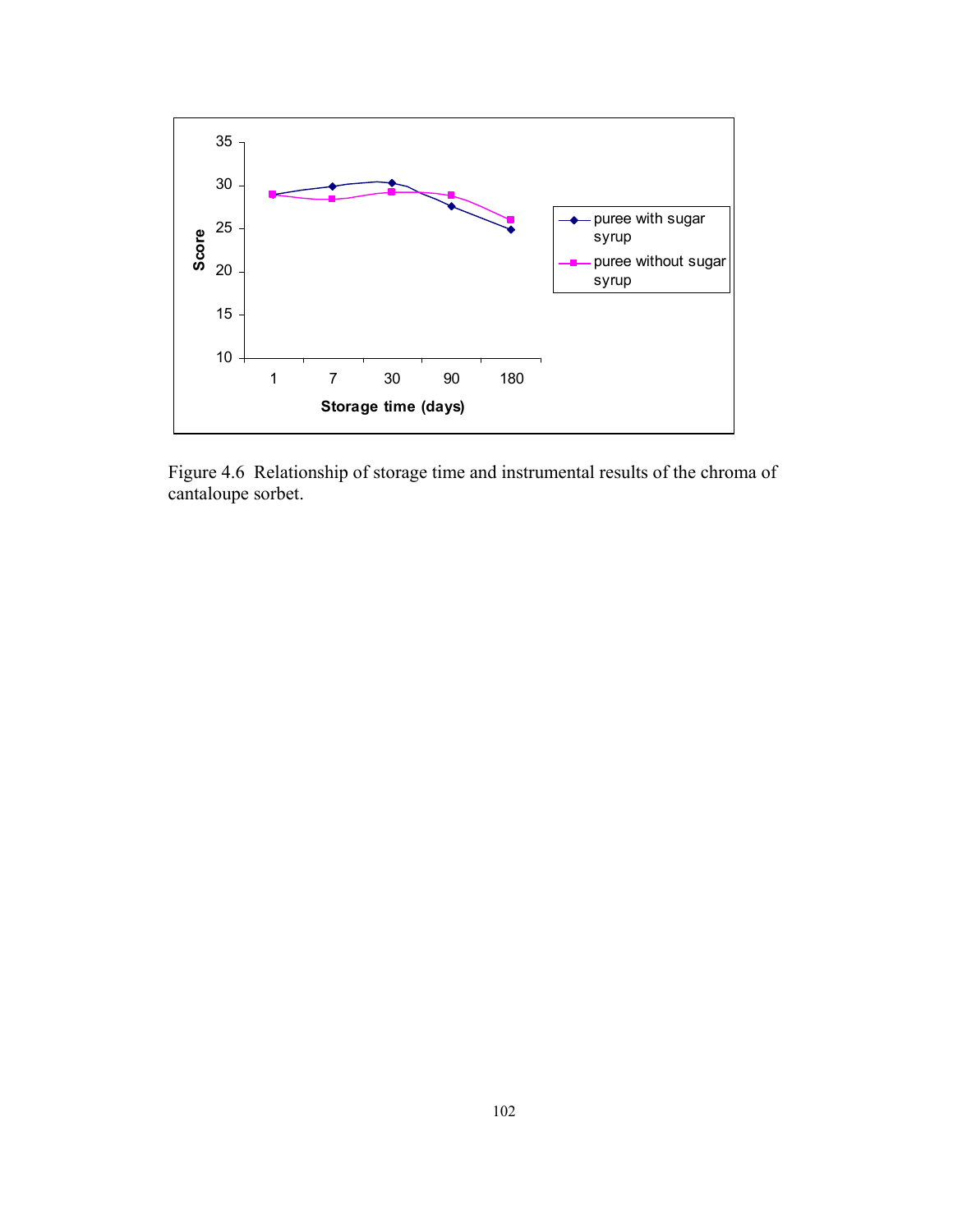Score

35
30
25
20
15
10

1 7 30 90 180

Storage time (days)

puree with sugar syrup
puree without sugar syrup

Figure 4.6 Relationship of storage time and instrumental results of the chroma of cantaloupe sorbet.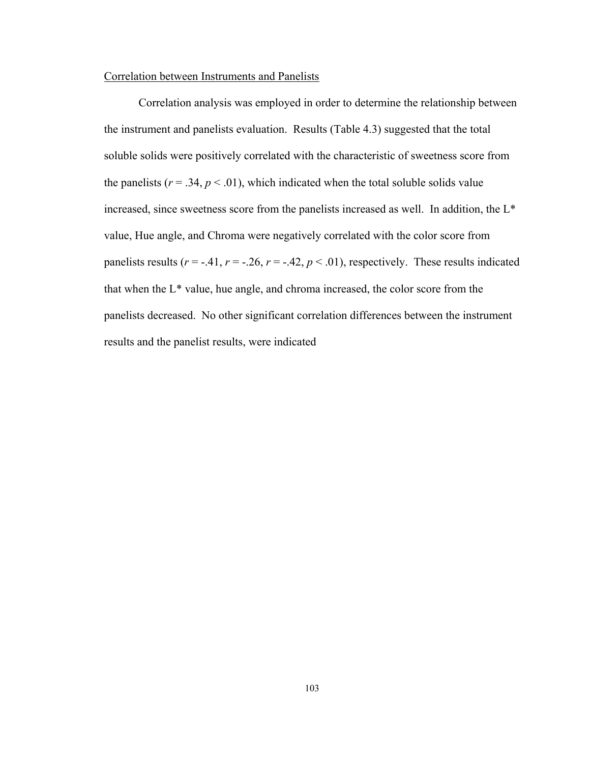Correlation between Instruments and Panelists

Correlation analysis was employed in order to determine the relationship between the instrument and panelists evaluation. Results (Table 4.3) suggested that the total soluble solids were positively correlated with the characteristic of sweetness score from the panelists ($r = .34$, $p < .01$), which indicated when the total soluble solids value increased, since sweetness score from the panelists increased as well. In addition, the L* value, Hue angle, and Chroma were negatively correlated with the color score from panelists results ($r = -.41$, $r = -.26$, $r = -.42$, $p < .01$), respectively. These results indicated that when the L* value, hue angle, and chroma increased, the color score from the panelists decreased. No other significant correlation differences between the instrument results and the panelist results, were indicated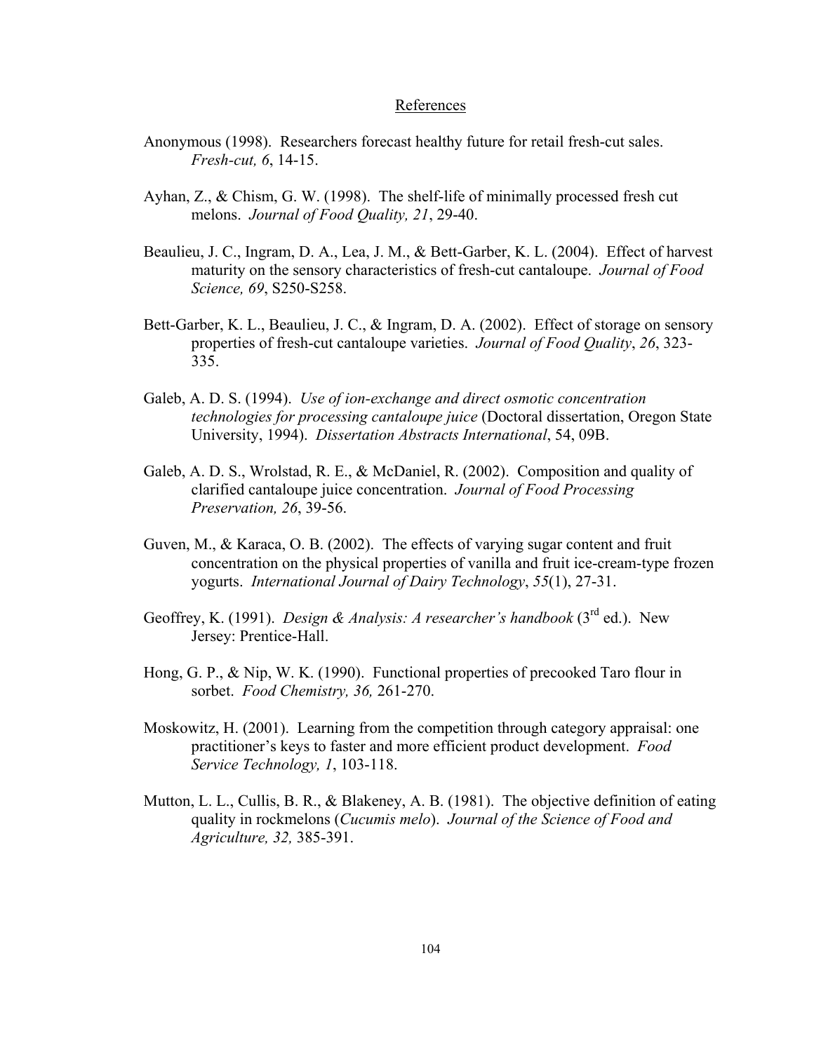# References

Anonymous (1998). Researchers forecast healthy future for retail fresh-cut sales. *Fresh-cut, 6*, 14-15.

Ayhan, Z., & Chism, G. W. (1998). The shelf-life of minimally processed fresh cut melons. *Journal of Food Quality, 21*, 29-40.

Beaulieu, J. C., Ingram, D. A., Lea, J. M., & Bett-Garber, K. L. (2004). Effect of harvest maturity on the sensory characteristics of fresh-cut cantaloupe. *Journal of Food Science, 69*, S250-S258.

Bett-Garber, K. L., Beaulieu, J. C., & Ingram, D. A. (2002). Effect of storage on sensory properties of fresh-cut cantaloupe varieties. *Journal of Food Quality*, *26*, 323-335.

Galeb, A. D. S. (1994). *Use of ion-exchange and direct osmotic concentration technologies for processing cantaloupe juice* (Doctoral dissertation, Oregon State University, 1994). *Dissertation Abstracts International*, 54, 09B.

Galeb, A. D. S., Wrolstad, R. E., & McDaniel, R. (2002). Composition and quality of clarified cantaloupe juice concentration. *Journal of Food Processing Preservation, 26*, 39-56.

Guven, M., & Karaca, O. B. (2002). The effects of varying sugar content and fruit concentration on the physical properties of vanilla and fruit ice-cream-type frozen yogurts. *International Journal of Dairy Technology*, *55*(1), 27-31.

Geoffrey, K. (1991). *Design & Analysis: A researcher's handbook* (3rd ed.). New Jersey: Prentice-Hall.

Hong, G. P., & Nip, W. K. (1990). Functional properties of precooked Taro flour in sorbet. *Food Chemistry, 36,* 261-270.

Moskowitz, H. (2001). Learning from the competition through category appraisal: one practitioner's keys to faster and more efficient product development. *Food Service Technology, 1*, 103-118.

Mutton, L. L., Cullis, B. R., & Blakeney, A. B. (1981). The objective definition of eating quality in rockmelons (*Cucumis melo*). *Journal of the Science of Food and Agriculture, 32,* 385-391.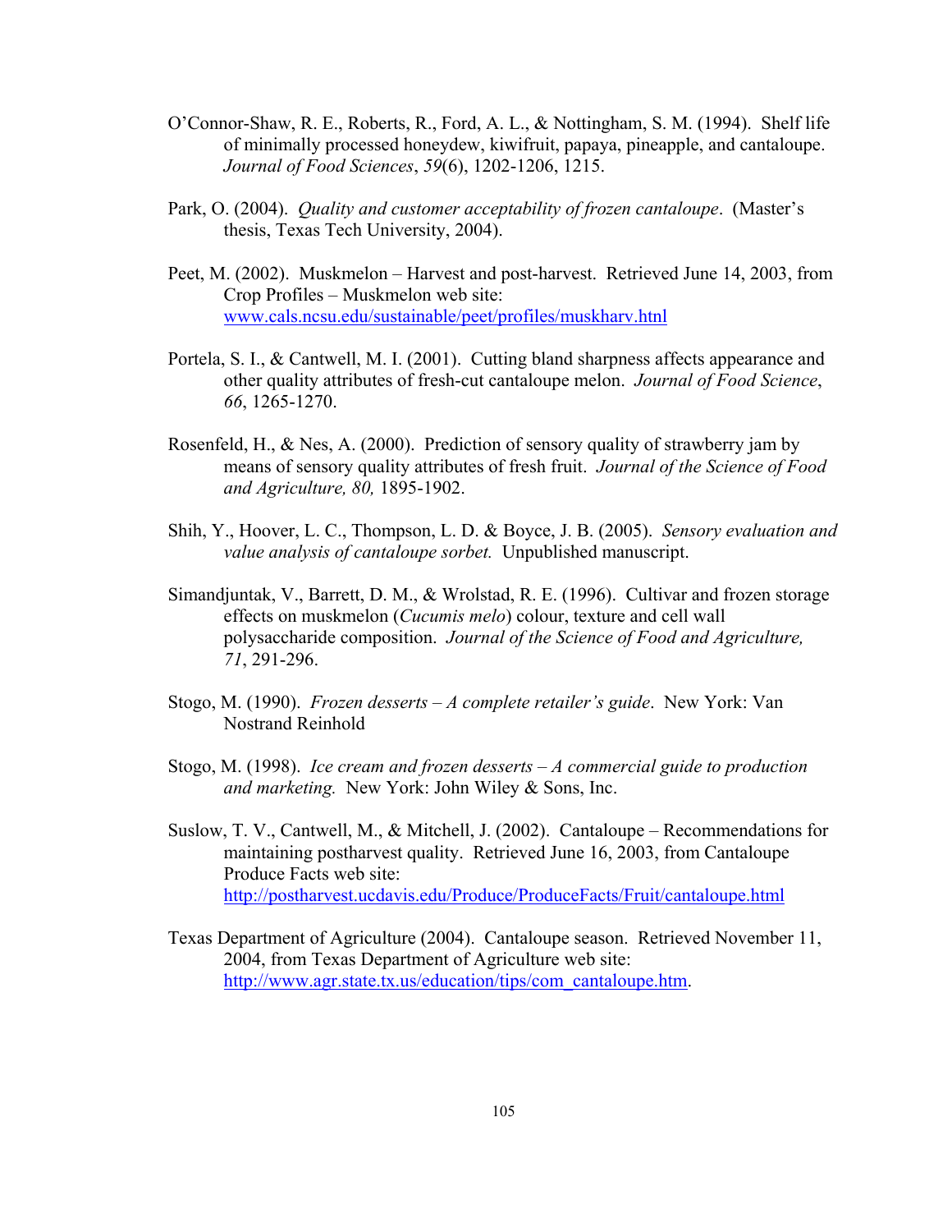O'Connor-Shaw, R. E., Roberts, R., Ford, A. L., & Nottingham, S. M. (1994). Shelf life of minimally processed honeydew, kiwifruit, papaya, pineapple, and cantaloupe. *Journal of Food Sciences*, *59*(6), 1202-1206, 1215.

Park, O. (2004). *Quality and customer acceptability of frozen cantaloupe*. (Master's thesis, Texas Tech University, 2004).

Peet, M. (2002). Muskmelon – Harvest and post-harvest. Retrieved June 14, 2003, from Crop Profiles – Muskmelon web site: www.cals.ncsu.edu/sustainable/peet/profiles/muskharv.htnl

Portela, S. I., & Cantwell, M. I. (2001). Cutting bland sharpness affects appearance and other quality attributes of fresh-cut cantaloupe melon. *Journal of Food Science*, *66*, 1265-1270.

Rosenfeld, H., & Nes, A. (2000). Prediction of sensory quality of strawberry jam by means of sensory quality attributes of fresh fruit. *Journal of the Science of Food and Agriculture, 80,* 1895-1902.

Shih, Y., Hoover, L. C., Thompson, L. D. & Boyce, J. B. (2005). *Sensory evaluation and value analysis of cantaloupe sorbet.* Unpublished manuscript.

Simandjuntak, V., Barrett, D. M., & Wrolstad, R. E. (1996). Cultivar and frozen storage effects on muskmelon (*Cucumis melo*) colour, texture and cell wall polysaccharide composition. *Journal of the Science of Food and Agriculture, 71*, 291-296.

Stogo, M. (1990). *Frozen desserts – A complete retailer's guide*. New York: Van Nostrand Reinhold

Stogo, M. (1998). *Ice cream and frozen desserts – A commercial guide to production and marketing.* New York: John Wiley & Sons, Inc.

Suslow, T. V., Cantwell, M., & Mitchell, J. (2002). Cantaloupe – Recommendations for maintaining postharvest quality. Retrieved June 16, 2003, from Cantaloupe Produce Facts web site: http://postharvest.ucdavis.edu/Produce/ProduceFacts/Fruit/cantaloupe.html

Texas Department of Agriculture (2004). Cantaloupe season. Retrieved November 11, 2004, from Texas Department of Agriculture web site: http://www.agr.state.tx.us/education/tips/com_cantaloupe.htm.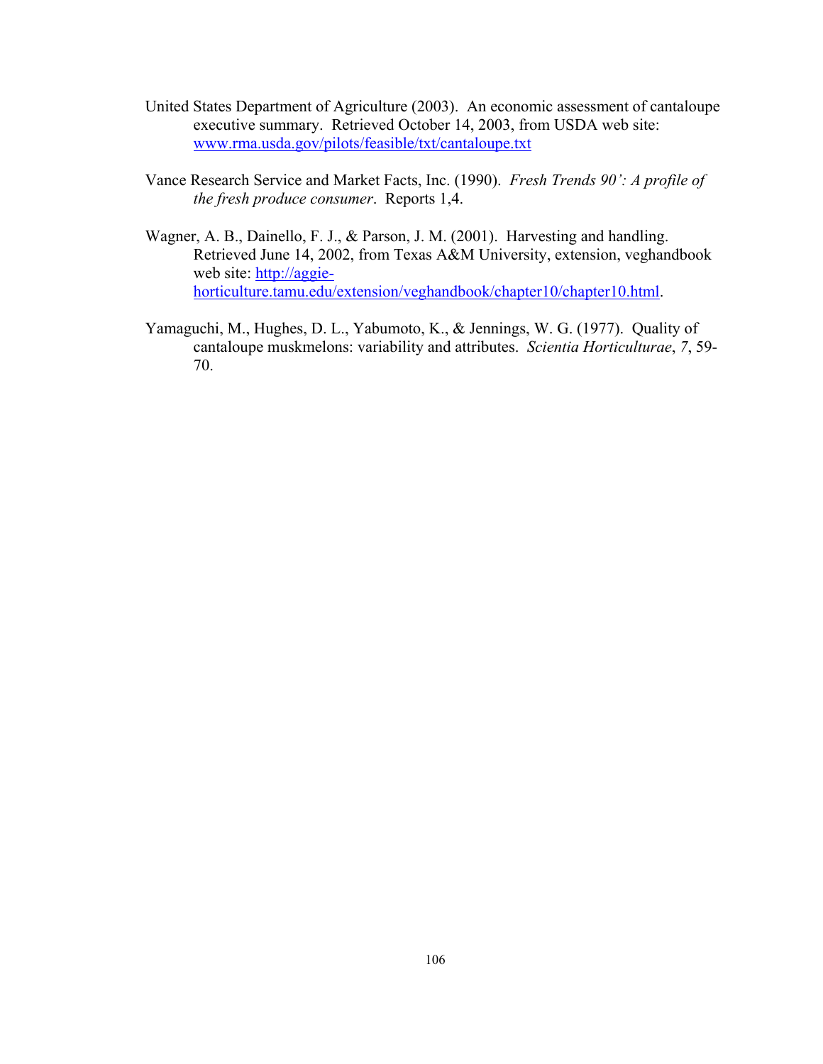United States Department of Agriculture (2003). An economic assessment of cantaloupe executive summary. Retrieved October 14, 2003, from USDA web site: www.rma.usda.gov/pilots/feasible/txt/cantaloupe.txt

Vance Research Service and Market Facts, Inc. (1990). *Fresh Trends 90': A profile of the fresh produce consumer*. Reports 1,4.

Wagner, A. B., Dainello, F. J., & Parson, J. M. (2001). Harvesting and handling. Retrieved June 14, 2002, from Texas A&M University, extension, veghandbook web site: http://aggie-horticulture.tamu.edu/extension/veghandbook/chapter10/chapter10.html.

Yamaguchi, M., Hughes, D. L., Yabumoto, K., & Jennings, W. G. (1977). Quality of cantaloupe muskmelons: variability and attributes. *Scientia Horticulturae*, *7*, 59-70.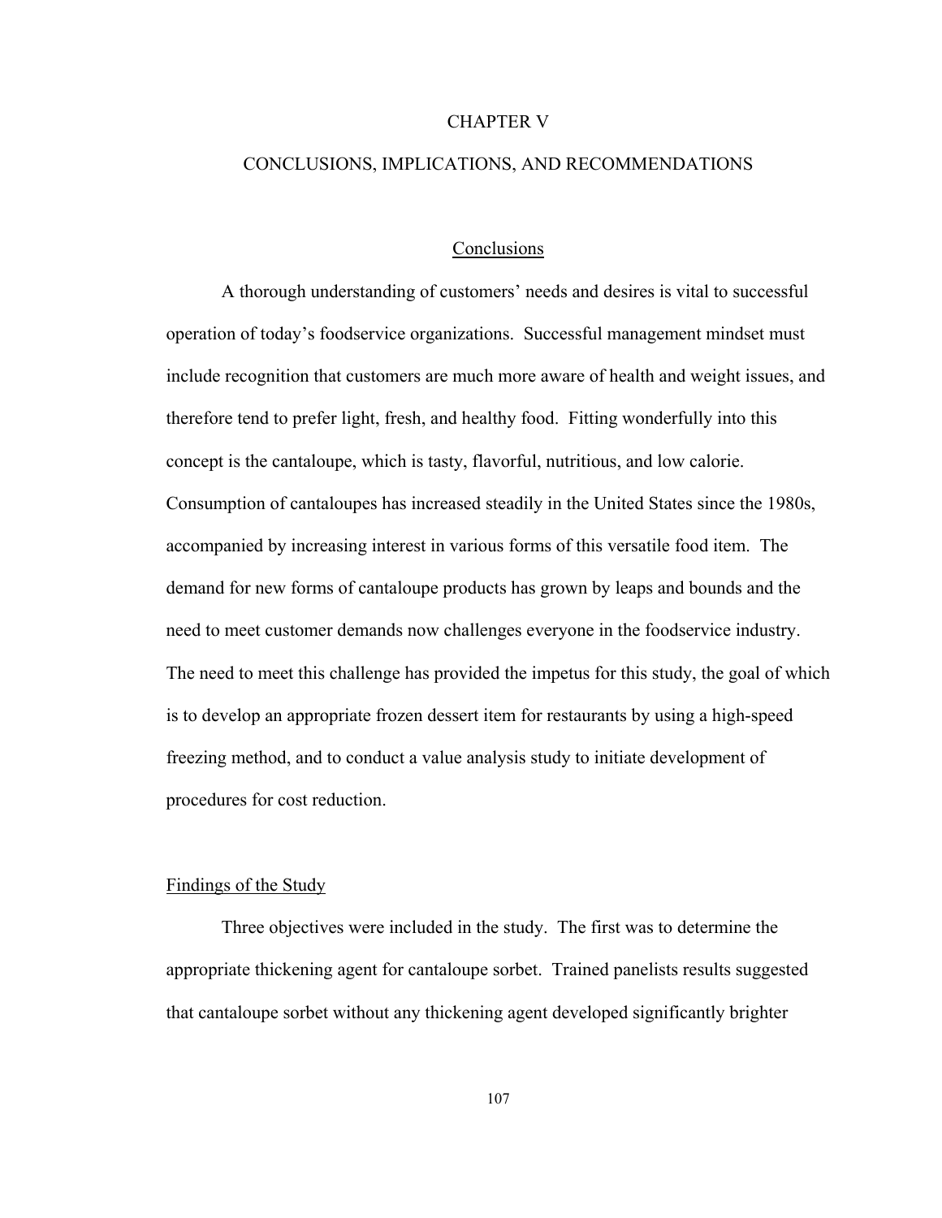# CHAPTER V

# CONCLUSIONS, IMPLICATIONS, AND RECOMMENDATIONS

## Conclusions

A thorough understanding of customers' needs and desires is vital to successful operation of today's foodservice organizations. Successful management mindset must include recognition that customers are much more aware of health and weight issues, and therefore tend to prefer light, fresh, and healthy food. Fitting wonderfully into this concept is the cantaloupe, which is tasty, flavorful, nutritious, and low calorie. Consumption of cantaloupes has increased steadily in the United States since the 1980s, accompanied by increasing interest in various forms of this versatile food item. The demand for new forms of cantaloupe products has grown by leaps and bounds and the need to meet customer demands now challenges everyone in the foodservice industry. The need to meet this challenge has provided the impetus for this study, the goal of which is to develop an appropriate frozen dessert item for restaurants by using a high-speed freezing method, and to conduct a value analysis study to initiate development of procedures for cost reduction.

### Findings of the Study

Three objectives were included in the study. The first was to determine the appropriate thickening agent for cantaloupe sorbet. Trained panelists results suggested that cantaloupe sorbet without any thickening agent developed significantly brighter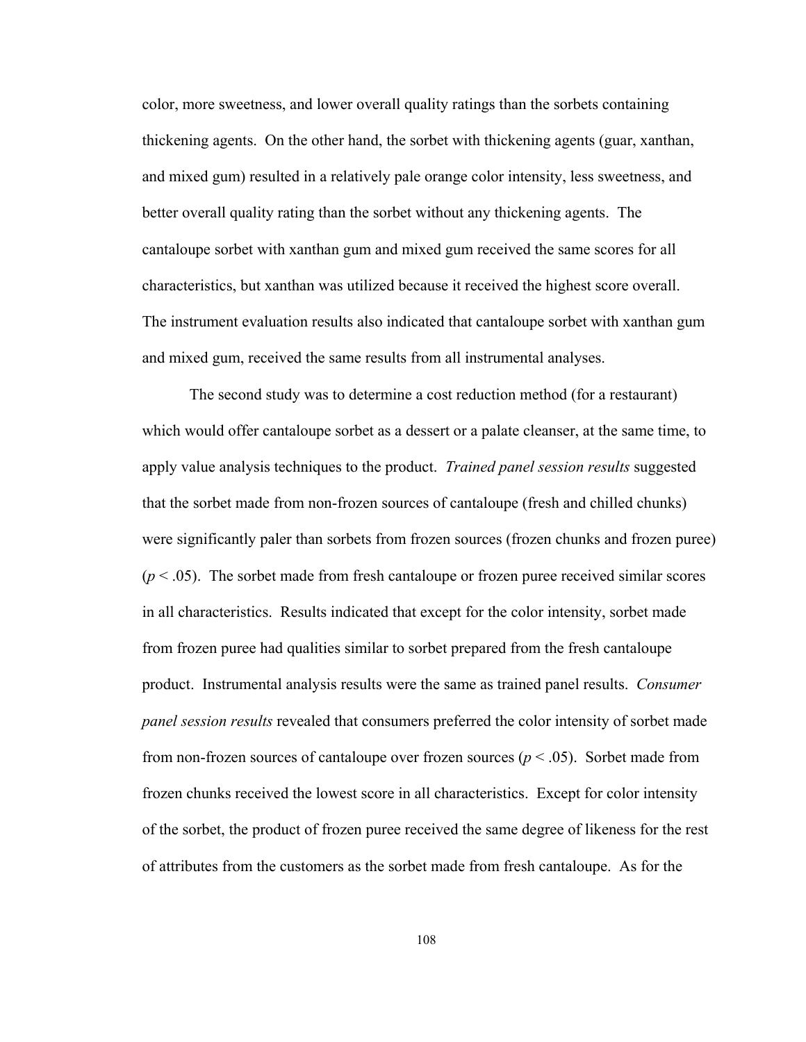color, more sweetness, and lower overall quality ratings than the sorbets containing thickening agents. On the other hand, the sorbet with thickening agents (guar, xanthan, and mixed gum) resulted in a relatively pale orange color intensity, less sweetness, and better overall quality rating than the sorbet without any thickening agents. The cantaloupe sorbet with xanthan gum and mixed gum received the same scores for all characteristics, but xanthan was utilized because it received the highest score overall. The instrument evaluation results also indicated that cantaloupe sorbet with xanthan gum and mixed gum, received the same results from all instrumental analyses.

The second study was to determine a cost reduction method (for a restaurant) which would offer cantaloupe sorbet as a dessert or a palate cleanser, at the same time, to apply value analysis techniques to the product. *Trained panel session results* suggested that the sorbet made from non-frozen sources of cantaloupe (fresh and chilled chunks) were significantly paler than sorbets from frozen sources (frozen chunks and frozen puree) ($p < .05$). The sorbet made from fresh cantaloupe or frozen puree received similar scores in all characteristics. Results indicated that except for the color intensity, sorbet made from frozen puree had qualities similar to sorbet prepared from the fresh cantaloupe product. Instrumental analysis results were the same as trained panel results. *Consumer panel session results* revealed that consumers preferred the color intensity of sorbet made from non-frozen sources of cantaloupe over frozen sources ($p < .05$). Sorbet made from frozen chunks received the lowest score in all characteristics. Except for color intensity of the sorbet, the product of frozen puree received the same degree of likeness for the rest of attributes from the customers as the sorbet made from fresh cantaloupe. As for the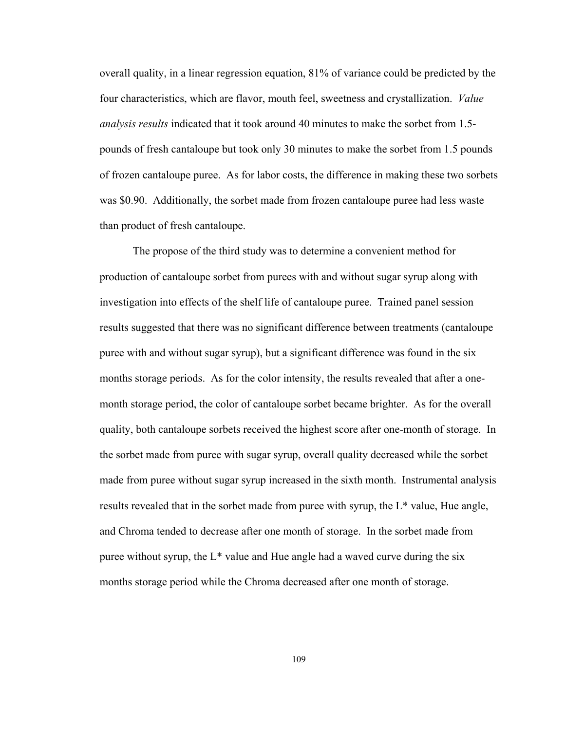overall quality, in a linear regression equation, 81% of variance could be predicted by the four characteristics, which are flavor, mouth feel, sweetness and crystallization. *Value analysis results* indicated that it took around 40 minutes to make the sorbet from 1.5-pounds of fresh cantaloupe but took only 30 minutes to make the sorbet from 1.5 pounds of frozen cantaloupe puree. As for labor costs, the difference in making these two sorbets was $0.90. Additionally, the sorbet made from frozen cantaloupe puree had less waste than product of fresh cantaloupe.

The propose of the third study was to determine a convenient method for production of cantaloupe sorbet from purees with and without sugar syrup along with investigation into effects of the shelf life of cantaloupe puree. Trained panel session results suggested that there was no significant difference between treatments (cantaloupe puree with and without sugar syrup), but a significant difference was found in the six months storage periods. As for the color intensity, the results revealed that after a one-month storage period, the color of cantaloupe sorbet became brighter. As for the overall quality, both cantaloupe sorbets received the highest score after one-month of storage. In the sorbet made from puree with sugar syrup, overall quality decreased while the sorbet made from puree without sugar syrup increased in the sixth month. Instrumental analysis results revealed that in the sorbet made from puree with syrup, the L* value, Hue angle, and Chroma tended to decrease after one month of storage. In the sorbet made from puree without syrup, the L* value and Hue angle had a waved curve during the six months storage period while the Chroma decreased after one month of storage.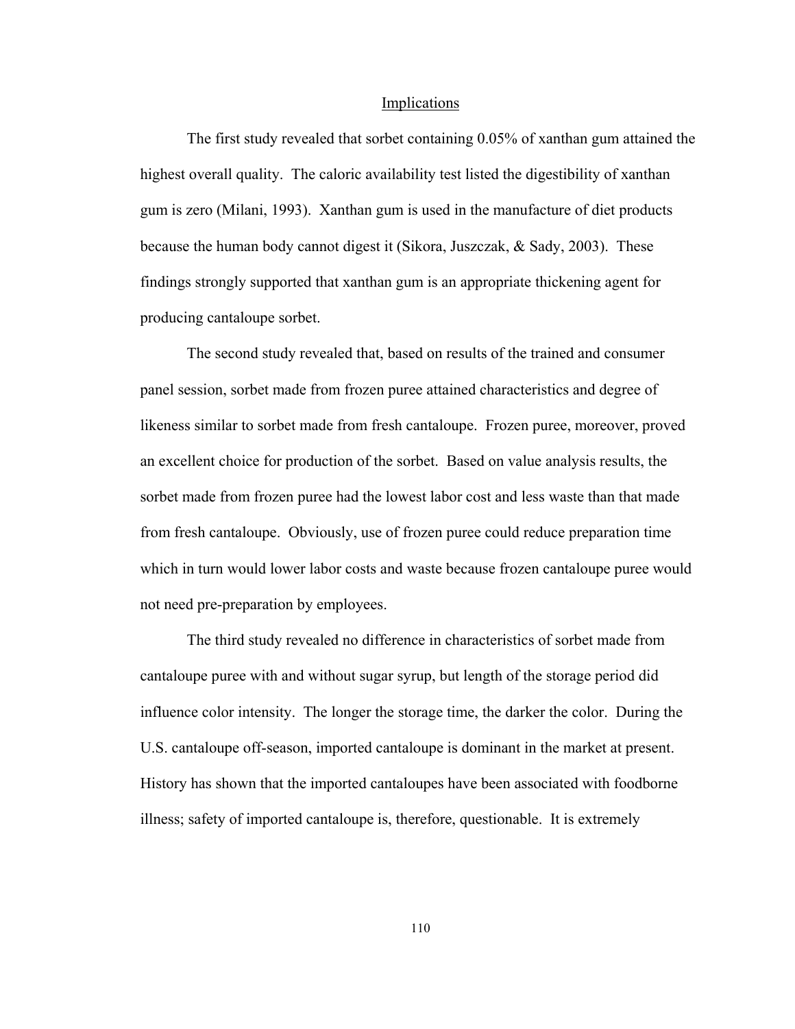## Implications

The first study revealed that sorbet containing 0.05% of xanthan gum attained the highest overall quality. The caloric availability test listed the digestibility of xanthan gum is zero (Milani, 1993). Xanthan gum is used in the manufacture of diet products because the human body cannot digest it (Sikora, Juszczak, & Sady, 2003). These findings strongly supported that xanthan gum is an appropriate thickening agent for producing cantaloupe sorbet.

The second study revealed that, based on results of the trained and consumer panel session, sorbet made from frozen puree attained characteristics and degree of likeness similar to sorbet made from fresh cantaloupe. Frozen puree, moreover, proved an excellent choice for production of the sorbet. Based on value analysis results, the sorbet made from frozen puree had the lowest labor cost and less waste than that made from fresh cantaloupe. Obviously, use of frozen puree could reduce preparation time which in turn would lower labor costs and waste because frozen cantaloupe puree would not need pre-preparation by employees.

The third study revealed no difference in characteristics of sorbet made from cantaloupe puree with and without sugar syrup, but length of the storage period did influence color intensity. The longer the storage time, the darker the color. During the U.S. cantaloupe off-season, imported cantaloupe is dominant in the market at present. History has shown that the imported cantaloupes have been associated with foodborne illness; safety of imported cantaloupe is, therefore, questionable. It is extremely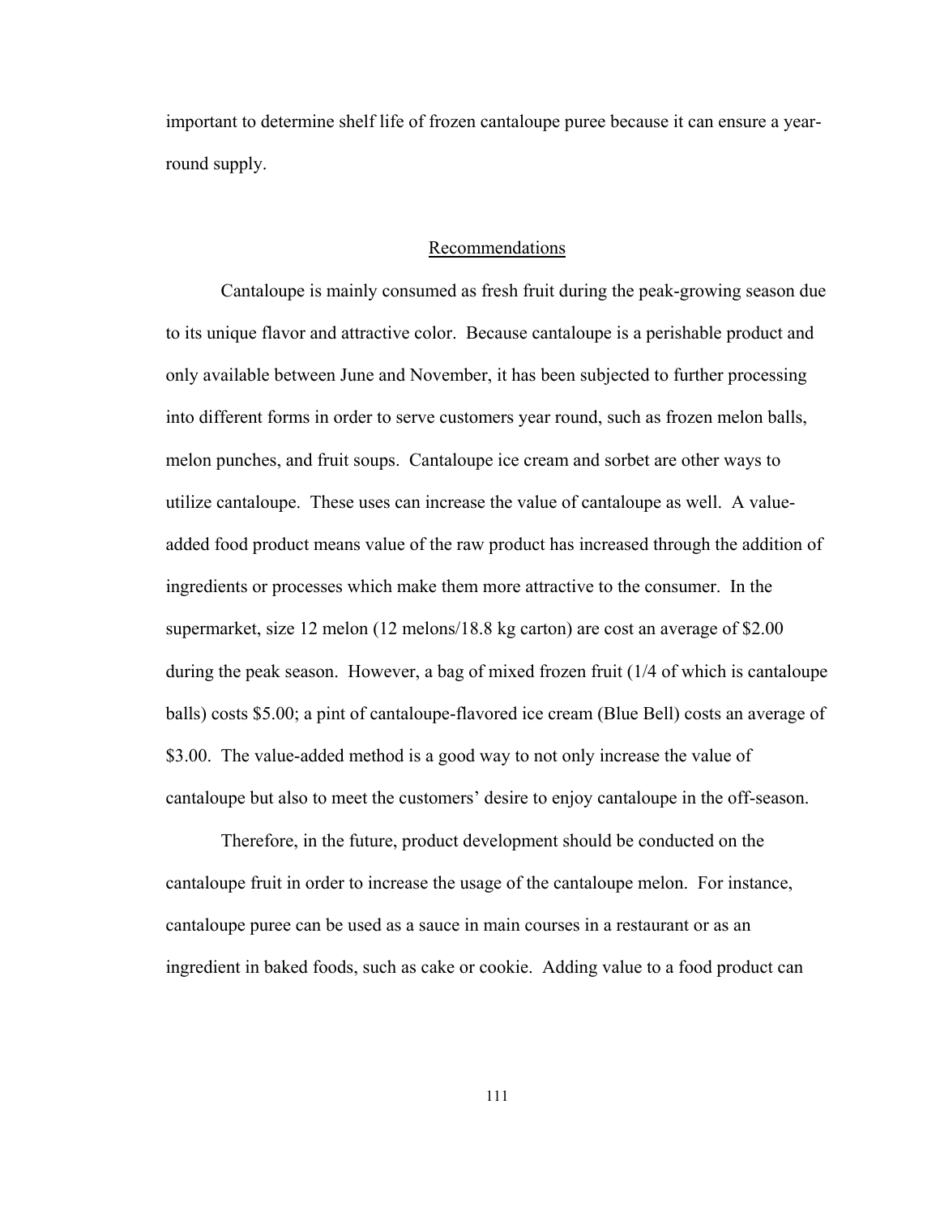important to determine shelf life of frozen cantaloupe puree because it can ensure a year-round supply.

## Recommendations

Cantaloupe is mainly consumed as fresh fruit during the peak-growing season due to its unique flavor and attractive color. Because cantaloupe is a perishable product and only available between June and November, it has been subjected to further processing into different forms in order to serve customers year round, such as frozen melon balls, melon punches, and fruit soups. Cantaloupe ice cream and sorbet are other ways to utilize cantaloupe. These uses can increase the value of cantaloupe as well. A value-added food product means value of the raw product has increased through the addition of ingredients or processes which make them more attractive to the consumer. In the supermarket, size 12 melon (12 melons/18.8 kg carton) are cost an average of $2.00 during the peak season. However, a bag of mixed frozen fruit (1/4 of which is cantaloupe balls) costs $5.00; a pint of cantaloupe-flavored ice cream (Blue Bell) costs an average of $3.00. The value-added method is a good way to not only increase the value of cantaloupe but also to meet the customers' desire to enjoy cantaloupe in the off-season.

Therefore, in the future, product development should be conducted on the cantaloupe fruit in order to increase the usage of the cantaloupe melon. For instance, cantaloupe puree can be used as a sauce in main courses in a restaurant or as an ingredient in baked foods, such as cake or cookie. Adding value to a food product can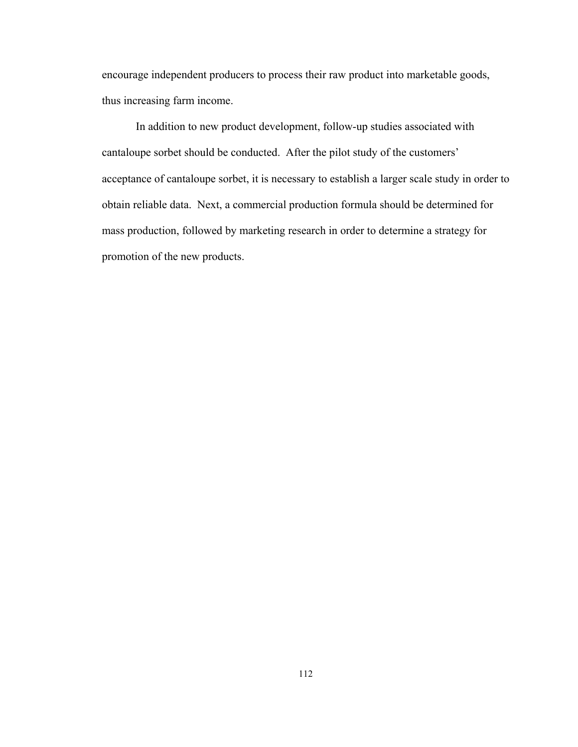encourage independent producers to process their raw product into marketable goods, thus increasing farm income.

In addition to new product development, follow-up studies associated with cantaloupe sorbet should be conducted. After the pilot study of the customers' acceptance of cantaloupe sorbet, it is necessary to establish a larger scale study in order to obtain reliable data. Next, a commercial production formula should be determined for mass production, followed by marketing research in order to determine a strategy for promotion of the new products.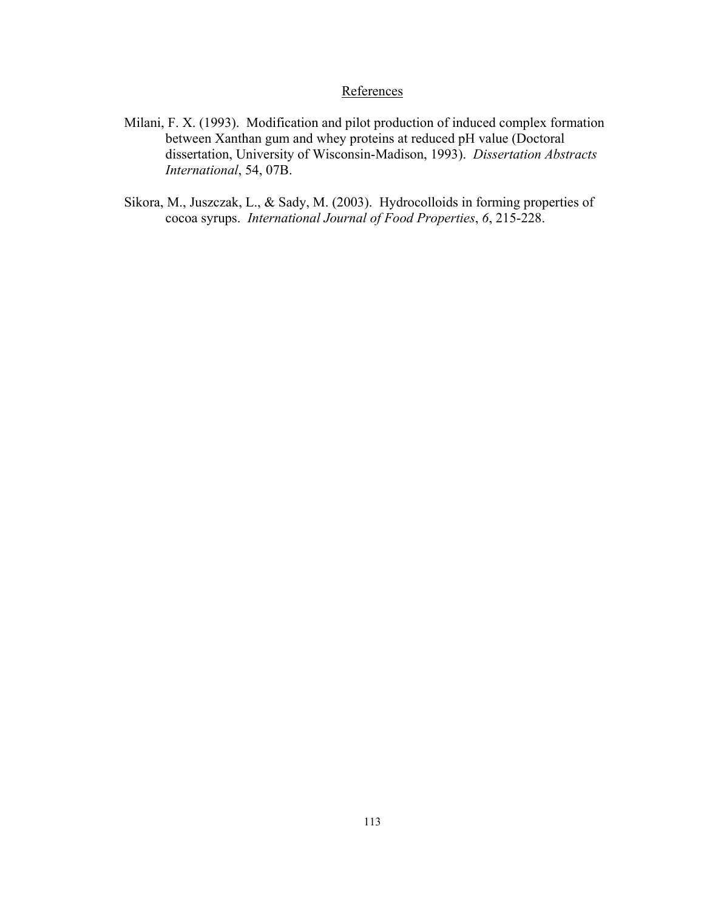## References

Milani, F. X. (1993). Modification and pilot production of induced complex formation between Xanthan gum and whey proteins at reduced pH value (Doctoral dissertation, University of Wisconsin-Madison, 1993). *Dissertation Abstracts International*, 54, 07B.

Sikora, M., Juszczak, L., & Sady, M. (2003). Hydrocolloids in forming properties of cocoa syrups. *International Journal of Food Properties*, *6*, 215-228.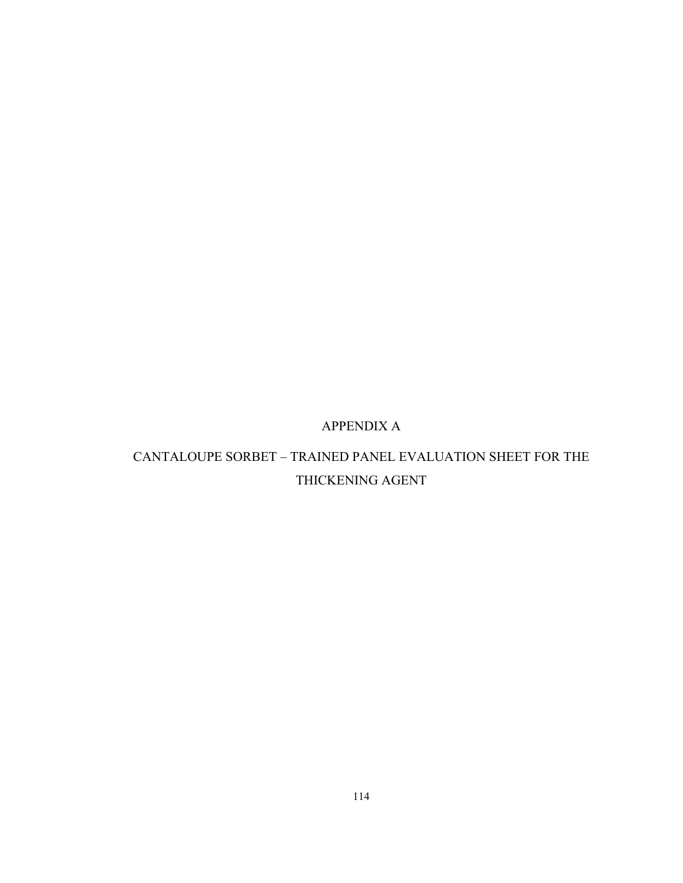# APPENDIX A

## CANTALOUPE SORBET – TRAINED PANEL EVALUATION SHEET FOR THE THICKENING AGENT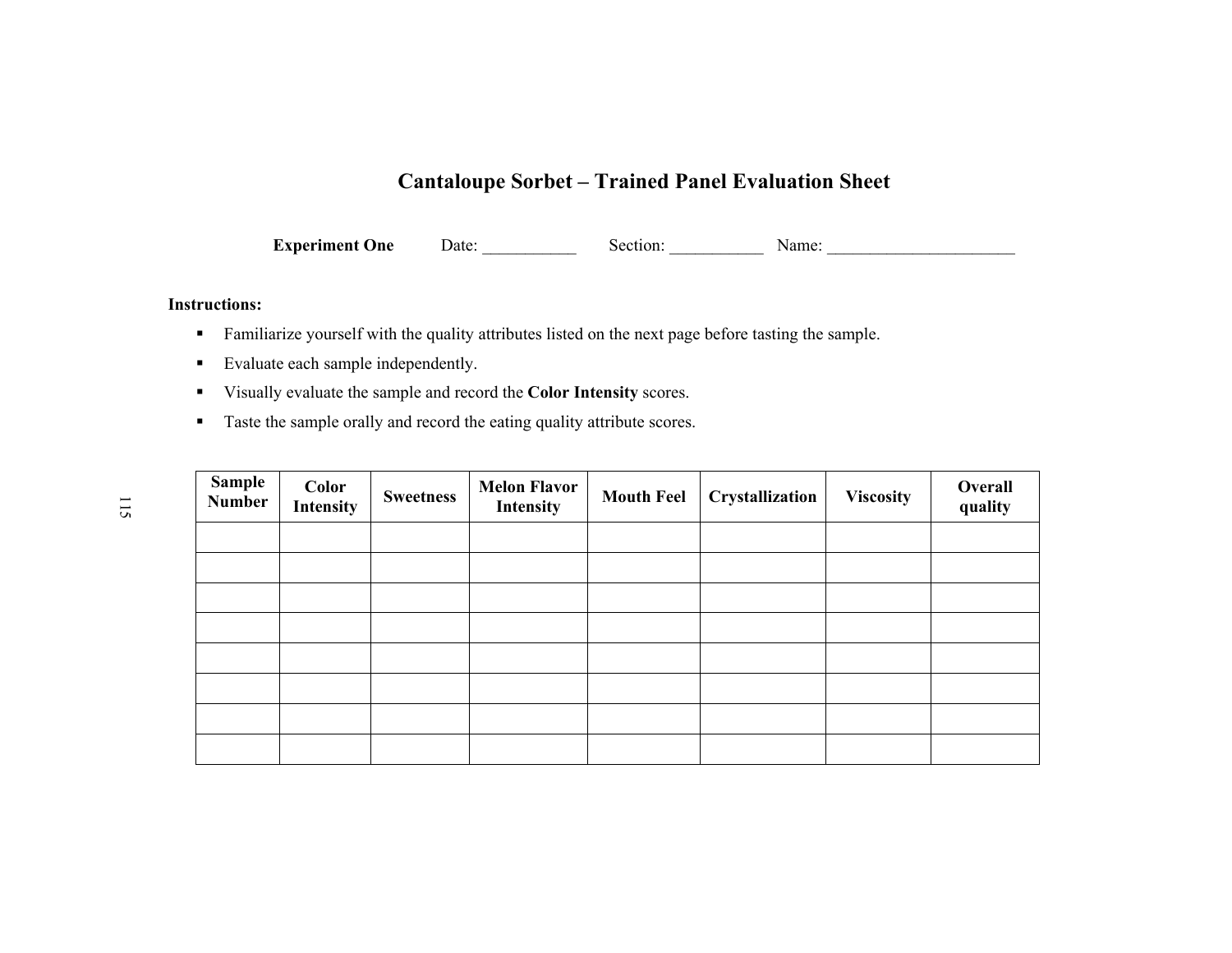# Cantaloupe Sorbet – Trained Panel Evaluation Sheet

**Experiment One** Date: ___________ Section: ___________ Name: ______________________

**Instructions:**

- Familiarize yourself with the quality attributes listed on the next page before tasting the sample.
- Evaluate each sample independently.
- Visually evaluate the sample and record the **Color Intensity** scores.
- Taste the sample orally and record the eating quality attribute scores.

| Sample Number | Color Intensity | Sweetness | Melon Flavor Intensity | Mouth Feel | Crystallization | Viscosity | Overall quality |
|---|---|---|---|---|---|---|---|
| | | | | | | | |
| | | | | | | | |
| | | | | | | | |
| | | | | | | | |
| | | | | | | | |
| | | | | | | | |
| | | | | | | | |
| | | | | | | | |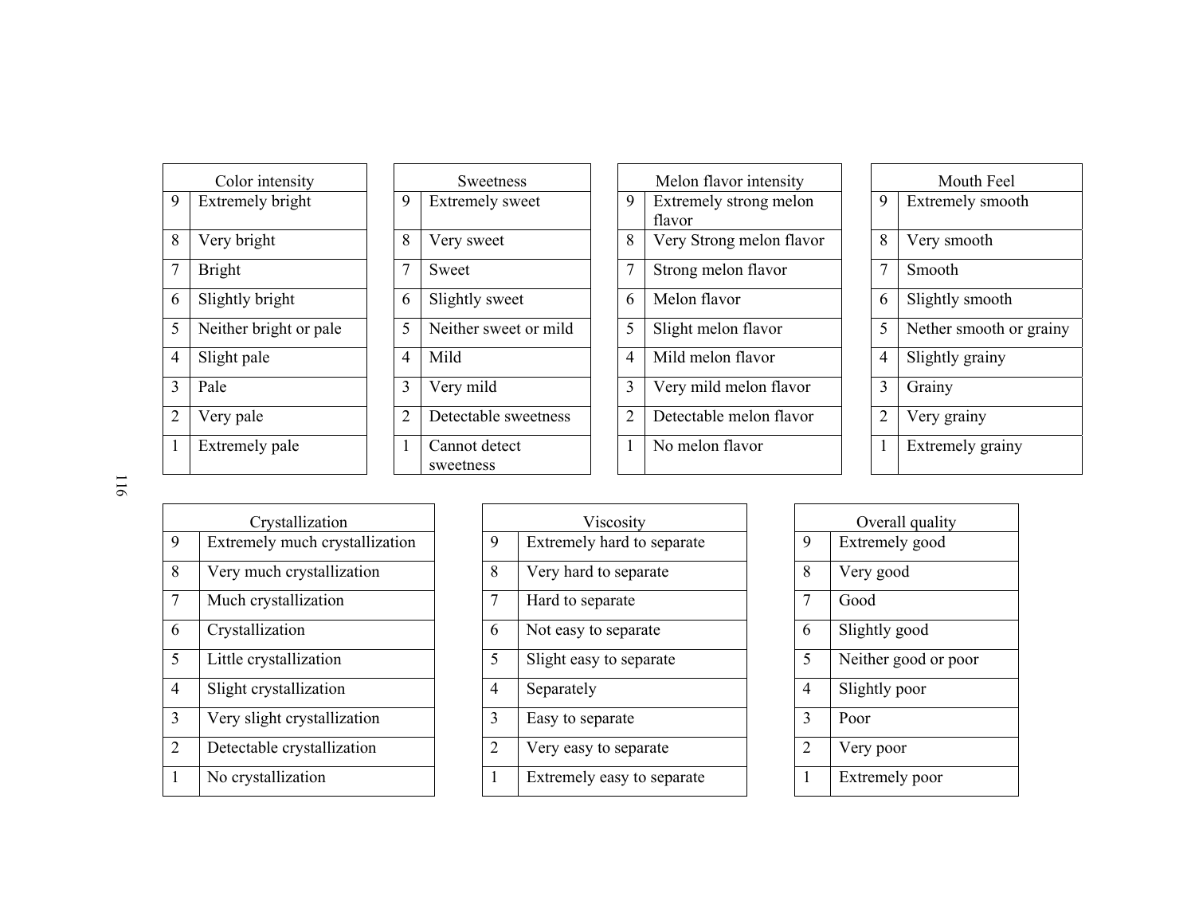| Color intensity | |
|---|---|
| 9 | Extremely bright |
| 8 | Very bright |
| 7 | Bright |
| 6 | Slightly bright |
| 5 | Neither bright or pale |
| 4 | Slight pale |
| 3 | Pale |
| 2 | Very pale |
| 1 | Extremely pale |

| Sweetness | |
|---|---|
| 9 | Extremely sweet |
| 8 | Very sweet |
| 7 | Sweet |
| 6 | Slightly sweet |
| 5 | Neither sweet or mild |
| 4 | Mild |
| 3 | Very mild |
| 2 | Detectable sweetness |
| 1 | Cannot detect sweetness |

| Melon flavor intensity | |
|---|---|
| 9 | Extremely strong melon flavor |
| 8 | Very Strong melon flavor |
| 7 | Strong melon flavor |
| 6 | Melon flavor |
| 5 | Slight melon flavor |
| 4 | Mild melon flavor |
| 3 | Very mild melon flavor |
| 2 | Detectable melon flavor |
| 1 | No melon flavor |

| Mouth Feel | |
|---|---|
| 9 | Extremely smooth |
| 8 | Very smooth |
| 7 | Smooth |
| 6 | Slightly smooth |
| 5 | Nether smooth or grainy |
| 4 | Slightly grainy |
| 3 | Grainy |
| 2 | Very grainy |
| 1 | Extremely grainy |

| Crystallization | |
|---|---|
| 9 | Extremely much crystallization |
| 8 | Very much crystallization |
| 7 | Much crystallization |
| 6 | Crystallization |
| 5 | Little crystallization |
| 4 | Slight crystallization |
| 3 | Very slight crystallization |
| 2 | Detectable crystallization |
| 1 | No crystallization |

| Viscosity | |
|---|---|
| 9 | Extremely hard to separate |
| 8 | Very hard to separate |
| 7 | Hard to separate |
| 6 | Not easy to separate |
| 5 | Slight easy to separate |
| 4 | Separately |
| 3 | Easy to separate |
| 2 | Very easy to separate |
| 1 | Extremely easy to separate |

| Overall quality | |
|---|---|
| 9 | Extremely good |
| 8 | Very good |
| 7 | Good |
| 6 | Slightly good |
| 5 | Neither good or poor |
| 4 | Slightly poor |
| 3 | Poor |
| 2 | Very poor |
| 1 | Extremely poor |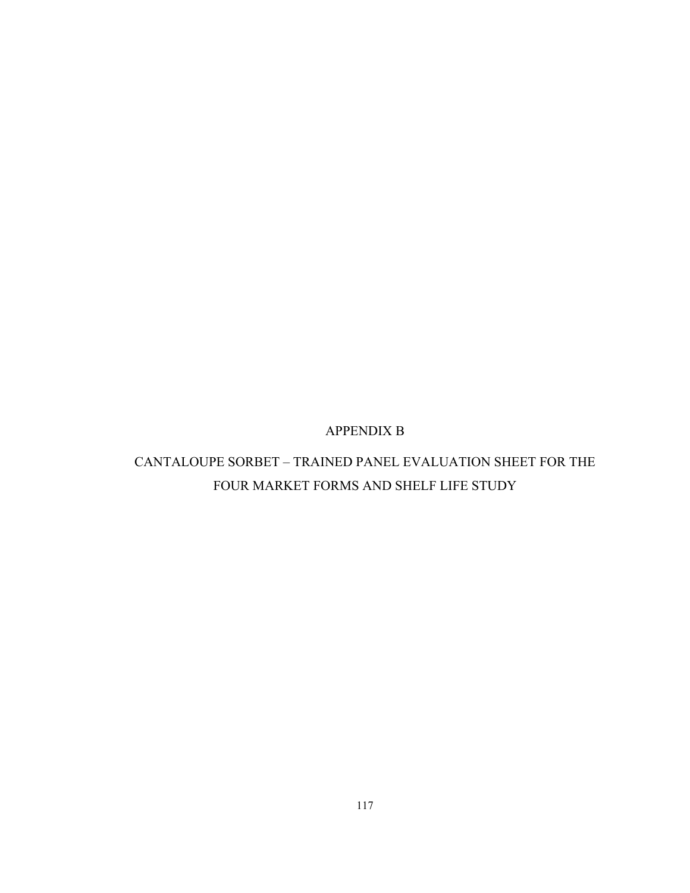# APPENDIX B

# CANTALOUPE SORBET – TRAINED PANEL EVALUATION SHEET FOR THE FOUR MARKET FORMS AND SHELF LIFE STUDY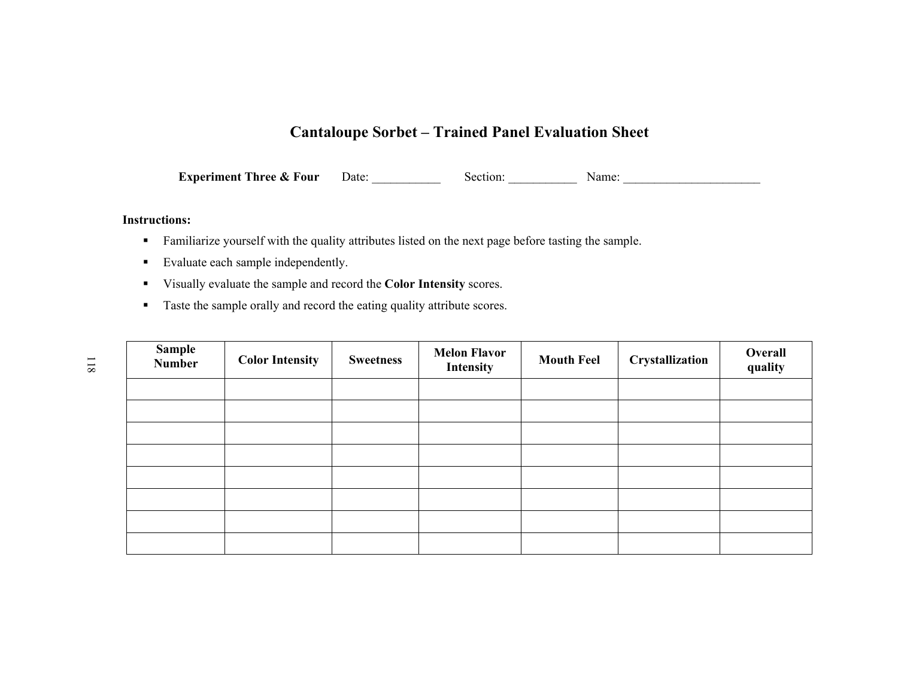# Cantaloupe Sorbet – Trained Panel Evaluation Sheet

**Experiment Three & Four** Date: ___________ Section: ___________ Name: ______________________

**Instructions:**

- Familiarize yourself with the quality attributes listed on the next page before tasting the sample.
- Evaluate each sample independently.
- Visually evaluate the sample and record the **Color Intensity** scores.
- Taste the sample orally and record the eating quality attribute scores.

| Sample Number | Color Intensity | Sweetness | Melon Flavor Intensity | Mouth Feel | Crystallization | Overall quality |
|---|---|---|---|---|---|---|
| | | | | | | |
| | | | | | | |
| | | | | | | |
| | | | | | | |
| | | | | | | |
| | | | | | | |
| | | | | | | |
| | | | | | | |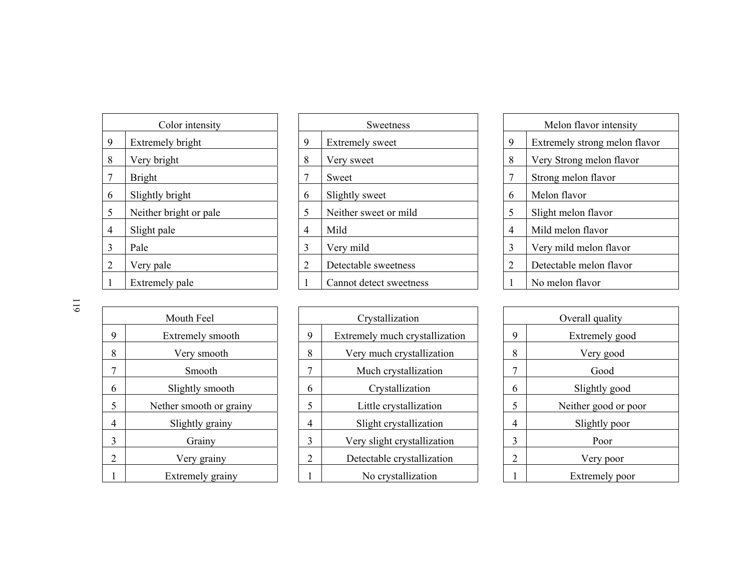| Color intensity | |
|---|---|
| 9 | Extremely bright |
| 8 | Very bright |
| 7 | Bright |
| 6 | Slightly bright |
| 5 | Neither bright or pale |
| 4 | Slight pale |
| 3 | Pale |
| 2 | Very pale |
| 1 | Extremely pale |

| Sweetness | |
|---|---|
| 9 | Extremely sweet |
| 8 | Very sweet |
| 7 | Sweet |
| 6 | Slightly sweet |
| 5 | Neither sweet or mild |
| 4 | Mild |
| 3 | Very mild |
| 2 | Detectable sweetness |
| 1 | Cannot detect sweetness |

| Melon flavor intensity | |
|---|---|
| 9 | Extremely strong melon flavor |
| 8 | Very Strong melon flavor |
| 7 | Strong melon flavor |
| 6 | Melon flavor |
| 5 | Slight melon flavor |
| 4 | Mild melon flavor |
| 3 | Very mild melon flavor |
| 2 | Detectable melon flavor |
| 1 | No melon flavor |

| Mouth Feel | |
|---|---|
| 9 | Extremely smooth |
| 8 | Very smooth |
| 7 | Smooth |
| 6 | Slightly smooth |
| 5 | Nether smooth or grainy |
| 4 | Slightly grainy |
| 3 | Grainy |
| 2 | Very grainy |
| 1 | Extremely grainy |

| Crystallization | |
|---|---|
| 9 | Extremely much crystallization |
| 8 | Very much crystallization |
| 7 | Much crystallization |
| 6 | Crystallization |
| 5 | Little crystallization |
| 4 | Slight crystallization |
| 3 | Very slight crystallization |
| 2 | Detectable crystallization |
| 1 | No crystallization |

| Overall quality | |
|---|---|
| 9 | Extremely good |
| 8 | Very good |
| 7 | Good |
| 6 | Slightly good |
| 5 | Neither good or poor |
| 4 | Slightly poor |
| 3 | Poor |
| 2 | Very poor |
| 1 | Extremely poor |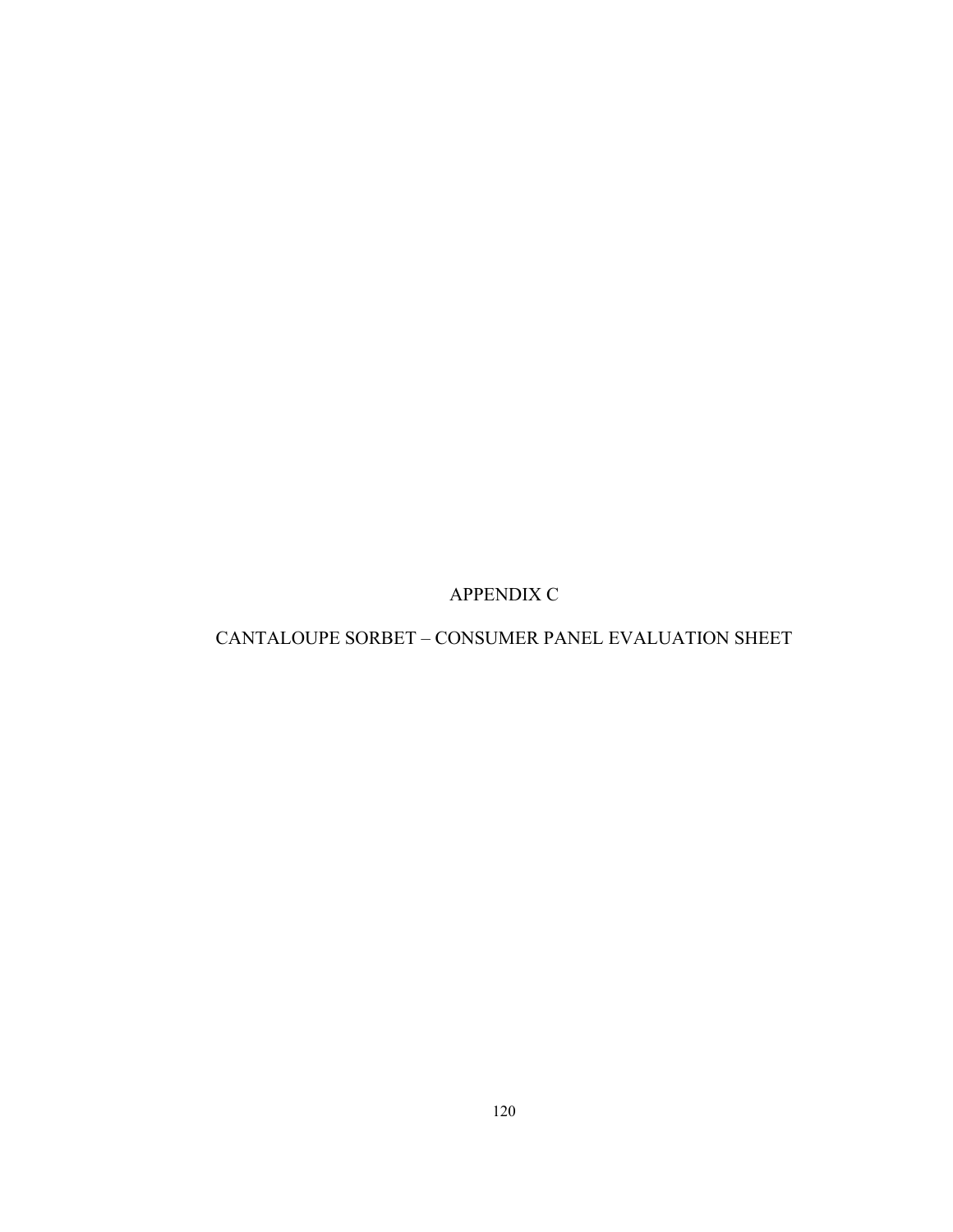# APPENDIX C

## CANTALOUPE SORBET – CONSUMER PANEL EVALUATION SHEET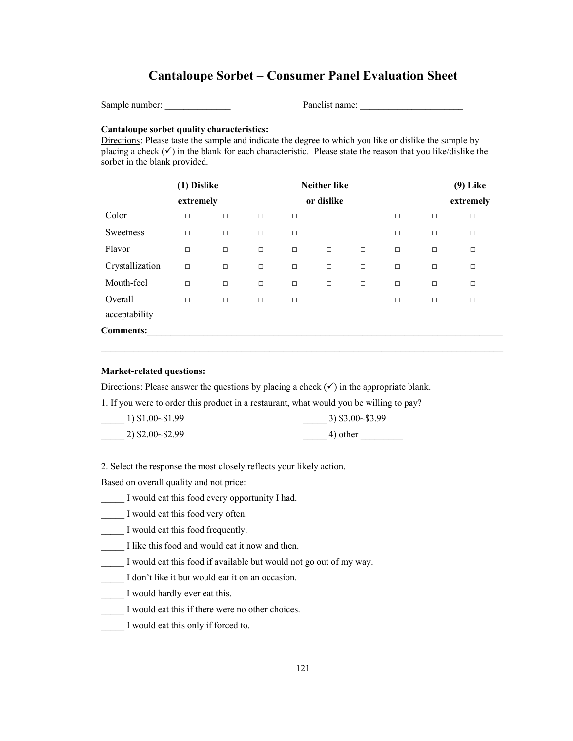# Cantaloupe Sorbet – Consumer Panel Evaluation Sheet

Sample number: ______________ Panelist name: ______________________

**Cantaloupe sorbet quality characteristics:**

Directions: Please taste the sample and indicate the degree to which you like or dislike the sample by placing a check (✓) in the blank for each characteristic. Please state the reason that you like/dislike the sorbet in the blank provided.

| | (1) Dislike extremely | | | | Neither like or dislike | | | | (9) Like extremely |
|---|---|---|---|---|---|---|---|---|---|
| Color | □ | □ | □ | □ | □ | □ | □ | □ | □ |
| Sweetness | □ | □ | □ | □ | □ | □ | □ | □ | □ |
| Flavor | □ | □ | □ | □ | □ | □ | □ | □ | □ |
| Crystallization | □ | □ | □ | □ | □ | □ | □ | □ | □ |
| Mouth-feel | □ | □ | □ | □ | □ | □ | □ | □ | □ |
| Overall acceptability | □ | □ | □ | □ | □ | □ | □ | □ | □ |

**Comments:**_______________________________________________________________________________

_________________________________________________________________________________________

**Market-related questions:**

Directions: Please answer the questions by placing a check (✓) in the appropriate blank.

1. If you were to order this product in a restaurant, what would you be willing to pay?

_____ 1) $1.00~$1.99 _____ 3) $3.00~$3.99

_____ 2) $2.00~$2.99 _____ 4) other _________

2. Select the response the most closely reflects your likely action.

Based on overall quality and not price:

_____ I would eat this food every opportunity I had.

_____ I would eat this food very often.

_____ I would eat this food frequently.

_____ I like this food and would eat it now and then.

_____ I would eat this food if available but would not go out of my way.

_____ I don't like it but would eat it on an occasion.

_____ I would hardly ever eat this.

_____ I would eat this if there were no other choices.

_____ I would eat this only if forced to.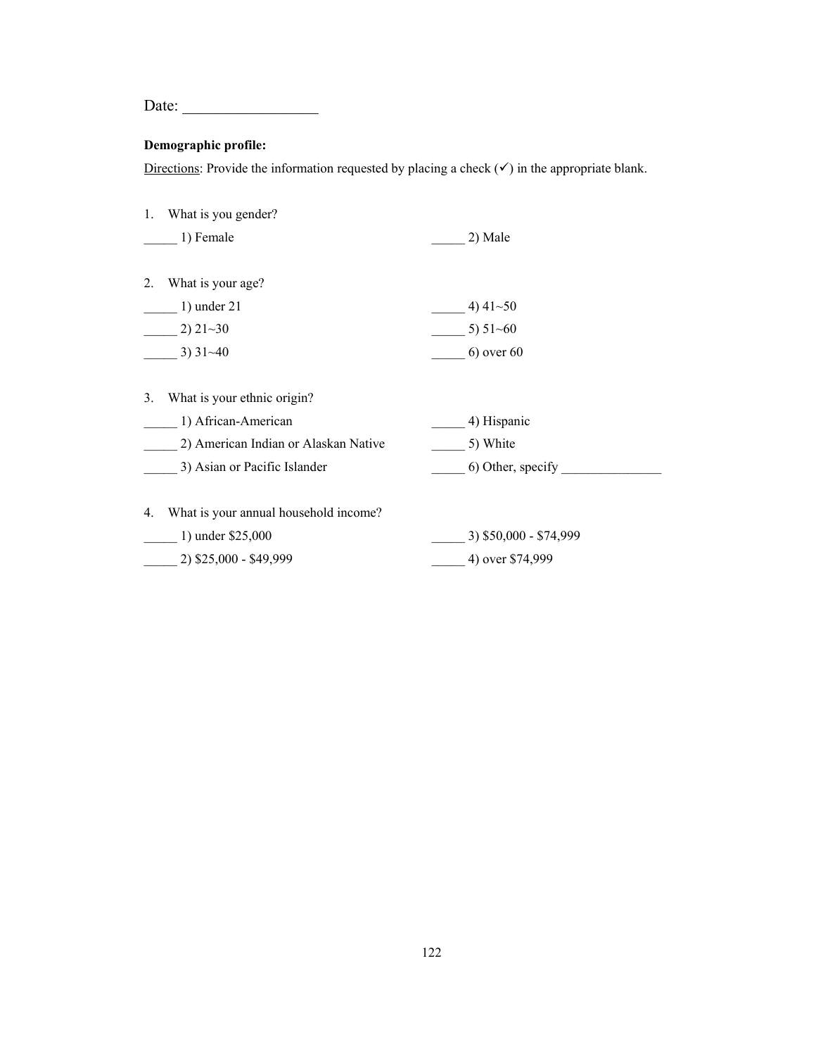Date: _________________

**Demographic profile:**

Directions: Provide the information requested by placing a check (✓) in the appropriate blank.

1. What is you gender?

_____ 1) Female

_____ 2) Male

2. What is your age?

_____ 1) under 21

_____ 2) 21~30

_____ 3) 31~40

_____ 4) 41~50

_____ 5) 51~60

_____ 6) over 60

3. What is your ethnic origin?

_____ 1) African-American

_____ 2) American Indian or Alaskan Native

_____ 3) Asian or Pacific Islander

_____ 4) Hispanic

_____ 5) White

_____ 6) Other, specify _______________

4. What is your annual household income?

_____ 1) under $25,000

_____ 2) $25,000 - $49,999

_____ 3) $50,000 - $74,999

_____ 4) over $74,999